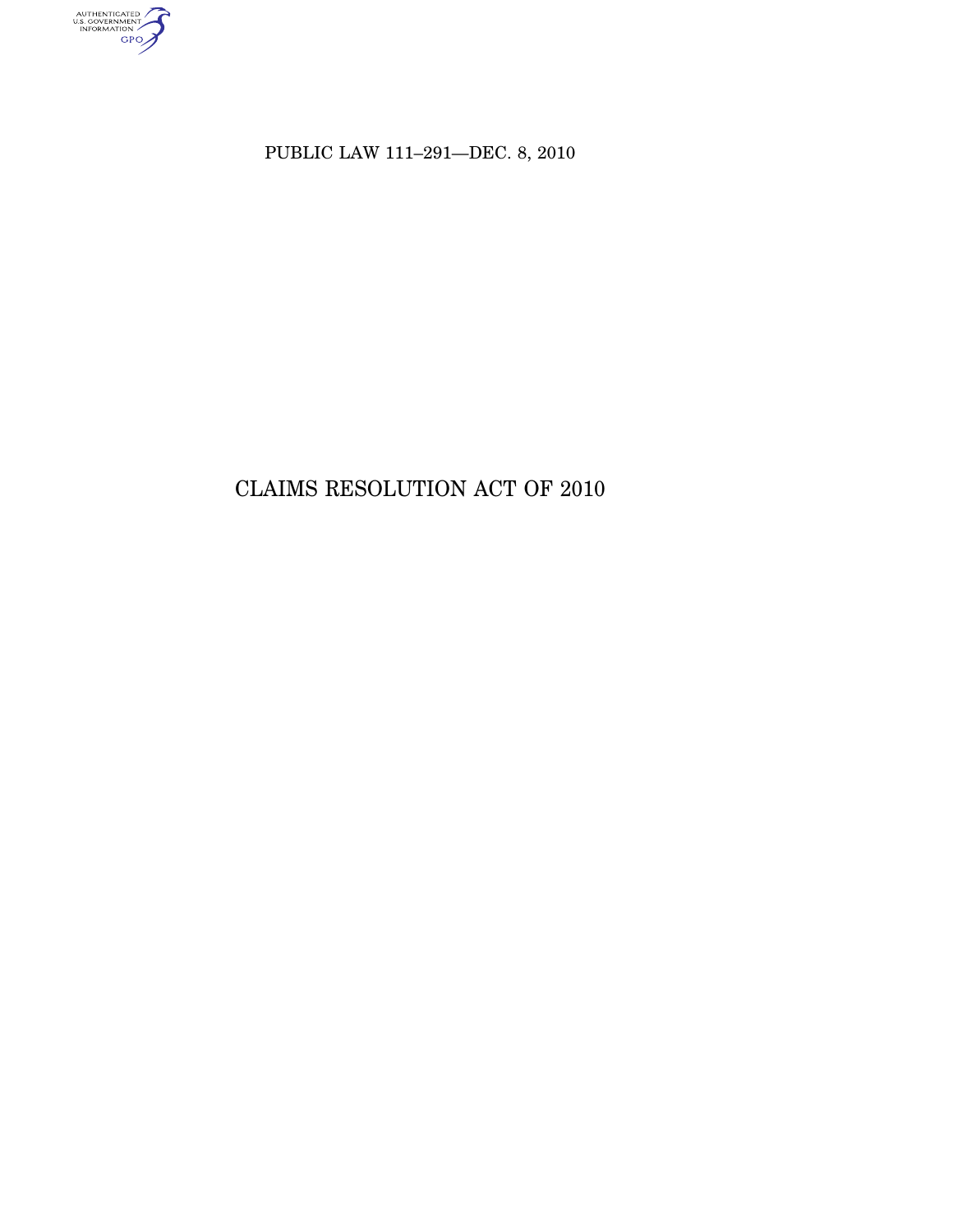PUBLIC LAW 111–291—DEC. 8, 2010

# CLAIMS RESOLUTION ACT OF 2010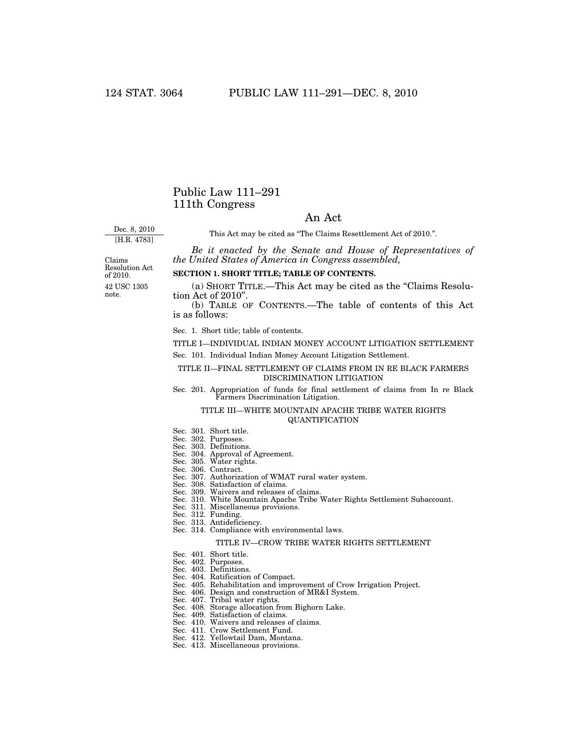# Public Law 111–291
# 111th Congress

## An Act

Dec. 8, 2010
[H.R. 4783]

This Act may be cited as "The Claims Resettlement Act of 2010.".

*Be it enacted by the Senate and House of Representatives of the United States of America in Congress assembled,*

Claims Resolution Act of 2010.
42 USC 1305 note.

**SECTION 1. SHORT TITLE; TABLE OF CONTENTS.**

(a) SHORT TITLE.—This Act may be cited as the "Claims Resolution Act of 2010".

(b) TABLE OF CONTENTS.—The table of contents of this Act is as follows:

Sec. 1. Short title; table of contents.

TITLE I—INDIVIDUAL INDIAN MONEY ACCOUNT LITIGATION SETTLEMENT

Sec. 101. Individual Indian Money Account Litigation Settlement.

TITLE II—FINAL SETTLEMENT OF CLAIMS FROM IN RE BLACK FARMERS DISCRIMINATION LITIGATION

Sec. 201. Appropriation of funds for final settlement of claims from In re Black Farmers Discrimination Litigation.

TITLE III—WHITE MOUNTAIN APACHE TRIBE WATER RIGHTS QUANTIFICATION

Sec. 301. Short title.
Sec. 302. Purposes.
Sec. 303. Definitions.
Sec. 304. Approval of Agreement.
Sec. 305. Water rights.
Sec. 306. Contract.
Sec. 307. Authorization of WMAT rural water system.
Sec. 308. Satisfaction of claims.
Sec. 309. Waivers and releases of claims.
Sec. 310. White Mountain Apache Tribe Water Rights Settlement Subaccount.
Sec. 311. Miscellaneous provisions.
Sec. 312. Funding.
Sec. 313. Antideficiency.
Sec. 314. Compliance with environmental laws.

TITLE IV—CROW TRIBE WATER RIGHTS SETTLEMENT

Sec. 401. Short title.
Sec. 402. Purposes.
Sec. 403. Definitions.
Sec. 404. Ratification of Compact.
Sec. 405. Rehabilitation and improvement of Crow Irrigation Project.
Sec. 406. Design and construction of MR&I System.
Sec. 407. Tribal water rights.
Sec. 408. Storage allocation from Bighorn Lake.
Sec. 409. Satisfaction of claims.
Sec. 410. Waivers and releases of claims.
Sec. 411. Crow Settlement Fund.
Sec. 412. Yellowtail Dam, Montana.
Sec. 413. Miscellaneous provisions.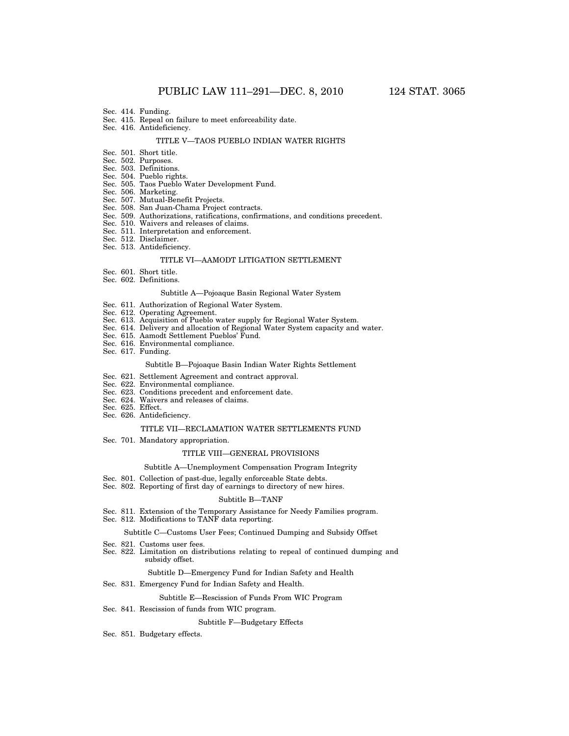Sec. 414. Funding.
Sec. 415. Repeal on failure to meet enforceability date.
Sec. 416. Antideficiency.

TITLE V—TAOS PUEBLO INDIAN WATER RIGHTS

Sec. 501. Short title.
Sec. 502. Purposes.
Sec. 503. Definitions.
Sec. 504. Pueblo rights.
Sec. 505. Taos Pueblo Water Development Fund.
Sec. 506. Marketing.
Sec. 507. Mutual-Benefit Projects.
Sec. 508. San Juan-Chama Project contracts.
Sec. 509. Authorizations, ratifications, confirmations, and conditions precedent.
Sec. 510. Waivers and releases of claims.
Sec. 511. Interpretation and enforcement.
Sec. 512. Disclaimer.
Sec. 513. Antideficiency.

TITLE VI—AAMODT LITIGATION SETTLEMENT

Sec. 601. Short title.
Sec. 602. Definitions.

Subtitle A—Pojoaque Basin Regional Water System

Sec. 611. Authorization of Regional Water System.
Sec. 612. Operating Agreement.
Sec. 613. Acquisition of Pueblo water supply for Regional Water System.
Sec. 614. Delivery and allocation of Regional Water System capacity and water.
Sec. 615. Aamodt Settlement Pueblos' Fund.
Sec. 616. Environmental compliance.
Sec. 617. Funding.

Subtitle B—Pojoaque Basin Indian Water Rights Settlement

Sec. 621. Settlement Agreement and contract approval.
Sec. 622. Environmental compliance.
Sec. 623. Conditions precedent and enforcement date.
Sec. 624. Waivers and releases of claims.
Sec. 625. Effect.
Sec. 626. Antideficiency.

TITLE VII—RECLAMATION WATER SETTLEMENTS FUND

Sec. 701. Mandatory appropriation.

TITLE VIII—GENERAL PROVISIONS

Subtitle A—Unemployment Compensation Program Integrity

Sec. 801. Collection of past-due, legally enforceable State debts.
Sec. 802. Reporting of first day of earnings to directory of new hires.

Subtitle B—TANF

Sec. 811. Extension of the Temporary Assistance for Needy Families program.
Sec. 812. Modifications to TANF data reporting.

Subtitle C—Customs User Fees; Continued Dumping and Subsidy Offset

Sec. 821. Customs user fees.
Sec. 822. Limitation on distributions relating to repeal of continued dumping and subsidy offset.

Subtitle D—Emergency Fund for Indian Safety and Health

Sec. 831. Emergency Fund for Indian Safety and Health.

Subtitle E—Rescission of Funds From WIC Program

Sec. 841. Rescission of funds from WIC program.

Subtitle F—Budgetary Effects

Sec. 851. Budgetary effects.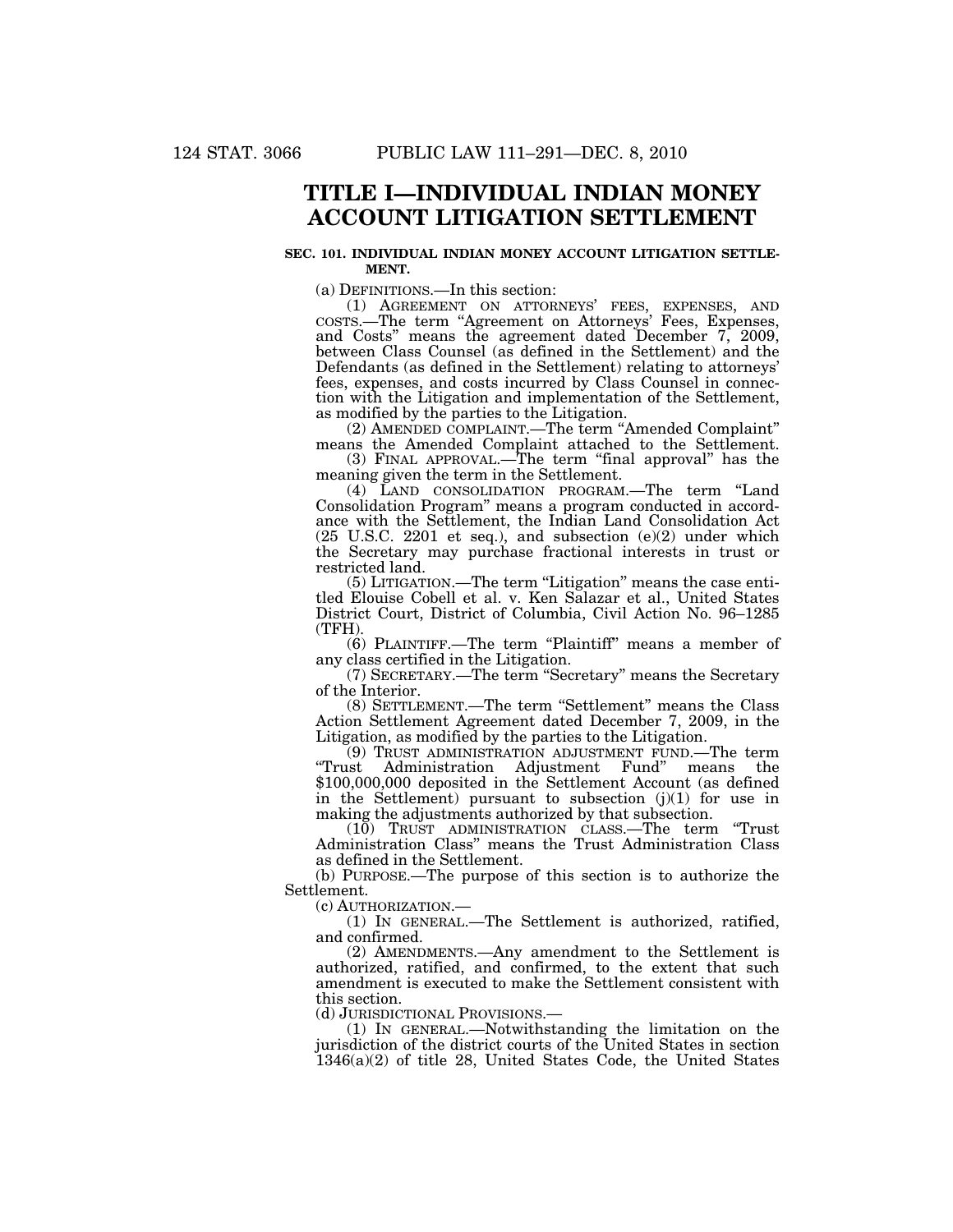# TITLE I—INDIVIDUAL INDIAN MONEY ACCOUNT LITIGATION SETTLEMENT

### SEC. 101. INDIVIDUAL INDIAN MONEY ACCOUNT LITIGATION SETTLEMENT.

(a) DEFINITIONS.—In this section:

(1) AGREEMENT ON ATTORNEYS' FEES, EXPENSES, AND COSTS.—The term "Agreement on Attorneys' Fees, Expenses, and Costs" means the agreement dated December 7, 2009, between Class Counsel (as defined in the Settlement) and the Defendants (as defined in the Settlement) relating to attorneys' fees, expenses, and costs incurred by Class Counsel in connection with the Litigation and implementation of the Settlement, as modified by the parties to the Litigation.

(2) AMENDED COMPLAINT.—The term "Amended Complaint" means the Amended Complaint attached to the Settlement.

(3) FINAL APPROVAL.—The term "final approval" has the meaning given the term in the Settlement.

(4) LAND CONSOLIDATION PROGRAM.—The term "Land Consolidation Program" means a program conducted in accordance with the Settlement, the Indian Land Consolidation Act (25 U.S.C. 2201 et seq.), and subsection (e)(2) under which the Secretary may purchase fractional interests in trust or restricted land.

(5) LITIGATION.—The term "Litigation" means the case entitled Elouise Cobell et al. v. Ken Salazar et al., United States District Court, District of Columbia, Civil Action No. 96–1285 (TFH).

(6) PLAINTIFF.—The term "Plaintiff" means a member of any class certified in the Litigation.

(7) SECRETARY.—The term "Secretary" means the Secretary of the Interior.

(8) SETTLEMENT.—The term "Settlement" means the Class Action Settlement Agreement dated December 7, 2009, in the Litigation, as modified by the parties to the Litigation.

(9) TRUST ADMINISTRATION ADJUSTMENT FUND.—The term "Trust Administration Adjustment Fund" means the $100,000,000 deposited in the Settlement Account (as defined in the Settlement) pursuant to subsection (j)(1) for use in making the adjustments authorized by that subsection.

(10) TRUST ADMINISTRATION CLASS.—The term "Trust Administration Class" means the Trust Administration Class as defined in the Settlement.

(b) PURPOSE.—The purpose of this section is to authorize the Settlement.

(c) AUTHORIZATION.—

(1) IN GENERAL.—The Settlement is authorized, ratified, and confirmed.

(2) AMENDMENTS.—Any amendment to the Settlement is authorized, ratified, and confirmed, to the extent that such amendment is executed to make the Settlement consistent with this section.

(d) JURISDICTIONAL PROVISIONS.—

(1) IN GENERAL.—Notwithstanding the limitation on the jurisdiction of the district courts of the United States in section 1346(a)(2) of title 28, United States Code, the United States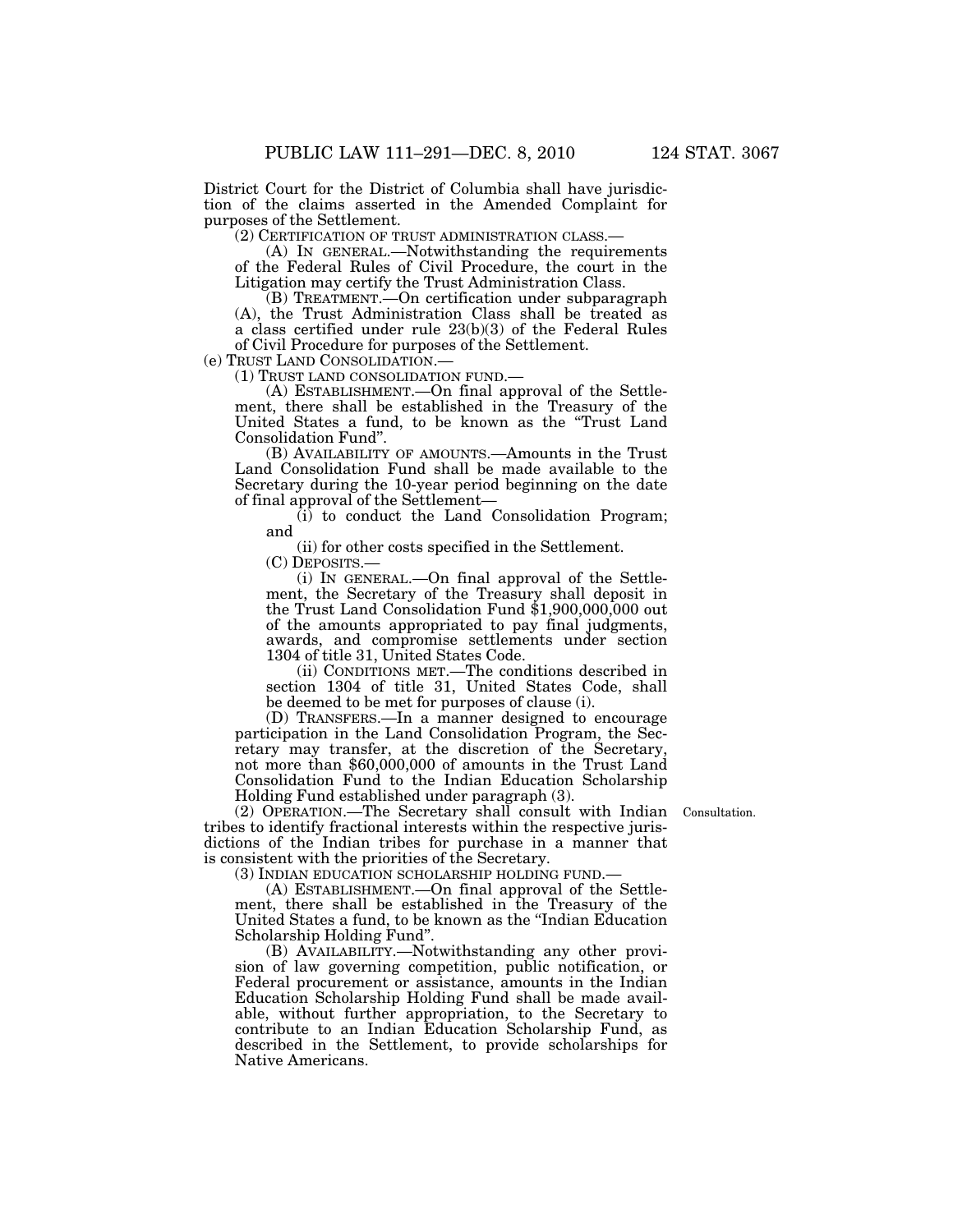District Court for the District of Columbia shall have jurisdiction of the claims asserted in the Amended Complaint for purposes of the Settlement.

(2) CERTIFICATION OF TRUST ADMINISTRATION CLASS.—

(A) IN GENERAL.—Notwithstanding the requirements of the Federal Rules of Civil Procedure, the court in the Litigation may certify the Trust Administration Class.

(B) TREATMENT.—On certification under subparagraph (A), the Trust Administration Class shall be treated as a class certified under rule 23(b)(3) of the Federal Rules of Civil Procedure for purposes of the Settlement.

(e) TRUST LAND CONSOLIDATION.—

(1) TRUST LAND CONSOLIDATION FUND.—

(A) ESTABLISHMENT.—On final approval of the Settlement, there shall be established in the Treasury of the United States a fund, to be known as the "Trust Land Consolidation Fund".

(B) AVAILABILITY OF AMOUNTS.—Amounts in the Trust Land Consolidation Fund shall be made available to the Secretary during the 10-year period beginning on the date of final approval of the Settlement—

(i) to conduct the Land Consolidation Program; and

(ii) for other costs specified in the Settlement.

(C) DEPOSITS.—

(i) IN GENERAL.—On final approval of the Settlement, the Secretary of the Treasury shall deposit in the Trust Land Consolidation Fund $1,900,000,000 out of the amounts appropriated to pay final judgments, awards, and compromise settlements under section 1304 of title 31, United States Code.

(ii) CONDITIONS MET.—The conditions described in section 1304 of title 31, United States Code, shall be deemed to be met for purposes of clause (i).

(D) TRANSFERS.—In a manner designed to encourage participation in the Land Consolidation Program, the Secretary may transfer, at the discretion of the Secretary, not more than $60,000,000 of amounts in the Trust Land Consolidation Fund to the Indian Education Scholarship Holding Fund established under paragraph (3).

Consultation.

(2) OPERATION.—The Secretary shall consult with Indian tribes to identify fractional interests within the respective jurisdictions of the Indian tribes for purchase in a manner that is consistent with the priorities of the Secretary.

(3) INDIAN EDUCATION SCHOLARSHIP HOLDING FUND.—

(A) ESTABLISHMENT.—On final approval of the Settlement, there shall be established in the Treasury of the United States a fund, to be known as the "Indian Education Scholarship Holding Fund".

(B) AVAILABILITY.—Notwithstanding any other provision of law governing competition, public notification, or Federal procurement or assistance, amounts in the Indian Education Scholarship Holding Fund shall be made available, without further appropriation, to the Secretary to contribute to an Indian Education Scholarship Fund, as described in the Settlement, to provide scholarships for Native Americans.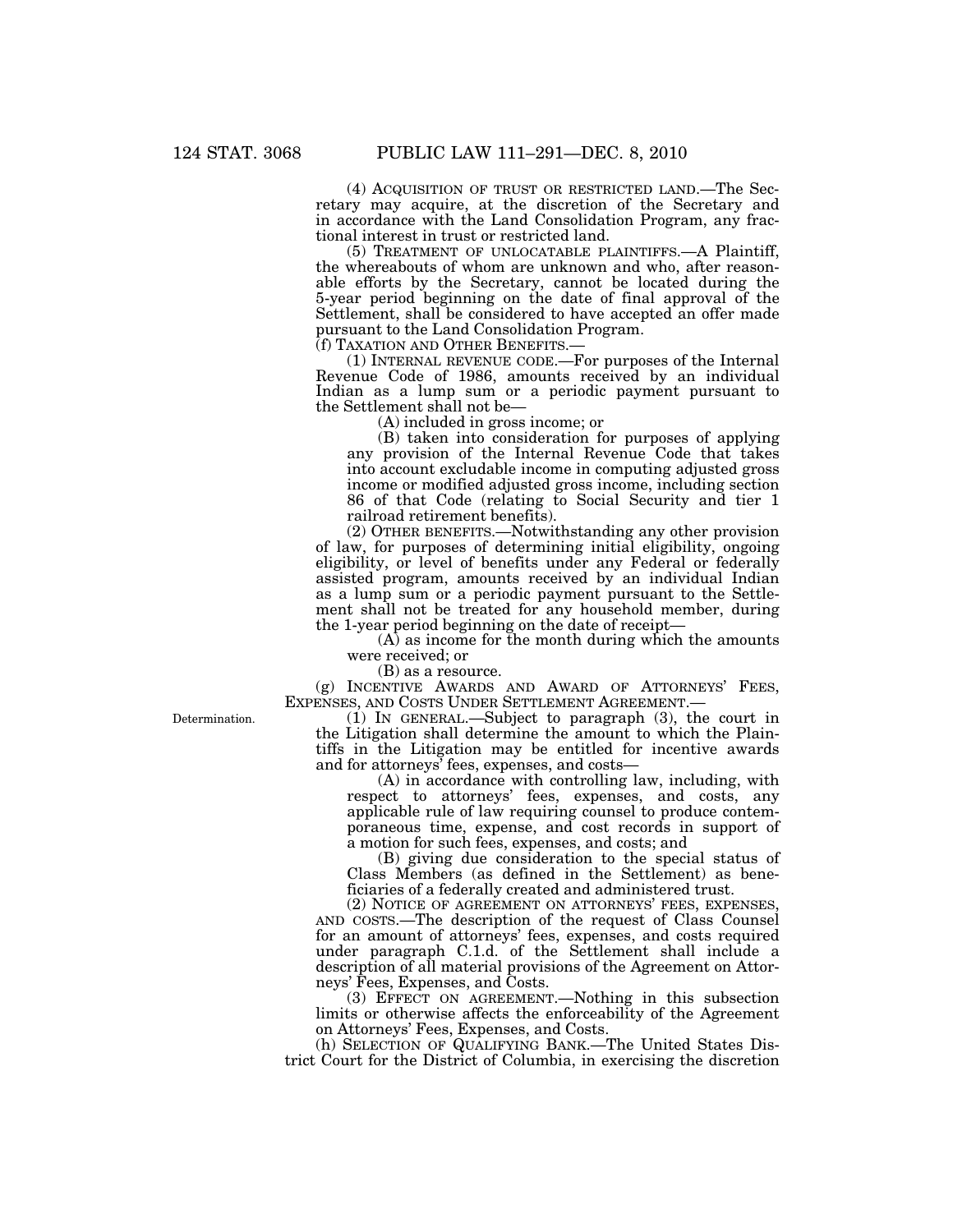(4) ACQUISITION OF TRUST OR RESTRICTED LAND.—The Secretary may acquire, at the discretion of the Secretary and in accordance with the Land Consolidation Program, any fractional interest in trust or restricted land.

(5) TREATMENT OF UNLOCATABLE PLAINTIFFS.—A Plaintiff, the whereabouts of whom are unknown and who, after reasonable efforts by the Secretary, cannot be located during the 5-year period beginning on the date of final approval of the Settlement, shall be considered to have accepted an offer made pursuant to the Land Consolidation Program.

(f) TAXATION AND OTHER BENEFITS.—

(1) INTERNAL REVENUE CODE.—For purposes of the Internal Revenue Code of 1986, amounts received by an individual Indian as a lump sum or a periodic payment pursuant to the Settlement shall not be—

(A) included in gross income; or

(B) taken into consideration for purposes of applying any provision of the Internal Revenue Code that takes into account excludable income in computing adjusted gross income or modified adjusted gross income, including section 86 of that Code (relating to Social Security and tier 1 railroad retirement benefits).

(2) OTHER BENEFITS.—Notwithstanding any other provision of law, for purposes of determining initial eligibility, ongoing eligibility, or level of benefits under any Federal or federally assisted program, amounts received by an individual Indian as a lump sum or a periodic payment pursuant to the Settlement shall not be treated for any household member, during the 1-year period beginning on the date of receipt—

(A) as income for the month during which the amounts were received; or

(B) as a resource.

(g) INCENTIVE AWARDS AND AWARD OF ATTORNEYS' FEES, EXPENSES, AND COSTS UNDER SETTLEMENT AGREEMENT.—

Determination.

(1) IN GENERAL.—Subject to paragraph (3), the court in the Litigation shall determine the amount to which the Plaintiffs in the Litigation may be entitled for incentive awards and for attorneys' fees, expenses, and costs—

(A) in accordance with controlling law, including, with respect to attorneys' fees, expenses, and costs, any applicable rule of law requiring counsel to produce contemporaneous time, expense, and cost records in support of a motion for such fees, expenses, and costs; and

(B) giving due consideration to the special status of Class Members (as defined in the Settlement) as beneficiaries of a federally created and administered trust.

(2) NOTICE OF AGREEMENT ON ATTORNEYS' FEES, EXPENSES, AND COSTS.—The description of the request of Class Counsel for an amount of attorneys' fees, expenses, and costs required under paragraph C.1.d. of the Settlement shall include a description of all material provisions of the Agreement on Attorneys' Fees, Expenses, and Costs.

(3) EFFECT ON AGREEMENT.—Nothing in this subsection limits or otherwise affects the enforceability of the Agreement on Attorneys' Fees, Expenses, and Costs.

(h) SELECTION OF QUALIFYING BANK.—The United States District Court for the District of Columbia, in exercising the discretion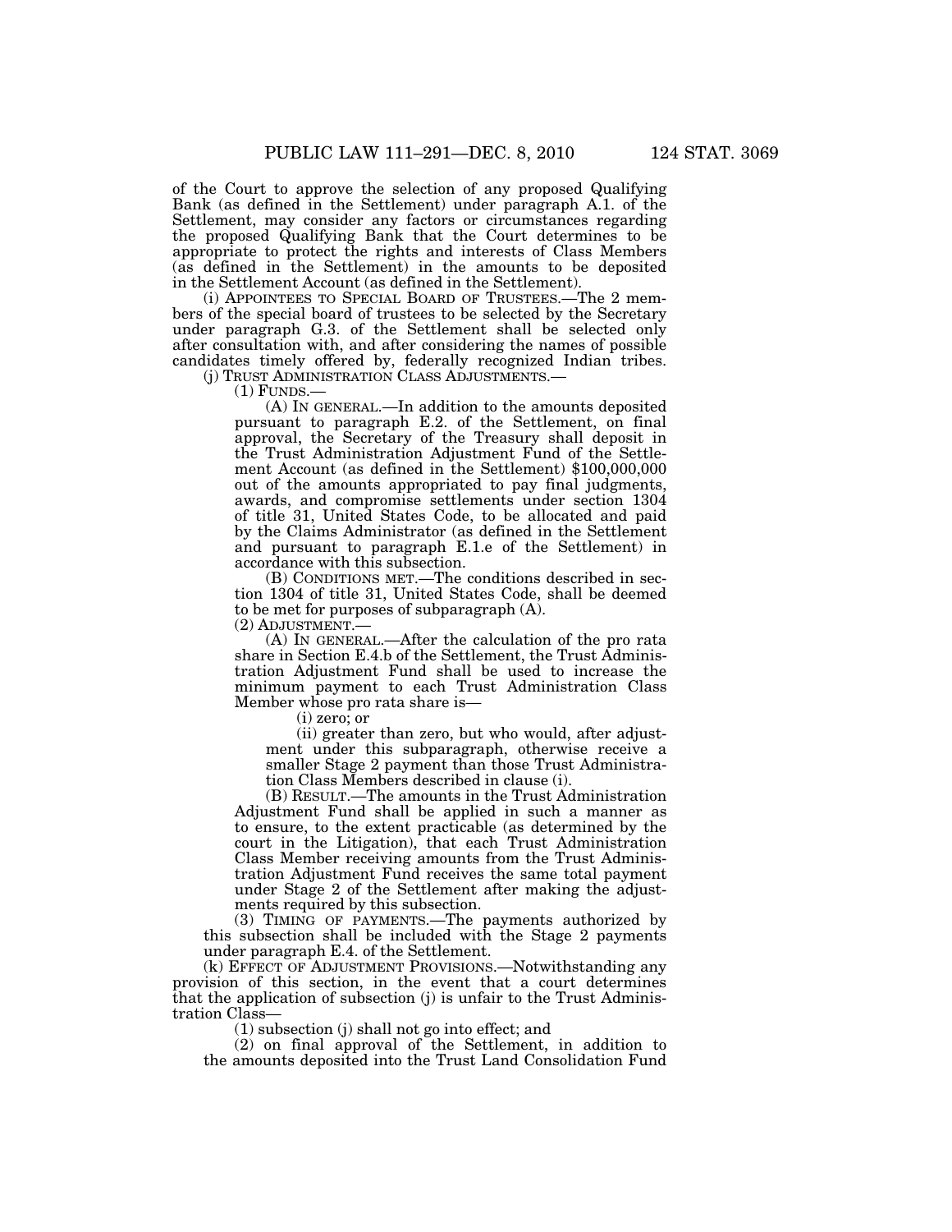of the Court to approve the selection of any proposed Qualifying Bank (as defined in the Settlement) under paragraph A.1. of the Settlement, may consider any factors or circumstances regarding the proposed Qualifying Bank that the Court determines to be appropriate to protect the rights and interests of Class Members (as defined in the Settlement) in the amounts to be deposited in the Settlement Account (as defined in the Settlement).

(i) APPOINTEES TO SPECIAL BOARD OF TRUSTEES.—The 2 members of the special board of trustees to be selected by the Secretary under paragraph G.3. of the Settlement shall be selected only after consultation with, and after considering the names of possible candidates timely offered by, federally recognized Indian tribes.

(j) TRUST ADMINISTRATION CLASS ADJUSTMENTS.—

(1) FUNDS.—

(A) IN GENERAL.—In addition to the amounts deposited pursuant to paragraph E.2. of the Settlement, on final approval, the Secretary of the Treasury shall deposit in the Trust Administration Adjustment Fund of the Settlement Account (as defined in the Settlement) $100,000,000 out of the amounts appropriated to pay final judgments, awards, and compromise settlements under section 1304 of title 31, United States Code, to be allocated and paid by the Claims Administrator (as defined in the Settlement and pursuant to paragraph E.1.e of the Settlement) in accordance with this subsection.

(B) CONDITIONS MET.—The conditions described in section 1304 of title 31, United States Code, shall be deemed to be met for purposes of subparagraph (A).

(2) ADJUSTMENT.—

(A) IN GENERAL.—After the calculation of the pro rata share in Section E.4.b of the Settlement, the Trust Administration Adjustment Fund shall be used to increase the minimum payment to each Trust Administration Class Member whose pro rata share is—

(i) zero; or

(ii) greater than zero, but who would, after adjustment under this subparagraph, otherwise receive a smaller Stage 2 payment than those Trust Administration Class Members described in clause (i).

(B) RESULT.—The amounts in the Trust Administration Adjustment Fund shall be applied in such a manner as to ensure, to the extent practicable (as determined by the court in the Litigation), that each Trust Administration Class Member receiving amounts from the Trust Administration Adjustment Fund receives the same total payment under Stage 2 of the Settlement after making the adjustments required by this subsection.

(3) TIMING OF PAYMENTS.—The payments authorized by this subsection shall be included with the Stage 2 payments under paragraph E.4. of the Settlement.

(k) EFFECT OF ADJUSTMENT PROVISIONS.—Notwithstanding any provision of this section, in the event that a court determines that the application of subsection (j) is unfair to the Trust Administration Class—

(1) subsection (j) shall not go into effect; and

(2) on final approval of the Settlement, in addition to the amounts deposited into the Trust Land Consolidation Fund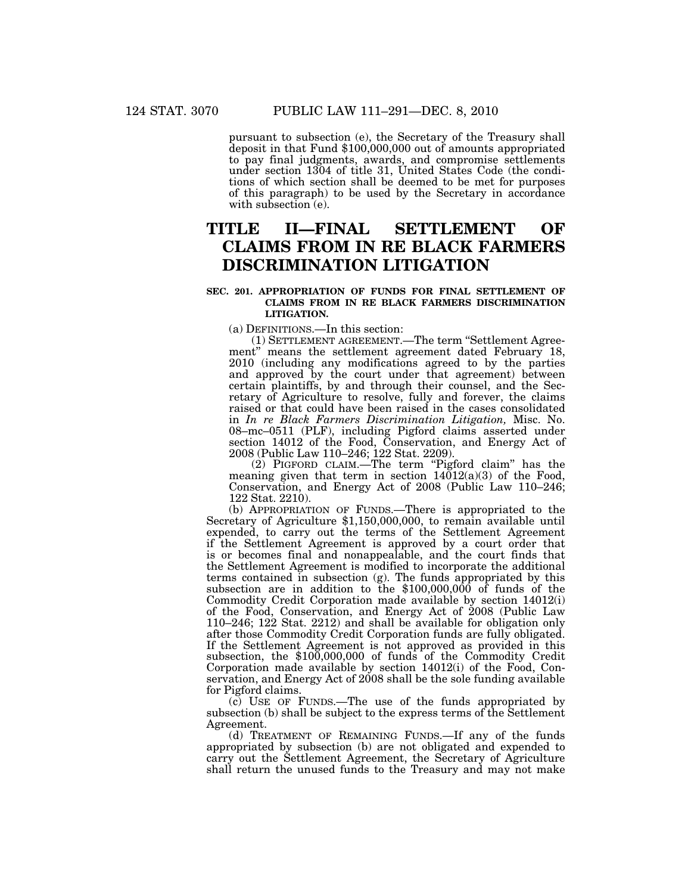pursuant to subsection (e), the Secretary of the Treasury shall deposit in that Fund $100,000,000 out of amounts appropriated to pay final judgments, awards, and compromise settlements under section 1304 of title 31, United States Code (the conditions of which section shall be deemed to be met for purposes of this paragraph) to be used by the Secretary in accordance with subsection (e).

# TITLE II—FINAL SETTLEMENT OF CLAIMS FROM IN RE BLACK FARMERS DISCRIMINATION LITIGATION

### SEC. 201. APPROPRIATION OF FUNDS FOR FINAL SETTLEMENT OF CLAIMS FROM IN RE BLACK FARMERS DISCRIMINATION LITIGATION.

(a) DEFINITIONS.—In this section:

(1) SETTLEMENT AGREEMENT.—The term "Settlement Agreement" means the settlement agreement dated February 18, 2010 (including any modifications agreed to by the parties and approved by the court under that agreement) between certain plaintiffs, by and through their counsel, and the Secretary of Agriculture to resolve, fully and forever, the claims raised or that could have been raised in the cases consolidated in *In re Black Farmers Discrimination Litigation,* Misc. No. 08–mc–0511 (PLF), including Pigford claims asserted under section 14012 of the Food, Conservation, and Energy Act of 2008 (Public Law 110–246; 122 Stat. 2209).

(2) PIGFORD CLAIM.—The term "Pigford claim" has the meaning given that term in section 14012(a)(3) of the Food, Conservation, and Energy Act of 2008 (Public Law 110–246; 122 Stat. 2210).

(b) APPROPRIATION OF FUNDS.—There is appropriated to the Secretary of Agriculture $1,150,000,000, to remain available until expended, to carry out the terms of the Settlement Agreement if the Settlement Agreement is approved by a court order that is or becomes final and nonappealable, and the court finds that the Settlement Agreement is modified to incorporate the additional terms contained in subsection (g). The funds appropriated by this subsection are in addition to the $100,000,000 of funds of the Commodity Credit Corporation made available by section 14012(i) of the Food, Conservation, and Energy Act of 2008 (Public Law 110–246; 122 Stat. 2212) and shall be available for obligation only after those Commodity Credit Corporation funds are fully obligated. If the Settlement Agreement is not approved as provided in this subsection, the $100,000,000 of funds of the Commodity Credit Corporation made available by section 14012(i) of the Food, Conservation, and Energy Act of 2008 shall be the sole funding available for Pigford claims.

(c) USE OF FUNDS.—The use of the funds appropriated by subsection (b) shall be subject to the express terms of the Settlement Agreement.

(d) TREATMENT OF REMAINING FUNDS.—If any of the funds appropriated by subsection (b) are not obligated and expended to carry out the Settlement Agreement, the Secretary of Agriculture shall return the unused funds to the Treasury and may not make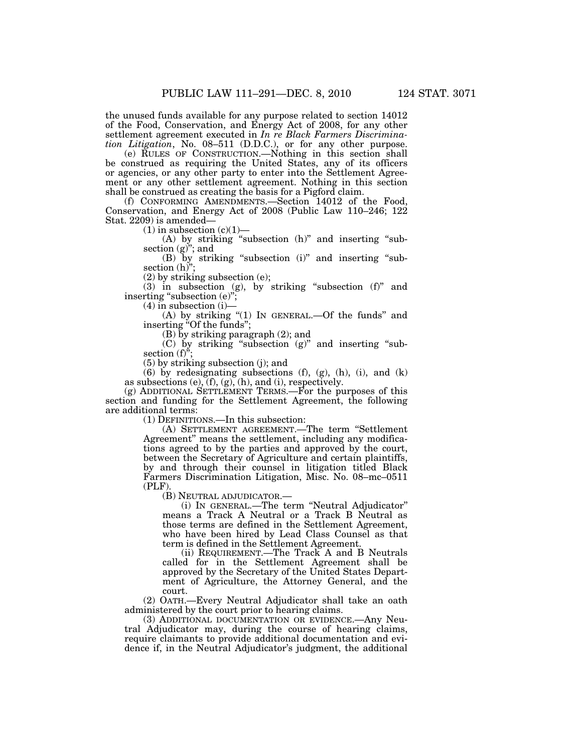the unused funds available for any purpose related to section 14012 of the Food, Conservation, and Energy Act of 2008, for any other settlement agreement executed in *In re Black Farmers Discrimination Litigation*, No. 08–511 (D.D.C.), or for any other purpose.

(e) RULES OF CONSTRUCTION.—Nothing in this section shall be construed as requiring the United States, any of its officers or agencies, or any other party to enter into the Settlement Agreement or any other settlement agreement. Nothing in this section shall be construed as creating the basis for a Pigford claim.

(f) CONFORMING AMENDMENTS.—Section 14012 of the Food, Conservation, and Energy Act of 2008 (Public Law 110–246; 122 Stat. 2209) is amended—

(1) in subsection (c)(1)—

(A) by striking "subsection (h)" and inserting "subsection (g)"; and

(B) by striking "subsection (i)" and inserting "subsection (h)";

(2) by striking subsection (e);

(3) in subsection (g), by striking "subsection (f)" and inserting "subsection (e)";

(4) in subsection (i)—

(A) by striking "(1) IN GENERAL.—Of the funds" and inserting "Of the funds";

(B) by striking paragraph (2); and

(C) by striking "subsection (g)" and inserting "subsection (f)";

(5) by striking subsection (j); and

(6) by redesignating subsections (f), (g), (h), (i), and (k) as subsections (e), (f), (g), (h), and (i), respectively.

(g) ADDITIONAL SETTLEMENT TERMS.—For the purposes of this section and funding for the Settlement Agreement, the following are additional terms:

(1) DEFINITIONS.—In this subsection:

(A) SETTLEMENT AGREEMENT.—The term "Settlement Agreement" means the settlement, including any modifications agreed to by the parties and approved by the court, between the Secretary of Agriculture and certain plaintiffs, by and through their counsel in litigation titled Black Farmers Discrimination Litigation, Misc. No. 08–mc–0511 (PLF).

(B) NEUTRAL ADJUDICATOR.—

(i) IN GENERAL.—The term "Neutral Adjudicator" means a Track A Neutral or a Track B Neutral as those terms are defined in the Settlement Agreement, who have been hired by Lead Class Counsel as that term is defined in the Settlement Agreement.

(ii) REQUIREMENT.—The Track A and B Neutrals called for in the Settlement Agreement shall be approved by the Secretary of the United States Department of Agriculture, the Attorney General, and the court.

(2) OATH.—Every Neutral Adjudicator shall take an oath administered by the court prior to hearing claims.

(3) ADDITIONAL DOCUMENTATION OR EVIDENCE.—Any Neutral Adjudicator may, during the course of hearing claims, require claimants to provide additional documentation and evidence if, in the Neutral Adjudicator's judgment, the additional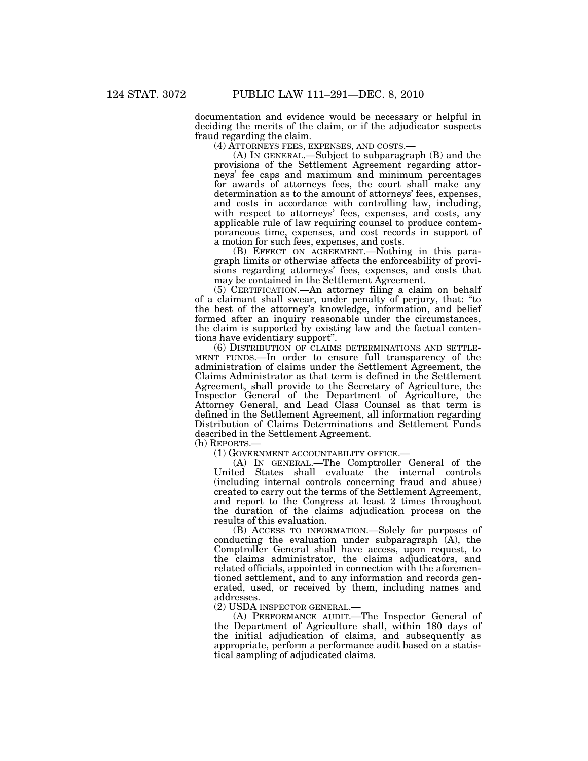documentation and evidence would be necessary or helpful in deciding the merits of the claim, or if the adjudicator suspects fraud regarding the claim.

(4) ATTORNEYS FEES, EXPENSES, AND COSTS.—

(A) IN GENERAL.—Subject to subparagraph (B) and the provisions of the Settlement Agreement regarding attorneys' fee caps and maximum and minimum percentages for awards of attorneys fees, the court shall make any determination as to the amount of attorneys' fees, expenses, and costs in accordance with controlling law, including, with respect to attorneys' fees, expenses, and costs, any applicable rule of law requiring counsel to produce contemporaneous time, expenses, and cost records in support of a motion for such fees, expenses, and costs.

(B) EFFECT ON AGREEMENT.—Nothing in this paragraph limits or otherwise affects the enforceability of provisions regarding attorneys' fees, expenses, and costs that may be contained in the Settlement Agreement.

(5) CERTIFICATION.—An attorney filing a claim on behalf of a claimant shall swear, under penalty of perjury, that: "to the best of the attorney's knowledge, information, and belief formed after an inquiry reasonable under the circumstances, the claim is supported by existing law and the factual contentions have evidentiary support".

(6) DISTRIBUTION OF CLAIMS DETERMINATIONS AND SETTLEMENT FUNDS.—In order to ensure full transparency of the administration of claims under the Settlement Agreement, the Claims Administrator as that term is defined in the Settlement Agreement, shall provide to the Secretary of Agriculture, the Inspector General of the Department of Agriculture, the Attorney General, and Lead Class Counsel as that term is defined in the Settlement Agreement, all information regarding Distribution of Claims Determinations and Settlement Funds described in the Settlement Agreement.

(h) REPORTS.—

(1) GOVERNMENT ACCOUNTABILITY OFFICE.—

(A) IN GENERAL.—The Comptroller General of the United States shall evaluate the internal controls (including internal controls concerning fraud and abuse) created to carry out the terms of the Settlement Agreement, and report to the Congress at least 2 times throughout the duration of the claims adjudication process on the results of this evaluation.

(B) ACCESS TO INFORMATION.—Solely for purposes of conducting the evaluation under subparagraph (A), the Comptroller General shall have access, upon request, to the claims administrator, the claims adjudicators, and related officials, appointed in connection with the aforementioned settlement, and to any information and records generated, used, or received by them, including names and addresses.

(2) USDA INSPECTOR GENERAL.—

(A) PERFORMANCE AUDIT.—The Inspector General of the Department of Agriculture shall, within 180 days of the initial adjudication of claims, and subsequently as appropriate, perform a performance audit based on a statistical sampling of adjudicated claims.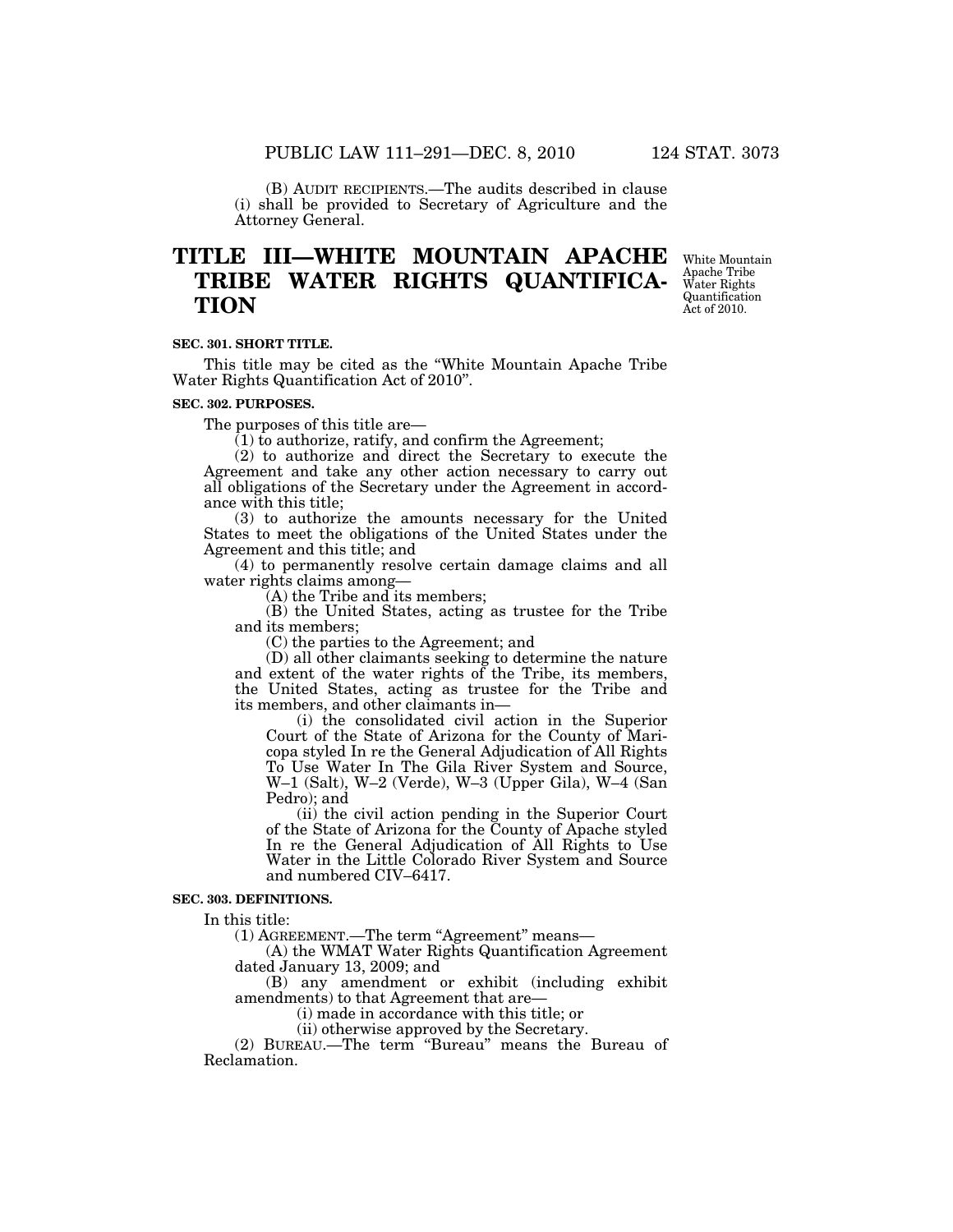(B) AUDIT RECIPIENTS.—The audits described in clause (i) shall be provided to Secretary of Agriculture and the Attorney General.

# TITLE III—WHITE MOUNTAIN APACHE TRIBE WATER RIGHTS QUANTIFICATION

White Mountain Apache Tribe Water Rights Quantification Act of 2010.

### SEC. 301. SHORT TITLE.

This title may be cited as the "White Mountain Apache Tribe Water Rights Quantification Act of 2010".

### SEC. 302. PURPOSES.

The purposes of this title are—

(1) to authorize, ratify, and confirm the Agreement;

(2) to authorize and direct the Secretary to execute the Agreement and take any other action necessary to carry out all obligations of the Secretary under the Agreement in accordance with this title;

(3) to authorize the amounts necessary for the United States to meet the obligations of the United States under the Agreement and this title; and

(4) to permanently resolve certain damage claims and all water rights claims among—

(A) the Tribe and its members;

(B) the United States, acting as trustee for the Tribe and its members;

(C) the parties to the Agreement; and

(D) all other claimants seeking to determine the nature and extent of the water rights of the Tribe, its members, the United States, acting as trustee for the Tribe and its members, and other claimants in—

(i) the consolidated civil action in the Superior Court of the State of Arizona for the County of Maricopa styled In re the General Adjudication of All Rights To Use Water In The Gila River System and Source, W–1 (Salt), W–2 (Verde), W–3 (Upper Gila), W–4 (San Pedro); and

(ii) the civil action pending in the Superior Court of the State of Arizona for the County of Apache styled In re the General Adjudication of All Rights to Use Water in the Little Colorado River System and Source and numbered CIV–6417.

### SEC. 303. DEFINITIONS.

In this title:

(1) AGREEMENT.—The term "Agreement" means—

(A) the WMAT Water Rights Quantification Agreement dated January 13, 2009; and

(B) any amendment or exhibit (including exhibit amendments) to that Agreement that are—

(i) made in accordance with this title; or

(ii) otherwise approved by the Secretary.

(2) BUREAU.—The term "Bureau" means the Bureau of Reclamation.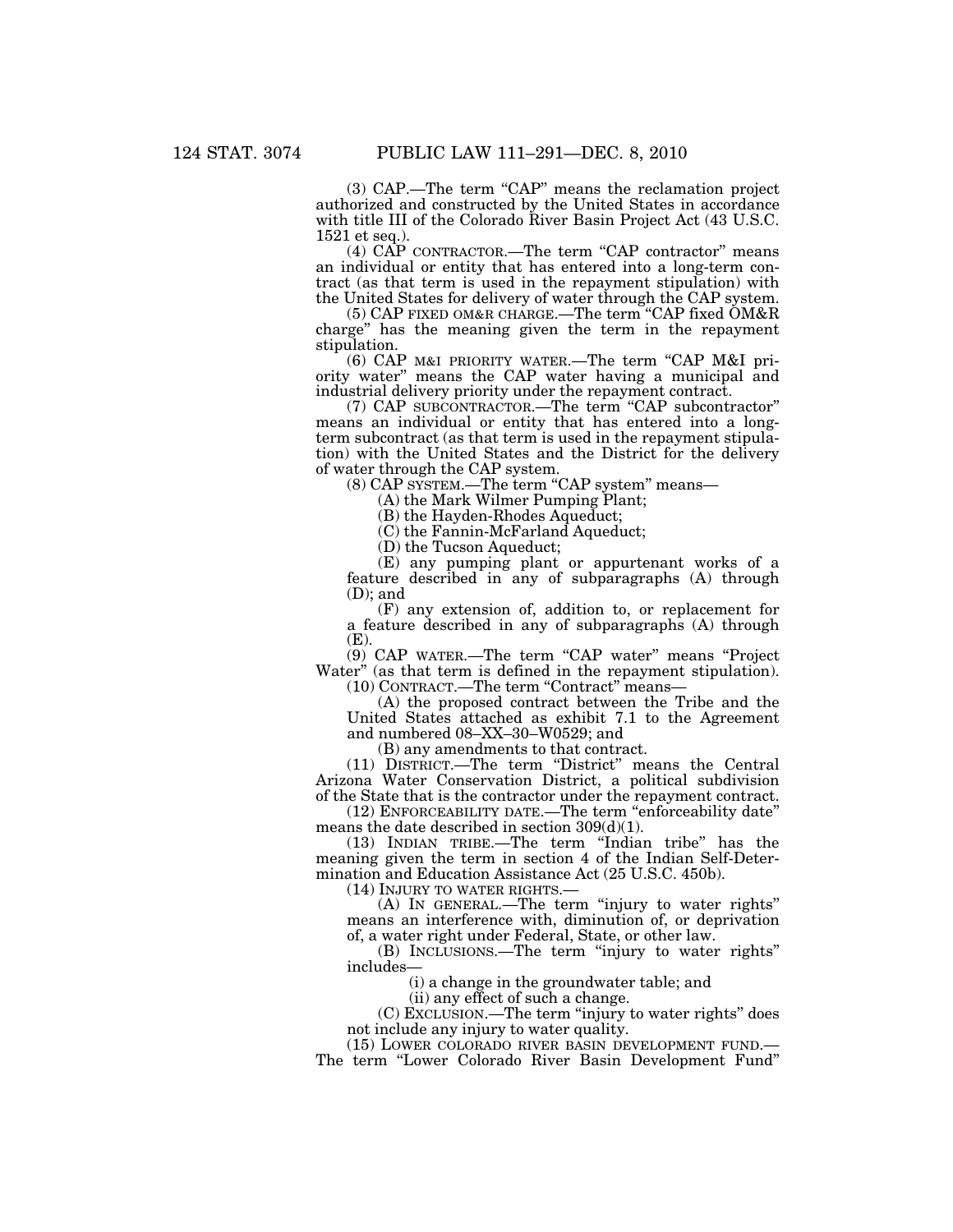(3) CAP.—The term "CAP" means the reclamation project authorized and constructed by the United States in accordance with title III of the Colorado River Basin Project Act (43 U.S.C. 1521 et seq.).

(4) CAP CONTRACTOR.—The term "CAP contractor" means an individual or entity that has entered into a long-term contract (as that term is used in the repayment stipulation) with the United States for delivery of water through the CAP system.

(5) CAP FIXED OM&R CHARGE.—The term "CAP fixed OM&R charge" has the meaning given the term in the repayment stipulation.

(6) CAP M&I PRIORITY WATER.—The term "CAP M&I priority water" means the CAP water having a municipal and industrial delivery priority under the repayment contract.

(7) CAP SUBCONTRACTOR.—The term "CAP subcontractor" means an individual or entity that has entered into a long-term subcontract (as that term is used in the repayment stipulation) with the United States and the District for the delivery of water through the CAP system.

(8) CAP SYSTEM.—The term "CAP system" means—

(A) the Mark Wilmer Pumping Plant;

(B) the Hayden-Rhodes Aqueduct;

(C) the Fannin-McFarland Aqueduct;

(D) the Tucson Aqueduct;

(E) any pumping plant or appurtenant works of a feature described in any of subparagraphs (A) through (D); and

(F) any extension of, addition to, or replacement for a feature described in any of subparagraphs (A) through (E).

(9) CAP WATER.—The term "CAP water" means "Project Water" (as that term is defined in the repayment stipulation).

(10) CONTRACT.—The term "Contract" means—

(A) the proposed contract between the Tribe and the United States attached as exhibit 7.1 to the Agreement and numbered 08–XX–30–W0529; and

(B) any amendments to that contract.

(11) DISTRICT.—The term "District" means the Central Arizona Water Conservation District, a political subdivision of the State that is the contractor under the repayment contract.

(12) ENFORCEABILITY DATE.—The term "enforceability date" means the date described in section 309(d)(1).

(13) INDIAN TRIBE.—The term "Indian tribe" has the meaning given the term in section 4 of the Indian Self-Determination and Education Assistance Act (25 U.S.C. 450b).

(14) INJURY TO WATER RIGHTS.—

(A) IN GENERAL.—The term "injury to water rights" means an interference with, diminution of, or deprivation of, a water right under Federal, State, or other law.

(B) INCLUSIONS.—The term "injury to water rights" includes—

(i) a change in the groundwater table; and

(ii) any effect of such a change.

(C) EXCLUSION.—The term "injury to water rights" does not include any injury to water quality.

(15) LOWER COLORADO RIVER BASIN DEVELOPMENT FUND.— The term "Lower Colorado River Basin Development Fund"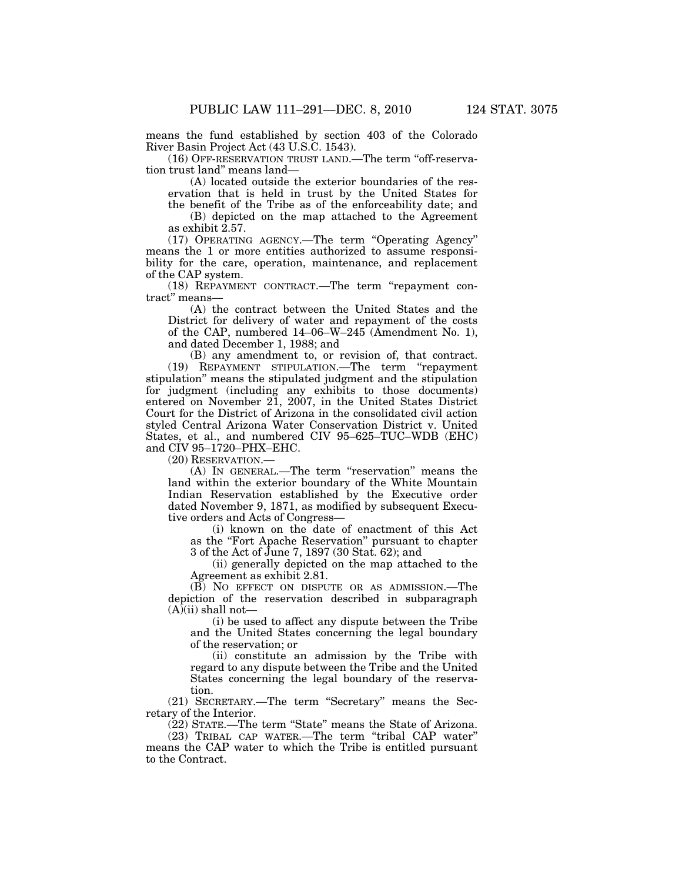means the fund established by section 403 of the Colorado River Basin Project Act (43 U.S.C. 1543).

(16) OFF-RESERVATION TRUST LAND.—The term "off-reservation trust land" means land—

(A) located outside the exterior boundaries of the reservation that is held in trust by the United States for the benefit of the Tribe as of the enforceability date; and

(B) depicted on the map attached to the Agreement as exhibit 2.57.

(17) OPERATING AGENCY.—The term "Operating Agency" means the 1 or more entities authorized to assume responsibility for the care, operation, maintenance, and replacement of the CAP system.

(18) REPAYMENT CONTRACT.—The term "repayment contract" means—

(A) the contract between the United States and the District for delivery of water and repayment of the costs of the CAP, numbered 14–06–W–245 (Amendment No. 1), and dated December 1, 1988; and

(B) any amendment to, or revision of, that contract.

(19) REPAYMENT STIPULATION.—The term "repayment stipulation" means the stipulated judgment and the stipulation for judgment (including any exhibits to those documents) entered on November 21, 2007, in the United States District Court for the District of Arizona in the consolidated civil action styled Central Arizona Water Conservation District v. United States, et al., and numbered CIV 95–625–TUC–WDB (EHC) and CIV 95–1720–PHX–EHC.

(20) RESERVATION.—

(A) IN GENERAL.—The term "reservation" means the land within the exterior boundary of the White Mountain Indian Reservation established by the Executive order dated November 9, 1871, as modified by subsequent Executive orders and Acts of Congress—

(i) known on the date of enactment of this Act as the "Fort Apache Reservation" pursuant to chapter 3 of the Act of June 7, 1897 (30 Stat. 62); and

(ii) generally depicted on the map attached to the Agreement as exhibit 2.81.

(B) NO EFFECT ON DISPUTE OR AS ADMISSION.—The depiction of the reservation described in subparagraph (A)(ii) shall not—

(i) be used to affect any dispute between the Tribe and the United States concerning the legal boundary of the reservation; or

(ii) constitute an admission by the Tribe with regard to any dispute between the Tribe and the United States concerning the legal boundary of the reservation.

(21) SECRETARY.—The term "Secretary" means the Secretary of the Interior.

(22) STATE.—The term "State" means the State of Arizona.

(23) TRIBAL CAP WATER.—The term "tribal CAP water" means the CAP water to which the Tribe is entitled pursuant to the Contract.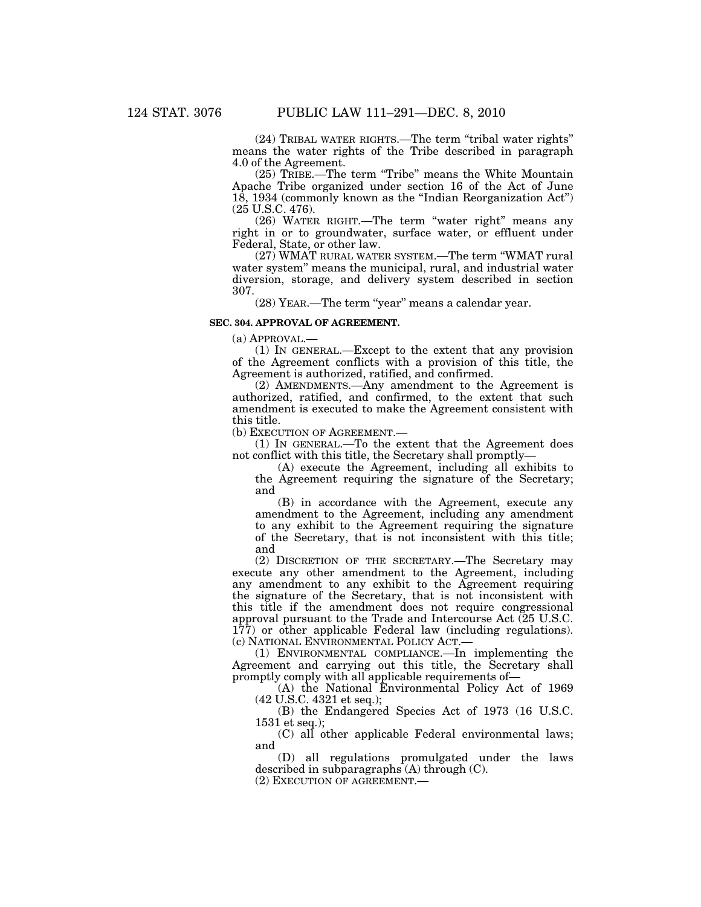(24) TRIBAL WATER RIGHTS.—The term "tribal water rights" means the water rights of the Tribe described in paragraph 4.0 of the Agreement.

(25) TRIBE.—The term "Tribe" means the White Mountain Apache Tribe organized under section 16 of the Act of June 18, 1934 (commonly known as the "Indian Reorganization Act") (25 U.S.C. 476).

(26) WATER RIGHT.—The term "water right" means any right in or to groundwater, surface water, or effluent under Federal, State, or other law.

(27) WMAT RURAL WATER SYSTEM.—The term "WMAT rural water system" means the municipal, rural, and industrial water diversion, storage, and delivery system described in section 307.

(28) YEAR.—The term "year" means a calendar year.

**SEC. 304. APPROVAL OF AGREEMENT.**

(a) APPROVAL.—

(1) IN GENERAL.—Except to the extent that any provision of the Agreement conflicts with a provision of this title, the Agreement is authorized, ratified, and confirmed.

(2) AMENDMENTS.—Any amendment to the Agreement is authorized, ratified, and confirmed, to the extent that such amendment is executed to make the Agreement consistent with this title.

(b) EXECUTION OF AGREEMENT.—

(1) IN GENERAL.—To the extent that the Agreement does not conflict with this title, the Secretary shall promptly—

(A) execute the Agreement, including all exhibits to the Agreement requiring the signature of the Secretary; and

(B) in accordance with the Agreement, execute any amendment to the Agreement, including any amendment to any exhibit to the Agreement requiring the signature of the Secretary, that is not inconsistent with this title; and

(2) DISCRETION OF THE SECRETARY.—The Secretary may execute any other amendment to the Agreement, including any amendment to any exhibit to the Agreement requiring the signature of the Secretary, that is not inconsistent with this title if the amendment does not require congressional approval pursuant to the Trade and Intercourse Act (25 U.S.C. 177) or other applicable Federal law (including regulations).

(c) NATIONAL ENVIRONMENTAL POLICY ACT.—

(1) ENVIRONMENTAL COMPLIANCE.—In implementing the Agreement and carrying out this title, the Secretary shall promptly comply with all applicable requirements of—

(A) the National Environmental Policy Act of 1969 (42 U.S.C. 4321 et seq.);

(B) the Endangered Species Act of 1973 (16 U.S.C. 1531 et seq.);

(C) all other applicable Federal environmental laws; and

(D) all regulations promulgated under the laws described in subparagraphs (A) through (C).

(2) EXECUTION OF AGREEMENT.—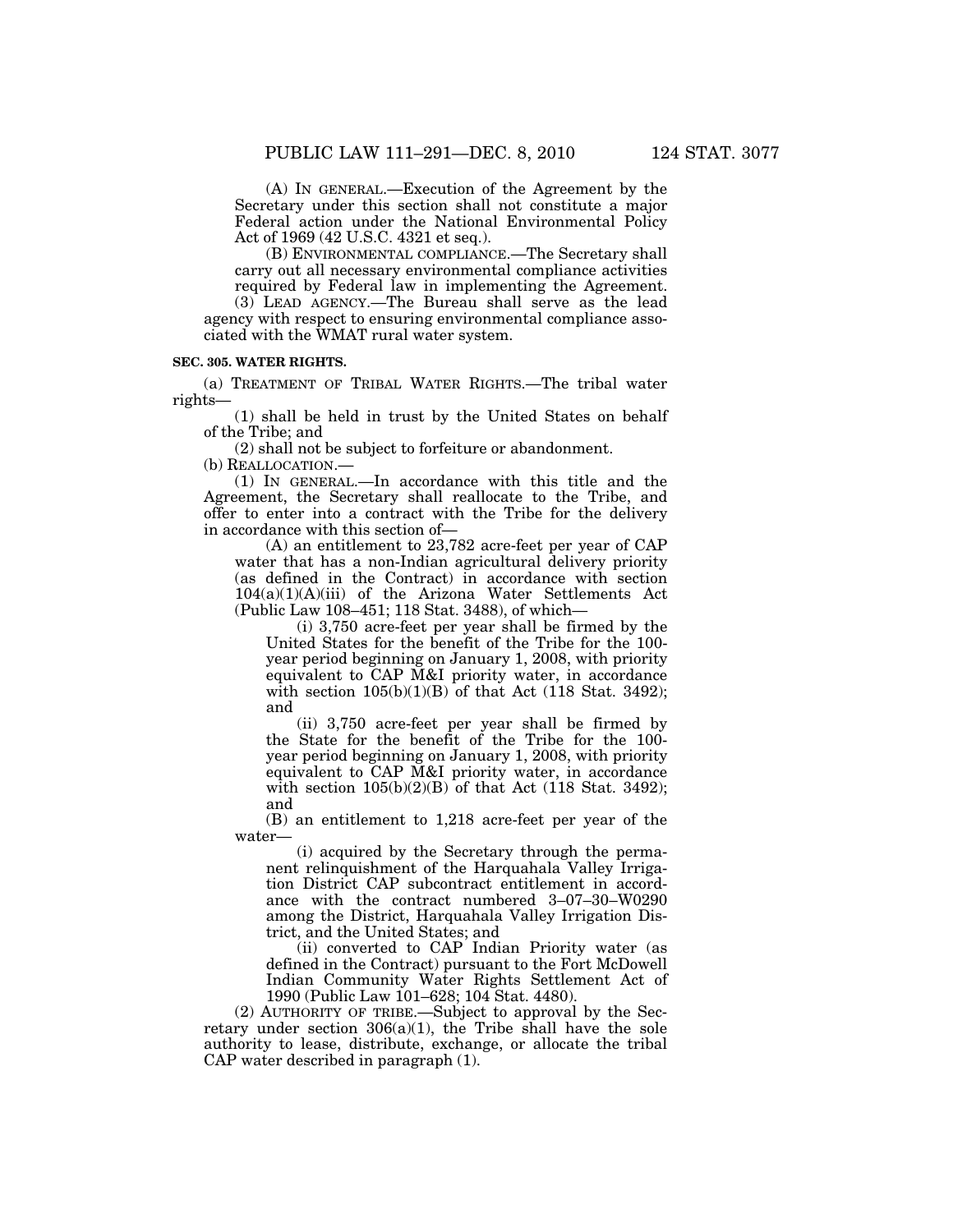(A) IN GENERAL.—Execution of the Agreement by the Secretary under this section shall not constitute a major Federal action under the National Environmental Policy Act of 1969 (42 U.S.C. 4321 et seq.).

(B) ENVIRONMENTAL COMPLIANCE.—The Secretary shall carry out all necessary environmental compliance activities required by Federal law in implementing the Agreement.

(3) LEAD AGENCY.—The Bureau shall serve as the lead agency with respect to ensuring environmental compliance associated with the WMAT rural water system.

**SEC. 305. WATER RIGHTS.**

(a) TREATMENT OF TRIBAL WATER RIGHTS.—The tribal water rights—

(1) shall be held in trust by the United States on behalf of the Tribe; and

(2) shall not be subject to forfeiture or abandonment.

(b) REALLOCATION.—

(1) IN GENERAL.—In accordance with this title and the Agreement, the Secretary shall reallocate to the Tribe, and offer to enter into a contract with the Tribe for the delivery in accordance with this section of—

(A) an entitlement to 23,782 acre-feet per year of CAP water that has a non-Indian agricultural delivery priority (as defined in the Contract) in accordance with section 104(a)(1)(A)(iii) of the Arizona Water Settlements Act (Public Law 108–451; 118 Stat. 3488), of which—

(i) 3,750 acre-feet per year shall be firmed by the United States for the benefit of the Tribe for the 100-year period beginning on January 1, 2008, with priority equivalent to CAP M&I priority water, in accordance with section 105(b)(1)(B) of that Act (118 Stat. 3492); and

(ii) 3,750 acre-feet per year shall be firmed by the State for the benefit of the Tribe for the 100-year period beginning on January 1, 2008, with priority equivalent to CAP M&I priority water, in accordance with section 105(b)(2)(B) of that Act (118 Stat. 3492); and

(B) an entitlement to 1,218 acre-feet per year of the water—

(i) acquired by the Secretary through the permanent relinquishment of the Harquahala Valley Irrigation District CAP subcontract entitlement in accordance with the contract numbered 3–07–30–W0290 among the District, Harquahala Valley Irrigation District, and the United States; and

(ii) converted to CAP Indian Priority water (as defined in the Contract) pursuant to the Fort McDowell Indian Community Water Rights Settlement Act of 1990 (Public Law 101–628; 104 Stat. 4480).

(2) AUTHORITY OF TRIBE.—Subject to approval by the Secretary under section 306(a)(1), the Tribe shall have the sole authority to lease, distribute, exchange, or allocate the tribal CAP water described in paragraph (1).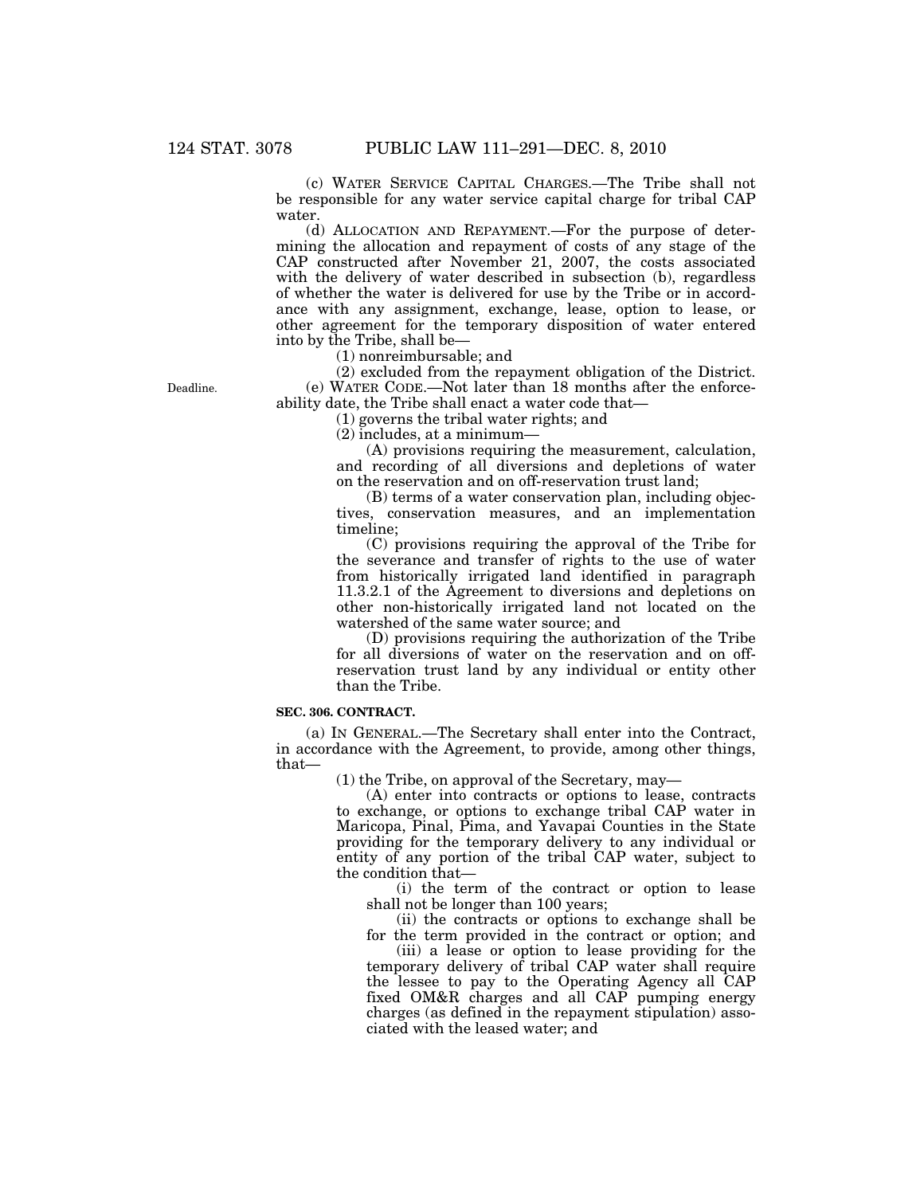(c) WATER SERVICE CAPITAL CHARGES.—The Tribe shall not be responsible for any water service capital charge for tribal CAP water.

(d) ALLOCATION AND REPAYMENT.—For the purpose of determining the allocation and repayment of costs of any stage of the CAP constructed after November 21, 2007, the costs associated with the delivery of water described in subsection (b), regardless of whether the water is delivered for use by the Tribe or in accordance with any assignment, exchange, lease, option to lease, or other agreement for the temporary disposition of water entered into by the Tribe, shall be—

(1) nonreimbursable; and

(2) excluded from the repayment obligation of the District.

Deadline.

(e) WATER CODE.—Not later than 18 months after the enforceability date, the Tribe shall enact a water code that—

(1) governs the tribal water rights; and

(2) includes, at a minimum—

(A) provisions requiring the measurement, calculation, and recording of all diversions and depletions of water on the reservation and on off-reservation trust land;

(B) terms of a water conservation plan, including objectives, conservation measures, and an implementation timeline;

(C) provisions requiring the approval of the Tribe for the severance and transfer of rights to the use of water from historically irrigated land identified in paragraph 11.3.2.1 of the Agreement to diversions and depletions on other non-historically irrigated land not located on the watershed of the same water source; and

(D) provisions requiring the authorization of the Tribe for all diversions of water on the reservation and on off-reservation trust land by any individual or entity other than the Tribe.

**SEC. 306. CONTRACT.**

(a) IN GENERAL.—The Secretary shall enter into the Contract, in accordance with the Agreement, to provide, among other things, that—

(1) the Tribe, on approval of the Secretary, may—

(A) enter into contracts or options to lease, contracts to exchange, or options to exchange tribal CAP water in Maricopa, Pinal, Pima, and Yavapai Counties in the State providing for the temporary delivery to any individual or entity of any portion of the tribal CAP water, subject to the condition that—

(i) the term of the contract or option to lease shall not be longer than 100 years;

(ii) the contracts or options to exchange shall be for the term provided in the contract or option; and

(iii) a lease or option to lease providing for the temporary delivery of tribal CAP water shall require the lessee to pay to the Operating Agency all CAP fixed OM&R charges and all CAP pumping energy charges (as defined in the repayment stipulation) associated with the leased water; and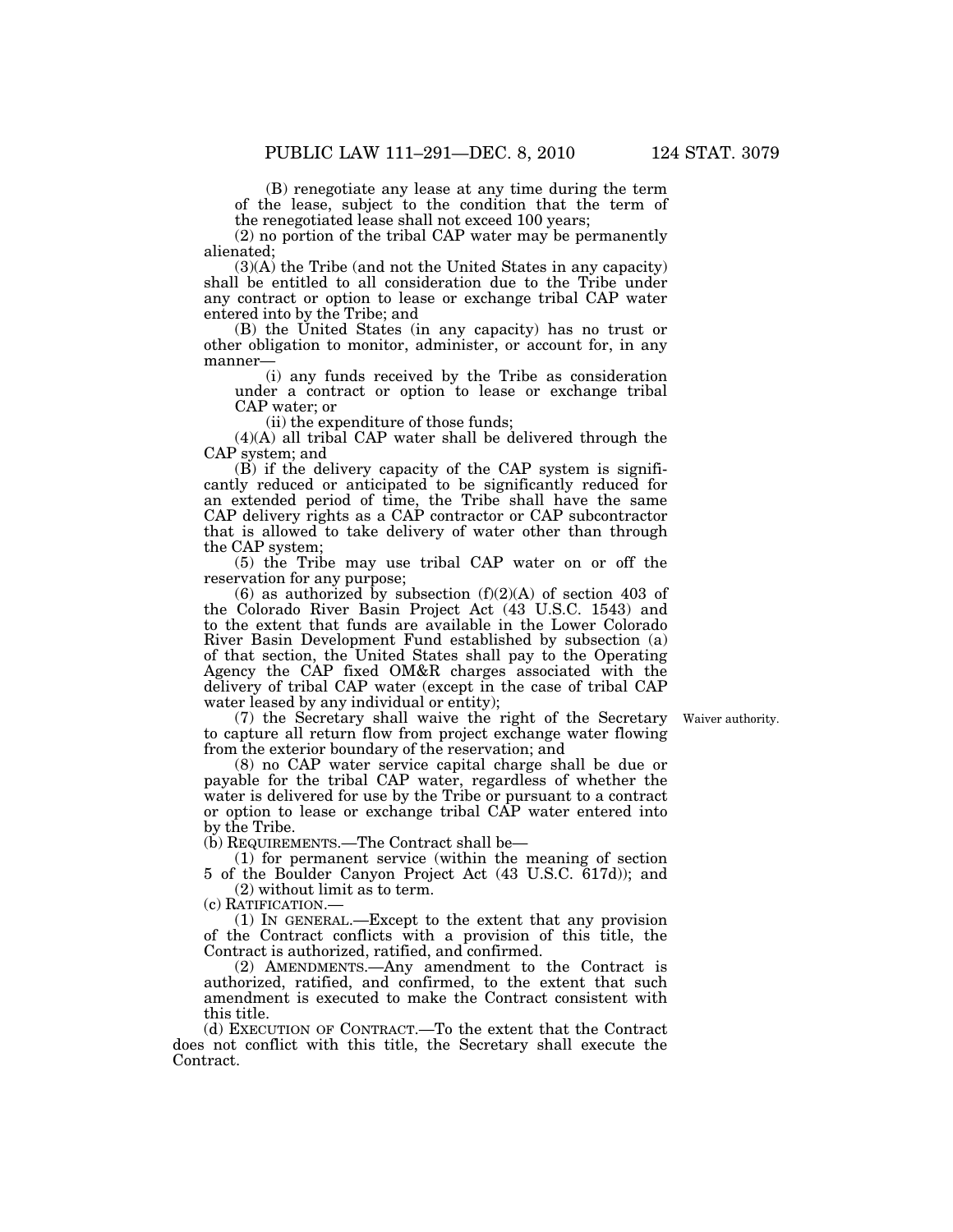(B) renegotiate any lease at any time during the term of the lease, subject to the condition that the term of the renegotiated lease shall not exceed 100 years;

(2) no portion of the tribal CAP water may be permanently alienated;

(3)(A) the Tribe (and not the United States in any capacity) shall be entitled to all consideration due to the Tribe under any contract or option to lease or exchange tribal CAP water entered into by the Tribe; and

(B) the United States (in any capacity) has no trust or other obligation to monitor, administer, or account for, in any manner—

(i) any funds received by the Tribe as consideration under a contract or option to lease or exchange tribal CAP water; or

(ii) the expenditure of those funds;

(4)(A) all tribal CAP water shall be delivered through the CAP system; and

(B) if the delivery capacity of the CAP system is significantly reduced or anticipated to be significantly reduced for an extended period of time, the Tribe shall have the same CAP delivery rights as a CAP contractor or CAP subcontractor that is allowed to take delivery of water other than through the CAP system;

(5) the Tribe may use tribal CAP water on or off the reservation for any purpose;

(6) as authorized by subsection (f)(2)(A) of section 403 of the Colorado River Basin Project Act (43 U.S.C. 1543) and to the extent that funds are available in the Lower Colorado River Basin Development Fund established by subsection (a) of that section, the United States shall pay to the Operating Agency the CAP fixed OM&R charges associated with the delivery of tribal CAP water (except in the case of tribal CAP water leased by any individual or entity);

(7) the Secretary shall waive the right of the Secretary to capture all return flow from project exchange water flowing from the exterior boundary of the reservation; and

Waiver authority.

(8) no CAP water service capital charge shall be due or payable for the tribal CAP water, regardless of whether the water is delivered for use by the Tribe or pursuant to a contract or option to lease or exchange tribal CAP water entered into by the Tribe.

(b) REQUIREMENTS.—The Contract shall be—

(1) for permanent service (within the meaning of section 5 of the Boulder Canyon Project Act (43 U.S.C. 617d)); and

(2) without limit as to term.

(c) RATIFICATION.—

(1) IN GENERAL.—Except to the extent that any provision of the Contract conflicts with a provision of this title, the Contract is authorized, ratified, and confirmed.

(2) AMENDMENTS.—Any amendment to the Contract is authorized, ratified, and confirmed, to the extent that such amendment is executed to make the Contract consistent with this title.

(d) EXECUTION OF CONTRACT.—To the extent that the Contract does not conflict with this title, the Secretary shall execute the Contract.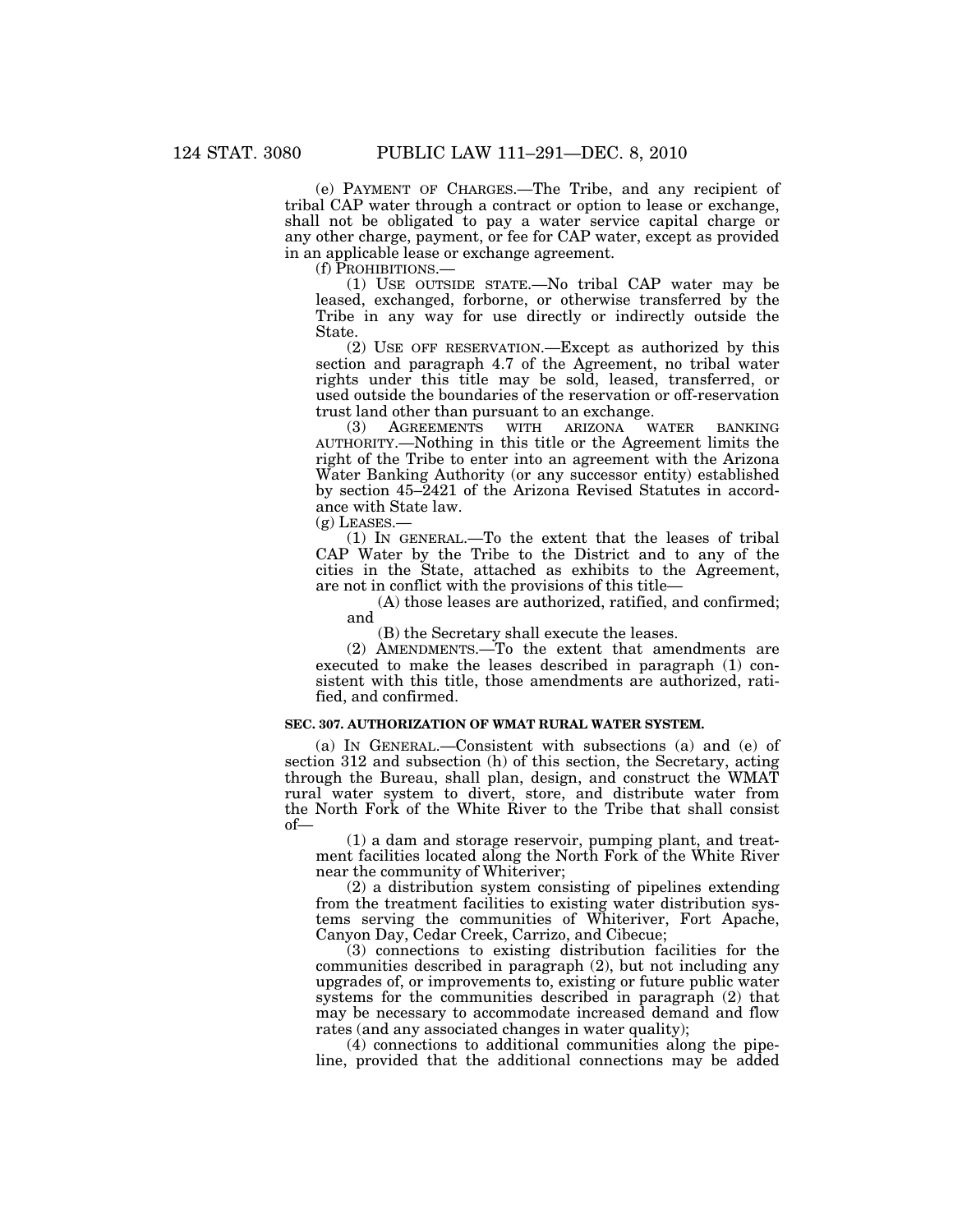(e) PAYMENT OF CHARGES.—The Tribe, and any recipient of tribal CAP water through a contract or option to lease or exchange, shall not be obligated to pay a water service capital charge or any other charge, payment, or fee for CAP water, except as provided in an applicable lease or exchange agreement.

(f) PROHIBITIONS.—

(1) USE OUTSIDE STATE.—No tribal CAP water may be leased, exchanged, forborne, or otherwise transferred by the Tribe in any way for use directly or indirectly outside the State.

(2) USE OFF RESERVATION.—Except as authorized by this section and paragraph 4.7 of the Agreement, no tribal water rights under this title may be sold, leased, transferred, or used outside the boundaries of the reservation or off-reservation trust land other than pursuant to an exchange.

(3) AGREEMENTS WITH ARIZONA WATER BANKING AUTHORITY.—Nothing in this title or the Agreement limits the right of the Tribe to enter into an agreement with the Arizona Water Banking Authority (or any successor entity) established by section 45–2421 of the Arizona Revised Statutes in accordance with State law.

(g) LEASES.—

(1) IN GENERAL.—To the extent that the leases of tribal CAP Water by the Tribe to the District and to any of the cities in the State, attached as exhibits to the Agreement, are not in conflict with the provisions of this title—

(A) those leases are authorized, ratified, and confirmed; and

(B) the Secretary shall execute the leases.

(2) AMENDMENTS.—To the extent that amendments are executed to make the leases described in paragraph (1) consistent with this title, those amendments are authorized, ratified, and confirmed.

### SEC. 307. AUTHORIZATION OF WMAT RURAL WATER SYSTEM.

(a) IN GENERAL.—Consistent with subsections (a) and (e) of section 312 and subsection (h) of this section, the Secretary, acting through the Bureau, shall plan, design, and construct the WMAT rural water system to divert, store, and distribute water from the North Fork of the White River to the Tribe that shall consist of—

(1) a dam and storage reservoir, pumping plant, and treatment facilities located along the North Fork of the White River near the community of Whiteriver;

(2) a distribution system consisting of pipelines extending from the treatment facilities to existing water distribution systems serving the communities of Whiteriver, Fort Apache, Canyon Day, Cedar Creek, Carrizo, and Cibecue;

(3) connections to existing distribution facilities for the communities described in paragraph (2), but not including any upgrades of, or improvements to, existing or future public water systems for the communities described in paragraph (2) that may be necessary to accommodate increased demand and flow rates (and any associated changes in water quality);

(4) connections to additional communities along the pipeline, provided that the additional connections may be added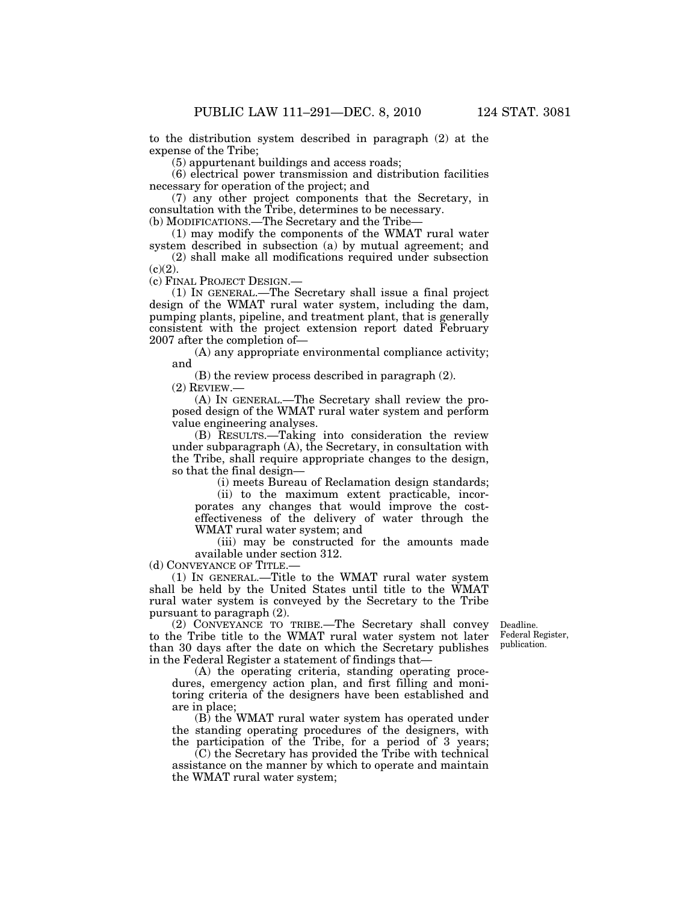to the distribution system described in paragraph (2) at the expense of the Tribe;

(5) appurtenant buildings and access roads;

(6) electrical power transmission and distribution facilities necessary for operation of the project; and

(7) any other project components that the Secretary, in consultation with the Tribe, determines to be necessary.

(b) MODIFICATIONS.—The Secretary and the Tribe—

(1) may modify the components of the WMAT rural water system described in subsection (a) by mutual agreement; and

(2) shall make all modifications required under subsection (c)(2).

(c) FINAL PROJECT DESIGN.—

(1) IN GENERAL.—The Secretary shall issue a final project design of the WMAT rural water system, including the dam, pumping plants, pipeline, and treatment plant, that is generally consistent with the project extension report dated February 2007 after the completion of—

(A) any appropriate environmental compliance activity; and

(B) the review process described in paragraph (2).

(2) REVIEW.—

(A) IN GENERAL.—The Secretary shall review the proposed design of the WMAT rural water system and perform value engineering analyses.

(B) RESULTS.—Taking into consideration the review under subparagraph (A), the Secretary, in consultation with the Tribe, shall require appropriate changes to the design, so that the final design—

(i) meets Bureau of Reclamation design standards;

(ii) to the maximum extent practicable, incorporates any changes that would improve the cost-effectiveness of the delivery of water through the WMAT rural water system; and

(iii) may be constructed for the amounts made available under section 312.

(d) CONVEYANCE OF TITLE.—

(1) IN GENERAL.—Title to the WMAT rural water system shall be held by the United States until title to the WMAT rural water system is conveyed by the Secretary to the Tribe pursuant to paragraph (2).

Deadline. Federal Register, publication.

(2) CONVEYANCE TO TRIBE.—The Secretary shall convey to the Tribe title to the WMAT rural water system not later than 30 days after the date on which the Secretary publishes in the Federal Register a statement of findings that—

(A) the operating criteria, standing operating procedures, emergency action plan, and first filling and monitoring criteria of the designers have been established and are in place;

(B) the WMAT rural water system has operated under the standing operating procedures of the designers, with the participation of the Tribe, for a period of 3 years;

(C) the Secretary has provided the Tribe with technical assistance on the manner by which to operate and maintain the WMAT rural water system;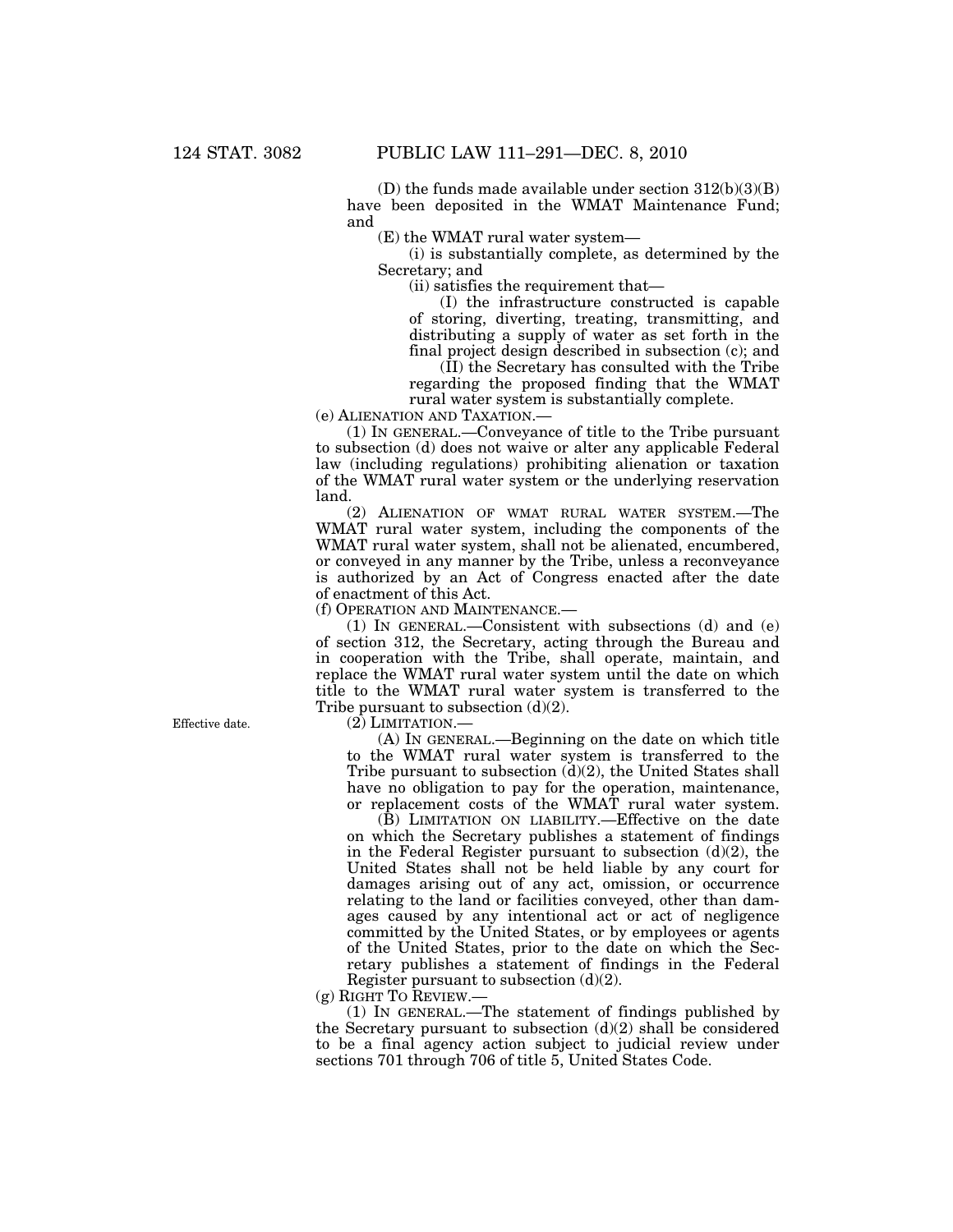(D) the funds made available under section 312(b)(3)(B) have been deposited in the WMAT Maintenance Fund; and

(E) the WMAT rural water system—

(i) is substantially complete, as determined by the Secretary; and

(ii) satisfies the requirement that—

(I) the infrastructure constructed is capable of storing, diverting, treating, transmitting, and distributing a supply of water as set forth in the final project design described in subsection (c); and

(II) the Secretary has consulted with the Tribe regarding the proposed finding that the WMAT rural water system is substantially complete.

(e) ALIENATION AND TAXATION.—

(1) IN GENERAL.—Conveyance of title to the Tribe pursuant to subsection (d) does not waive or alter any applicable Federal law (including regulations) prohibiting alienation or taxation of the WMAT rural water system or the underlying reservation land.

(2) ALIENATION OF WMAT RURAL WATER SYSTEM.—The WMAT rural water system, including the components of the WMAT rural water system, shall not be alienated, encumbered, or conveyed in any manner by the Tribe, unless a reconveyance is authorized by an Act of Congress enacted after the date of enactment of this Act.

(f) OPERATION AND MAINTENANCE.—

(1) IN GENERAL.—Consistent with subsections (d) and (e) of section 312, the Secretary, acting through the Bureau and in cooperation with the Tribe, shall operate, maintain, and replace the WMAT rural water system until the date on which title to the WMAT rural water system is transferred to the Tribe pursuant to subsection (d)(2).

Effective date.

(2) LIMITATION.—

(A) IN GENERAL.—Beginning on the date on which title to the WMAT rural water system is transferred to the Tribe pursuant to subsection (d)(2), the United States shall have no obligation to pay for the operation, maintenance, or replacement costs of the WMAT rural water system.

(B) LIMITATION ON LIABILITY.—Effective on the date on which the Secretary publishes a statement of findings in the Federal Register pursuant to subsection (d)(2), the United States shall not be held liable by any court for damages arising out of any act, omission, or occurrence relating to the land or facilities conveyed, other than damages caused by any intentional act or act of negligence committed by the United States, or by employees or agents of the United States, prior to the date on which the Secretary publishes a statement of findings in the Federal Register pursuant to subsection (d)(2).

(g) RIGHT TO REVIEW.—

(1) IN GENERAL.—The statement of findings published by the Secretary pursuant to subsection (d)(2) shall be considered to be a final agency action subject to judicial review under sections 701 through 706 of title 5, United States Code.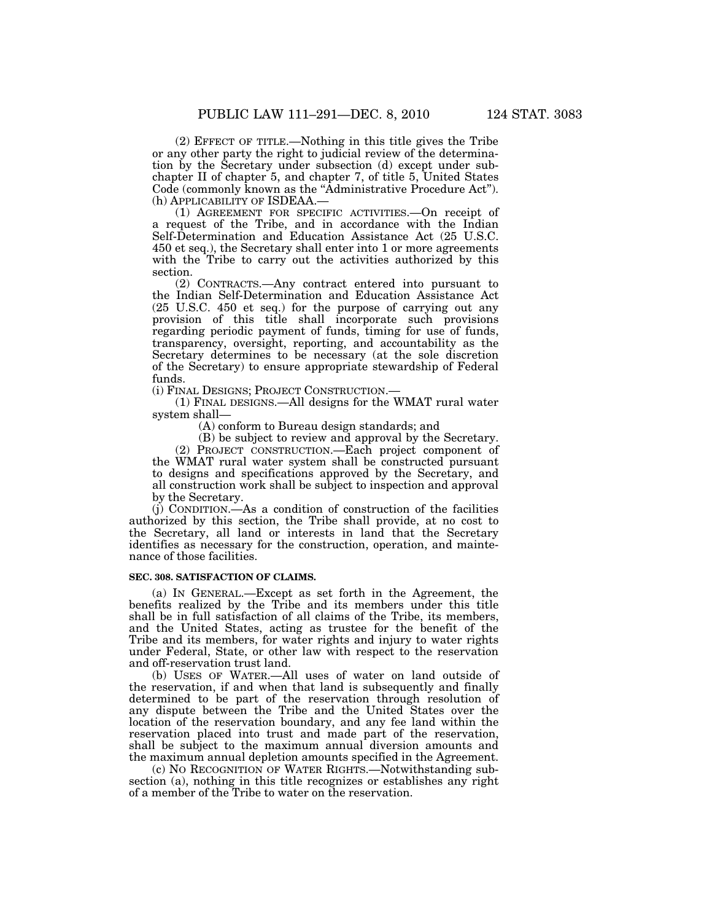(2) EFFECT OF TITLE.—Nothing in this title gives the Tribe or any other party the right to judicial review of the determination by the Secretary under subsection (d) except under subchapter II of chapter 5, and chapter 7, of title 5, United States Code (commonly known as the "Administrative Procedure Act").

(h) APPLICABILITY OF ISDEAA.—

(1) AGREEMENT FOR SPECIFIC ACTIVITIES.—On receipt of a request of the Tribe, and in accordance with the Indian Self-Determination and Education Assistance Act (25 U.S.C. 450 et seq.), the Secretary shall enter into 1 or more agreements with the Tribe to carry out the activities authorized by this section.

(2) CONTRACTS.—Any contract entered into pursuant to the Indian Self-Determination and Education Assistance Act (25 U.S.C. 450 et seq.) for the purpose of carrying out any provision of this title shall incorporate such provisions regarding periodic payment of funds, timing for use of funds, transparency, oversight, reporting, and accountability as the Secretary determines to be necessary (at the sole discretion of the Secretary) to ensure appropriate stewardship of Federal funds.

(i) FINAL DESIGNS; PROJECT CONSTRUCTION.—

(1) FINAL DESIGNS.—All designs for the WMAT rural water system shall—

(A) conform to Bureau design standards; and

(B) be subject to review and approval by the Secretary.

(2) PROJECT CONSTRUCTION.—Each project component of the WMAT rural water system shall be constructed pursuant to designs and specifications approved by the Secretary, and all construction work shall be subject to inspection and approval by the Secretary.

(j) CONDITION.—As a condition of construction of the facilities authorized by this section, the Tribe shall provide, at no cost to the Secretary, all land or interests in land that the Secretary identifies as necessary for the construction, operation, and maintenance of those facilities.

**SEC. 308. SATISFACTION OF CLAIMS.**

(a) IN GENERAL.—Except as set forth in the Agreement, the benefits realized by the Tribe and its members under this title shall be in full satisfaction of all claims of the Tribe, its members, and the United States, acting as trustee for the benefit of the Tribe and its members, for water rights and injury to water rights under Federal, State, or other law with respect to the reservation and off-reservation trust land.

(b) USES OF WATER.—All uses of water on land outside of the reservation, if and when that land is subsequently and finally determined to be part of the reservation through resolution of any dispute between the Tribe and the United States over the location of the reservation boundary, and any fee land within the reservation placed into trust and made part of the reservation, shall be subject to the maximum annual diversion amounts and the maximum annual depletion amounts specified in the Agreement.

(c) NO RECOGNITION OF WATER RIGHTS.—Notwithstanding subsection (a), nothing in this title recognizes or establishes any right of a member of the Tribe to water on the reservation.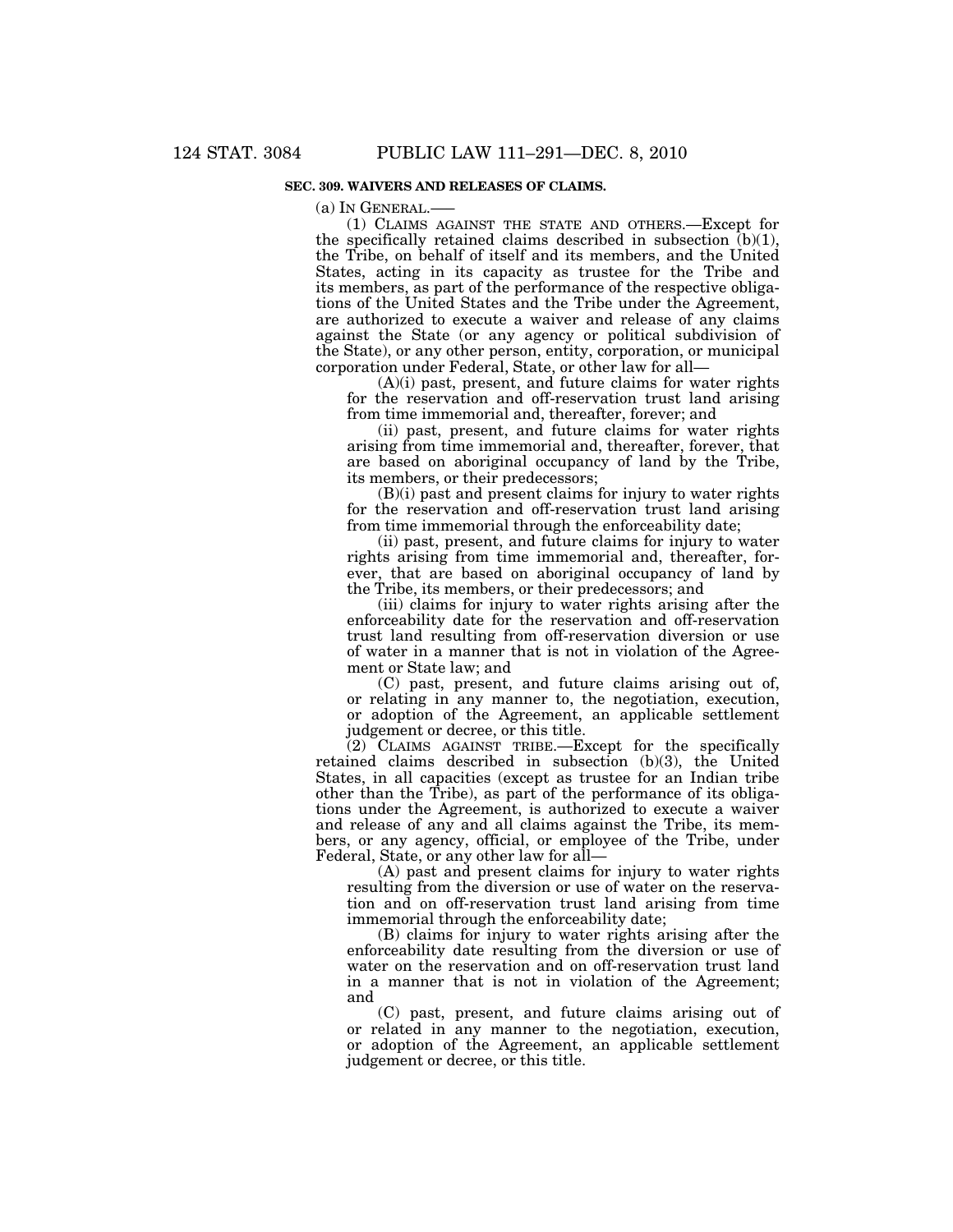**SEC. 309. WAIVERS AND RELEASES OF CLAIMS.**

(a) IN GENERAL.—

(1) CLAIMS AGAINST THE STATE AND OTHERS.—Except for the specifically retained claims described in subsection (b)(1), the Tribe, on behalf of itself and its members, and the United States, acting in its capacity as trustee for the Tribe and its members, as part of the performance of the respective obligations of the United States and the Tribe under the Agreement, are authorized to execute a waiver and release of any claims against the State (or any agency or political subdivision of the State), or any other person, entity, corporation, or municipal corporation under Federal, State, or other law for all—

(A)(i) past, present, and future claims for water rights for the reservation and off-reservation trust land arising from time immemorial and, thereafter, forever; and

(ii) past, present, and future claims for water rights arising from time immemorial and, thereafter, forever, that are based on aboriginal occupancy of land by the Tribe, its members, or their predecessors;

(B)(i) past and present claims for injury to water rights for the reservation and off-reservation trust land arising from time immemorial through the enforceability date;

(ii) past, present, and future claims for injury to water rights arising from time immemorial and, thereafter, forever, that are based on aboriginal occupancy of land by the Tribe, its members, or their predecessors; and

(iii) claims for injury to water rights arising after the enforceability date for the reservation and off-reservation trust land resulting from off-reservation diversion or use of water in a manner that is not in violation of the Agreement or State law; and

(C) past, present, and future claims arising out of, or relating in any manner to, the negotiation, execution, or adoption of the Agreement, an applicable settlement judgement or decree, or this title.

(2) CLAIMS AGAINST TRIBE.—Except for the specifically retained claims described in subsection (b)(3), the United States, in all capacities (except as trustee for an Indian tribe other than the Tribe), as part of the performance of its obligations under the Agreement, is authorized to execute a waiver and release of any and all claims against the Tribe, its members, or any agency, official, or employee of the Tribe, under Federal, State, or any other law for all—

(A) past and present claims for injury to water rights resulting from the diversion or use of water on the reservation and on off-reservation trust land arising from time immemorial through the enforceability date;

(B) claims for injury to water rights arising after the enforceability date resulting from the diversion or use of water on the reservation and on off-reservation trust land in a manner that is not in violation of the Agreement; and

(C) past, present, and future claims arising out of or related in any manner to the negotiation, execution, or adoption of the Agreement, an applicable settlement judgement or decree, or this title.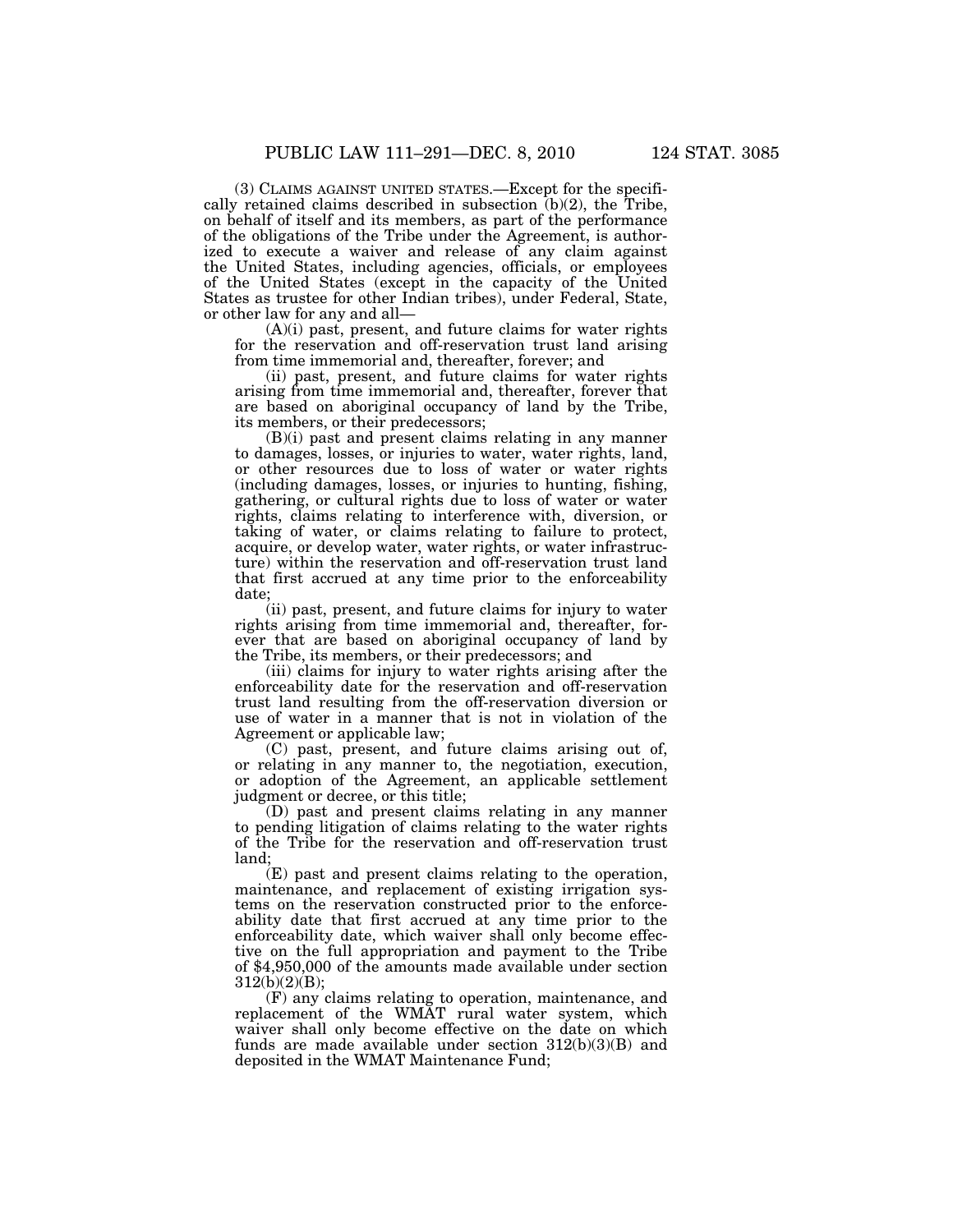(3) CLAIMS AGAINST UNITED STATES.—Except for the specifically retained claims described in subsection (b)(2), the Tribe, on behalf of itself and its members, as part of the performance of the obligations of the Tribe under the Agreement, is authorized to execute a waiver and release of any claim against the United States, including agencies, officials, or employees of the United States (except in the capacity of the United States as trustee for other Indian tribes), under Federal, State, or other law for any and all—

(A)(i) past, present, and future claims for water rights for the reservation and off-reservation trust land arising from time immemorial and, thereafter, forever; and

(ii) past, present, and future claims for water rights arising from time immemorial and, thereafter, forever that are based on aboriginal occupancy of land by the Tribe, its members, or their predecessors;

(B)(i) past and present claims relating in any manner to damages, losses, or injuries to water, water rights, land, or other resources due to loss of water or water rights (including damages, losses, or injuries to hunting, fishing, gathering, or cultural rights due to loss of water or water rights, claims relating to interference with, diversion, or taking of water, or claims relating to failure to protect, acquire, or develop water, water rights, or water infrastructure) within the reservation and off-reservation trust land that first accrued at any time prior to the enforceability date;

(ii) past, present, and future claims for injury to water rights arising from time immemorial and, thereafter, forever that are based on aboriginal occupancy of land by the Tribe, its members, or their predecessors; and

(iii) claims for injury to water rights arising after the enforceability date for the reservation and off-reservation trust land resulting from the off-reservation diversion or use of water in a manner that is not in violation of the Agreement or applicable law;

(C) past, present, and future claims arising out of, or relating in any manner to, the negotiation, execution, or adoption of the Agreement, an applicable settlement judgment or decree, or this title;

(D) past and present claims relating in any manner to pending litigation of claims relating to the water rights of the Tribe for the reservation and off-reservation trust land;

(E) past and present claims relating to the operation, maintenance, and replacement of existing irrigation systems on the reservation constructed prior to the enforceability date that first accrued at any time prior to the enforceability date, which waiver shall only become effective on the full appropriation and payment to the Tribe of $4,950,000 of the amounts made available under section 312(b)(2)(B);

(F) any claims relating to operation, maintenance, and replacement of the WMAT rural water system, which waiver shall only become effective on the date on which funds are made available under section 312(b)(3)(B) and deposited in the WMAT Maintenance Fund;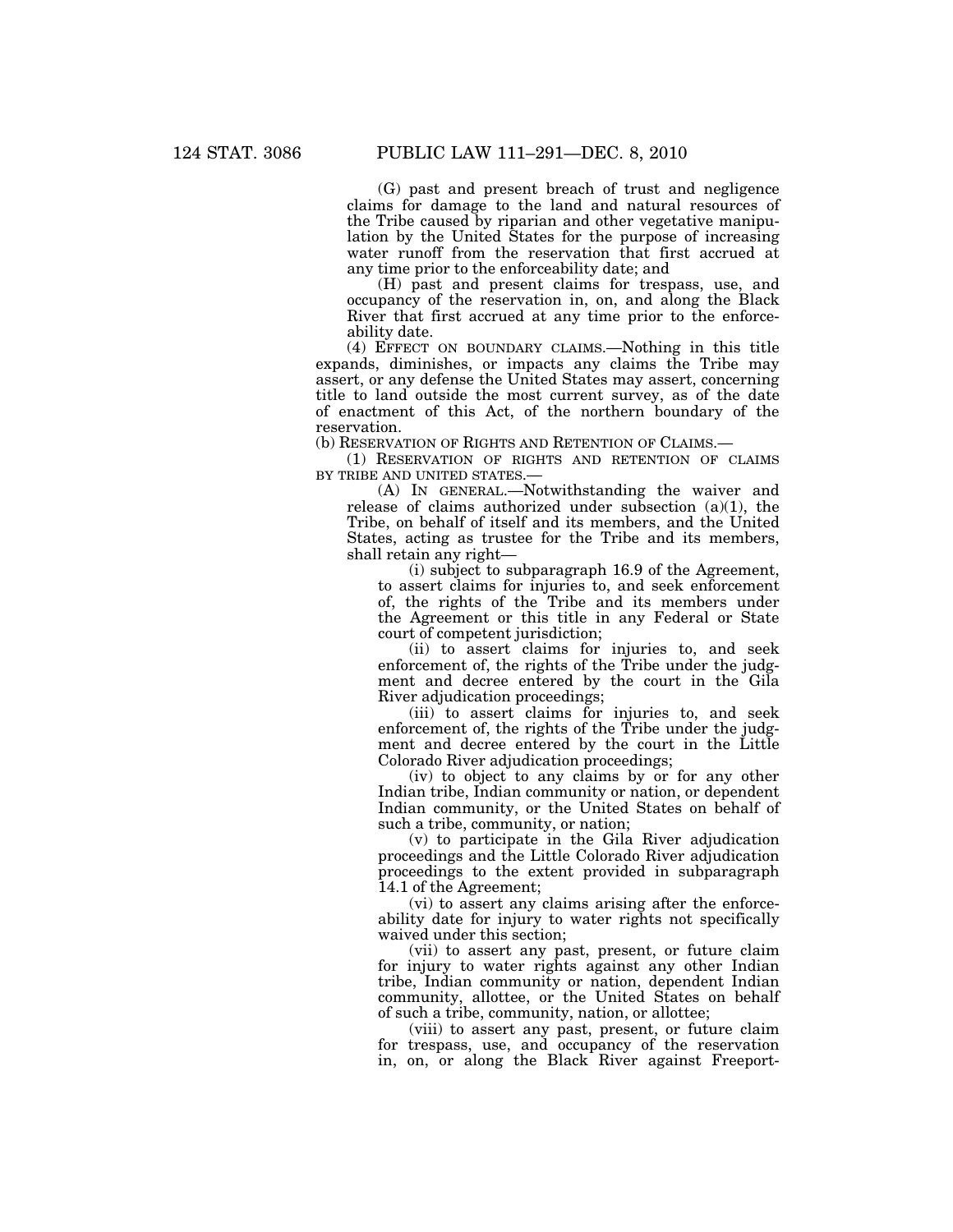(G) past and present breach of trust and negligence claims for damage to the land and natural resources of the Tribe caused by riparian and other vegetative manipulation by the United States for the purpose of increasing water runoff from the reservation that first accrued at any time prior to the enforceability date; and

(H) past and present claims for trespass, use, and occupancy of the reservation in, on, and along the Black River that first accrued at any time prior to the enforceability date.

(4) EFFECT ON BOUNDARY CLAIMS.—Nothing in this title expands, diminishes, or impacts any claims the Tribe may assert, or any defense the United States may assert, concerning title to land outside the most current survey, as of the date of enactment of this Act, of the northern boundary of the reservation.

(b) RESERVATION OF RIGHTS AND RETENTION OF CLAIMS.—

(1) RESERVATION OF RIGHTS AND RETENTION OF CLAIMS BY TRIBE AND UNITED STATES.—

(A) IN GENERAL.—Notwithstanding the waiver and release of claims authorized under subsection (a)(1), the Tribe, on behalf of itself and its members, and the United States, acting as trustee for the Tribe and its members, shall retain any right—

(i) subject to subparagraph 16.9 of the Agreement, to assert claims for injuries to, and seek enforcement of, the rights of the Tribe and its members under the Agreement or this title in any Federal or State court of competent jurisdiction;

(ii) to assert claims for injuries to, and seek enforcement of, the rights of the Tribe under the judgment and decree entered by the court in the Gila River adjudication proceedings;

(iii) to assert claims for injuries to, and seek enforcement of, the rights of the Tribe under the judgment and decree entered by the court in the Little Colorado River adjudication proceedings;

(iv) to object to any claims by or for any other Indian tribe, Indian community or nation, or dependent Indian community, or the United States on behalf of such a tribe, community, or nation;

(v) to participate in the Gila River adjudication proceedings and the Little Colorado River adjudication proceedings to the extent provided in subparagraph 14.1 of the Agreement;

(vi) to assert any claims arising after the enforceability date for injury to water rights not specifically waived under this section;

(vii) to assert any past, present, or future claim for injury to water rights against any other Indian tribe, Indian community or nation, dependent Indian community, allottee, or the United States on behalf of such a tribe, community, nation, or allottee;

(viii) to assert any past, present, or future claim for trespass, use, and occupancy of the reservation in, on, or along the Black River against Freeport-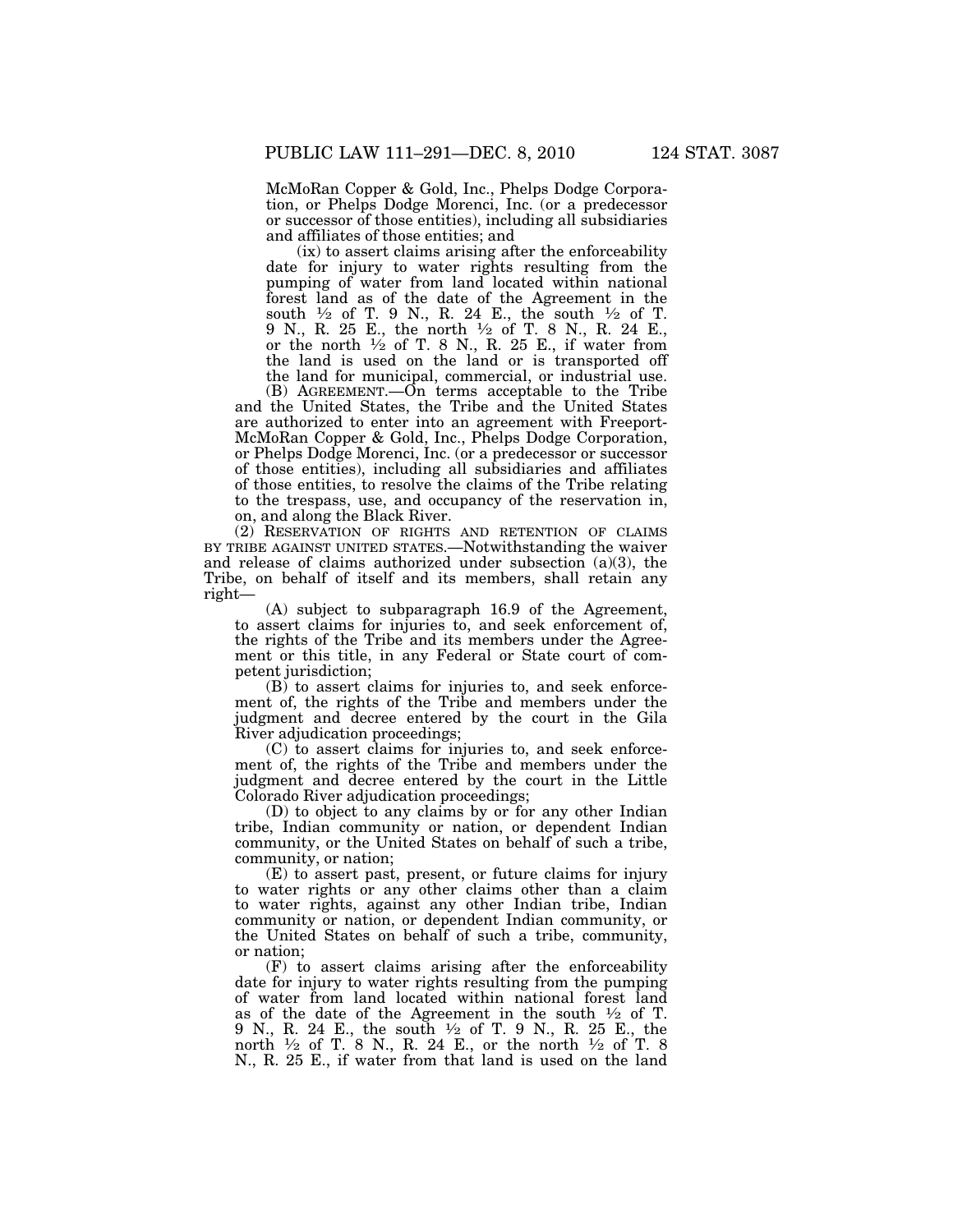McMoRan Copper & Gold, Inc., Phelps Dodge Corporation, or Phelps Dodge Morenci, Inc. (or a predecessor or successor of those entities), including all subsidiaries and affiliates of those entities; and

(ix) to assert claims arising after the enforceability date for injury to water rights resulting from the pumping of water from land located within national forest land as of the date of the Agreement in the south ½ of T. 9 N., R. 24 E., the south ½ of T. 9 N., R. 25 E., the north ½ of T. 8 N., R. 24 E., or the north ½ of T. 8 N., R. 25 E., if water from the land is used on the land or is transported off the land for municipal, commercial, or industrial use.

(B) AGREEMENT.—On terms acceptable to the Tribe and the United States, the Tribe and the United States are authorized to enter into an agreement with Freeport-McMoRan Copper & Gold, Inc., Phelps Dodge Corporation, or Phelps Dodge Morenci, Inc. (or a predecessor or successor of those entities), including all subsidiaries and affiliates of those entities, to resolve the claims of the Tribe relating to the trespass, use, and occupancy of the reservation in, on, and along the Black River.

(2) RESERVATION OF RIGHTS AND RETENTION OF CLAIMS BY TRIBE AGAINST UNITED STATES.—Notwithstanding the waiver and release of claims authorized under subsection (a)(3), the Tribe, on behalf of itself and its members, shall retain any right—

(A) subject to subparagraph 16.9 of the Agreement, to assert claims for injuries to, and seek enforcement of, the rights of the Tribe and its members under the Agreement or this title, in any Federal or State court of competent jurisdiction;

(B) to assert claims for injuries to, and seek enforcement of, the rights of the Tribe and members under the judgment and decree entered by the court in the Gila River adjudication proceedings;

(C) to assert claims for injuries to, and seek enforcement of, the rights of the Tribe and members under the judgment and decree entered by the court in the Little Colorado River adjudication proceedings;

(D) to object to any claims by or for any other Indian tribe, Indian community or nation, or dependent Indian community, or the United States on behalf of such a tribe, community, or nation;

(E) to assert past, present, or future claims for injury to water rights or any other claims other than a claim to water rights, against any other Indian tribe, Indian community or nation, or dependent Indian community, or the United States on behalf of such a tribe, community, or nation;

(F) to assert claims arising after the enforceability date for injury to water rights resulting from the pumping of water from land located within national forest land as of the date of the Agreement in the south ½ of T. 9 N., R. 24 E., the south ½ of T. 9 N., R. 25 E., the north ½ of T. 8 N., R. 24 E., or the north ½ of T. 8 N., R. 25 E., if water from that land is used on the land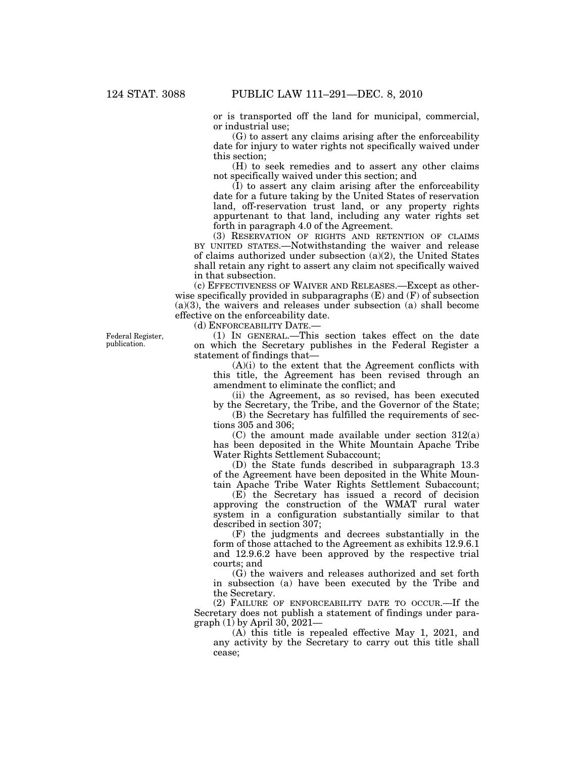or is transported off the land for municipal, commercial, or industrial use;

(G) to assert any claims arising after the enforceability date for injury to water rights not specifically waived under this section;

(H) to seek remedies and to assert any other claims not specifically waived under this section; and

(I) to assert any claim arising after the enforceability date for a future taking by the United States of reservation land, off-reservation trust land, or any property rights appurtenant to that land, including any water rights set forth in paragraph 4.0 of the Agreement.

(3) RESERVATION OF RIGHTS AND RETENTION OF CLAIMS BY UNITED STATES.—Notwithstanding the waiver and release of claims authorized under subsection (a)(2), the United States shall retain any right to assert any claim not specifically waived in that subsection.

(c) EFFECTIVENESS OF WAIVER AND RELEASES.—Except as otherwise specifically provided in subparagraphs (E) and (F) of subsection (a)(3), the waivers and releases under subsection (a) shall become effective on the enforceability date.

(d) ENFORCEABILITY DATE.—

Federal Register, publication.

(1) IN GENERAL.—This section takes effect on the date on which the Secretary publishes in the Federal Register a statement of findings that—

(A)(i) to the extent that the Agreement conflicts with this title, the Agreement has been revised through an amendment to eliminate the conflict; and

(ii) the Agreement, as so revised, has been executed by the Secretary, the Tribe, and the Governor of the State;

(B) the Secretary has fulfilled the requirements of sections 305 and 306;

(C) the amount made available under section 312(a) has been deposited in the White Mountain Apache Tribe Water Rights Settlement Subaccount;

(D) the State funds described in subparagraph 13.3 of the Agreement have been deposited in the White Mountain Apache Tribe Water Rights Settlement Subaccount;

(E) the Secretary has issued a record of decision approving the construction of the WMAT rural water system in a configuration substantially similar to that described in section 307;

(F) the judgments and decrees substantially in the form of those attached to the Agreement as exhibits 12.9.6.1 and 12.9.6.2 have been approved by the respective trial courts; and

(G) the waivers and releases authorized and set forth in subsection (a) have been executed by the Tribe and the Secretary.

(2) FAILURE OF ENFORCEABILITY DATE TO OCCUR.—If the Secretary does not publish a statement of findings under paragraph (1) by April 30, 2021—

(A) this title is repealed effective May 1, 2021, and any activity by the Secretary to carry out this title shall cease;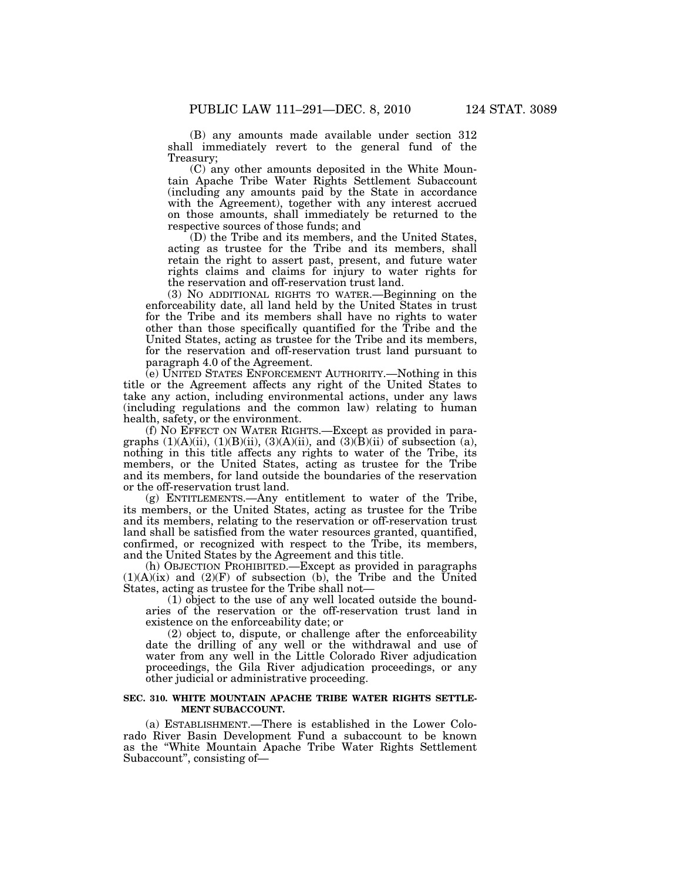(B) any amounts made available under section 312 shall immediately revert to the general fund of the Treasury;

(C) any other amounts deposited in the White Mountain Apache Tribe Water Rights Settlement Subaccount (including any amounts paid by the State in accordance with the Agreement), together with any interest accrued on those amounts, shall immediately be returned to the respective sources of those funds; and

(D) the Tribe and its members, and the United States, acting as trustee for the Tribe and its members, shall retain the right to assert past, present, and future water rights claims and claims for injury to water rights for the reservation and off-reservation trust land.

(3) NO ADDITIONAL RIGHTS TO WATER.—Beginning on the enforceability date, all land held by the United States in trust for the Tribe and its members shall have no rights to water other than those specifically quantified for the Tribe and the United States, acting as trustee for the Tribe and its members, for the reservation and off-reservation trust land pursuant to paragraph 4.0 of the Agreement.

(e) UNITED STATES ENFORCEMENT AUTHORITY.—Nothing in this title or the Agreement affects any right of the United States to take any action, including environmental actions, under any laws (including regulations and the common law) relating to human health, safety, or the environment.

(f) NO EFFECT ON WATER RIGHTS.—Except as provided in paragraphs (1)(A)(ii), (1)(B)(ii), (3)(A)(ii), and (3)(B)(ii) of subsection (a), nothing in this title affects any rights to water of the Tribe, its members, or the United States, acting as trustee for the Tribe and its members, for land outside the boundaries of the reservation or the off-reservation trust land.

(g) ENTITLEMENTS.—Any entitlement to water of the Tribe, its members, or the United States, acting as trustee for the Tribe and its members, relating to the reservation or off-reservation trust land shall be satisfied from the water resources granted, quantified, confirmed, or recognized with respect to the Tribe, its members, and the United States by the Agreement and this title.

(h) OBJECTION PROHIBITED.—Except as provided in paragraphs (1)(A)(ix) and (2)(F) of subsection (b), the Tribe and the United States, acting as trustee for the Tribe shall not—

(1) object to the use of any well located outside the boundaries of the reservation or the off-reservation trust land in existence on the enforceability date; or

(2) object to, dispute, or challenge after the enforceability date the drilling of any well or the withdrawal and use of water from any well in the Little Colorado River adjudication proceedings, the Gila River adjudication proceedings, or any other judicial or administrative proceeding.

**SEC. 310. WHITE MOUNTAIN APACHE TRIBE WATER RIGHTS SETTLEMENT SUBACCOUNT.**

(a) ESTABLISHMENT.—There is established in the Lower Colorado River Basin Development Fund a subaccount to be known as the "White Mountain Apache Tribe Water Rights Settlement Subaccount", consisting of—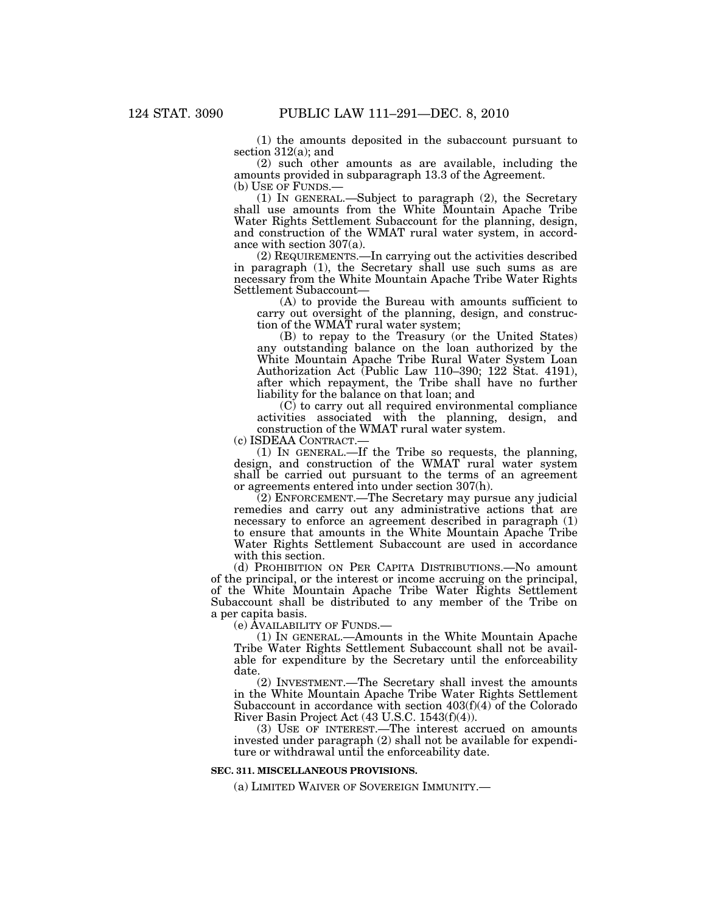(1) the amounts deposited in the subaccount pursuant to section 312(a); and

(2) such other amounts as are available, including the amounts provided in subparagraph 13.3 of the Agreement.

(b) USE OF FUNDS.—

(1) IN GENERAL.—Subject to paragraph (2), the Secretary shall use amounts from the White Mountain Apache Tribe Water Rights Settlement Subaccount for the planning, design, and construction of the WMAT rural water system, in accordance with section 307(a).

(2) REQUIREMENTS.—In carrying out the activities described in paragraph (1), the Secretary shall use such sums as are necessary from the White Mountain Apache Tribe Water Rights Settlement Subaccount—

(A) to provide the Bureau with amounts sufficient to carry out oversight of the planning, design, and construction of the WMAT rural water system;

(B) to repay to the Treasury (or the United States) any outstanding balance on the loan authorized by the White Mountain Apache Tribe Rural Water System Loan Authorization Act (Public Law 110–390; 122 Stat. 4191), after which repayment, the Tribe shall have no further liability for the balance on that loan; and

(C) to carry out all required environmental compliance activities associated with the planning, design, and construction of the WMAT rural water system.

(c) ISDEAA CONTRACT.—

(1) IN GENERAL.—If the Tribe so requests, the planning, design, and construction of the WMAT rural water system shall be carried out pursuant to the terms of an agreement or agreements entered into under section 307(h).

(2) ENFORCEMENT.—The Secretary may pursue any judicial remedies and carry out any administrative actions that are necessary to enforce an agreement described in paragraph (1) to ensure that amounts in the White Mountain Apache Tribe Water Rights Settlement Subaccount are used in accordance with this section.

(d) PROHIBITION ON PER CAPITA DISTRIBUTIONS.—No amount of the principal, or the interest or income accruing on the principal, of the White Mountain Apache Tribe Water Rights Settlement Subaccount shall be distributed to any member of the Tribe on a per capita basis.

(e) AVAILABILITY OF FUNDS.—

(1) IN GENERAL.—Amounts in the White Mountain Apache Tribe Water Rights Settlement Subaccount shall not be available for expenditure by the Secretary until the enforceability date.

(2) INVESTMENT.—The Secretary shall invest the amounts in the White Mountain Apache Tribe Water Rights Settlement Subaccount in accordance with section 403(f)(4) of the Colorado River Basin Project Act (43 U.S.C. 1543(f)(4)).

(3) USE OF INTEREST.—The interest accrued on amounts invested under paragraph (2) shall not be available for expenditure or withdrawal until the enforceability date.

**SEC. 311. MISCELLANEOUS PROVISIONS.**

(a) LIMITED WAIVER OF SOVEREIGN IMMUNITY.—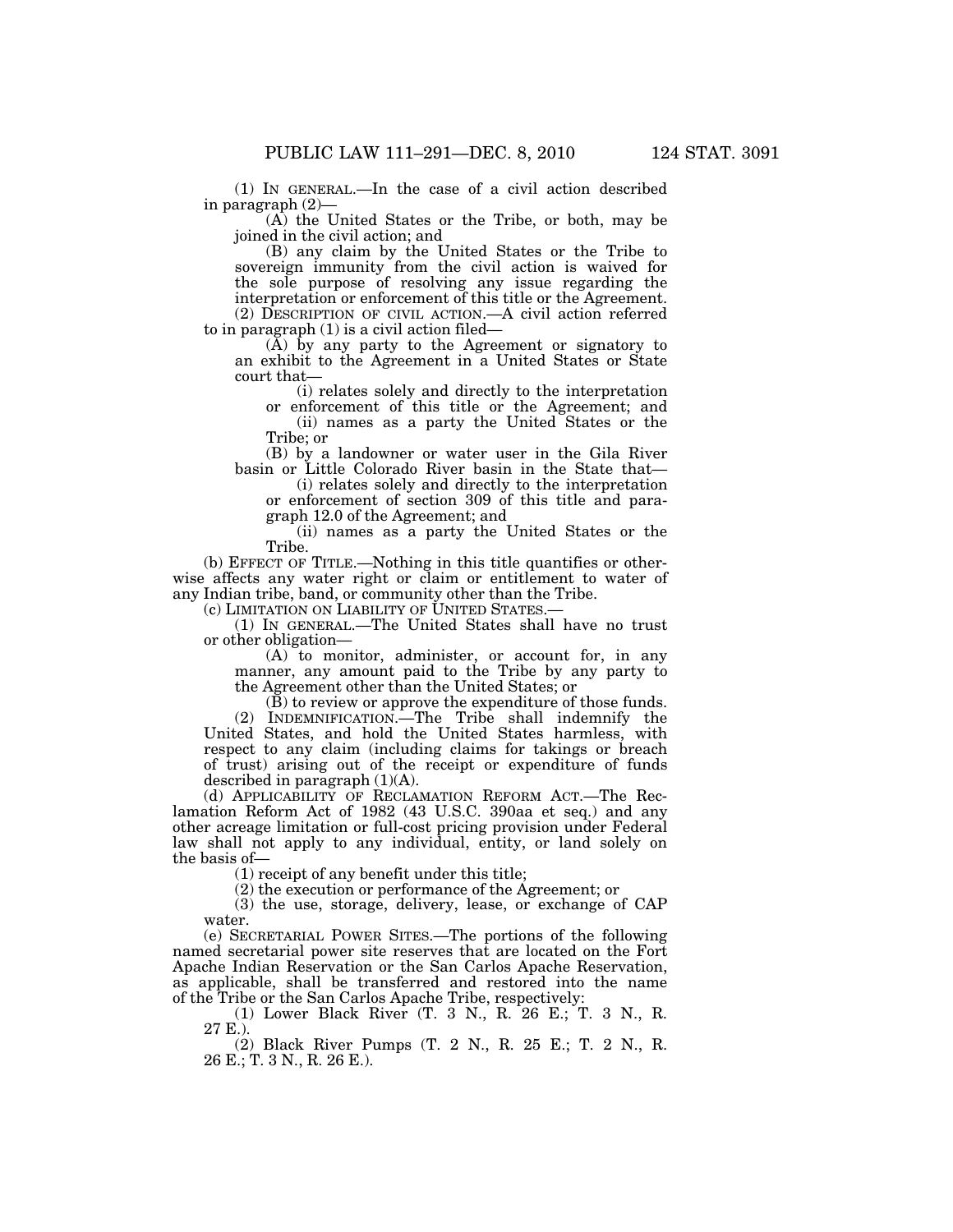(1) IN GENERAL.—In the case of a civil action described in paragraph (2)—

(A) the United States or the Tribe, or both, may be joined in the civil action; and

(B) any claim by the United States or the Tribe to sovereign immunity from the civil action is waived for the sole purpose of resolving any issue regarding the interpretation or enforcement of this title or the Agreement.

(2) DESCRIPTION OF CIVIL ACTION.—A civil action referred to in paragraph (1) is a civil action filed—

(A) by any party to the Agreement or signatory to an exhibit to the Agreement in a United States or State court that—

(i) relates solely and directly to the interpretation or enforcement of this title or the Agreement; and

(ii) names as a party the United States or the Tribe; or

(B) by a landowner or water user in the Gila River basin or Little Colorado River basin in the State that—

(i) relates solely and directly to the interpretation or enforcement of section 309 of this title and paragraph 12.0 of the Agreement; and

(ii) names as a party the United States or the Tribe.

(b) EFFECT OF TITLE.—Nothing in this title quantifies or otherwise affects any water right or claim or entitlement to water of any Indian tribe, band, or community other than the Tribe.

(c) LIMITATION ON LIABILITY OF UNITED STATES.—

(1) IN GENERAL.—The United States shall have no trust or other obligation—

(A) to monitor, administer, or account for, in any manner, any amount paid to the Tribe by any party to the Agreement other than the United States; or

(B) to review or approve the expenditure of those funds.

(2) INDEMNIFICATION.—The Tribe shall indemnify the United States, and hold the United States harmless, with respect to any claim (including claims for takings or breach of trust) arising out of the receipt or expenditure of funds described in paragraph (1)(A).

(d) APPLICABILITY OF RECLAMATION REFORM ACT.—The Reclamation Reform Act of 1982 (43 U.S.C. 390aa et seq.) and any other acreage limitation or full-cost pricing provision under Federal law shall not apply to any individual, entity, or land solely on the basis of—

(1) receipt of any benefit under this title;

(2) the execution or performance of the Agreement; or

(3) the use, storage, delivery, lease, or exchange of CAP water.

(e) SECRETARIAL POWER SITES.—The portions of the following named secretarial power site reserves that are located on the Fort Apache Indian Reservation or the San Carlos Apache Reservation, as applicable, shall be transferred and restored into the name of the Tribe or the San Carlos Apache Tribe, respectively:

(1) Lower Black River (T. 3 N., R. 26 E.; T. 3 N., R. 27 E.).

(2) Black River Pumps (T. 2 N., R. 25 E.; T. 2 N., R. 26 E.; T. 3 N., R. 26 E.).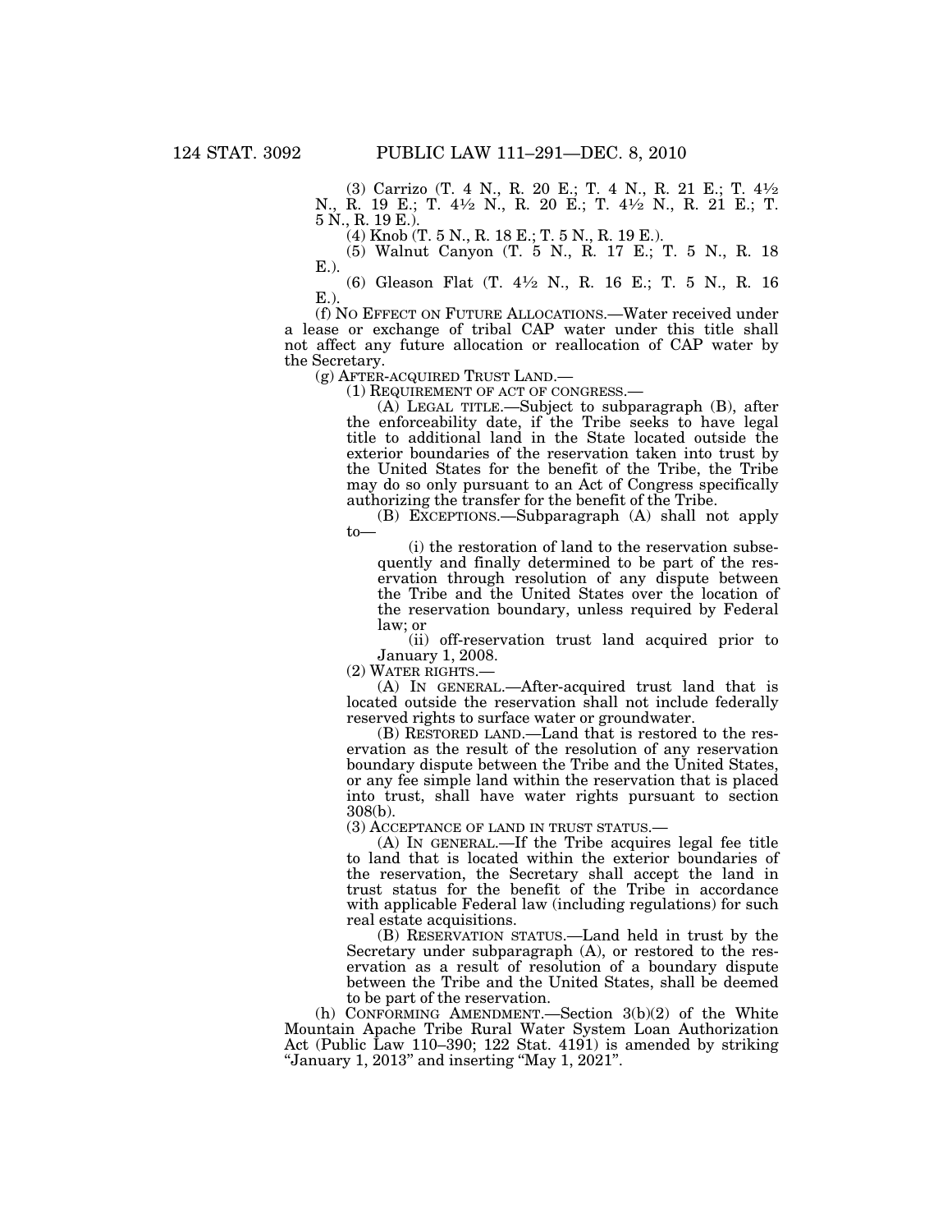(3) Carrizo (T. 4 N., R. 20 E.; T. 4 N., R. 21 E.; T. 4½ N., R. 19 E.; T. 4½ N., R. 20 E.; T. 4½ N., R. 21 E.; T. 5 N., R. 19 E.).

(4) Knob (T. 5 N., R. 18 E.; T. 5 N., R. 19 E.).

(5) Walnut Canyon (T. 5 N., R. 17 E.; T. 5 N., R. 18 E.).

(6) Gleason Flat (T. 4½ N., R. 16 E.; T. 5 N., R. 16 E.).

(f) NO EFFECT ON FUTURE ALLOCATIONS.—Water received under a lease or exchange of tribal CAP water under this title shall not affect any future allocation or reallocation of CAP water by the Secretary.

(g) AFTER-ACQUIRED TRUST LAND.—

(1) REQUIREMENT OF ACT OF CONGRESS.—

(A) LEGAL TITLE.—Subject to subparagraph (B), after the enforceability date, if the Tribe seeks to have legal title to additional land in the State located outside the exterior boundaries of the reservation taken into trust by the United States for the benefit of the Tribe, the Tribe may do so only pursuant to an Act of Congress specifically authorizing the transfer for the benefit of the Tribe.

(B) EXCEPTIONS.—Subparagraph (A) shall not apply to—

(i) the restoration of land to the reservation subsequently and finally determined to be part of the reservation through resolution of any dispute between the Tribe and the United States over the location of the reservation boundary, unless required by Federal law; or

(ii) off-reservation trust land acquired prior to January 1, 2008.

(2) WATER RIGHTS.—

(A) IN GENERAL.—After-acquired trust land that is located outside the reservation shall not include federally reserved rights to surface water or groundwater.

(B) RESTORED LAND.—Land that is restored to the reservation as the result of the resolution of any reservation boundary dispute between the Tribe and the United States, or any fee simple land within the reservation that is placed into trust, shall have water rights pursuant to section 308(b).

(3) ACCEPTANCE OF LAND IN TRUST STATUS.—

(A) IN GENERAL.—If the Tribe acquires legal fee title to land that is located within the exterior boundaries of the reservation, the Secretary shall accept the land in trust status for the benefit of the Tribe in accordance with applicable Federal law (including regulations) for such real estate acquisitions.

(B) RESERVATION STATUS.—Land held in trust by the Secretary under subparagraph (A), or restored to the reservation as a result of resolution of a boundary dispute between the Tribe and the United States, shall be deemed to be part of the reservation.

(h) CONFORMING AMENDMENT.—Section 3(b)(2) of the White Mountain Apache Tribe Rural Water System Loan Authorization Act (Public Law 110–390; 122 Stat. 4191) is amended by striking "January 1, 2013" and inserting "May 1, 2021".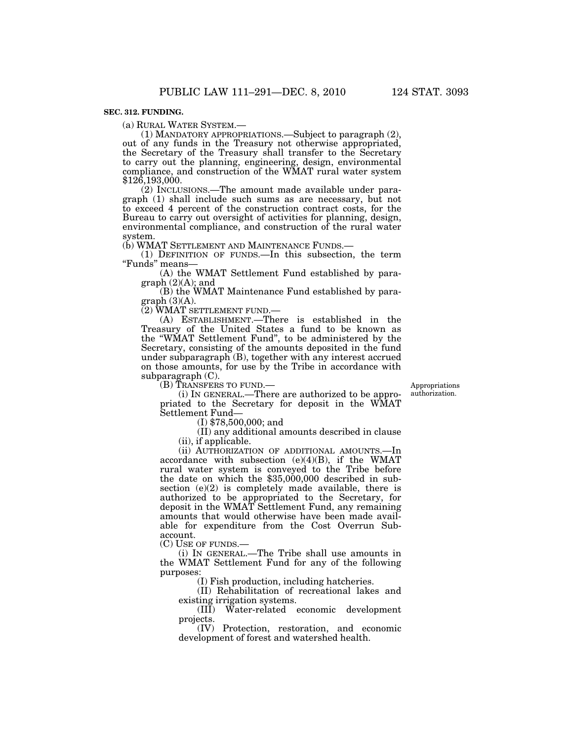**SEC. 312. FUNDING.**

(a) RURAL WATER SYSTEM.—

(1) MANDATORY APPROPRIATIONS.—Subject to paragraph (2), out of any funds in the Treasury not otherwise appropriated, the Secretary of the Treasury shall transfer to the Secretary to carry out the planning, engineering, design, environmental compliance, and construction of the WMAT rural water system $126,193,000.

(2) INCLUSIONS.—The amount made available under paragraph (1) shall include such sums as are necessary, but not to exceed 4 percent of the construction contract costs, for the Bureau to carry out oversight of activities for planning, design, environmental compliance, and construction of the rural water system.

(b) WMAT SETTLEMENT AND MAINTENANCE FUNDS.—

(1) DEFINITION OF FUNDS.—In this subsection, the term "Funds" means—

(A) the WMAT Settlement Fund established by paragraph (2)(A); and

(B) the WMAT Maintenance Fund established by paragraph (3)(A).

(2) WMAT SETTLEMENT FUND.—

(A) ESTABLISHMENT.—There is established in the Treasury of the United States a fund to be known as the "WMAT Settlement Fund", to be administered by the Secretary, consisting of the amounts deposited in the fund under subparagraph (B), together with any interest accrued on those amounts, for use by the Tribe in accordance with subparagraph (C).

(B) TRANSFERS TO FUND.—

Appropriations authorization.

(i) IN GENERAL.—There are authorized to be appropriated to the Secretary for deposit in the WMAT Settlement Fund—

(I) $78,500,000; and

(II) any additional amounts described in clause (ii), if applicable.

(ii) AUTHORIZATION OF ADDITIONAL AMOUNTS.—In accordance with subsection (e)(4)(B), if the WMAT rural water system is conveyed to the Tribe before the date on which the $35,000,000 described in subsection (e)(2) is completely made available, there is authorized to be appropriated to the Secretary, for deposit in the WMAT Settlement Fund, any remaining amounts that would otherwise have been made available for expenditure from the Cost Overrun Subaccount.

(C) USE OF FUNDS.—

(i) IN GENERAL.—The Tribe shall use amounts in the WMAT Settlement Fund for any of the following purposes:

(I) Fish production, including hatcheries.

(II) Rehabilitation of recreational lakes and existing irrigation systems.

(III) Water-related economic development projects.

(IV) Protection, restoration, and economic development of forest and watershed health.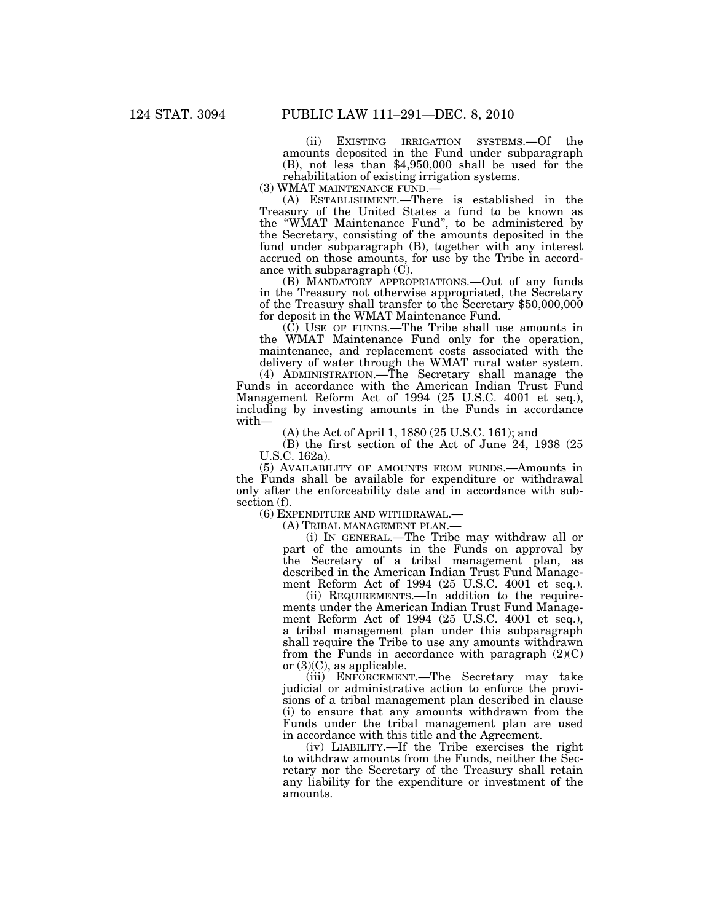(ii) EXISTING IRRIGATION SYSTEMS.—Of the amounts deposited in the Fund under subparagraph (B), not less than $4,950,000 shall be used for the rehabilitation of existing irrigation systems.

(3) WMAT MAINTENANCE FUND.—

(A) ESTABLISHMENT.—There is established in the Treasury of the United States a fund to be known as the "WMAT Maintenance Fund", to be administered by the Secretary, consisting of the amounts deposited in the fund under subparagraph (B), together with any interest accrued on those amounts, for use by the Tribe in accordance with subparagraph (C).

(B) MANDATORY APPROPRIATIONS.—Out of any funds in the Treasury not otherwise appropriated, the Secretary of the Treasury shall transfer to the Secretary $50,000,000 for deposit in the WMAT Maintenance Fund.

(C) USE OF FUNDS.—The Tribe shall use amounts in the WMAT Maintenance Fund only for the operation, maintenance, and replacement costs associated with the delivery of water through the WMAT rural water system.

(4) ADMINISTRATION.—The Secretary shall manage the Funds in accordance with the American Indian Trust Fund Management Reform Act of 1994 (25 U.S.C. 4001 et seq.), including by investing amounts in the Funds in accordance with—

(A) the Act of April 1, 1880 (25 U.S.C. 161); and

(B) the first section of the Act of June 24, 1938 (25 U.S.C. 162a).

(5) AVAILABILITY OF AMOUNTS FROM FUNDS.—Amounts in the Funds shall be available for expenditure or withdrawal only after the enforceability date and in accordance with subsection (f).

(6) EXPENDITURE AND WITHDRAWAL.—

(A) TRIBAL MANAGEMENT PLAN.—

(i) IN GENERAL.—The Tribe may withdraw all or part of the amounts in the Funds on approval by the Secretary of a tribal management plan, as described in the American Indian Trust Fund Management Reform Act of 1994 (25 U.S.C. 4001 et seq.).

(ii) REQUIREMENTS.—In addition to the requirements under the American Indian Trust Fund Management Reform Act of 1994 (25 U.S.C. 4001 et seq.), a tribal management plan under this subparagraph shall require the Tribe to use any amounts withdrawn from the Funds in accordance with paragraph (2)(C) or (3)(C), as applicable.

(iii) ENFORCEMENT.—The Secretary may take judicial or administrative action to enforce the provisions of a tribal management plan described in clause (i) to ensure that any amounts withdrawn from the Funds under the tribal management plan are used in accordance with this title and the Agreement.

(iv) LIABILITY.—If the Tribe exercises the right to withdraw amounts from the Funds, neither the Secretary nor the Secretary of the Treasury shall retain any liability for the expenditure or investment of the amounts.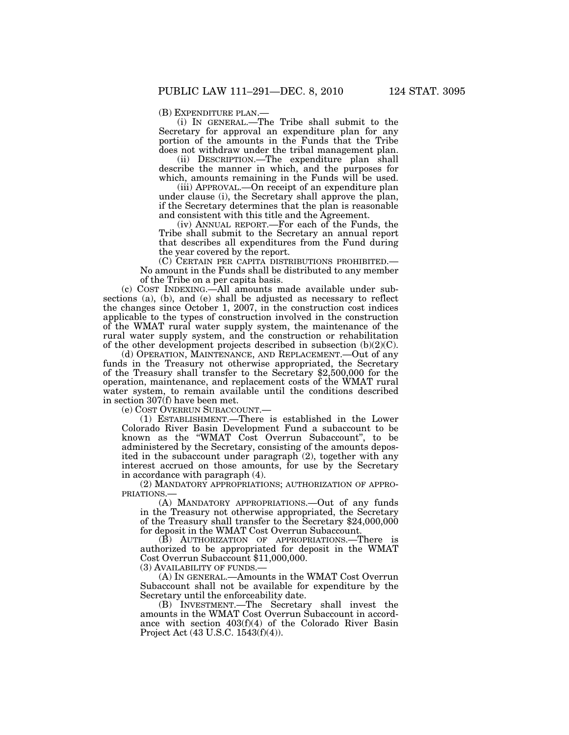(B) EXPENDITURE PLAN.—

(i) IN GENERAL.—The Tribe shall submit to the Secretary for approval an expenditure plan for any portion of the amounts in the Funds that the Tribe does not withdraw under the tribal management plan.

(ii) DESCRIPTION.—The expenditure plan shall describe the manner in which, and the purposes for which, amounts remaining in the Funds will be used.

(iii) APPROVAL.—On receipt of an expenditure plan under clause (i), the Secretary shall approve the plan, if the Secretary determines that the plan is reasonable and consistent with this title and the Agreement.

(iv) ANNUAL REPORT.—For each of the Funds, the Tribe shall submit to the Secretary an annual report that describes all expenditures from the Fund during the year covered by the report.

(C) CERTAIN PER CAPITA DISTRIBUTIONS PROHIBITED.—No amount in the Funds shall be distributed to any member of the Tribe on a per capita basis.

(c) COST INDEXING.—All amounts made available under subsections (a), (b), and (e) shall be adjusted as necessary to reflect the changes since October 1, 2007, in the construction cost indices applicable to the types of construction involved in the construction of the WMAT rural water supply system, the maintenance of the rural water supply system, and the construction or rehabilitation of the other development projects described in subsection (b)(2)(C).

(d) OPERATION, MAINTENANCE, AND REPLACEMENT.—Out of any funds in the Treasury not otherwise appropriated, the Secretary of the Treasury shall transfer to the Secretary $2,500,000 for the operation, maintenance, and replacement costs of the WMAT rural water system, to remain available until the conditions described in section 307(f) have been met.

(e) COST OVERRUN SUBACCOUNT.—

(1) ESTABLISHMENT.—There is established in the Lower Colorado River Basin Development Fund a subaccount to be known as the "WMAT Cost Overrun Subaccount", to be administered by the Secretary, consisting of the amounts deposited in the subaccount under paragraph (2), together with any interest accrued on those amounts, for use by the Secretary in accordance with paragraph (4).

(2) MANDATORY APPROPRIATIONS; AUTHORIZATION OF APPROPRIATIONS.—

(A) MANDATORY APPROPRIATIONS.—Out of any funds in the Treasury not otherwise appropriated, the Secretary of the Treasury shall transfer to the Secretary $24,000,000 for deposit in the WMAT Cost Overrun Subaccount.

(B) AUTHORIZATION OF APPROPRIATIONS.—There is authorized to be appropriated for deposit in the WMAT Cost Overrun Subaccount $11,000,000.

(3) AVAILABILITY OF FUNDS.—

(A) IN GENERAL.—Amounts in the WMAT Cost Overrun Subaccount shall not be available for expenditure by the Secretary until the enforceability date.

(B) INVESTMENT.—The Secretary shall invest the amounts in the WMAT Cost Overrun Subaccount in accordance with section 403(f)(4) of the Colorado River Basin Project Act (43 U.S.C. 1543(f)(4)).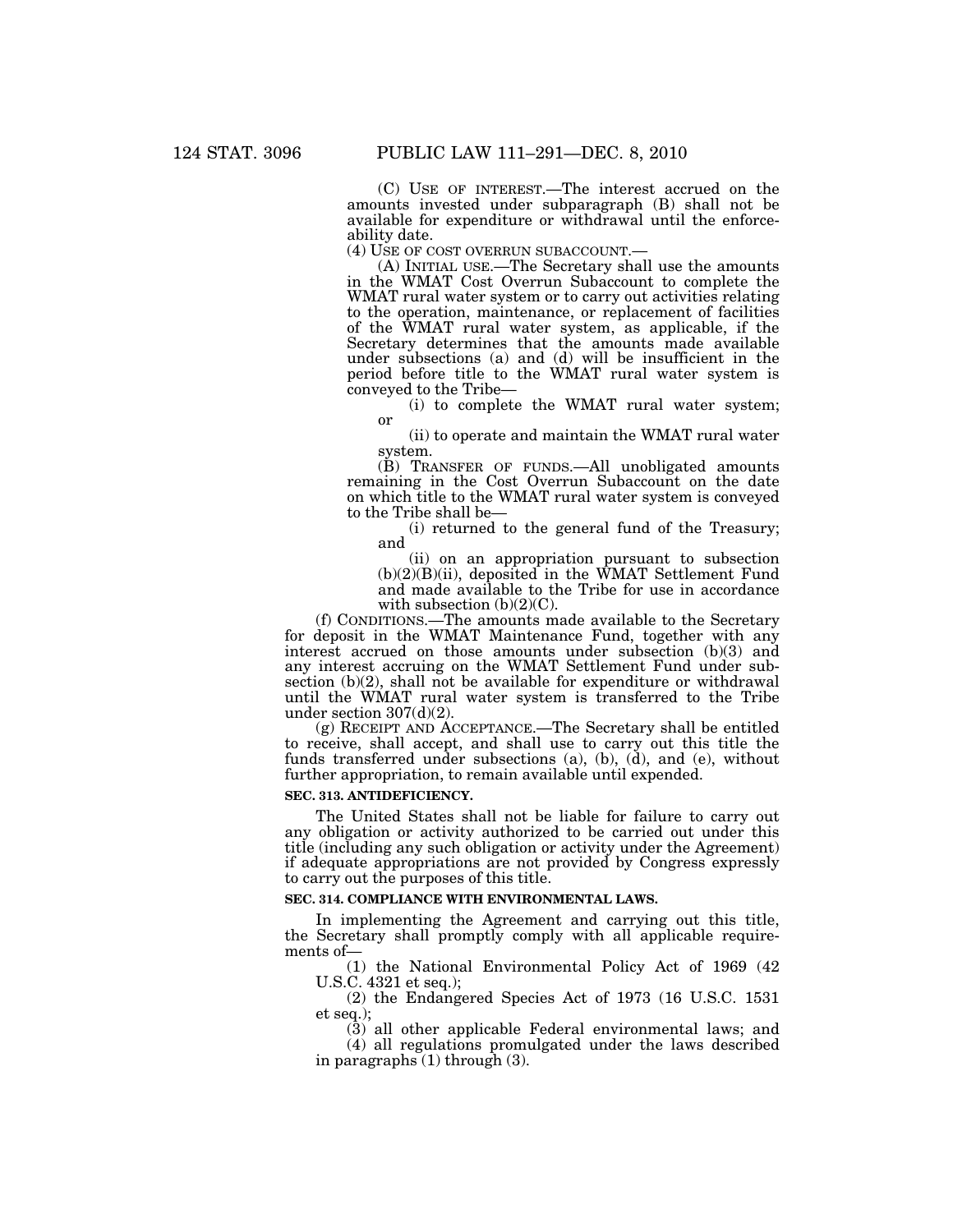(C) USE OF INTEREST.—The interest accrued on the amounts invested under subparagraph (B) shall not be available for expenditure or withdrawal until the enforceability date.

(4) USE OF COST OVERRUN SUBACCOUNT.—

(A) INITIAL USE.—The Secretary shall use the amounts in the WMAT Cost Overrun Subaccount to complete the WMAT rural water system or to carry out activities relating to the operation, maintenance, or replacement of facilities of the WMAT rural water system, as applicable, if the Secretary determines that the amounts made available under subsections (a) and (d) will be insufficient in the period before title to the WMAT rural water system is conveyed to the Tribe—

(i) to complete the WMAT rural water system; or

(ii) to operate and maintain the WMAT rural water system.

(B) TRANSFER OF FUNDS.—All unobligated amounts remaining in the Cost Overrun Subaccount on the date on which title to the WMAT rural water system is conveyed to the Tribe shall be—

(i) returned to the general fund of the Treasury; and

(ii) on an appropriation pursuant to subsection (b)(2)(B)(ii), deposited in the WMAT Settlement Fund and made available to the Tribe for use in accordance with subsection (b)(2)(C).

(f) CONDITIONS.—The amounts made available to the Secretary for deposit in the WMAT Maintenance Fund, together with any interest accrued on those amounts under subsection (b)(3) and any interest accruing on the WMAT Settlement Fund under subsection (b)(2), shall not be available for expenditure or withdrawal until the WMAT rural water system is transferred to the Tribe under section 307(d)(2).

(g) RECEIPT AND ACCEPTANCE.—The Secretary shall be entitled to receive, shall accept, and shall use to carry out this title the funds transferred under subsections (a), (b), (d), and (e), without further appropriation, to remain available until expended.

**SEC. 313. ANTIDEFICIENCY.**

The United States shall not be liable for failure to carry out any obligation or activity authorized to be carried out under this title (including any such obligation or activity under the Agreement) if adequate appropriations are not provided by Congress expressly to carry out the purposes of this title.

**SEC. 314. COMPLIANCE WITH ENVIRONMENTAL LAWS.**

In implementing the Agreement and carrying out this title, the Secretary shall promptly comply with all applicable requirements of—

(1) the National Environmental Policy Act of 1969 (42 U.S.C. 4321 et seq.);

(2) the Endangered Species Act of 1973 (16 U.S.C. 1531 et seq.);

(3) all other applicable Federal environmental laws; and

(4) all regulations promulgated under the laws described in paragraphs (1) through (3).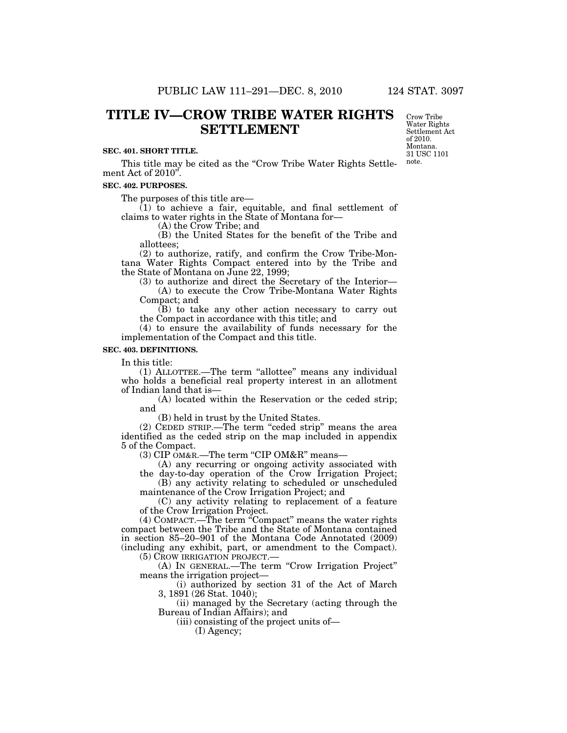# TITLE IV—CROW TRIBE WATER RIGHTS SETTLEMENT

Crow Tribe Water Rights Settlement Act of 2010. Montana. 31 USC 1101 note.

**SEC. 401. SHORT TITLE.**

This title may be cited as the "Crow Tribe Water Rights Settlement Act of 2010".

**SEC. 402. PURPOSES.**

The purposes of this title are—

(1) to achieve a fair, equitable, and final settlement of claims to water rights in the State of Montana for—

(A) the Crow Tribe; and

(B) the United States for the benefit of the Tribe and allottees;

(2) to authorize, ratify, and confirm the Crow Tribe-Montana Water Rights Compact entered into by the Tribe and the State of Montana on June 22, 1999;

(3) to authorize and direct the Secretary of the Interior—

(A) to execute the Crow Tribe-Montana Water Rights Compact; and

(B) to take any other action necessary to carry out the Compact in accordance with this title; and

(4) to ensure the availability of funds necessary for the implementation of the Compact and this title.

**SEC. 403. DEFINITIONS.**

In this title:

(1) ALLOTTEE.—The term "allottee" means any individual who holds a beneficial real property interest in an allotment of Indian land that is—

(A) located within the Reservation or the ceded strip; and

(B) held in trust by the United States.

(2) CEDED STRIP.—The term "ceded strip" means the area identified as the ceded strip on the map included in appendix 5 of the Compact.

(3) CIP OM&R.—The term "CIP OM&R" means—

(A) any recurring or ongoing activity associated with the day-to-day operation of the Crow Irrigation Project;

(B) any activity relating to scheduled or unscheduled maintenance of the Crow Irrigation Project; and

(C) any activity relating to replacement of a feature of the Crow Irrigation Project.

(4) COMPACT.—The term "Compact" means the water rights compact between the Tribe and the State of Montana contained in section 85–20–901 of the Montana Code Annotated (2009) (including any exhibit, part, or amendment to the Compact).

(5) CROW IRRIGATION PROJECT.—

(A) IN GENERAL.—The term "Crow Irrigation Project" means the irrigation project—

(i) authorized by section 31 of the Act of March 3, 1891 (26 Stat. 1040);

(ii) managed by the Secretary (acting through the Bureau of Indian Affairs); and

(iii) consisting of the project units of—

(I) Agency;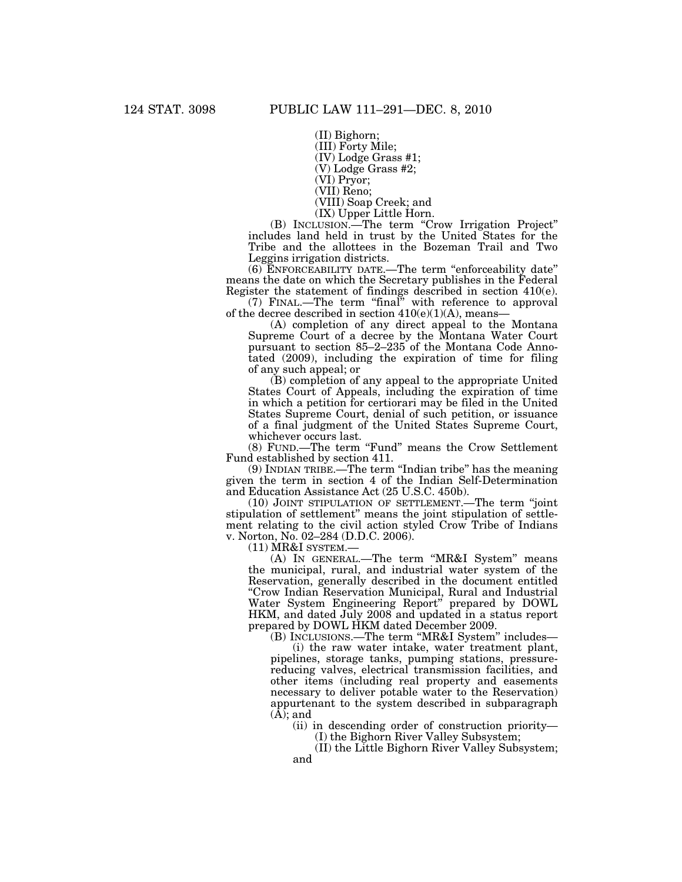(II) Bighorn;

(III) Forty Mile;

(IV) Lodge Grass #1;

(V) Lodge Grass #2;

(VI) Pryor;

(VII) Reno;

(VIII) Soap Creek; and

(IX) Upper Little Horn.

(B) INCLUSION.—The term "Crow Irrigation Project" includes land held in trust by the United States for the Tribe and the allottees in the Bozeman Trail and Two Leggins irrigation districts.

(6) ENFORCEABILITY DATE.—The term "enforceability date" means the date on which the Secretary publishes in the Federal Register the statement of findings described in section 410(e).

(7) FINAL.—The term "final" with reference to approval of the decree described in section 410(e)(1)(A), means—

(A) completion of any direct appeal to the Montana Supreme Court of a decree by the Montana Water Court pursuant to section 85–2–235 of the Montana Code Annotated (2009), including the expiration of time for filing of any such appeal; or

(B) completion of any appeal to the appropriate United States Court of Appeals, including the expiration of time in which a petition for certiorari may be filed in the United States Supreme Court, denial of such petition, or issuance of a final judgment of the United States Supreme Court, whichever occurs last.

(8) FUND.—The term "Fund" means the Crow Settlement Fund established by section 411.

(9) INDIAN TRIBE.—The term "Indian tribe" has the meaning given the term in section 4 of the Indian Self-Determination and Education Assistance Act (25 U.S.C. 450b).

(10) JOINT STIPULATION OF SETTLEMENT.—The term "joint stipulation of settlement" means the joint stipulation of settlement relating to the civil action styled Crow Tribe of Indians v. Norton, No. 02–284 (D.D.C. 2006).

(11) MR&I SYSTEM.—

(A) IN GENERAL.—The term "MR&I System" means the municipal, rural, and industrial water system of the Reservation, generally described in the document entitled "Crow Indian Reservation Municipal, Rural and Industrial Water System Engineering Report" prepared by DOWL HKM, and dated July 2008 and updated in a status report prepared by DOWL HKM dated December 2009.

(B) INCLUSIONS.—The term "MR&I System" includes—

(i) the raw water intake, water treatment plant, pipelines, storage tanks, pumping stations, pressure-reducing valves, electrical transmission facilities, and other items (including real property and easements necessary to deliver potable water to the Reservation) appurtenant to the system described in subparagraph (A); and

(ii) in descending order of construction priority—

(I) the Bighorn River Valley Subsystem;

(II) the Little Bighorn River Valley Subsystem; and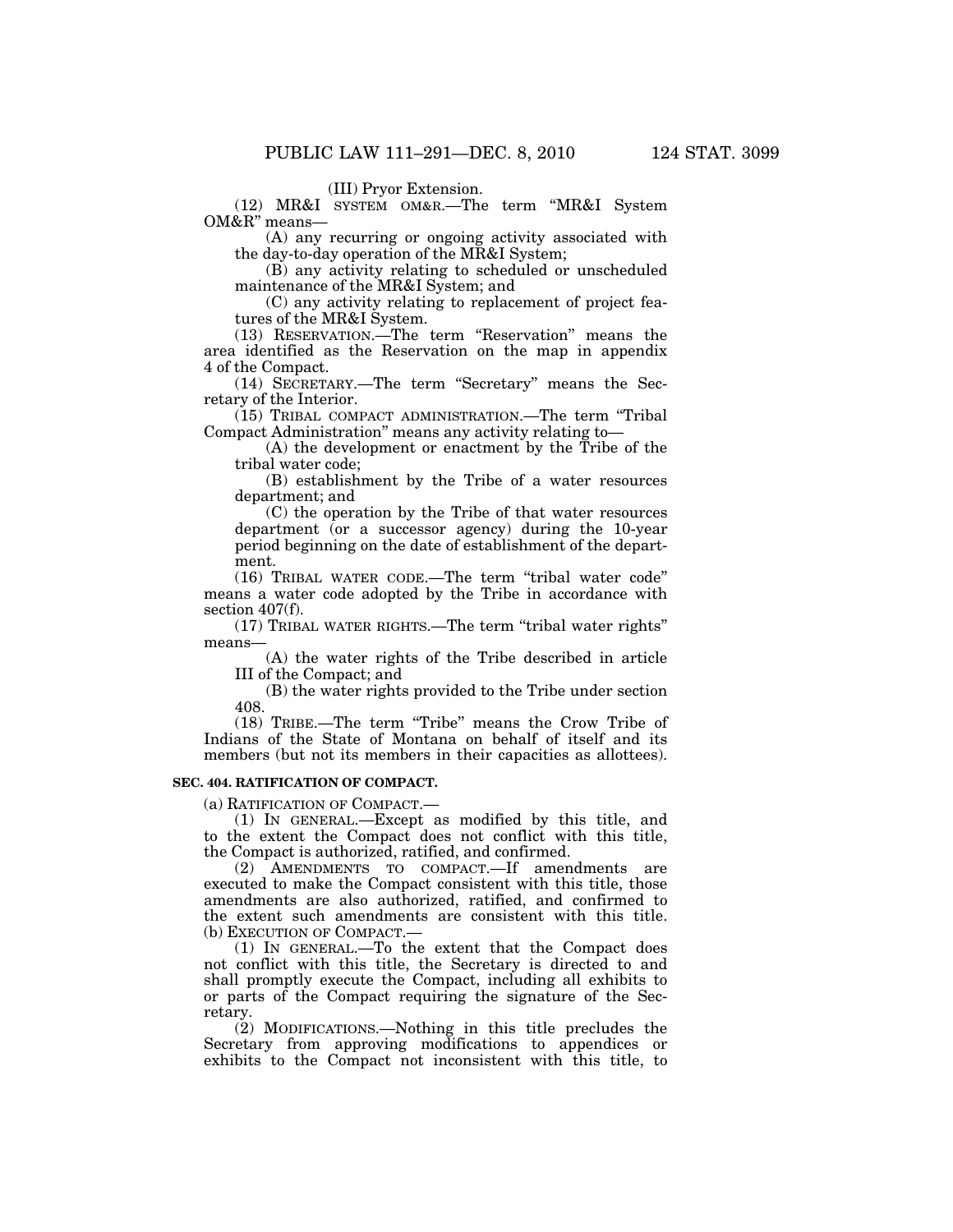(III) Pryor Extension.

(12) MR&I SYSTEM OM&R.—The term "MR&I System OM&R" means—

(A) any recurring or ongoing activity associated with the day-to-day operation of the MR&I System;

(B) any activity relating to scheduled or unscheduled maintenance of the MR&I System; and

(C) any activity relating to replacement of project features of the MR&I System.

(13) RESERVATION.—The term "Reservation" means the area identified as the Reservation on the map in appendix 4 of the Compact.

(14) SECRETARY.—The term "Secretary" means the Secretary of the Interior.

(15) TRIBAL COMPACT ADMINISTRATION.—The term "Tribal Compact Administration" means any activity relating to—

(A) the development or enactment by the Tribe of the tribal water code;

(B) establishment by the Tribe of a water resources department; and

(C) the operation by the Tribe of that water resources department (or a successor agency) during the 10-year period beginning on the date of establishment of the department.

(16) TRIBAL WATER CODE.—The term "tribal water code" means a water code adopted by the Tribe in accordance with section 407(f).

(17) TRIBAL WATER RIGHTS.—The term "tribal water rights" means—

(A) the water rights of the Tribe described in article III of the Compact; and

(B) the water rights provided to the Tribe under section 408.

(18) TRIBE.—The term "Tribe" means the Crow Tribe of Indians of the State of Montana on behalf of itself and its members (but not its members in their capacities as allottees).

**SEC. 404. RATIFICATION OF COMPACT.**

(a) RATIFICATION OF COMPACT.—

(1) IN GENERAL.—Except as modified by this title, and to the extent the Compact does not conflict with this title, the Compact is authorized, ratified, and confirmed.

(2) AMENDMENTS TO COMPACT.—If amendments are executed to make the Compact consistent with this title, those amendments are also authorized, ratified, and confirmed to the extent such amendments are consistent with this title.

(b) EXECUTION OF COMPACT.—

(1) IN GENERAL.—To the extent that the Compact does not conflict with this title, the Secretary is directed to and shall promptly execute the Compact, including all exhibits to or parts of the Compact requiring the signature of the Secretary.

(2) MODIFICATIONS.—Nothing in this title precludes the Secretary from approving modifications to appendices or exhibits to the Compact not inconsistent with this title, to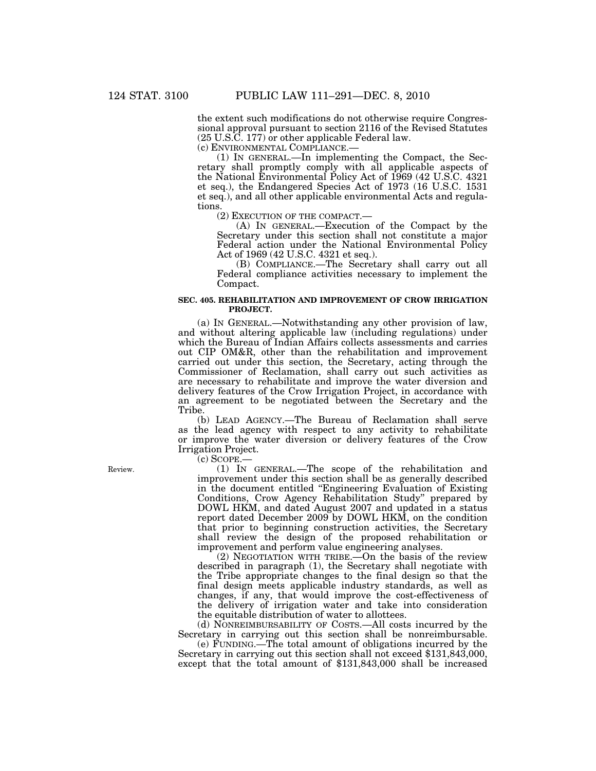the extent such modifications do not otherwise require Congressional approval pursuant to section 2116 of the Revised Statutes (25 U.S.C. 177) or other applicable Federal law.

(c) ENVIRONMENTAL COMPLIANCE.—

(1) IN GENERAL.—In implementing the Compact, the Secretary shall promptly comply with all applicable aspects of the National Environmental Policy Act of 1969 (42 U.S.C. 4321 et seq.), the Endangered Species Act of 1973 (16 U.S.C. 1531 et seq.), and all other applicable environmental Acts and regulations.

(2) EXECUTION OF THE COMPACT.—

(A) IN GENERAL.—Execution of the Compact by the Secretary under this section shall not constitute a major Federal action under the National Environmental Policy Act of 1969 (42 U.S.C. 4321 et seq.).

(B) COMPLIANCE.—The Secretary shall carry out all Federal compliance activities necessary to implement the Compact.

**SEC. 405. REHABILITATION AND IMPROVEMENT OF CROW IRRIGATION PROJECT.**

(a) IN GENERAL.—Notwithstanding any other provision of law, and without altering applicable law (including regulations) under which the Bureau of Indian Affairs collects assessments and carries out CIP OM&R, other than the rehabilitation and improvement carried out under this section, the Secretary, acting through the Commissioner of Reclamation, shall carry out such activities as are necessary to rehabilitate and improve the water diversion and delivery features of the Crow Irrigation Project, in accordance with an agreement to be negotiated between the Secretary and the Tribe.

(b) LEAD AGENCY.—The Bureau of Reclamation shall serve as the lead agency with respect to any activity to rehabilitate or improve the water diversion or delivery features of the Crow Irrigation Project.

(c) SCOPE.—

Review.

(1) IN GENERAL.—The scope of the rehabilitation and improvement under this section shall be as generally described in the document entitled "Engineering Evaluation of Existing Conditions, Crow Agency Rehabilitation Study" prepared by DOWL HKM, and dated August 2007 and updated in a status report dated December 2009 by DOWL HKM, on the condition that prior to beginning construction activities, the Secretary shall review the design of the proposed rehabilitation or improvement and perform value engineering analyses.

(2) NEGOTIATION WITH TRIBE.—On the basis of the review described in paragraph (1), the Secretary shall negotiate with the Tribe appropriate changes to the final design so that the final design meets applicable industry standards, as well as changes, if any, that would improve the cost-effectiveness of the delivery of irrigation water and take into consideration the equitable distribution of water to allottees.

(d) NONREIMBURSABILITY OF COSTS.—All costs incurred by the Secretary in carrying out this section shall be nonreimbursable.

(e) FUNDING.—The total amount of obligations incurred by the Secretary in carrying out this section shall not exceed $131,843,000, except that the total amount of $131,843,000 shall be increased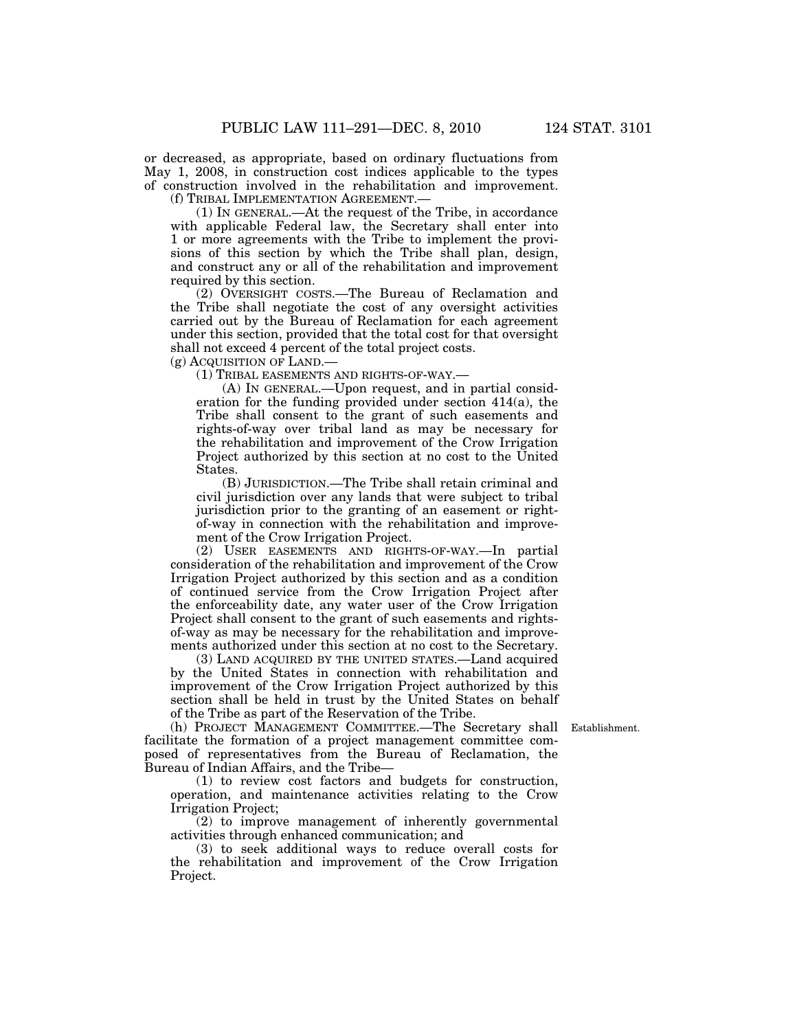or decreased, as appropriate, based on ordinary fluctuations from May 1, 2008, in construction cost indices applicable to the types of construction involved in the rehabilitation and improvement.

(f) TRIBAL IMPLEMENTATION AGREEMENT.—

(1) IN GENERAL.—At the request of the Tribe, in accordance with applicable Federal law, the Secretary shall enter into 1 or more agreements with the Tribe to implement the provisions of this section by which the Tribe shall plan, design, and construct any or all of the rehabilitation and improvement required by this section.

(2) OVERSIGHT COSTS.—The Bureau of Reclamation and the Tribe shall negotiate the cost of any oversight activities carried out by the Bureau of Reclamation for each agreement under this section, provided that the total cost for that oversight shall not exceed 4 percent of the total project costs.

(g) ACQUISITION OF LAND.—

(1) TRIBAL EASEMENTS AND RIGHTS-OF-WAY.—

(A) IN GENERAL.—Upon request, and in partial consideration for the funding provided under section 414(a), the Tribe shall consent to the grant of such easements and rights-of-way over tribal land as may be necessary for the rehabilitation and improvement of the Crow Irrigation Project authorized by this section at no cost to the United States.

(B) JURISDICTION.—The Tribe shall retain criminal and civil jurisdiction over any lands that were subject to tribal jurisdiction prior to the granting of an easement or right-of-way in connection with the rehabilitation and improvement of the Crow Irrigation Project.

(2) USER EASEMENTS AND RIGHTS-OF-WAY.—In partial consideration of the rehabilitation and improvement of the Crow Irrigation Project authorized by this section and as a condition of continued service from the Crow Irrigation Project after the enforceability date, any water user of the Crow Irrigation Project shall consent to the grant of such easements and rights-of-way as may be necessary for the rehabilitation and improvements authorized under this section at no cost to the Secretary.

(3) LAND ACQUIRED BY THE UNITED STATES.—Land acquired by the United States in connection with rehabilitation and improvement of the Crow Irrigation Project authorized by this section shall be held in trust by the United States on behalf of the Tribe as part of the Reservation of the Tribe.

Establishment.

(h) PROJECT MANAGEMENT COMMITTEE.—The Secretary shall facilitate the formation of a project management committee composed of representatives from the Bureau of Reclamation, the Bureau of Indian Affairs, and the Tribe—

(1) to review cost factors and budgets for construction, operation, and maintenance activities relating to the Crow Irrigation Project;

(2) to improve management of inherently governmental activities through enhanced communication; and

(3) to seek additional ways to reduce overall costs for the rehabilitation and improvement of the Crow Irrigation Project.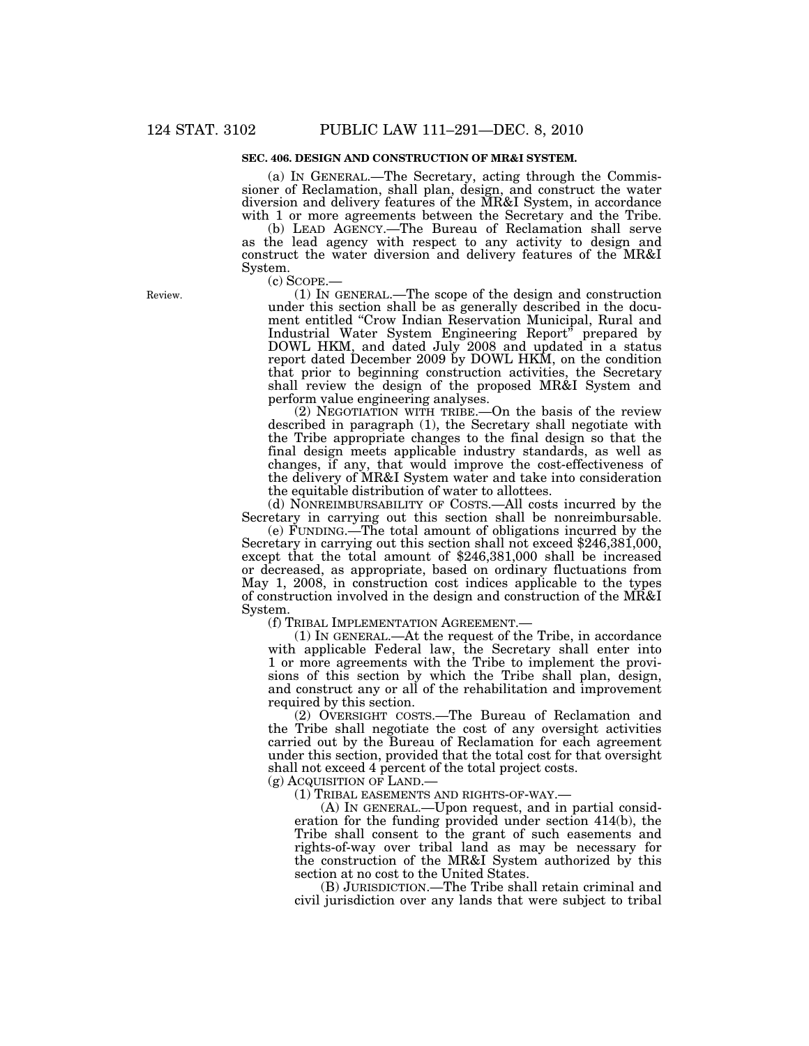### SEC. 406. DESIGN AND CONSTRUCTION OF MR&I SYSTEM.

(a) IN GENERAL.—The Secretary, acting through the Commissioner of Reclamation, shall plan, design, and construct the water diversion and delivery features of the MR&I System, in accordance with 1 or more agreements between the Secretary and the Tribe.

(b) LEAD AGENCY.—The Bureau of Reclamation shall serve as the lead agency with respect to any activity to design and construct the water diversion and delivery features of the MR&I System.

(c) SCOPE.—

Review.

(1) IN GENERAL.—The scope of the design and construction under this section shall be as generally described in the document entitled "Crow Indian Reservation Municipal, Rural and Industrial Water System Engineering Report" prepared by DOWL HKM, and dated July 2008 and updated in a status report dated December 2009 by DOWL HKM, on the condition that prior to beginning construction activities, the Secretary shall review the design of the proposed MR&I System and perform value engineering analyses.

(2) NEGOTIATION WITH TRIBE.—On the basis of the review described in paragraph (1), the Secretary shall negotiate with the Tribe appropriate changes to the final design so that the final design meets applicable industry standards, as well as changes, if any, that would improve the cost-effectiveness of the delivery of MR&I System water and take into consideration the equitable distribution of water to allottees.

(d) NONREIMBURSABILITY OF COSTS.—All costs incurred by the Secretary in carrying out this section shall be nonreimbursable.

(e) FUNDING.—The total amount of obligations incurred by the Secretary in carrying out this section shall not exceed $246,381,000, except that the total amount of $246,381,000 shall be increased or decreased, as appropriate, based on ordinary fluctuations from May 1, 2008, in construction cost indices applicable to the types of construction involved in the design and construction of the MR&I System.

(f) TRIBAL IMPLEMENTATION AGREEMENT.—

(1) IN GENERAL.—At the request of the Tribe, in accordance with applicable Federal law, the Secretary shall enter into 1 or more agreements with the Tribe to implement the provisions of this section by which the Tribe shall plan, design, and construct any or all of the rehabilitation and improvement required by this section.

(2) OVERSIGHT COSTS.—The Bureau of Reclamation and the Tribe shall negotiate the cost of any oversight activities carried out by the Bureau of Reclamation for each agreement under this section, provided that the total cost for that oversight shall not exceed 4 percent of the total project costs.

(g) ACQUISITION OF LAND.—

(1) TRIBAL EASEMENTS AND RIGHTS-OF-WAY.—

(A) IN GENERAL.—Upon request, and in partial consideration for the funding provided under section 414(b), the Tribe shall consent to the grant of such easements and rights-of-way over tribal land as may be necessary for the construction of the MR&I System authorized by this section at no cost to the United States.

(B) JURISDICTION.—The Tribe shall retain criminal and civil jurisdiction over any lands that were subject to tribal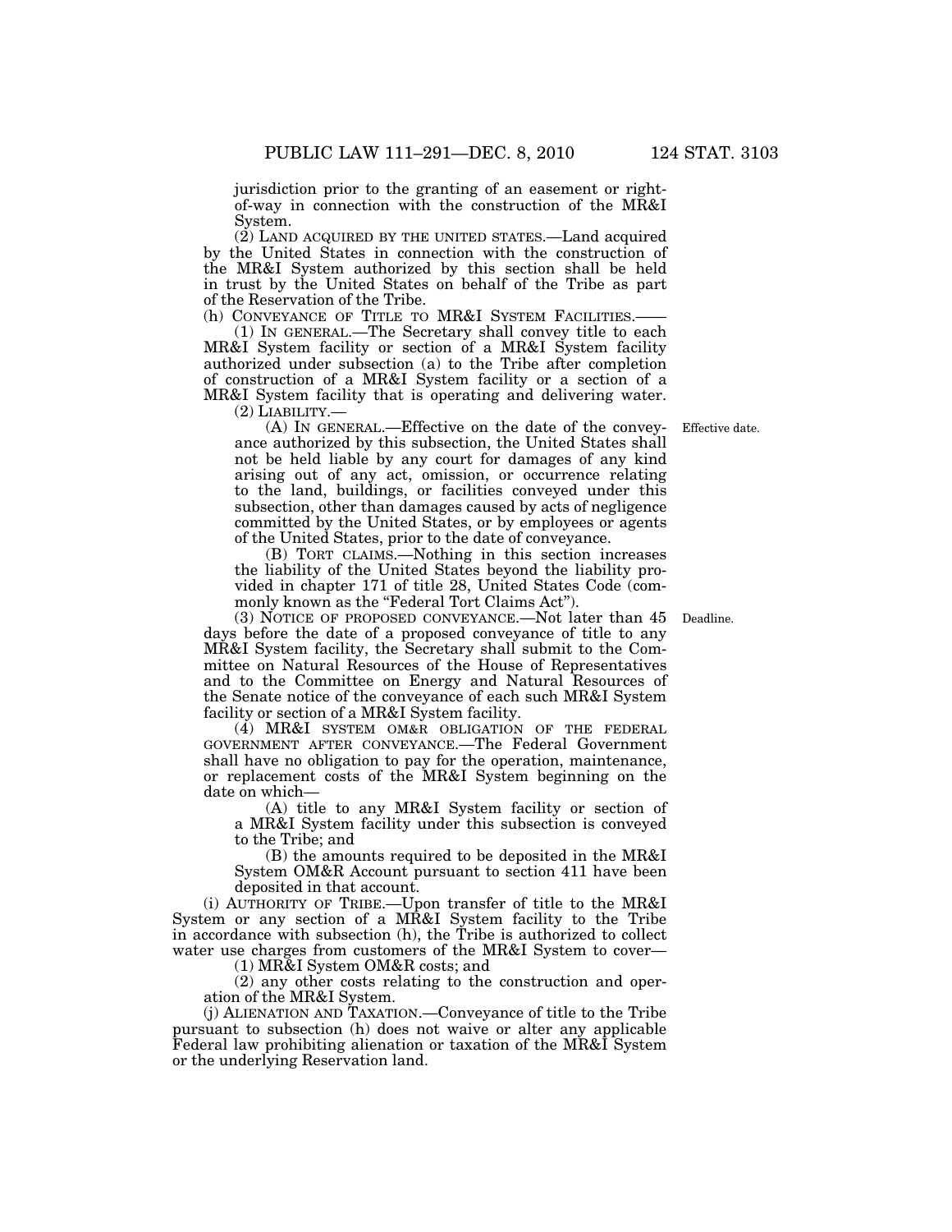jurisdiction prior to the granting of an easement or right-of-way in connection with the construction of the MR&I System.

(2) LAND ACQUIRED BY THE UNITED STATES.—Land acquired by the United States in connection with the construction of the MR&I System authorized by this section shall be held in trust by the United States on behalf of the Tribe as part of the Reservation of the Tribe.

(h) CONVEYANCE OF TITLE TO MR&I SYSTEM FACILITIES.——

(1) IN GENERAL.—The Secretary shall convey title to each MR&I System facility or section of a MR&I System facility authorized under subsection (a) to the Tribe after completion of construction of a MR&I System facility or a section of a MR&I System facility that is operating and delivering water.

(2) LIABILITY.—

(A) IN GENERAL.—Effective on the date of the conveyance authorized by this subsection, the United States shall not be held liable by any court for damages of any kind arising out of any act, omission, or occurrence relating to the land, buildings, or facilities conveyed under this subsection, other than damages caused by acts of negligence committed by the United States, or by employees or agents of the United States, prior to the date of conveyance.

Effective date.

(B) TORT CLAIMS.—Nothing in this section increases the liability of the United States beyond the liability provided in chapter 171 of title 28, United States Code (commonly known as the "Federal Tort Claims Act").

(3) NOTICE OF PROPOSED CONVEYANCE.—Not later than 45 days before the date of a proposed conveyance of title to any MR&I System facility, the Secretary shall submit to the Committee on Natural Resources of the House of Representatives and to the Committee on Energy and Natural Resources of the Senate notice of the conveyance of each such MR&I System facility or section of a MR&I System facility.

Deadline.

(4) MR&I SYSTEM OM&R OBLIGATION OF THE FEDERAL GOVERNMENT AFTER CONVEYANCE.—The Federal Government shall have no obligation to pay for the operation, maintenance, or replacement costs of the MR&I System beginning on the date on which—

(A) title to any MR&I System facility or section of a MR&I System facility under this subsection is conveyed to the Tribe; and

(B) the amounts required to be deposited in the MR&I System OM&R Account pursuant to section 411 have been deposited in that account.

(i) AUTHORITY OF TRIBE.—Upon transfer of title to the MR&I System or any section of a MR&I System facility to the Tribe in accordance with subsection (h), the Tribe is authorized to collect water use charges from customers of the MR&I System to cover—

(1) MR&I System OM&R costs; and

(2) any other costs relating to the construction and operation of the MR&I System.

(j) ALIENATION AND TAXATION.—Conveyance of title to the Tribe pursuant to subsection (h) does not waive or alter any applicable Federal law prohibiting alienation or taxation of the MR&I System or the underlying Reservation land.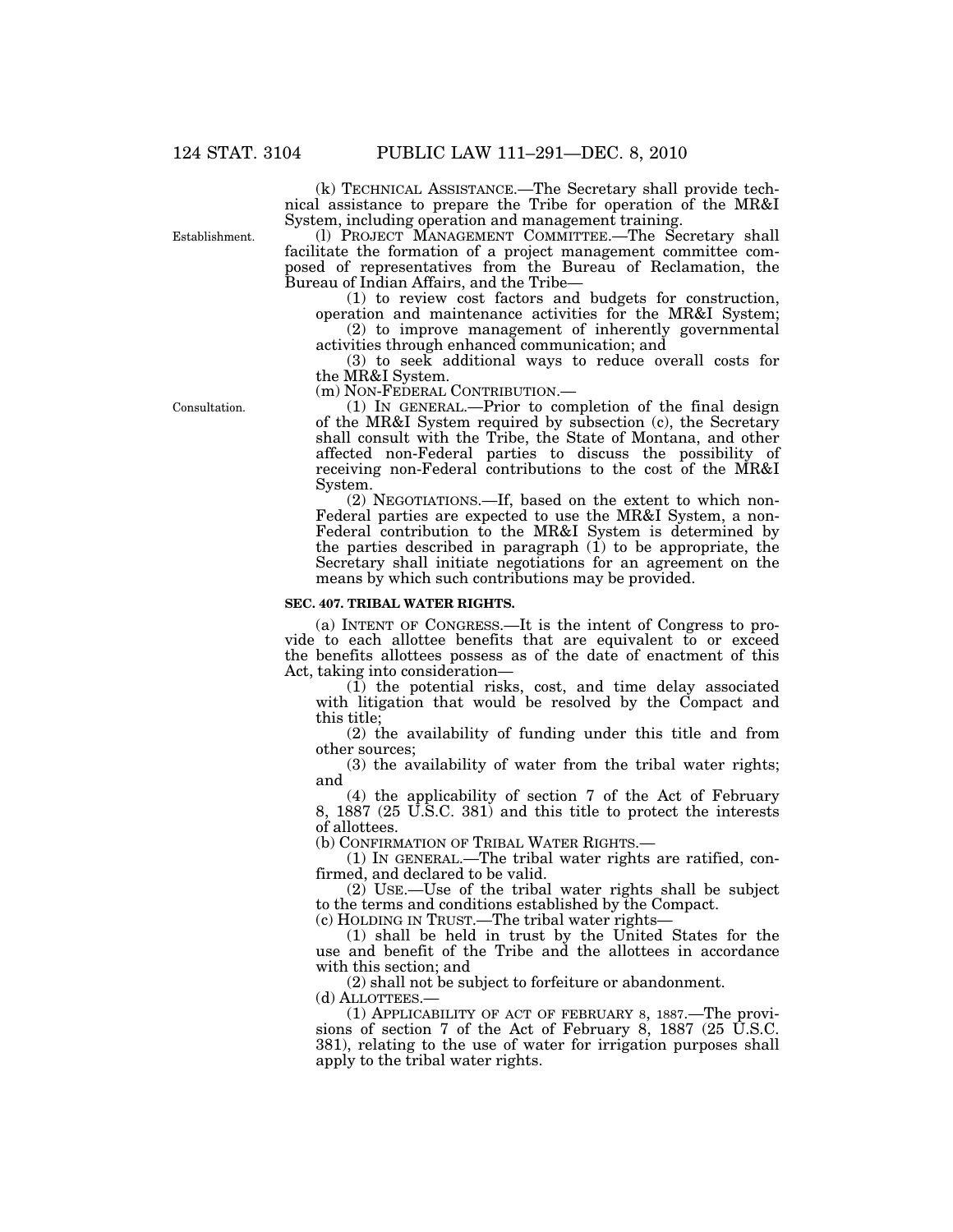(k) TECHNICAL ASSISTANCE.—The Secretary shall provide technical assistance to prepare the Tribe for operation of the MR&I System, including operation and management training.

Establishment.

(l) PROJECT MANAGEMENT COMMITTEE.—The Secretary shall facilitate the formation of a project management committee composed of representatives from the Bureau of Reclamation, the Bureau of Indian Affairs, and the Tribe—

(1) to review cost factors and budgets for construction, operation and maintenance activities for the MR&I System;

(2) to improve management of inherently governmental activities through enhanced communication; and

(3) to seek additional ways to reduce overall costs for the MR&I System.

(m) NON-FEDERAL CONTRIBUTION.—

Consultation.

(1) IN GENERAL.—Prior to completion of the final design of the MR&I System required by subsection (c), the Secretary shall consult with the Tribe, the State of Montana, and other affected non-Federal parties to discuss the possibility of receiving non-Federal contributions to the cost of the MR&I System.

(2) NEGOTIATIONS.—If, based on the extent to which non-Federal parties are expected to use the MR&I System, a non-Federal contribution to the MR&I System is determined by the parties described in paragraph (1) to be appropriate, the Secretary shall initiate negotiations for an agreement on the means by which such contributions may be provided.

**SEC. 407. TRIBAL WATER RIGHTS.**

(a) INTENT OF CONGRESS.—It is the intent of Congress to provide to each allottee benefits that are equivalent to or exceed the benefits allottees possess as of the date of enactment of this Act, taking into consideration—

(1) the potential risks, cost, and time delay associated with litigation that would be resolved by the Compact and this title;

(2) the availability of funding under this title and from other sources;

(3) the availability of water from the tribal water rights; and

(4) the applicability of section 7 of the Act of February 8, 1887 (25 U.S.C. 381) and this title to protect the interests of allottees.

(b) CONFIRMATION OF TRIBAL WATER RIGHTS.—

(1) IN GENERAL.—The tribal water rights are ratified, confirmed, and declared to be valid.

(2) USE.—Use of the tribal water rights shall be subject to the terms and conditions established by the Compact.

(c) HOLDING IN TRUST.—The tribal water rights—

(1) shall be held in trust by the United States for the use and benefit of the Tribe and the allottees in accordance with this section; and

(2) shall not be subject to forfeiture or abandonment.

(d) ALLOTTEES.—

(1) APPLICABILITY OF ACT OF FEBRUARY 8, 1887.—The provisions of section 7 of the Act of February 8, 1887 (25 U.S.C. 381), relating to the use of water for irrigation purposes shall apply to the tribal water rights.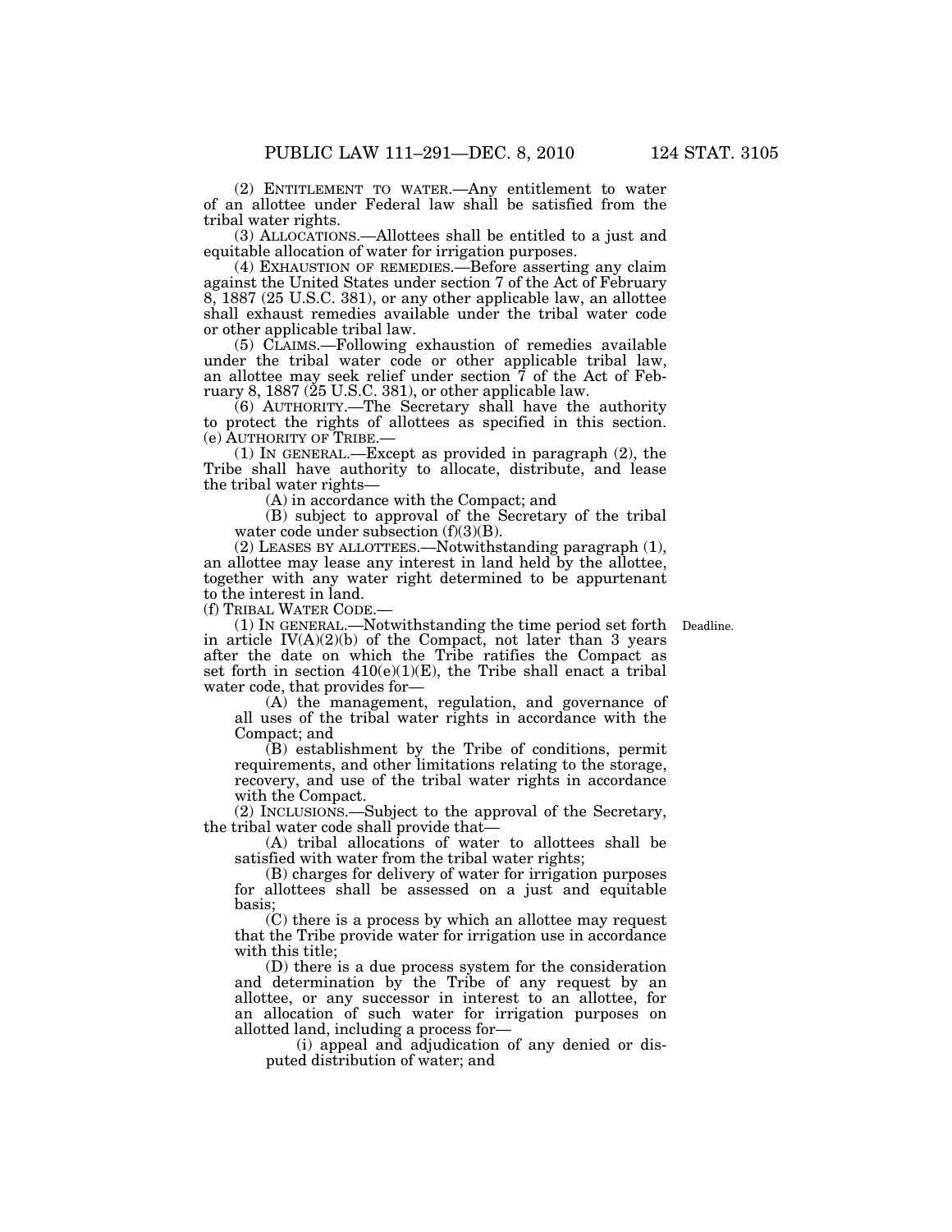(2) ENTITLEMENT TO WATER.—Any entitlement to water of an allottee under Federal law shall be satisfied from the tribal water rights.

(3) ALLOCATIONS.—Allottees shall be entitled to a just and equitable allocation of water for irrigation purposes.

(4) EXHAUSTION OF REMEDIES.—Before asserting any claim against the United States under section 7 of the Act of February 8, 1887 (25 U.S.C. 381), or any other applicable law, an allottee shall exhaust remedies available under the tribal water code or other applicable tribal law.

(5) CLAIMS.—Following exhaustion of remedies available under the tribal water code or other applicable tribal law, an allottee may seek relief under section 7 of the Act of February 8, 1887 (25 U.S.C. 381), or other applicable law.

(6) AUTHORITY.—The Secretary shall have the authority to protect the rights of allottees as specified in this section.

(e) AUTHORITY OF TRIBE.—

(1) IN GENERAL.—Except as provided in paragraph (2), the Tribe shall have authority to allocate, distribute, and lease the tribal water rights—

(A) in accordance with the Compact; and

(B) subject to approval of the Secretary of the tribal water code under subsection (f)(3)(B).

(2) LEASES BY ALLOTTEES.—Notwithstanding paragraph (1), an allottee may lease any interest in land held by the allottee, together with any water right determined to be appurtenant to the interest in land.

(f) TRIBAL WATER CODE.—

Deadline.

(1) IN GENERAL.—Notwithstanding the time period set forth in article IV(A)(2)(b) of the Compact, not later than 3 years after the date on which the Tribe ratifies the Compact as set forth in section 410(e)(1)(E), the Tribe shall enact a tribal water code, that provides for—

(A) the management, regulation, and governance of all uses of the tribal water rights in accordance with the Compact; and

(B) establishment by the Tribe of conditions, permit requirements, and other limitations relating to the storage, recovery, and use of the tribal water rights in accordance with the Compact.

(2) INCLUSIONS.—Subject to the approval of the Secretary, the tribal water code shall provide that—

(A) tribal allocations of water to allottees shall be satisfied with water from the tribal water rights;

(B) charges for delivery of water for irrigation purposes for allottees shall be assessed on a just and equitable basis;

(C) there is a process by which an allottee may request that the Tribe provide water for irrigation use in accordance with this title;

(D) there is a due process system for the consideration and determination by the Tribe of any request by an allottee, or any successor in interest to an allottee, for an allocation of such water for irrigation purposes on allotted land, including a process for—

(i) appeal and adjudication of any denied or disputed distribution of water; and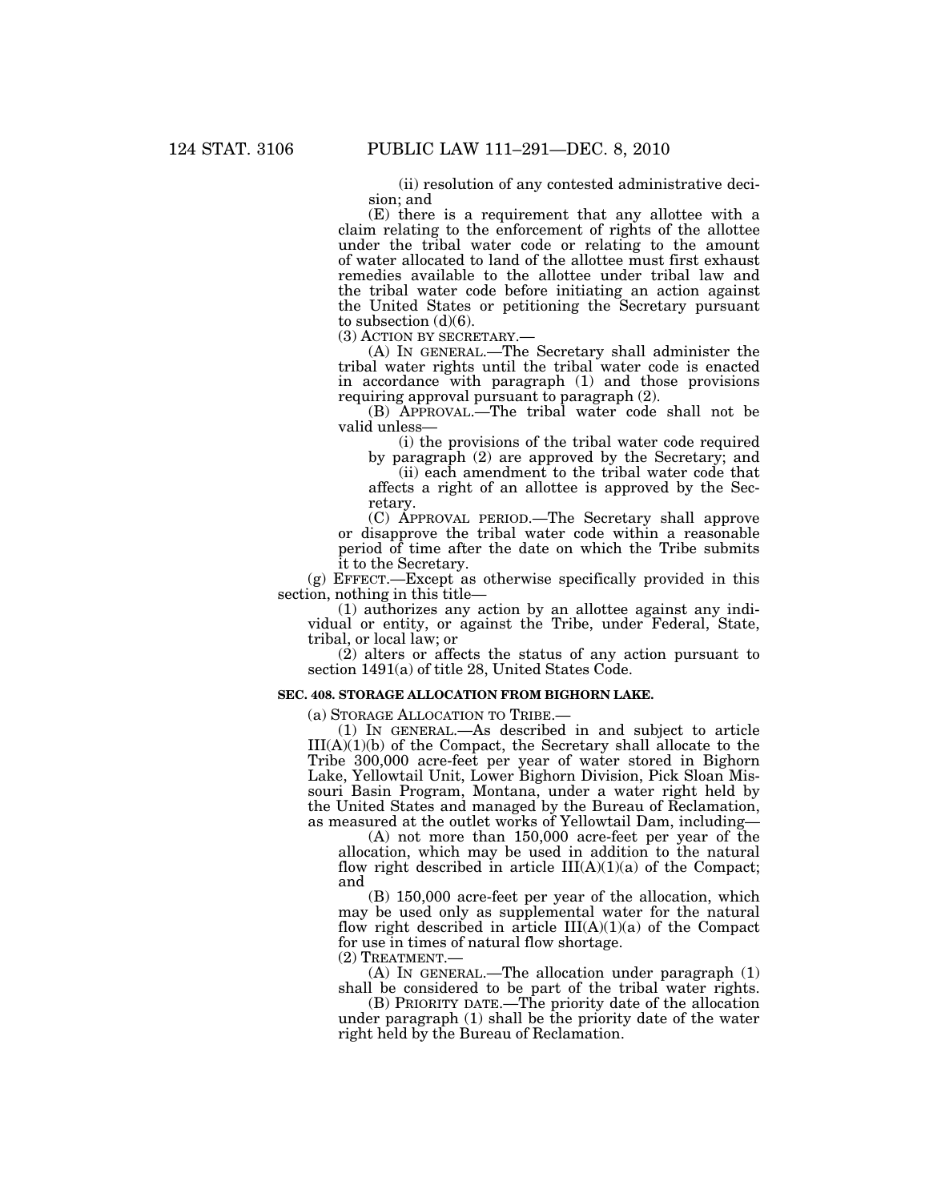(ii) resolution of any contested administrative decision; and

(E) there is a requirement that any allottee with a claim relating to the enforcement of rights of the allottee under the tribal water code or relating to the amount of water allocated to land of the allottee must first exhaust remedies available to the allottee under tribal law and the tribal water code before initiating an action against the United States or petitioning the Secretary pursuant to subsection (d)(6).

(3) ACTION BY SECRETARY.—

(A) IN GENERAL.—The Secretary shall administer the tribal water rights until the tribal water code is enacted in accordance with paragraph (1) and those provisions requiring approval pursuant to paragraph (2).

(B) APPROVAL.—The tribal water code shall not be valid unless—

(i) the provisions of the tribal water code required by paragraph (2) are approved by the Secretary; and

(ii) each amendment to the tribal water code that affects a right of an allottee is approved by the Secretary.

(C) APPROVAL PERIOD.—The Secretary shall approve or disapprove the tribal water code within a reasonable period of time after the date on which the Tribe submits it to the Secretary.

(g) EFFECT.—Except as otherwise specifically provided in this section, nothing in this title—

(1) authorizes any action by an allottee against any individual or entity, or against the Tribe, under Federal, State, tribal, or local law; or

(2) alters or affects the status of any action pursuant to section 1491(a) of title 28, United States Code.

**SEC. 408. STORAGE ALLOCATION FROM BIGHORN LAKE.**

(a) STORAGE ALLOCATION TO TRIBE.—

(1) IN GENERAL.—As described in and subject to article III(A)(1)(b) of the Compact, the Secretary shall allocate to the Tribe 300,000 acre-feet per year of water stored in Bighorn Lake, Yellowtail Unit, Lower Bighorn Division, Pick Sloan Missouri Basin Program, Montana, under a water right held by the United States and managed by the Bureau of Reclamation, as measured at the outlet works of Yellowtail Dam, including—

(A) not more than 150,000 acre-feet per year of the allocation, which may be used in addition to the natural flow right described in article III(A)(1)(a) of the Compact; and

(B) 150,000 acre-feet per year of the allocation, which may be used only as supplemental water for the natural flow right described in article III(A)(1)(a) of the Compact for use in times of natural flow shortage.

(2) TREATMENT.—

(A) IN GENERAL.—The allocation under paragraph (1) shall be considered to be part of the tribal water rights.

(B) PRIORITY DATE.—The priority date of the allocation under paragraph (1) shall be the priority date of the water right held by the Bureau of Reclamation.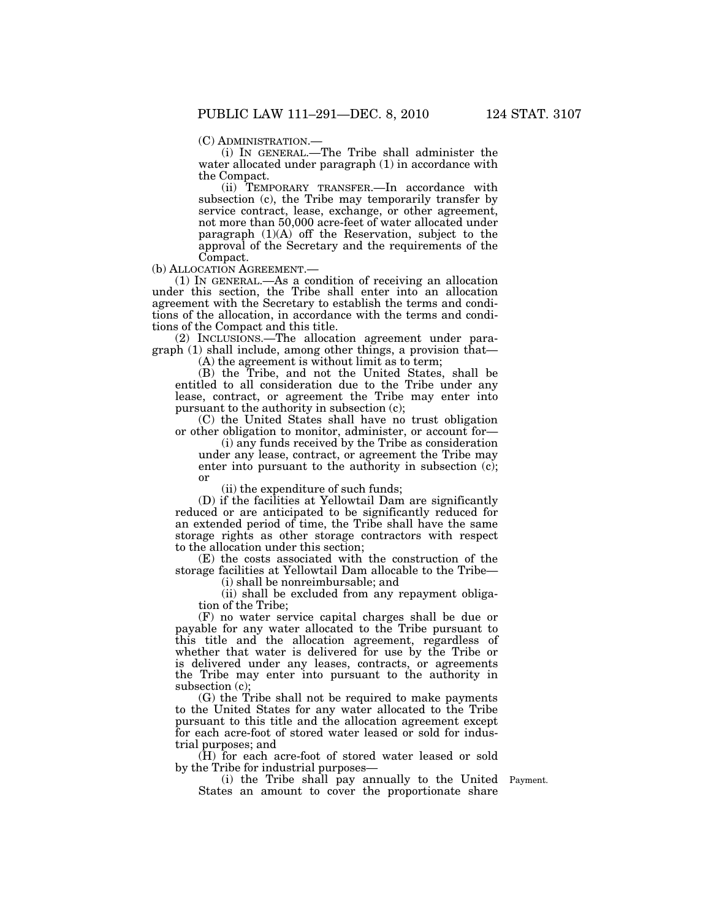(C) ADMINISTRATION.—

(i) IN GENERAL.—The Tribe shall administer the water allocated under paragraph (1) in accordance with the Compact.

(ii) TEMPORARY TRANSFER.—In accordance with subsection (c), the Tribe may temporarily transfer by service contract, lease, exchange, or other agreement, not more than 50,000 acre-feet of water allocated under paragraph (1)(A) off the Reservation, subject to the approval of the Secretary and the requirements of the Compact.

(b) ALLOCATION AGREEMENT.—

(1) IN GENERAL.—As a condition of receiving an allocation under this section, the Tribe shall enter into an allocation agreement with the Secretary to establish the terms and conditions of the allocation, in accordance with the terms and conditions of the Compact and this title.

(2) INCLUSIONS.—The allocation agreement under paragraph (1) shall include, among other things, a provision that—

(A) the agreement is without limit as to term;

(B) the Tribe, and not the United States, shall be entitled to all consideration due to the Tribe under any lease, contract, or agreement the Tribe may enter into pursuant to the authority in subsection (c);

(C) the United States shall have no trust obligation or other obligation to monitor, administer, or account for—

(i) any funds received by the Tribe as consideration under any lease, contract, or agreement the Tribe may enter into pursuant to the authority in subsection (c); or

(ii) the expenditure of such funds;

(D) if the facilities at Yellowtail Dam are significantly reduced or are anticipated to be significantly reduced for an extended period of time, the Tribe shall have the same storage rights as other storage contractors with respect to the allocation under this section;

(E) the costs associated with the construction of the storage facilities at Yellowtail Dam allocable to the Tribe—

(i) shall be nonreimbursable; and

(ii) shall be excluded from any repayment obligation of the Tribe;

(F) no water service capital charges shall be due or payable for any water allocated to the Tribe pursuant to this title and the allocation agreement, regardless of whether that water is delivered for use by the Tribe or is delivered under any leases, contracts, or agreements the Tribe may enter into pursuant to the authority in subsection (c);

(G) the Tribe shall not be required to make payments to the United States for any water allocated to the Tribe pursuant to this title and the allocation agreement except for each acre-foot of stored water leased or sold for industrial purposes; and

(H) for each acre-foot of stored water leased or sold by the Tribe for industrial purposes—

(i) the Tribe shall pay annually to the United States an amount to cover the proportionate share

Payment.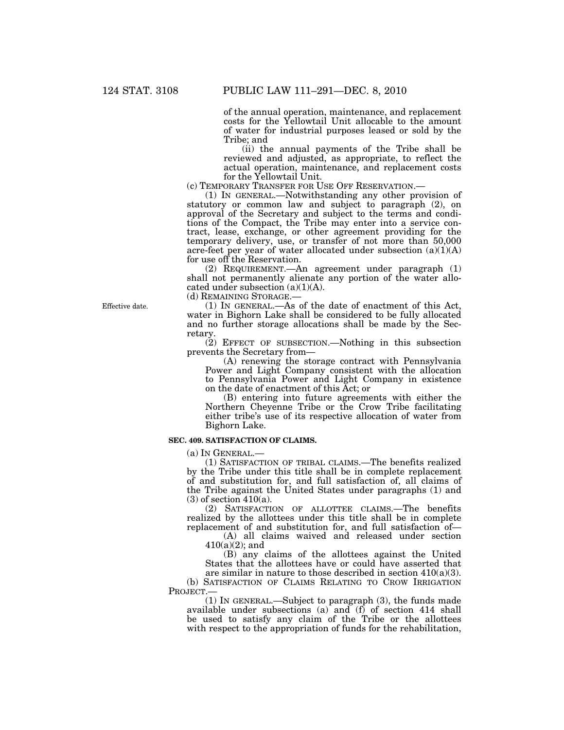of the annual operation, maintenance, and replacement costs for the Yellowtail Unit allocable to the amount of water for industrial purposes leased or sold by the Tribe; and

(ii) the annual payments of the Tribe shall be reviewed and adjusted, as appropriate, to reflect the actual operation, maintenance, and replacement costs for the Yellowtail Unit.

(c) TEMPORARY TRANSFER FOR USE OFF RESERVATION.—

(1) IN GENERAL.—Notwithstanding any other provision of statutory or common law and subject to paragraph (2), on approval of the Secretary and subject to the terms and conditions of the Compact, the Tribe may enter into a service contract, lease, exchange, or other agreement providing for the temporary delivery, use, or transfer of not more than 50,000 acre-feet per year of water allocated under subsection (a)(1)(A) for use off the Reservation.

(2) REQUIREMENT.—An agreement under paragraph (1) shall not permanently alienate any portion of the water allocated under subsection (a)(1)(A).

(d) REMAINING STORAGE.—

Effective date.

(1) IN GENERAL.—As of the date of enactment of this Act, water in Bighorn Lake shall be considered to be fully allocated and no further storage allocations shall be made by the Secretary.

(2) EFFECT OF SUBSECTION.—Nothing in this subsection prevents the Secretary from—

(A) renewing the storage contract with Pennsylvania Power and Light Company consistent with the allocation to Pennsylvania Power and Light Company in existence on the date of enactment of this Act; or

(B) entering into future agreements with either the Northern Cheyenne Tribe or the Crow Tribe facilitating either tribe's use of its respective allocation of water from Bighorn Lake.

**SEC. 409. SATISFACTION OF CLAIMS.**

(a) IN GENERAL.—

(1) SATISFACTION OF TRIBAL CLAIMS.—The benefits realized by the Tribe under this title shall be in complete replacement of and substitution for, and full satisfaction of, all claims of the Tribe against the United States under paragraphs (1) and (3) of section 410(a).

(2) SATISFACTION OF ALLOTTEE CLAIMS.—The benefits realized by the allottees under this title shall be in complete replacement of and substitution for, and full satisfaction of—

(A) all claims waived and released under section 410(a)(2); and

(B) any claims of the allottees against the United States that the allottees have or could have asserted that are similar in nature to those described in section 410(a)(3).

(b) SATISFACTION OF CLAIMS RELATING TO CROW IRRIGATION PROJECT.—

(1) IN GENERAL.—Subject to paragraph (3), the funds made available under subsections (a) and (f) of section 414 shall be used to satisfy any claim of the Tribe or the allottees with respect to the appropriation of funds for the rehabilitation,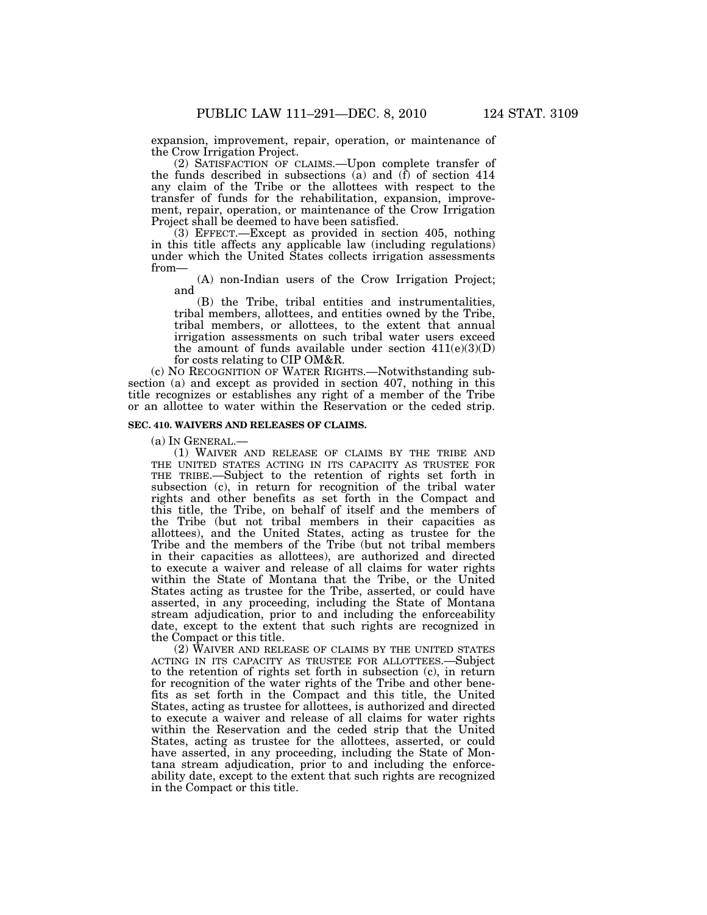expansion, improvement, repair, operation, or maintenance of the Crow Irrigation Project.

(2) SATISFACTION OF CLAIMS.—Upon complete transfer of the funds described in subsections (a) and (f) of section 414 any claim of the Tribe or the allottees with respect to the transfer of funds for the rehabilitation, expansion, improvement, repair, operation, or maintenance of the Crow Irrigation Project shall be deemed to have been satisfied.

(3) EFFECT.—Except as provided in section 405, nothing in this title affects any applicable law (including regulations) under which the United States collects irrigation assessments from—

(A) non-Indian users of the Crow Irrigation Project; and

(B) the Tribe, tribal entities and instrumentalities, tribal members, allottees, and entities owned by the Tribe, tribal members, or allottees, to the extent that annual irrigation assessments on such tribal water users exceed the amount of funds available under section 411(e)(3)(D) for costs relating to CIP OM&R.

(c) NO RECOGNITION OF WATER RIGHTS.—Notwithstanding subsection (a) and except as provided in section 407, nothing in this title recognizes or establishes any right of a member of the Tribe or an allottee to water within the Reservation or the ceded strip.

### SEC. 410. WAIVERS AND RELEASES OF CLAIMS.

(a) IN GENERAL.—

(1) WAIVER AND RELEASE OF CLAIMS BY THE TRIBE AND THE UNITED STATES ACTING IN ITS CAPACITY AS TRUSTEE FOR THE TRIBE.—Subject to the retention of rights set forth in subsection (c), in return for recognition of the tribal water rights and other benefits as set forth in the Compact and this title, the Tribe, on behalf of itself and the members of the Tribe (but not tribal members in their capacities as allottees), and the United States, acting as trustee for the Tribe and the members of the Tribe (but not tribal members in their capacities as allottees), are authorized and directed to execute a waiver and release of all claims for water rights within the State of Montana that the Tribe, or the United States acting as trustee for the Tribe, asserted, or could have asserted, in any proceeding, including the State of Montana stream adjudication, prior to and including the enforceability date, except to the extent that such rights are recognized in the Compact or this title.

(2) WAIVER AND RELEASE OF CLAIMS BY THE UNITED STATES ACTING IN ITS CAPACITY AS TRUSTEE FOR ALLOTTEES.—Subject to the retention of rights set forth in subsection (c), in return for recognition of the water rights of the Tribe and other benefits as set forth in the Compact and this title, the United States, acting as trustee for allottees, is authorized and directed to execute a waiver and release of all claims for water rights within the Reservation and the ceded strip that the United States, acting as trustee for the allottees, asserted, or could have asserted, in any proceeding, including the State of Montana stream adjudication, prior to and including the enforceability date, except to the extent that such rights are recognized in the Compact or this title.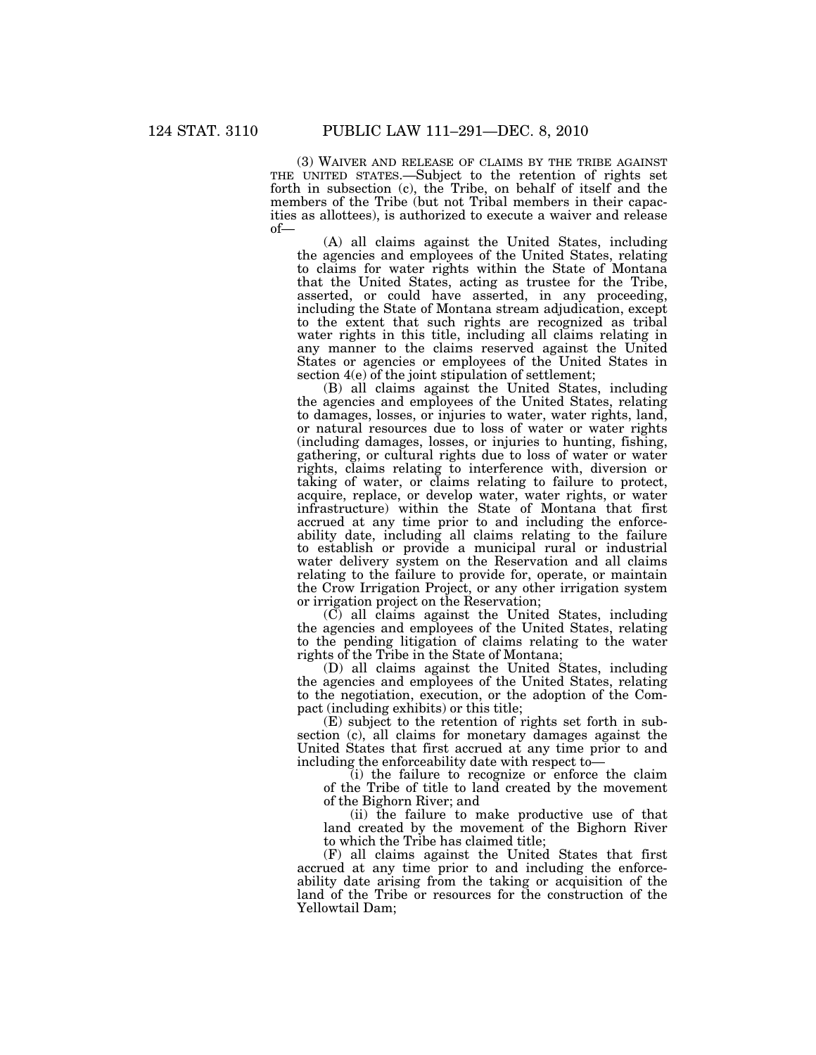(3) WAIVER AND RELEASE OF CLAIMS BY THE TRIBE AGAINST THE UNITED STATES.—Subject to the retention of rights set forth in subsection (c), the Tribe, on behalf of itself and the members of the Tribe (but not Tribal members in their capacities as allottees), is authorized to execute a waiver and release of—

(A) all claims against the United States, including the agencies and employees of the United States, relating to claims for water rights within the State of Montana that the United States, acting as trustee for the Tribe, asserted, or could have asserted, in any proceeding, including the State of Montana stream adjudication, except to the extent that such rights are recognized as tribal water rights in this title, including all claims relating in any manner to the claims reserved against the United States or agencies or employees of the United States in section 4(e) of the joint stipulation of settlement;

(B) all claims against the United States, including the agencies and employees of the United States, relating to damages, losses, or injuries to water, water rights, land, or natural resources due to loss of water or water rights (including damages, losses, or injuries to hunting, fishing, gathering, or cultural rights due to loss of water or water rights, claims relating to interference with, diversion or taking of water, or claims relating to failure to protect, acquire, replace, or develop water, water rights, or water infrastructure) within the State of Montana that first accrued at any time prior to and including the enforceability date, including all claims relating to the failure to establish or provide a municipal rural or industrial water delivery system on the Reservation and all claims relating to the failure to provide for, operate, or maintain the Crow Irrigation Project, or any other irrigation system or irrigation project on the Reservation;

(C) all claims against the United States, including the agencies and employees of the United States, relating to the pending litigation of claims relating to the water rights of the Tribe in the State of Montana;

(D) all claims against the United States, including the agencies and employees of the United States, relating to the negotiation, execution, or the adoption of the Compact (including exhibits) or this title;

(E) subject to the retention of rights set forth in subsection (c), all claims for monetary damages against the United States that first accrued at any time prior to and including the enforceability date with respect to—

(i) the failure to recognize or enforce the claim of the Tribe of title to land created by the movement of the Bighorn River; and

(ii) the failure to make productive use of that land created by the movement of the Bighorn River to which the Tribe has claimed title;

(F) all claims against the United States that first accrued at any time prior to and including the enforceability date arising from the taking or acquisition of the land of the Tribe or resources for the construction of the Yellowtail Dam;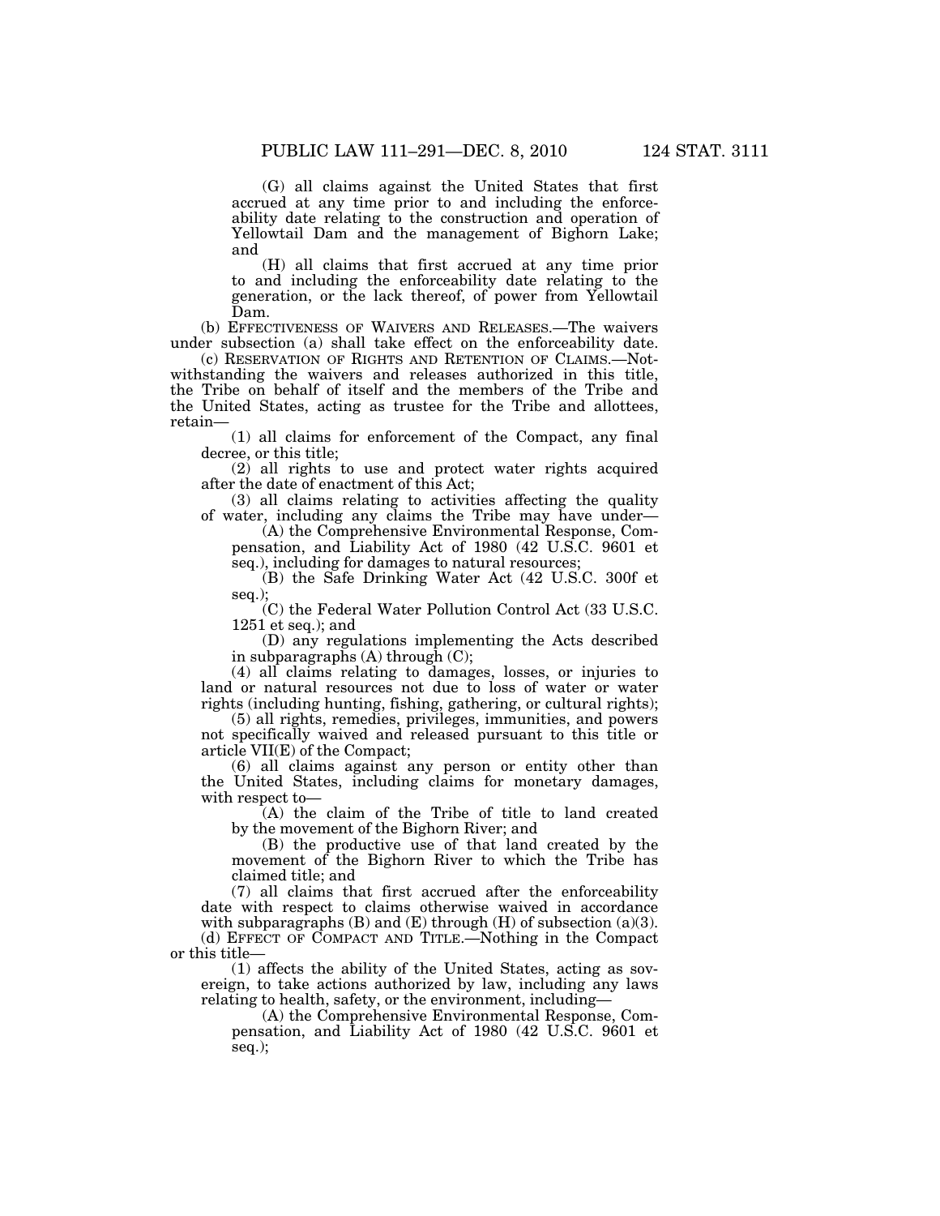(G) all claims against the United States that first accrued at any time prior to and including the enforceability date relating to the construction and operation of Yellowtail Dam and the management of Bighorn Lake; and

(H) all claims that first accrued at any time prior to and including the enforceability date relating to the generation, or the lack thereof, of power from Yellowtail Dam.

(b) EFFECTIVENESS OF WAIVERS AND RELEASES.—The waivers under subsection (a) shall take effect on the enforceability date.

(c) RESERVATION OF RIGHTS AND RETENTION OF CLAIMS.—Notwithstanding the waivers and releases authorized in this title, the Tribe on behalf of itself and the members of the Tribe and the United States, acting as trustee for the Tribe and allottees, retain—

(1) all claims for enforcement of the Compact, any final decree, or this title;

(2) all rights to use and protect water rights acquired after the date of enactment of this Act;

(3) all claims relating to activities affecting the quality of water, including any claims the Tribe may have under—

(A) the Comprehensive Environmental Response, Compensation, and Liability Act of 1980 (42 U.S.C. 9601 et seq.), including for damages to natural resources;

(B) the Safe Drinking Water Act (42 U.S.C. 300f et seq.);

(C) the Federal Water Pollution Control Act (33 U.S.C. 1251 et seq.); and

(D) any regulations implementing the Acts described in subparagraphs (A) through (C);

(4) all claims relating to damages, losses, or injuries to land or natural resources not due to loss of water or water rights (including hunting, fishing, gathering, or cultural rights);

(5) all rights, remedies, privileges, immunities, and powers not specifically waived and released pursuant to this title or article VII(E) of the Compact;

(6) all claims against any person or entity other than the United States, including claims for monetary damages, with respect to—

(A) the claim of the Tribe of title to land created by the movement of the Bighorn River; and

(B) the productive use of that land created by the movement of the Bighorn River to which the Tribe has claimed title; and

(7) all claims that first accrued after the enforceability date with respect to claims otherwise waived in accordance with subparagraphs (B) and (E) through (H) of subsection (a)(3).

(d) EFFECT OF COMPACT AND TITLE.—Nothing in the Compact or this title—

(1) affects the ability of the United States, acting as sovereign, to take actions authorized by law, including any laws relating to health, safety, or the environment, including—

(A) the Comprehensive Environmental Response, Compensation, and Liability Act of 1980 (42 U.S.C. 9601 et seq.);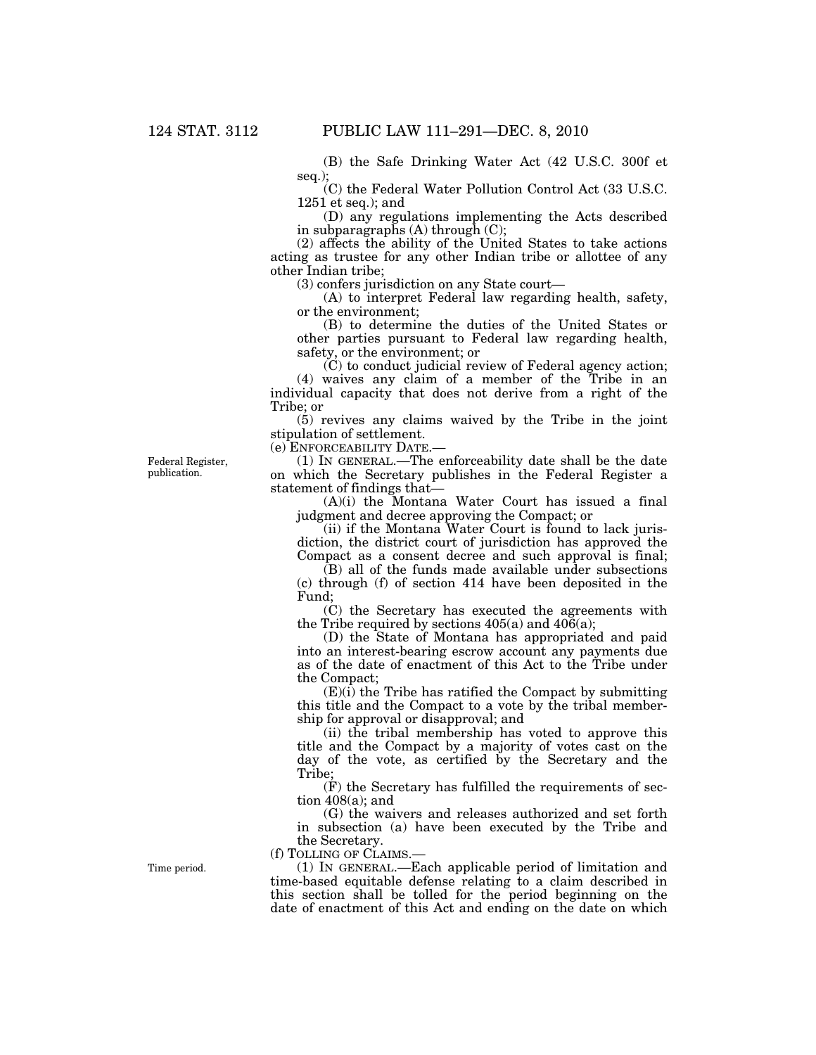(B) the Safe Drinking Water Act (42 U.S.C. 300f et seq.);

(C) the Federal Water Pollution Control Act (33 U.S.C. 1251 et seq.); and

(D) any regulations implementing the Acts described in subparagraphs (A) through (C);

(2) affects the ability of the United States to take actions acting as trustee for any other Indian tribe or allottee of any other Indian tribe;

(3) confers jurisdiction on any State court—

(A) to interpret Federal law regarding health, safety, or the environment;

(B) to determine the duties of the United States or other parties pursuant to Federal law regarding health, safety, or the environment; or

(C) to conduct judicial review of Federal agency action;

(4) waives any claim of a member of the Tribe in an individual capacity that does not derive from a right of the Tribe; or

(5) revives any claims waived by the Tribe in the joint stipulation of settlement.

(e) ENFORCEABILITY DATE.—

Federal Register, publication.

(1) IN GENERAL.—The enforceability date shall be the date on which the Secretary publishes in the Federal Register a statement of findings that—

(A)(i) the Montana Water Court has issued a final judgment and decree approving the Compact; or

(ii) if the Montana Water Court is found to lack jurisdiction, the district court of jurisdiction has approved the Compact as a consent decree and such approval is final;

(B) all of the funds made available under subsections (c) through (f) of section 414 have been deposited in the Fund;

(C) the Secretary has executed the agreements with the Tribe required by sections 405(a) and 406(a);

(D) the State of Montana has appropriated and paid into an interest-bearing escrow account any payments due as of the date of enactment of this Act to the Tribe under the Compact;

(E)(i) the Tribe has ratified the Compact by submitting this title and the Compact to a vote by the tribal membership for approval or disapproval; and

(ii) the tribal membership has voted to approve this title and the Compact by a majority of votes cast on the day of the vote, as certified by the Secretary and the Tribe;

(F) the Secretary has fulfilled the requirements of section 408(a); and

(G) the waivers and releases authorized and set forth in subsection (a) have been executed by the Tribe and the Secretary.

(f) TOLLING OF CLAIMS.—

Time period.

(1) IN GENERAL.—Each applicable period of limitation and time-based equitable defense relating to a claim described in this section shall be tolled for the period beginning on the date of enactment of this Act and ending on the date on which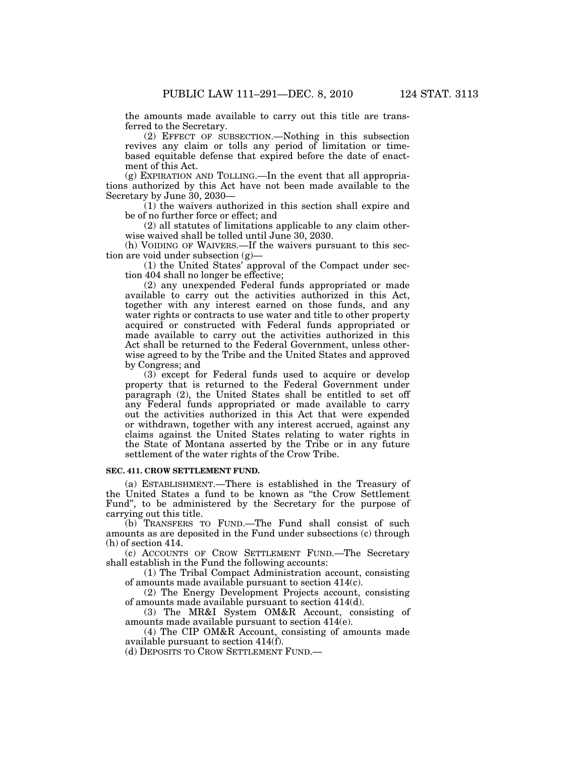the amounts made available to carry out this title are transferred to the Secretary.

(2) EFFECT OF SUBSECTION.—Nothing in this subsection revives any claim or tolls any period of limitation or time-based equitable defense that expired before the date of enactment of this Act.

(g) EXPIRATION AND TOLLING.—In the event that all appropriations authorized by this Act have not been made available to the Secretary by June 30, 2030—

(1) the waivers authorized in this section shall expire and be of no further force or effect; and

(2) all statutes of limitations applicable to any claim otherwise waived shall be tolled until June 30, 2030.

(h) VOIDING OF WAIVERS.—If the waivers pursuant to this section are void under subsection (g)—

(1) the United States' approval of the Compact under section 404 shall no longer be effective;

(2) any unexpended Federal funds appropriated or made available to carry out the activities authorized in this Act, together with any interest earned on those funds, and any water rights or contracts to use water and title to other property acquired or constructed with Federal funds appropriated or made available to carry out the activities authorized in this Act shall be returned to the Federal Government, unless otherwise agreed to by the Tribe and the United States and approved by Congress; and

(3) except for Federal funds used to acquire or develop property that is returned to the Federal Government under paragraph (2), the United States shall be entitled to set off any Federal funds appropriated or made available to carry out the activities authorized in this Act that were expended or withdrawn, together with any interest accrued, against any claims against the United States relating to water rights in the State of Montana asserted by the Tribe or in any future settlement of the water rights of the Crow Tribe.

**SEC. 411. CROW SETTLEMENT FUND.**

(a) ESTABLISHMENT.—There is established in the Treasury of the United States a fund to be known as "the Crow Settlement Fund", to be administered by the Secretary for the purpose of carrying out this title.

(b) TRANSFERS TO FUND.—The Fund shall consist of such amounts as are deposited in the Fund under subsections (c) through (h) of section 414.

(c) ACCOUNTS OF CROW SETTLEMENT FUND.—The Secretary shall establish in the Fund the following accounts:

(1) The Tribal Compact Administration account, consisting of amounts made available pursuant to section 414(c).

(2) The Energy Development Projects account, consisting of amounts made available pursuant to section 414(d).

(3) The MR&I System OM&R Account, consisting of amounts made available pursuant to section 414(e).

(4) The CIP OM&R Account, consisting of amounts made available pursuant to section 414(f).

(d) DEPOSITS TO CROW SETTLEMENT FUND.—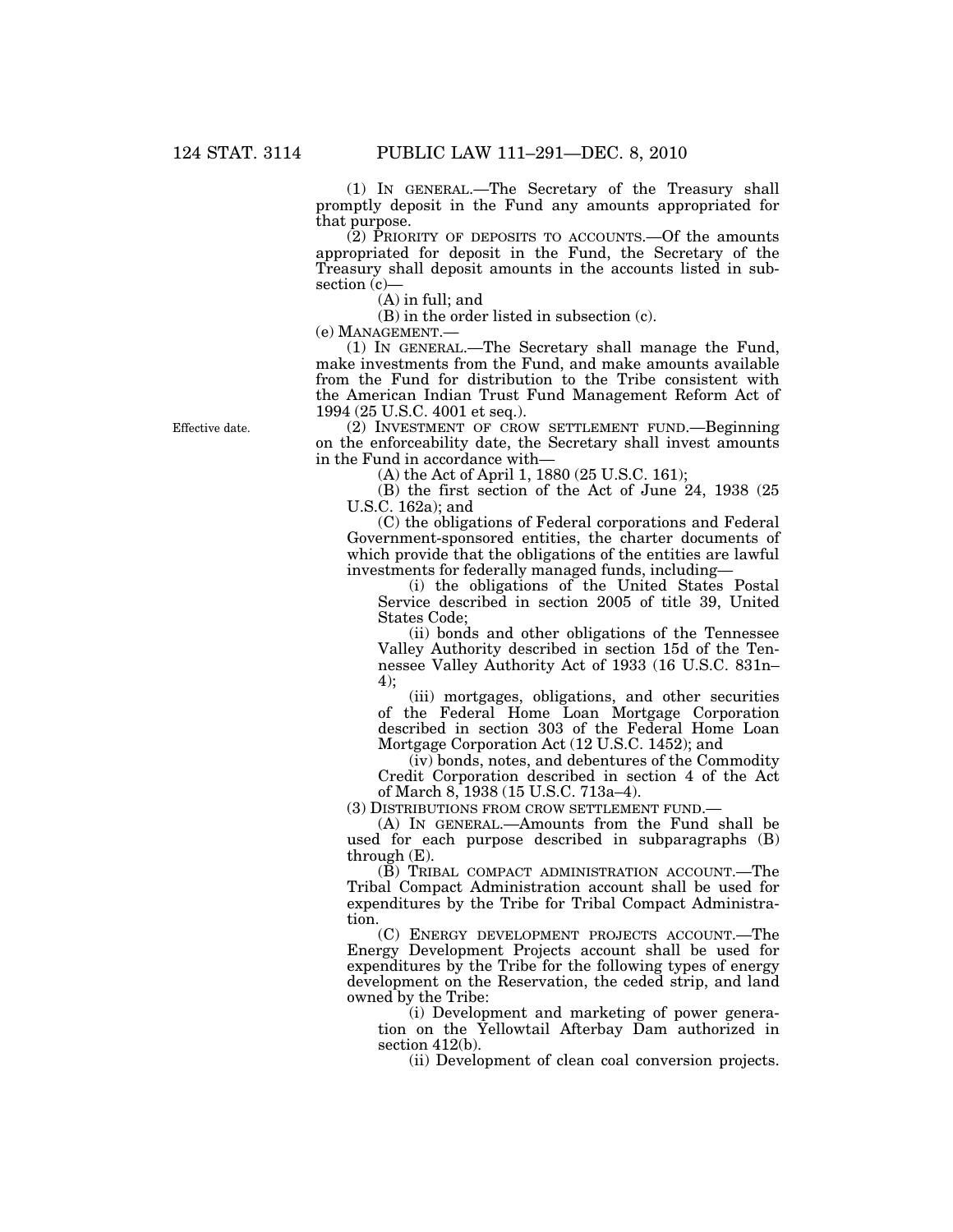(1) IN GENERAL.—The Secretary of the Treasury shall promptly deposit in the Fund any amounts appropriated for that purpose.

(2) PRIORITY OF DEPOSITS TO ACCOUNTS.—Of the amounts appropriated for deposit in the Fund, the Secretary of the Treasury shall deposit amounts in the accounts listed in subsection (c)—

(A) in full; and

(B) in the order listed in subsection (c).

(e) MANAGEMENT.—

(1) IN GENERAL.—The Secretary shall manage the Fund, make investments from the Fund, and make amounts available from the Fund for distribution to the Tribe consistent with the American Indian Trust Fund Management Reform Act of 1994 (25 U.S.C. 4001 et seq.).

Effective date.

(2) INVESTMENT OF CROW SETTLEMENT FUND.—Beginning on the enforceability date, the Secretary shall invest amounts in the Fund in accordance with—

(A) the Act of April 1, 1880 (25 U.S.C. 161);

(B) the first section of the Act of June 24, 1938 (25 U.S.C. 162a); and

(C) the obligations of Federal corporations and Federal Government-sponsored entities, the charter documents of which provide that the obligations of the entities are lawful investments for federally managed funds, including—

(i) the obligations of the United States Postal Service described in section 2005 of title 39, United States Code;

(ii) bonds and other obligations of the Tennessee Valley Authority described in section 15d of the Tennessee Valley Authority Act of 1933 (16 U.S.C. 831n–4);

(iii) mortgages, obligations, and other securities of the Federal Home Loan Mortgage Corporation described in section 303 of the Federal Home Loan Mortgage Corporation Act (12 U.S.C. 1452); and

(iv) bonds, notes, and debentures of the Commodity Credit Corporation described in section 4 of the Act of March 8, 1938 (15 U.S.C. 713a–4).

(3) DISTRIBUTIONS FROM CROW SETTLEMENT FUND.—

(A) IN GENERAL.—Amounts from the Fund shall be used for each purpose described in subparagraphs (B) through (E).

(B) TRIBAL COMPACT ADMINISTRATION ACCOUNT.—The Tribal Compact Administration account shall be used for expenditures by the Tribe for Tribal Compact Administration.

(C) ENERGY DEVELOPMENT PROJECTS ACCOUNT.—The Energy Development Projects account shall be used for expenditures by the Tribe for the following types of energy development on the Reservation, the ceded strip, and land owned by the Tribe:

(i) Development and marketing of power generation on the Yellowtail Afterbay Dam authorized in section 412(b).

(ii) Development of clean coal conversion projects.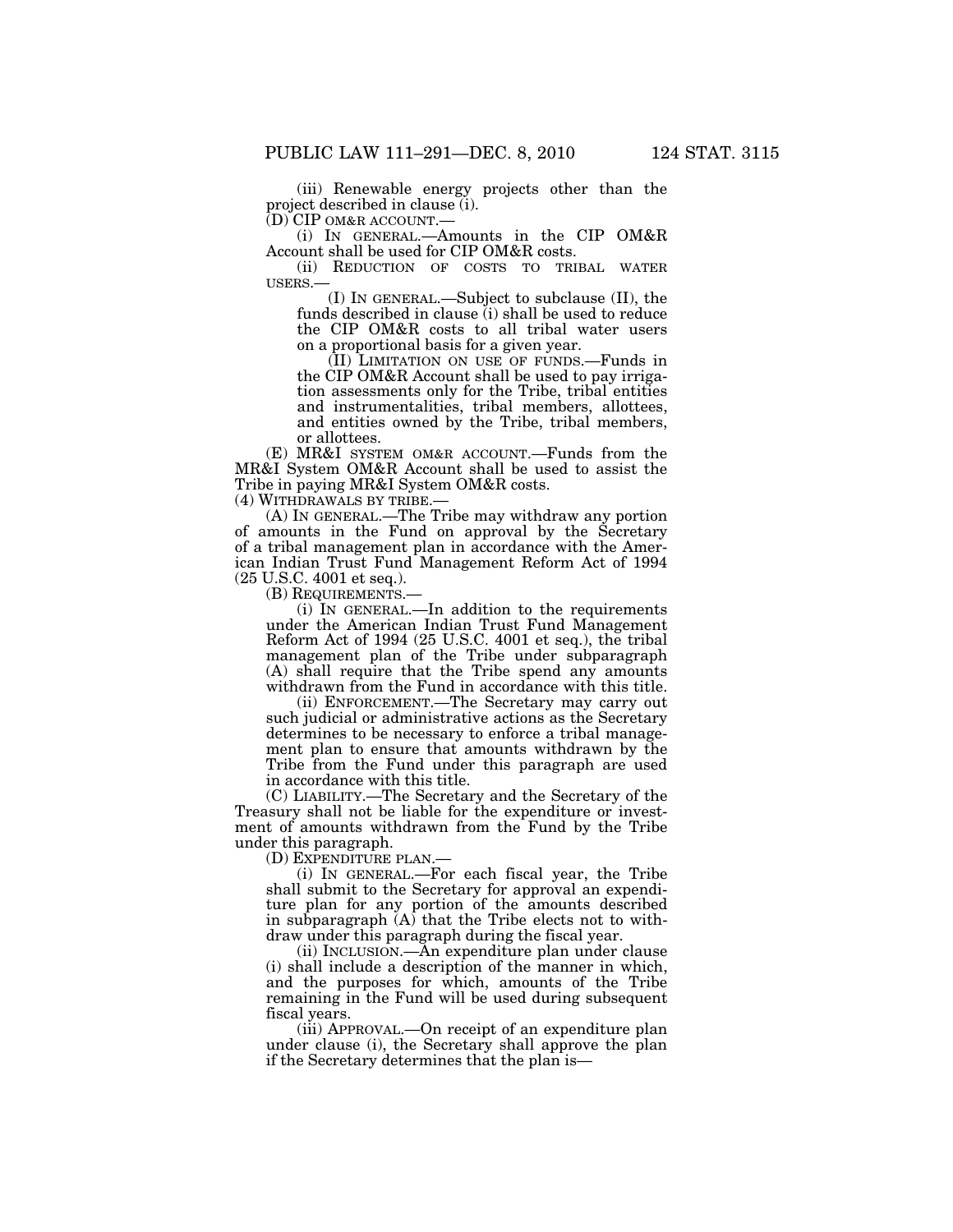(iii) Renewable energy projects other than the project described in clause (i).

(D) CIP OM&R ACCOUNT.—

(i) IN GENERAL.—Amounts in the CIP OM&R Account shall be used for CIP OM&R costs.

(ii) REDUCTION OF COSTS TO TRIBAL WATER USERS.—

(I) IN GENERAL.—Subject to subclause (II), the funds described in clause (i) shall be used to reduce the CIP OM&R costs to all tribal water users on a proportional basis for a given year.

(II) LIMITATION ON USE OF FUNDS.—Funds in the CIP OM&R Account shall be used to pay irrigation assessments only for the Tribe, tribal entities and instrumentalities, tribal members, allottees, and entities owned by the Tribe, tribal members, or allottees.

(E) MR&I SYSTEM OM&R ACCOUNT.—Funds from the MR&I System OM&R Account shall be used to assist the Tribe in paying MR&I System OM&R costs.

(4) WITHDRAWALS BY TRIBE.—

(A) IN GENERAL.—The Tribe may withdraw any portion of amounts in the Fund on approval by the Secretary of a tribal management plan in accordance with the American Indian Trust Fund Management Reform Act of 1994 (25 U.S.C. 4001 et seq.).

(B) REQUIREMENTS.—

(i) IN GENERAL.—In addition to the requirements under the American Indian Trust Fund Management Reform Act of 1994 (25 U.S.C. 4001 et seq.), the tribal management plan of the Tribe under subparagraph (A) shall require that the Tribe spend any amounts withdrawn from the Fund in accordance with this title.

(ii) ENFORCEMENT.—The Secretary may carry out such judicial or administrative actions as the Secretary determines to be necessary to enforce a tribal management plan to ensure that amounts withdrawn by the Tribe from the Fund under this paragraph are used in accordance with this title.

(C) LIABILITY.—The Secretary and the Secretary of the Treasury shall not be liable for the expenditure or investment of amounts withdrawn from the Fund by the Tribe under this paragraph.

(D) EXPENDITURE PLAN.—

(i) IN GENERAL.—For each fiscal year, the Tribe shall submit to the Secretary for approval an expenditure plan for any portion of the amounts described in subparagraph (A) that the Tribe elects not to withdraw under this paragraph during the fiscal year.

(ii) INCLUSION.—An expenditure plan under clause (i) shall include a description of the manner in which, and the purposes for which, amounts of the Tribe remaining in the Fund will be used during subsequent fiscal years.

(iii) APPROVAL.—On receipt of an expenditure plan under clause (i), the Secretary shall approve the plan if the Secretary determines that the plan is—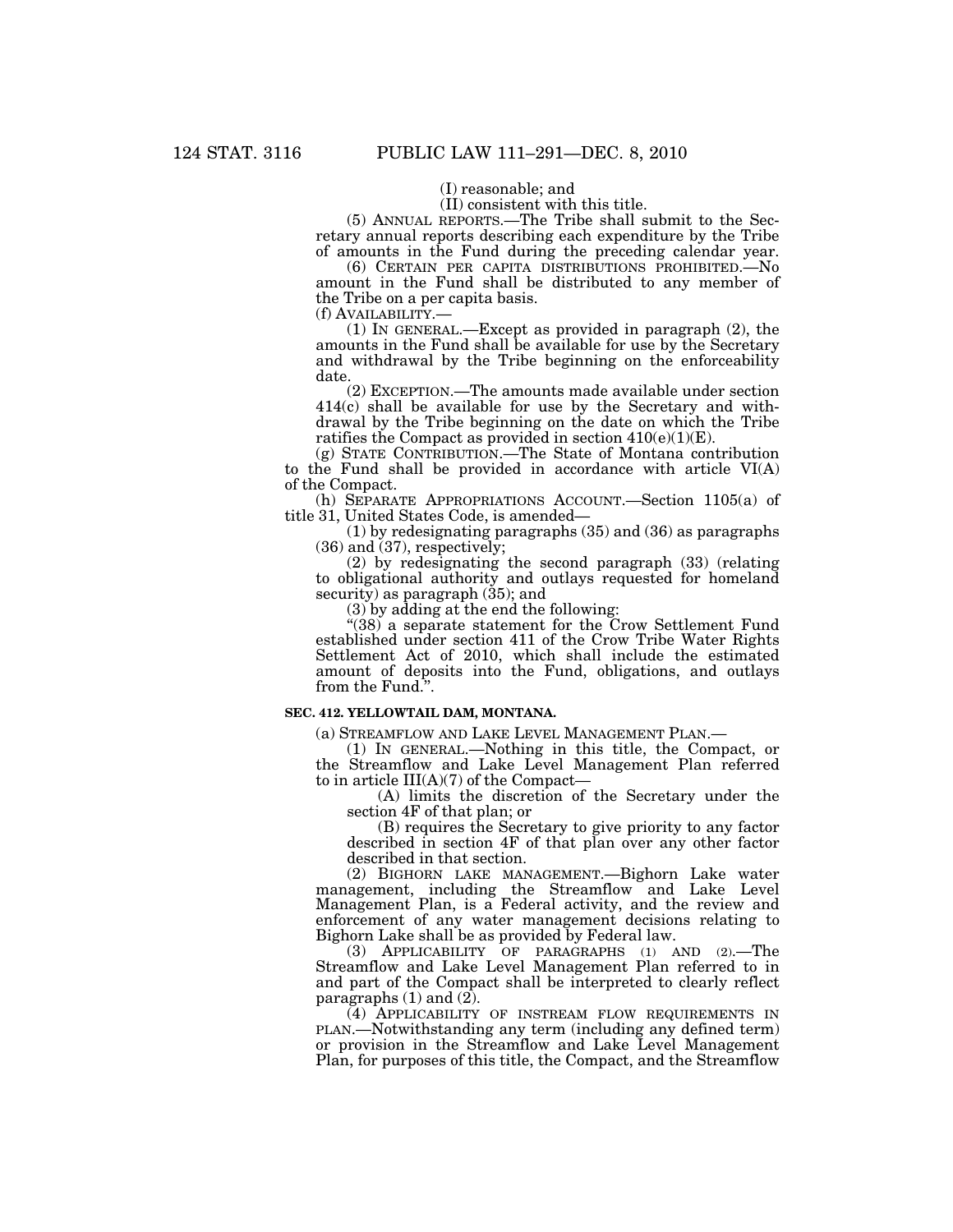(I) reasonable; and

(II) consistent with this title.

(5) ANNUAL REPORTS.—The Tribe shall submit to the Secretary annual reports describing each expenditure by the Tribe of amounts in the Fund during the preceding calendar year.

(6) CERTAIN PER CAPITA DISTRIBUTIONS PROHIBITED.—No amount in the Fund shall be distributed to any member of the Tribe on a per capita basis.

(f) AVAILABILITY.—

(1) IN GENERAL.—Except as provided in paragraph (2), the amounts in the Fund shall be available for use by the Secretary and withdrawal by the Tribe beginning on the enforceability date.

(2) EXCEPTION.—The amounts made available under section 414(c) shall be available for use by the Secretary and withdrawal by the Tribe beginning on the date on which the Tribe ratifies the Compact as provided in section 410(e)(1)(E).

(g) STATE CONTRIBUTION.—The State of Montana contribution to the Fund shall be provided in accordance with article VI(A) of the Compact.

(h) SEPARATE APPROPRIATIONS ACCOUNT.—Section 1105(a) of title 31, United States Code, is amended—

(1) by redesignating paragraphs (35) and (36) as paragraphs (36) and (37), respectively;

(2) by redesignating the second paragraph (33) (relating to obligational authority and outlays requested for homeland security) as paragraph (35); and

(3) by adding at the end the following:

"(38) a separate statement for the Crow Settlement Fund established under section 411 of the Crow Tribe Water Rights Settlement Act of 2010, which shall include the estimated amount of deposits into the Fund, obligations, and outlays from the Fund.".

**SEC. 412. YELLOWTAIL DAM, MONTANA.**

(a) STREAMFLOW AND LAKE LEVEL MANAGEMENT PLAN.—

(1) IN GENERAL.—Nothing in this title, the Compact, or the Streamflow and Lake Level Management Plan referred to in article III(A)(7) of the Compact—

(A) limits the discretion of the Secretary under the section 4F of that plan; or

(B) requires the Secretary to give priority to any factor described in section 4F of that plan over any other factor described in that section.

(2) BIGHORN LAKE MANAGEMENT.—Bighorn Lake water management, including the Streamflow and Lake Level Management Plan, is a Federal activity, and the review and enforcement of any water management decisions relating to Bighorn Lake shall be as provided by Federal law.

(3) APPLICABILITY OF PARAGRAPHS (1) AND (2).—The Streamflow and Lake Level Management Plan referred to in and part of the Compact shall be interpreted to clearly reflect paragraphs (1) and (2).

(4) APPLICABILITY OF INSTREAM FLOW REQUIREMENTS IN PLAN.—Notwithstanding any term (including any defined term) or provision in the Streamflow and Lake Level Management Plan, for purposes of this title, the Compact, and the Streamflow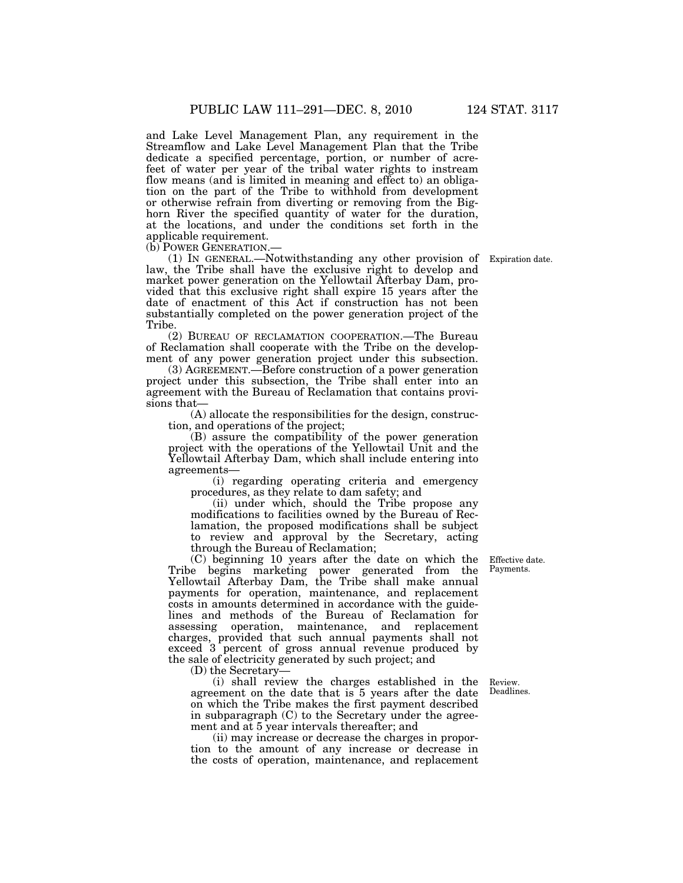and Lake Level Management Plan, any requirement in the Streamflow and Lake Level Management Plan that the Tribe dedicate a specified percentage, portion, or number of acre-feet of water per year of the tribal water rights to instream flow means (and is limited in meaning and effect to) an obligation on the part of the Tribe to withhold from development or otherwise refrain from diverting or removing from the Bighorn River the specified quantity of water for the duration, at the locations, and under the conditions set forth in the applicable requirement.

(b) POWER GENERATION.—

(1) IN GENERAL.—Notwithstanding any other provision of law, the Tribe shall have the exclusive right to develop and market power generation on the Yellowtail Afterbay Dam, provided that this exclusive right shall expire 15 years after the date of enactment of this Act if construction has not been substantially completed on the power generation project of the Tribe.

Expiration date.

(2) BUREAU OF RECLAMATION COOPERATION.—The Bureau of Reclamation shall cooperate with the Tribe on the development of any power generation project under this subsection.

(3) AGREEMENT.—Before construction of a power generation project under this subsection, the Tribe shall enter into an agreement with the Bureau of Reclamation that contains provisions that—

(A) allocate the responsibilities for the design, construction, and operations of the project;

(B) assure the compatibility of the power generation project with the operations of the Yellowtail Unit and the Yellowtail Afterbay Dam, which shall include entering into agreements—

(i) regarding operating criteria and emergency procedures, as they relate to dam safety; and

(ii) under which, should the Tribe propose any modifications to facilities owned by the Bureau of Reclamation, the proposed modifications shall be subject to review and approval by the Secretary, acting through the Bureau of Reclamation;

Effective date. Payments.

(C) beginning 10 years after the date on which the Tribe begins marketing power generated from the Yellowtail Afterbay Dam, the Tribe shall make annual payments for operation, maintenance, and replacement costs in amounts determined in accordance with the guidelines and methods of the Bureau of Reclamation for assessing operation, maintenance, and replacement charges, provided that such annual payments shall not exceed 3 percent of gross annual revenue produced by the sale of electricity generated by such project; and

(D) the Secretary—

Review. Deadlines.

(i) shall review the charges established in the agreement on the date that is 5 years after the date on which the Tribe makes the first payment described in subparagraph (C) to the Secretary under the agreement and at 5 year intervals thereafter; and

(ii) may increase or decrease the charges in proportion to the amount of any increase or decrease in the costs of operation, maintenance, and replacement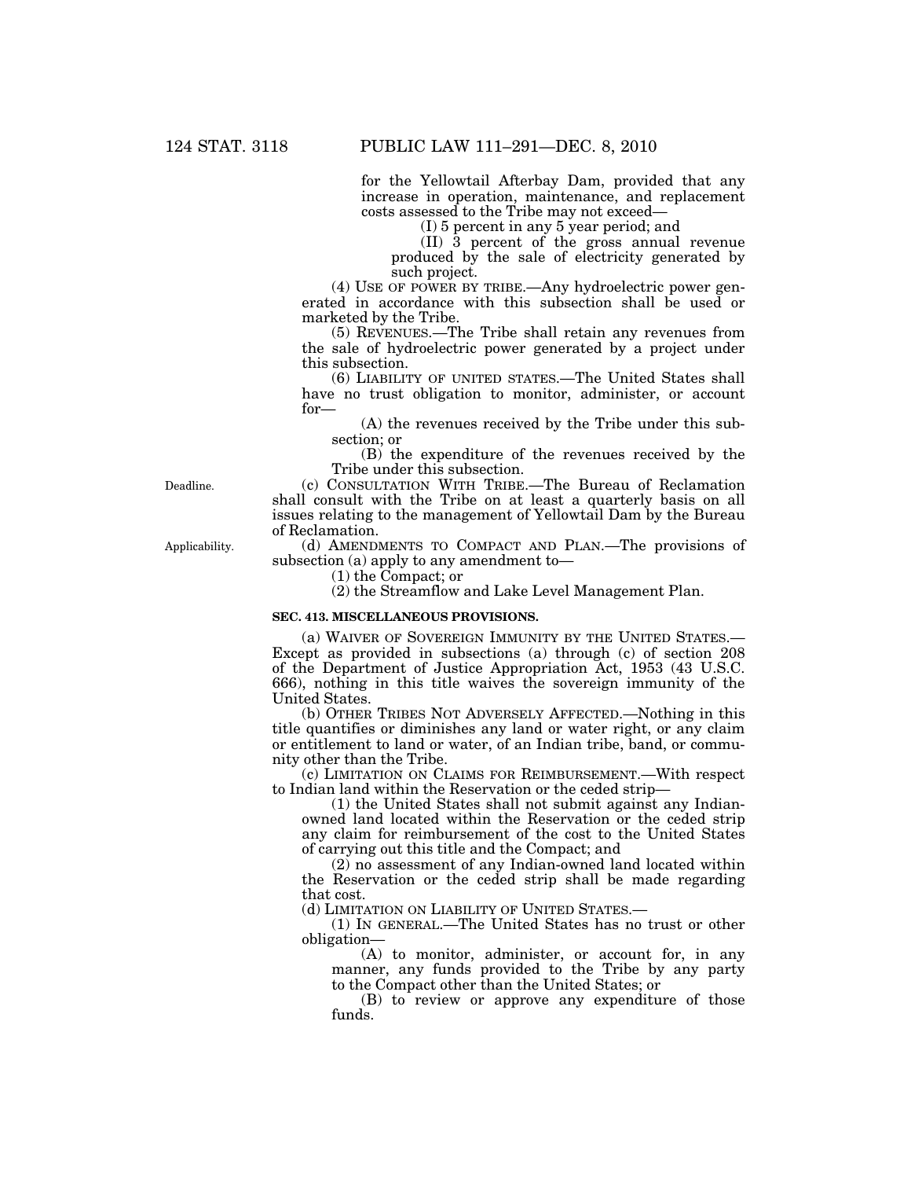for the Yellowtail Afterbay Dam, provided that any increase in operation, maintenance, and replacement costs assessed to the Tribe may not exceed—

(I) 5 percent in any 5 year period; and

(II) 3 percent of the gross annual revenue produced by the sale of electricity generated by such project.

(4) USE OF POWER BY TRIBE.—Any hydroelectric power generated in accordance with this subsection shall be used or marketed by the Tribe.

(5) REVENUES.—The Tribe shall retain any revenues from the sale of hydroelectric power generated by a project under this subsection.

(6) LIABILITY OF UNITED STATES.—The United States shall have no trust obligation to monitor, administer, or account for—

(A) the revenues received by the Tribe under this subsection; or

(B) the expenditure of the revenues received by the Tribe under this subsection.

Deadline.

(c) CONSULTATION WITH TRIBE.—The Bureau of Reclamation shall consult with the Tribe on at least a quarterly basis on all issues relating to the management of Yellowtail Dam by the Bureau of Reclamation.

Applicability.

(d) AMENDMENTS TO COMPACT AND PLAN.—The provisions of subsection (a) apply to any amendment to—

(1) the Compact; or

(2) the Streamflow and Lake Level Management Plan.

**SEC. 413. MISCELLANEOUS PROVISIONS.**

(a) WAIVER OF SOVEREIGN IMMUNITY BY THE UNITED STATES.—Except as provided in subsections (a) through (c) of section 208 of the Department of Justice Appropriation Act, 1953 (43 U.S.C. 666), nothing in this title waives the sovereign immunity of the United States.

(b) OTHER TRIBES NOT ADVERSELY AFFECTED.—Nothing in this title quantifies or diminishes any land or water right, or any claim or entitlement to land or water, of an Indian tribe, band, or community other than the Tribe.

(c) LIMITATION ON CLAIMS FOR REIMBURSEMENT.—With respect to Indian land within the Reservation or the ceded strip—

(1) the United States shall not submit against any Indian-owned land located within the Reservation or the ceded strip any claim for reimbursement of the cost to the United States of carrying out this title and the Compact; and

(2) no assessment of any Indian-owned land located within the Reservation or the ceded strip shall be made regarding that cost.

(d) LIMITATION ON LIABILITY OF UNITED STATES.—

(1) IN GENERAL.—The United States has no trust or other obligation—

(A) to monitor, administer, or account for, in any manner, any funds provided to the Tribe by any party to the Compact other than the United States; or

(B) to review or approve any expenditure of those funds.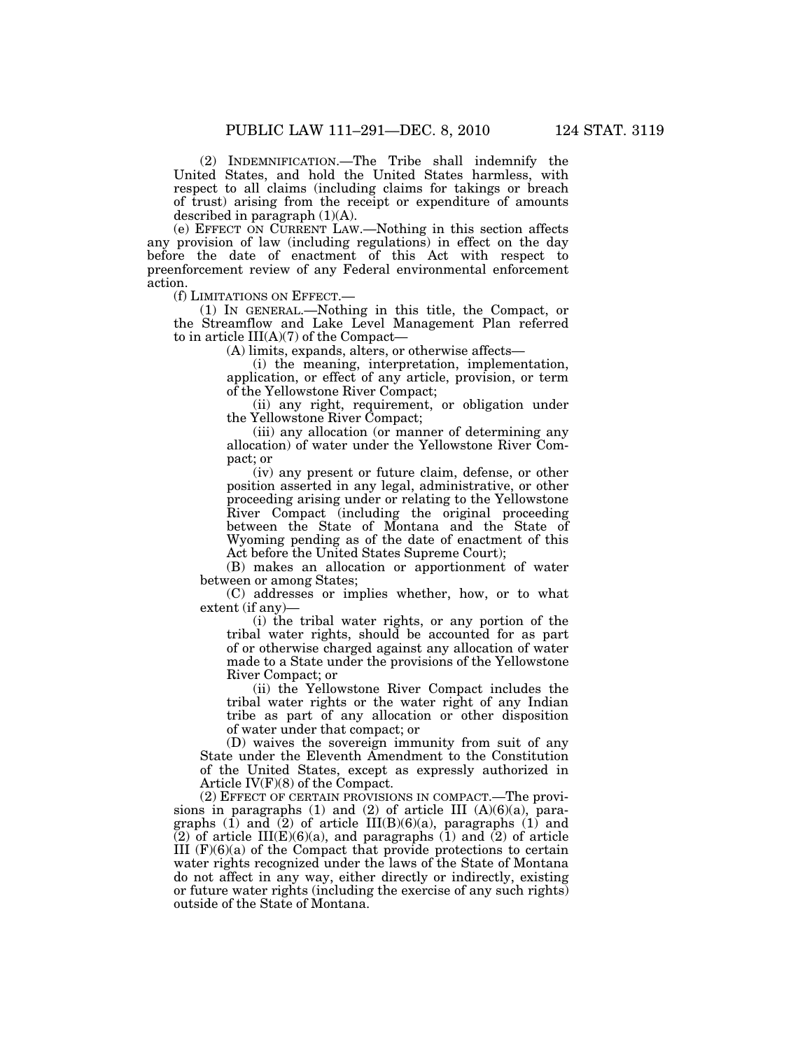(2) INDEMNIFICATION.—The Tribe shall indemnify the United States, and hold the United States harmless, with respect to all claims (including claims for takings or breach of trust) arising from the receipt or expenditure of amounts described in paragraph (1)(A).

(e) EFFECT ON CURRENT LAW.—Nothing in this section affects any provision of law (including regulations) in effect on the day before the date of enactment of this Act with respect to preenforcement review of any Federal environmental enforcement action.

(f) LIMITATIONS ON EFFECT.—

(1) IN GENERAL.—Nothing in this title, the Compact, or the Streamflow and Lake Level Management Plan referred to in article III(A)(7) of the Compact—

(A) limits, expands, alters, or otherwise affects—

(i) the meaning, interpretation, implementation, application, or effect of any article, provision, or term of the Yellowstone River Compact;

(ii) any right, requirement, or obligation under the Yellowstone River Compact;

(iii) any allocation (or manner of determining any allocation) of water under the Yellowstone River Compact; or

(iv) any present or future claim, defense, or other position asserted in any legal, administrative, or other proceeding arising under or relating to the Yellowstone River Compact (including the original proceeding between the State of Montana and the State of Wyoming pending as of the date of enactment of this Act before the United States Supreme Court);

(B) makes an allocation or apportionment of water between or among States;

(C) addresses or implies whether, how, or to what extent (if any)—

(i) the tribal water rights, or any portion of the tribal water rights, should be accounted for as part of or otherwise charged against any allocation of water made to a State under the provisions of the Yellowstone River Compact; or

(ii) the Yellowstone River Compact includes the tribal water rights or the water right of any Indian tribe as part of any allocation or other disposition of water under that compact; or

(D) waives the sovereign immunity from suit of any State under the Eleventh Amendment to the Constitution of the United States, except as expressly authorized in Article IV(F)(8) of the Compact.

(2) EFFECT OF CERTAIN PROVISIONS IN COMPACT.—The provisions in paragraphs (1) and (2) of article III (A)(6)(a), paragraphs (1) and (2) of article III(B)(6)(a), paragraphs (1) and (2) of article III(E)(6)(a), and paragraphs (1) and (2) of article III (F)(6)(a) of the Compact that provide protections to certain water rights recognized under the laws of the State of Montana do not affect in any way, either directly or indirectly, existing or future water rights (including the exercise of any such rights) outside of the State of Montana.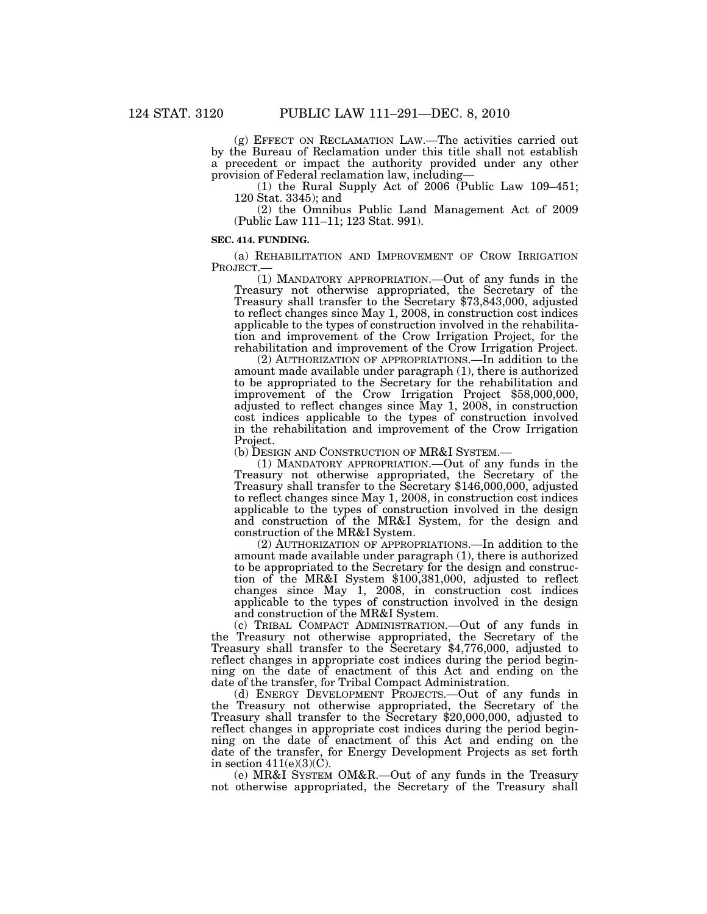(g) EFFECT ON RECLAMATION LAW.—The activities carried out by the Bureau of Reclamation under this title shall not establish a precedent or impact the authority provided under any other provision of Federal reclamation law, including—

(1) the Rural Supply Act of 2006 (Public Law 109–451; 120 Stat. 3345); and

(2) the Omnibus Public Land Management Act of 2009 (Public Law 111–11; 123 Stat. 991).

**SEC. 414. FUNDING.**

(a) REHABILITATION AND IMPROVEMENT OF CROW IRRIGATION PROJECT.—

(1) MANDATORY APPROPRIATION.—Out of any funds in the Treasury not otherwise appropriated, the Secretary of the Treasury shall transfer to the Secretary $73,843,000, adjusted to reflect changes since May 1, 2008, in construction cost indices applicable to the types of construction involved in the rehabilitation and improvement of the Crow Irrigation Project, for the rehabilitation and improvement of the Crow Irrigation Project.

(2) AUTHORIZATION OF APPROPRIATIONS.—In addition to the amount made available under paragraph (1), there is authorized to be appropriated to the Secretary for the rehabilitation and improvement of the Crow Irrigation Project $58,000,000, adjusted to reflect changes since May 1, 2008, in construction cost indices applicable to the types of construction involved in the rehabilitation and improvement of the Crow Irrigation Project.

(b) DESIGN AND CONSTRUCTION OF MR&I SYSTEM.—

(1) MANDATORY APPROPRIATION.—Out of any funds in the Treasury not otherwise appropriated, the Secretary of the Treasury shall transfer to the Secretary $146,000,000, adjusted to reflect changes since May 1, 2008, in construction cost indices applicable to the types of construction involved in the design and construction of the MR&I System, for the design and construction of the MR&I System.

(2) AUTHORIZATION OF APPROPRIATIONS.—In addition to the amount made available under paragraph (1), there is authorized to be appropriated to the Secretary for the design and construction of the MR&I System $100,381,000, adjusted to reflect changes since May 1, 2008, in construction cost indices applicable to the types of construction involved in the design and construction of the MR&I System.

(c) TRIBAL COMPACT ADMINISTRATION.—Out of any funds in the Treasury not otherwise appropriated, the Secretary of the Treasury shall transfer to the Secretary $4,776,000, adjusted to reflect changes in appropriate cost indices during the period beginning on the date of enactment of this Act and ending on the date of the transfer, for Tribal Compact Administration.

(d) ENERGY DEVELOPMENT PROJECTS.—Out of any funds in the Treasury not otherwise appropriated, the Secretary of the Treasury shall transfer to the Secretary $20,000,000, adjusted to reflect changes in appropriate cost indices during the period beginning on the date of enactment of this Act and ending on the date of the transfer, for Energy Development Projects as set forth in section 411(e)(3)(C).

(e) MR&I SYSTEM OM&R.—Out of any funds in the Treasury not otherwise appropriated, the Secretary of the Treasury shall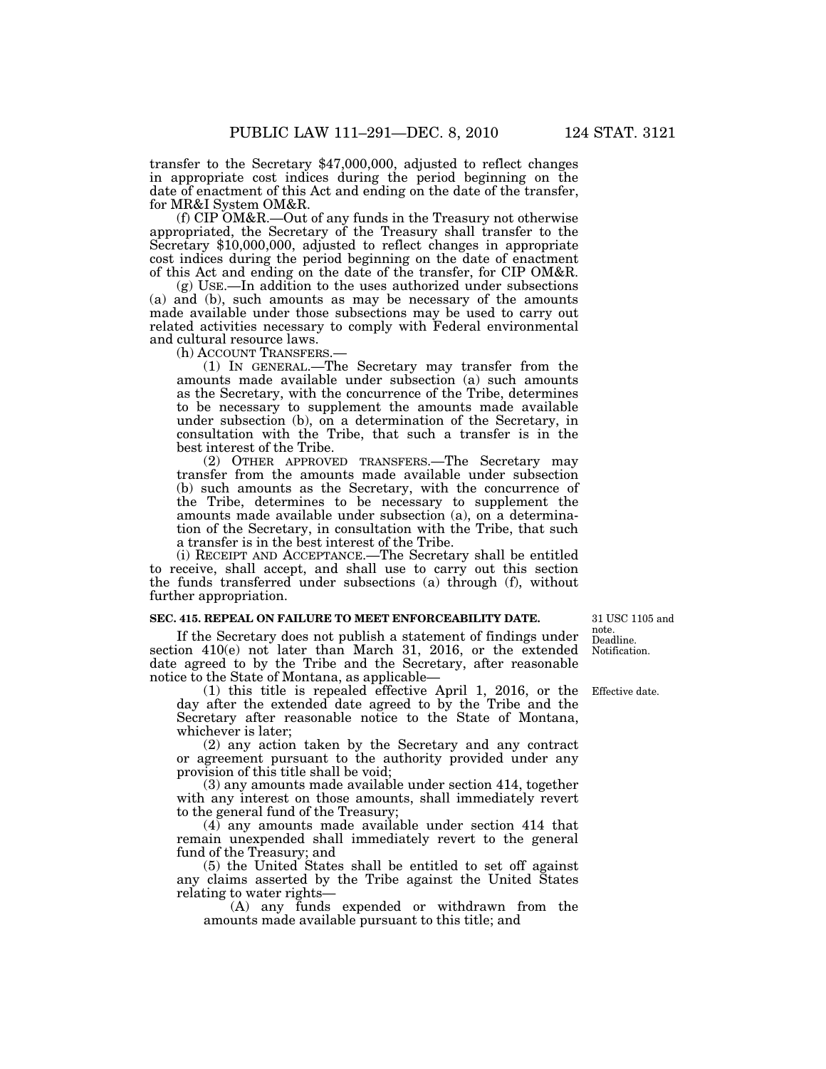transfer to the Secretary $47,000,000, adjusted to reflect changes in appropriate cost indices during the period beginning on the date of enactment of this Act and ending on the date of the transfer, for MR&I System OM&R.

(f) CIP OM&R.—Out of any funds in the Treasury not otherwise appropriated, the Secretary of the Treasury shall transfer to the Secretary $10,000,000, adjusted to reflect changes in appropriate cost indices during the period beginning on the date of enactment of this Act and ending on the date of the transfer, for CIP OM&R.

(g) USE.—In addition to the uses authorized under subsections (a) and (b), such amounts as may be necessary of the amounts made available under those subsections may be used to carry out related activities necessary to comply with Federal environmental and cultural resource laws.

(h) ACCOUNT TRANSFERS.—

(1) IN GENERAL.—The Secretary may transfer from the amounts made available under subsection (a) such amounts as the Secretary, with the concurrence of the Tribe, determines to be necessary to supplement the amounts made available under subsection (b), on a determination of the Secretary, in consultation with the Tribe, that such a transfer is in the best interest of the Tribe.

(2) OTHER APPROVED TRANSFERS.—The Secretary may transfer from the amounts made available under subsection (b) such amounts as the Secretary, with the concurrence of the Tribe, determines to be necessary to supplement the amounts made available under subsection (a), on a determination of the Secretary, in consultation with the Tribe, that such a transfer is in the best interest of the Tribe.

(i) RECEIPT AND ACCEPTANCE.—The Secretary shall be entitled to receive, shall accept, and shall use to carry out this section the funds transferred under subsections (a) through (f), without further appropriation.

**SEC. 415. REPEAL ON FAILURE TO MEET ENFORCEABILITY DATE.**

31 USC 1105 and note. Deadline. Notification.

If the Secretary does not publish a statement of findings under section 410(e) not later than March 31, 2016, or the extended date agreed to by the Tribe and the Secretary, after reasonable notice to the State of Montana, as applicable—

Effective date.

(1) this title is repealed effective April 1, 2016, or the day after the extended date agreed to by the Tribe and the Secretary after reasonable notice to the State of Montana, whichever is later;

(2) any action taken by the Secretary and any contract or agreement pursuant to the authority provided under any provision of this title shall be void;

(3) any amounts made available under section 414, together with any interest on those amounts, shall immediately revert to the general fund of the Treasury;

(4) any amounts made available under section 414 that remain unexpended shall immediately revert to the general fund of the Treasury; and

(5) the United States shall be entitled to set off against any claims asserted by the Tribe against the United States relating to water rights—

(A) any funds expended or withdrawn from the amounts made available pursuant to this title; and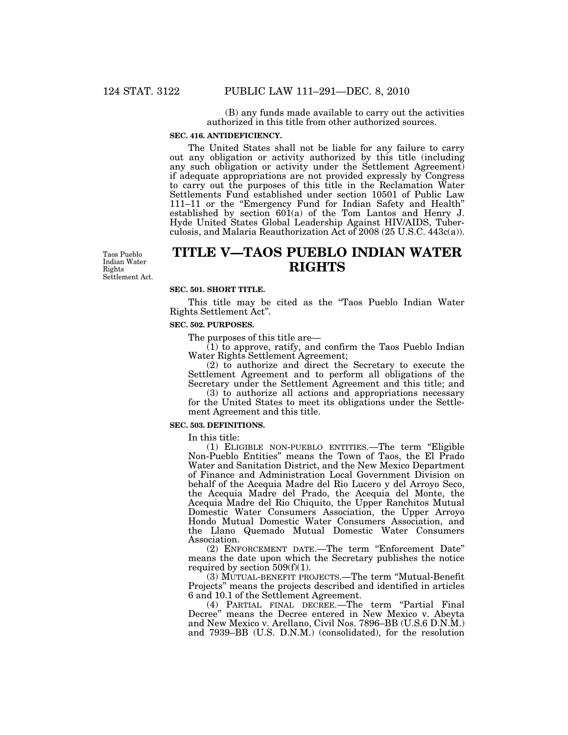(B) any funds made available to carry out the activities authorized in this title from other authorized sources.

**SEC. 416. ANTIDEFICIENCY.**

The United States shall not be liable for any failure to carry out any obligation or activity authorized by this title (including any such obligation or activity under the Settlement Agreement) if adequate appropriations are not provided expressly by Congress to carry out the purposes of this title in the Reclamation Water Settlements Fund established under section 10501 of Public Law 111–11 or the "Emergency Fund for Indian Safety and Health" established by section 601(a) of the Tom Lantos and Henry J. Hyde United States Global Leadership Against HIV/AIDS, Tuberculosis, and Malaria Reauthorization Act of 2008 (25 U.S.C. 443c(a)).

Taos Pueblo Indian Water Rights Settlement Act.

# TITLE V—TAOS PUEBLO INDIAN WATER RIGHTS

**SEC. 501. SHORT TITLE.**

This title may be cited as the "Taos Pueblo Indian Water Rights Settlement Act".

**SEC. 502. PURPOSES.**

The purposes of this title are—

(1) to approve, ratify, and confirm the Taos Pueblo Indian Water Rights Settlement Agreement;

(2) to authorize and direct the Secretary to execute the Settlement Agreement and to perform all obligations of the Secretary under the Settlement Agreement and this title; and

(3) to authorize all actions and appropriations necessary for the United States to meet its obligations under the Settlement Agreement and this title.

**SEC. 503. DEFINITIONS.**

In this title:

(1) ELIGIBLE NON-PUEBLO ENTITIES.—The term "Eligible Non-Pueblo Entities" means the Town of Taos, the El Prado Water and Sanitation District, and the New Mexico Department of Finance and Administration Local Government Division on behalf of the Acequia Madre del Rio Lucero y del Arroyo Seco, the Acequia Madre del Prado, the Acequia del Monte, the Acequia Madre del Rio Chiquito, the Upper Ranchitos Mutual Domestic Water Consumers Association, the Upper Arroyo Hondo Mutual Domestic Water Consumers Association, and the Llano Quemado Mutual Domestic Water Consumers Association.

(2) ENFORCEMENT DATE.—The term "Enforcement Date" means the date upon which the Secretary publishes the notice required by section 509(f)(1).

(3) MUTUAL-BENEFIT PROJECTS.—The term "Mutual-Benefit Projects" means the projects described and identified in articles 6 and 10.1 of the Settlement Agreement.

(4) PARTIAL FINAL DECREE.—The term "Partial Final Decree" means the Decree entered in New Mexico v. Abeyta and New Mexico v. Arellano, Civil Nos. 7896–BB (U.S.6 D.N.M.) and 7939–BB (U.S. D.N.M.) (consolidated), for the resolution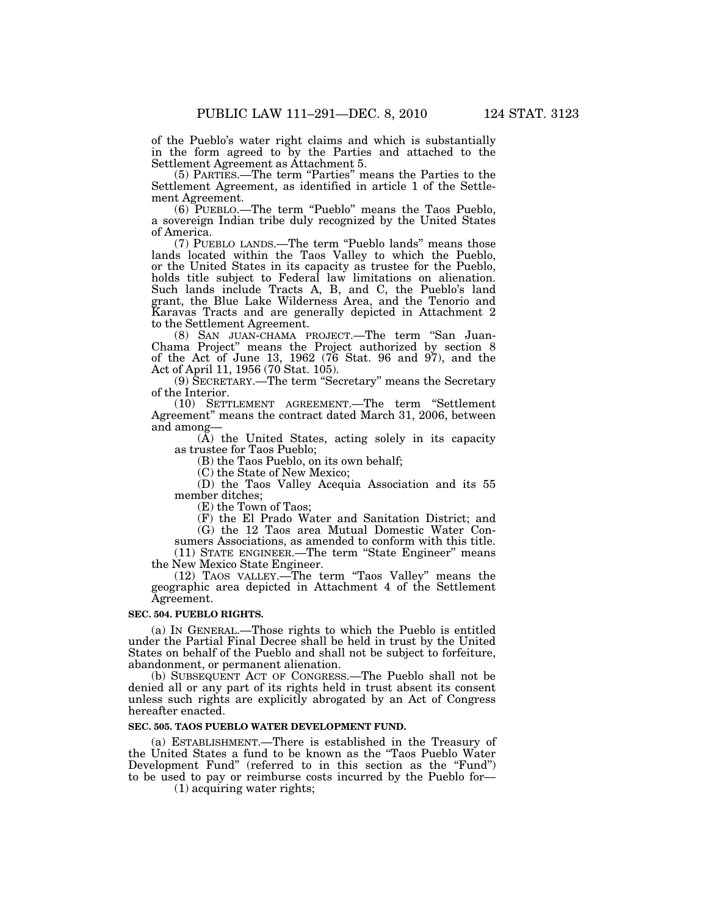of the Pueblo's water right claims and which is substantially in the form agreed to by the Parties and attached to the Settlement Agreement as Attachment 5.

(5) PARTIES.—The term "Parties" means the Parties to the Settlement Agreement, as identified in article 1 of the Settlement Agreement.

(6) PUEBLO.—The term "Pueblo" means the Taos Pueblo, a sovereign Indian tribe duly recognized by the United States of America.

(7) PUEBLO LANDS.—The term "Pueblo lands" means those lands located within the Taos Valley to which the Pueblo, or the United States in its capacity as trustee for the Pueblo, holds title subject to Federal law limitations on alienation. Such lands include Tracts A, B, and C, the Pueblo's land grant, the Blue Lake Wilderness Area, and the Tenorio and Karavas Tracts and are generally depicted in Attachment 2 to the Settlement Agreement.

(8) SAN JUAN-CHAMA PROJECT.—The term "San Juan-Chama Project" means the Project authorized by section 8 of the Act of June 13, 1962 (76 Stat. 96 and 97), and the Act of April 11, 1956 (70 Stat. 105).

(9) SECRETARY.—The term "Secretary" means the Secretary of the Interior.

(10) SETTLEMENT AGREEMENT.—The term "Settlement Agreement" means the contract dated March 31, 2006, between and among—

(A) the United States, acting solely in its capacity as trustee for Taos Pueblo;

(B) the Taos Pueblo, on its own behalf;

(C) the State of New Mexico;

(D) the Taos Valley Acequia Association and its 55 member ditches;

(E) the Town of Taos;

(F) the El Prado Water and Sanitation District; and

(G) the 12 Taos area Mutual Domestic Water Consumers Associations, as amended to conform with this title.

(11) STATE ENGINEER.—The term "State Engineer" means the New Mexico State Engineer.

(12) TAOS VALLEY.—The term "Taos Valley" means the geographic area depicted in Attachment 4 of the Settlement Agreement.

**SEC. 504. PUEBLO RIGHTS.**

(a) IN GENERAL.—Those rights to which the Pueblo is entitled under the Partial Final Decree shall be held in trust by the United States on behalf of the Pueblo and shall not be subject to forfeiture, abandonment, or permanent alienation.

(b) SUBSEQUENT ACT OF CONGRESS.—The Pueblo shall not be denied all or any part of its rights held in trust absent its consent unless such rights are explicitly abrogated by an Act of Congress hereafter enacted.

**SEC. 505. TAOS PUEBLO WATER DEVELOPMENT FUND.**

(a) ESTABLISHMENT.—There is established in the Treasury of the United States a fund to be known as the "Taos Pueblo Water Development Fund" (referred to in this section as the "Fund") to be used to pay or reimburse costs incurred by the Pueblo for—

(1) acquiring water rights;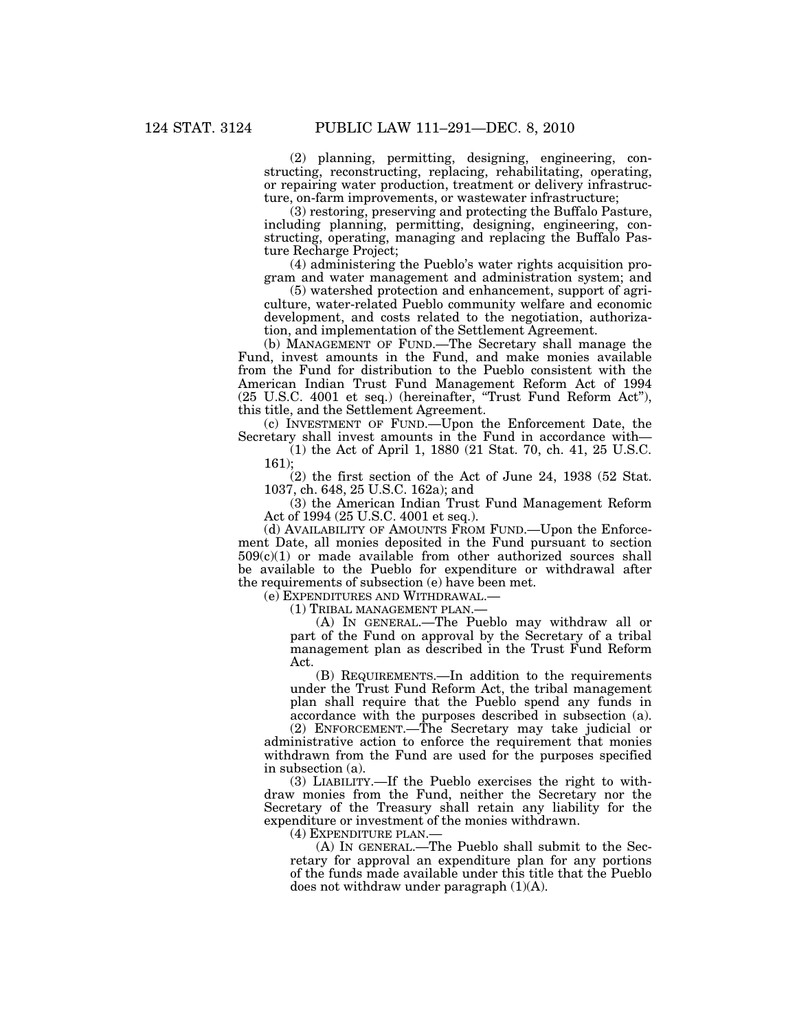(2) planning, permitting, designing, engineering, constructing, reconstructing, replacing, rehabilitating, operating, or repairing water production, treatment or delivery infrastructure, on-farm improvements, or wastewater infrastructure;

(3) restoring, preserving and protecting the Buffalo Pasture, including planning, permitting, designing, engineering, constructing, operating, managing and replacing the Buffalo Pasture Recharge Project;

(4) administering the Pueblo's water rights acquisition program and water management and administration system; and

(5) watershed protection and enhancement, support of agriculture, water-related Pueblo community welfare and economic development, and costs related to the negotiation, authorization, and implementation of the Settlement Agreement.

(b) MANAGEMENT OF FUND.—The Secretary shall manage the Fund, invest amounts in the Fund, and make monies available from the Fund for distribution to the Pueblo consistent with the American Indian Trust Fund Management Reform Act of 1994 (25 U.S.C. 4001 et seq.) (hereinafter, "Trust Fund Reform Act"), this title, and the Settlement Agreement.

(c) INVESTMENT OF FUND.—Upon the Enforcement Date, the Secretary shall invest amounts in the Fund in accordance with—

(1) the Act of April 1, 1880 (21 Stat. 70, ch. 41, 25 U.S.C. 161);

(2) the first section of the Act of June 24, 1938 (52 Stat. 1037, ch. 648, 25 U.S.C. 162a); and

(3) the American Indian Trust Fund Management Reform Act of 1994 (25 U.S.C. 4001 et seq.).

(d) AVAILABILITY OF AMOUNTS FROM FUND.—Upon the Enforcement Date, all monies deposited in the Fund pursuant to section 509(c)(1) or made available from other authorized sources shall be available to the Pueblo for expenditure or withdrawal after the requirements of subsection (e) have been met.

(e) EXPENDITURES AND WITHDRAWAL.—

(1) TRIBAL MANAGEMENT PLAN.—

(A) IN GENERAL.—The Pueblo may withdraw all or part of the Fund on approval by the Secretary of a tribal management plan as described in the Trust Fund Reform Act.

(B) REQUIREMENTS.—In addition to the requirements under the Trust Fund Reform Act, the tribal management plan shall require that the Pueblo spend any funds in accordance with the purposes described in subsection (a).

(2) ENFORCEMENT.—The Secretary may take judicial or administrative action to enforce the requirement that monies withdrawn from the Fund are used for the purposes specified in subsection (a).

(3) LIABILITY.—If the Pueblo exercises the right to withdraw monies from the Fund, neither the Secretary nor the Secretary of the Treasury shall retain any liability for the expenditure or investment of the monies withdrawn.

(4) EXPENDITURE PLAN.—

(A) IN GENERAL.—The Pueblo shall submit to the Secretary for approval an expenditure plan for any portions of the funds made available under this title that the Pueblo does not withdraw under paragraph (1)(A).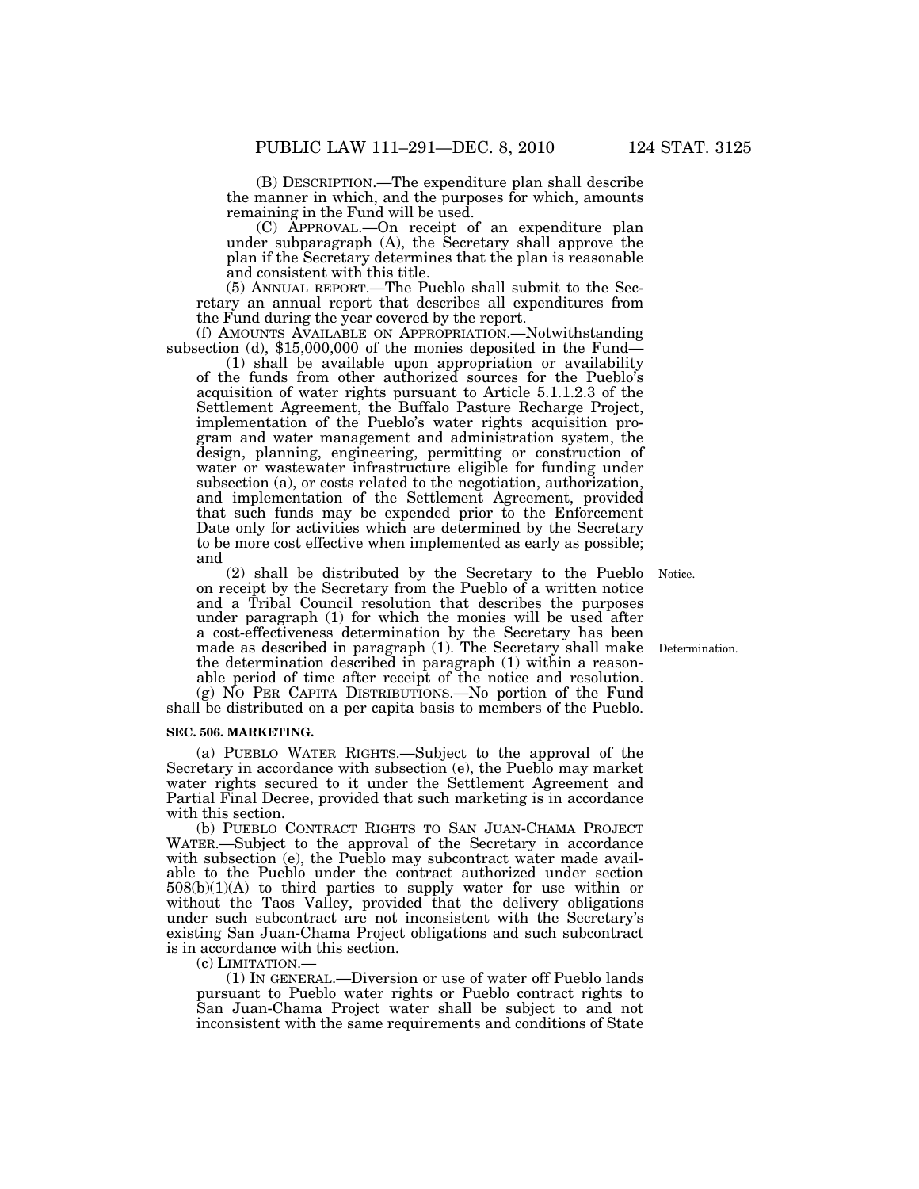(B) DESCRIPTION.—The expenditure plan shall describe the manner in which, and the purposes for which, amounts remaining in the Fund will be used.

(C) APPROVAL.—On receipt of an expenditure plan under subparagraph (A), the Secretary shall approve the plan if the Secretary determines that the plan is reasonable and consistent with this title.

(5) ANNUAL REPORT.—The Pueblo shall submit to the Secretary an annual report that describes all expenditures from the Fund during the year covered by the report.

(f) AMOUNTS AVAILABLE ON APPROPRIATION.—Notwithstanding subsection (d), $15,000,000 of the monies deposited in the Fund—

(1) shall be available upon appropriation or availability of the funds from other authorized sources for the Pueblo's acquisition of water rights pursuant to Article 5.1.1.2.3 of the Settlement Agreement, the Buffalo Pasture Recharge Project, implementation of the Pueblo's water rights acquisition program and water management and administration system, the design, planning, engineering, permitting or construction of water or wastewater infrastructure eligible for funding under subsection (a), or costs related to the negotiation, authorization, and implementation of the Settlement Agreement, provided that such funds may be expended prior to the Enforcement Date only for activities which are determined by the Secretary to be more cost effective when implemented as early as possible; and

Notice.

(2) shall be distributed by the Secretary to the Pueblo on receipt by the Secretary from the Pueblo of a written notice and a Tribal Council resolution that describes the purposes under paragraph (1) for which the monies will be used after a cost-effectiveness determination by the Secretary has been made as described in paragraph (1). The Secretary shall make the determination described in paragraph (1) within a reasonable period of time after receipt of the notice and resolution.

Determination.

(g) NO PER CAPITA DISTRIBUTIONS.—No portion of the Fund shall be distributed on a per capita basis to members of the Pueblo.

**SEC. 506. MARKETING.**

(a) PUEBLO WATER RIGHTS.—Subject to the approval of the Secretary in accordance with subsection (e), the Pueblo may market water rights secured to it under the Settlement Agreement and Partial Final Decree, provided that such marketing is in accordance with this section.

(b) PUEBLO CONTRACT RIGHTS TO SAN JUAN-CHAMA PROJECT WATER.—Subject to the approval of the Secretary in accordance with subsection (e), the Pueblo may subcontract water made available to the Pueblo under the contract authorized under section 508(b)(1)(A) to third parties to supply water for use within or without the Taos Valley, provided that the delivery obligations under such subcontract are not inconsistent with the Secretary's existing San Juan-Chama Project obligations and such subcontract is in accordance with this section.

(c) LIMITATION.—

(1) IN GENERAL.—Diversion or use of water off Pueblo lands pursuant to Pueblo water rights or Pueblo contract rights to San Juan-Chama Project water shall be subject to and not inconsistent with the same requirements and conditions of State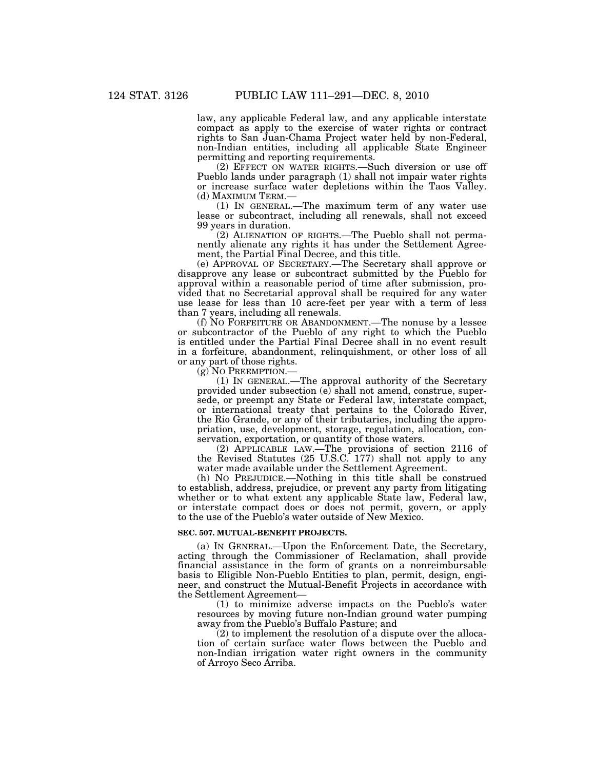law, any applicable Federal law, and any applicable interstate compact as apply to the exercise of water rights or contract rights to San Juan-Chama Project water held by non-Federal, non-Indian entities, including all applicable State Engineer permitting and reporting requirements.

(2) EFFECT ON WATER RIGHTS.—Such diversion or use off Pueblo lands under paragraph (1) shall not impair water rights or increase surface water depletions within the Taos Valley.

(d) MAXIMUM TERM.—

(1) IN GENERAL.—The maximum term of any water use lease or subcontract, including all renewals, shall not exceed 99 years in duration.

(2) ALIENATION OF RIGHTS.—The Pueblo shall not permanently alienate any rights it has under the Settlement Agreement, the Partial Final Decree, and this title.

(e) APPROVAL OF SECRETARY.—The Secretary shall approve or disapprove any lease or subcontract submitted by the Pueblo for approval within a reasonable period of time after submission, provided that no Secretarial approval shall be required for any water use lease for less than 10 acre-feet per year with a term of less than 7 years, including all renewals.

(f) NO FORFEITURE OR ABANDONMENT.—The nonuse by a lessee or subcontractor of the Pueblo of any right to which the Pueblo is entitled under the Partial Final Decree shall in no event result in a forfeiture, abandonment, relinquishment, or other loss of all or any part of those rights.

(g) NO PREEMPTION.—

(1) IN GENERAL.—The approval authority of the Secretary provided under subsection (e) shall not amend, construe, supersede, or preempt any State or Federal law, interstate compact, or international treaty that pertains to the Colorado River, the Rio Grande, or any of their tributaries, including the appropriation, use, development, storage, regulation, allocation, conservation, exportation, or quantity of those waters.

(2) APPLICABLE LAW.—The provisions of section 2116 of the Revised Statutes (25 U.S.C. 177) shall not apply to any water made available under the Settlement Agreement.

(h) NO PREJUDICE.—Nothing in this title shall be construed to establish, address, prejudice, or prevent any party from litigating whether or to what extent any applicable State law, Federal law, or interstate compact does or does not permit, govern, or apply to the use of the Pueblo's water outside of New Mexico.

**SEC. 507. MUTUAL-BENEFIT PROJECTS.**

(a) IN GENERAL.—Upon the Enforcement Date, the Secretary, acting through the Commissioner of Reclamation, shall provide financial assistance in the form of grants on a nonreimbursable basis to Eligible Non-Pueblo Entities to plan, permit, design, engineer, and construct the Mutual-Benefit Projects in accordance with the Settlement Agreement—

(1) to minimize adverse impacts on the Pueblo's water resources by moving future non-Indian ground water pumping away from the Pueblo's Buffalo Pasture; and

(2) to implement the resolution of a dispute over the allocation of certain surface water flows between the Pueblo and non-Indian irrigation water right owners in the community of Arroyo Seco Arriba.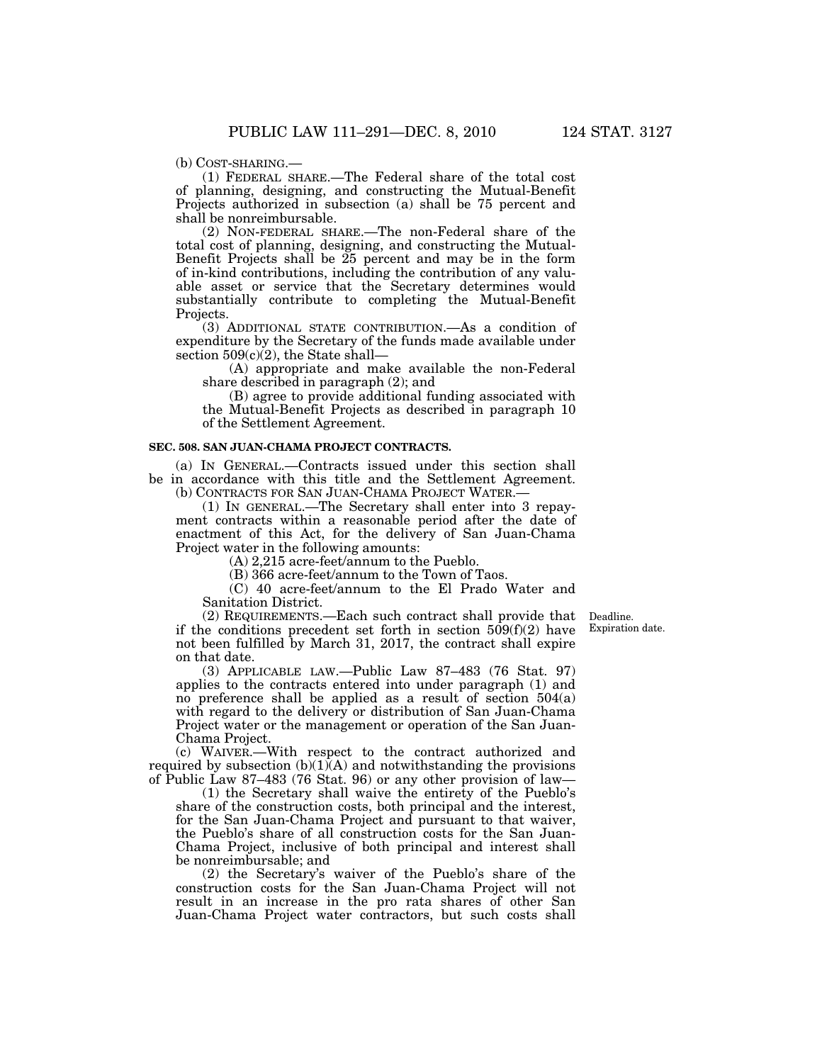(b) COST-SHARING.—

(1) FEDERAL SHARE.—The Federal share of the total cost of planning, designing, and constructing the Mutual-Benefit Projects authorized in subsection (a) shall be 75 percent and shall be nonreimbursable.

(2) NON-FEDERAL SHARE.—The non-Federal share of the total cost of planning, designing, and constructing the Mutual-Benefit Projects shall be 25 percent and may be in the form of in-kind contributions, including the contribution of any valuable asset or service that the Secretary determines would substantially contribute to completing the Mutual-Benefit Projects.

(3) ADDITIONAL STATE CONTRIBUTION.—As a condition of expenditure by the Secretary of the funds made available under section 509(c)(2), the State shall—

(A) appropriate and make available the non-Federal share described in paragraph (2); and

(B) agree to provide additional funding associated with the Mutual-Benefit Projects as described in paragraph 10 of the Settlement Agreement.

**SEC. 508. SAN JUAN-CHAMA PROJECT CONTRACTS.**

(a) IN GENERAL.—Contracts issued under this section shall be in accordance with this title and the Settlement Agreement.

(b) CONTRACTS FOR SAN JUAN-CHAMA PROJECT WATER.—

(1) IN GENERAL.—The Secretary shall enter into 3 repayment contracts within a reasonable period after the date of enactment of this Act, for the delivery of San Juan-Chama Project water in the following amounts:

(A) 2,215 acre-feet/annum to the Pueblo.

(B) 366 acre-feet/annum to the Town of Taos.

(C) 40 acre-feet/annum to the El Prado Water and Sanitation District.

(2) REQUIREMENTS.—Each such contract shall provide that if the conditions precedent set forth in section 509(f)(2) have not been fulfilled by March 31, 2017, the contract shall expire on that date.

Deadline. Expiration date.

(3) APPLICABLE LAW.—Public Law 87–483 (76 Stat. 97) applies to the contracts entered into under paragraph (1) and no preference shall be applied as a result of section 504(a) with regard to the delivery or distribution of San Juan-Chama Project water or the management or operation of the San Juan-Chama Project.

(c) WAIVER.—With respect to the contract authorized and required by subsection (b)(1)(A) and notwithstanding the provisions of Public Law 87–483 (76 Stat. 96) or any other provision of law—

(1) the Secretary shall waive the entirety of the Pueblo's share of the construction costs, both principal and the interest, for the San Juan-Chama Project and pursuant to that waiver, the Pueblo's share of all construction costs for the San Juan-Chama Project, inclusive of both principal and interest shall be nonreimbursable; and

(2) the Secretary's waiver of the Pueblo's share of the construction costs for the San Juan-Chama Project will not result in an increase in the pro rata shares of other San Juan-Chama Project water contractors, but such costs shall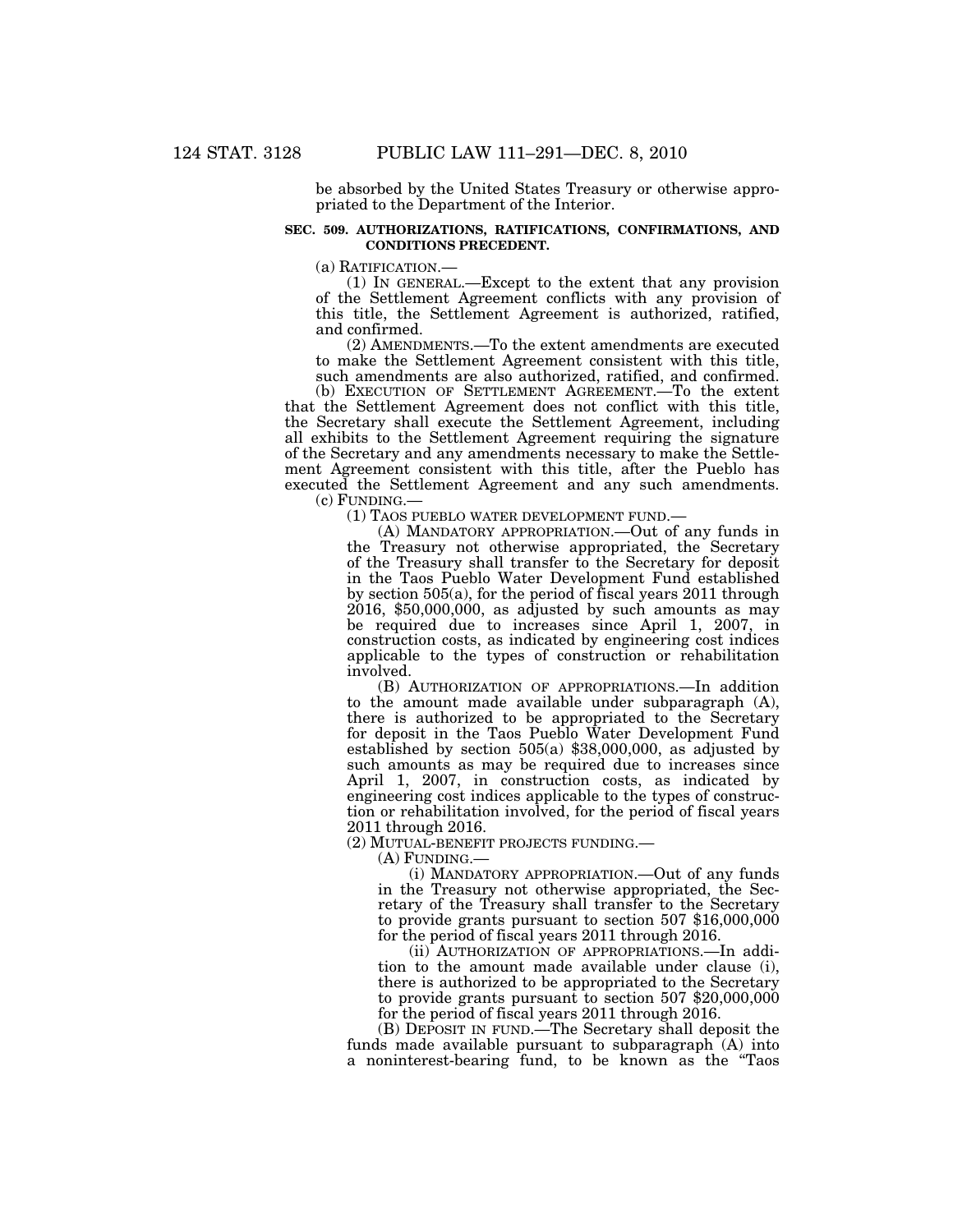be absorbed by the United States Treasury or otherwise appropriated to the Department of the Interior.

**SEC. 509. AUTHORIZATIONS, RATIFICATIONS, CONFIRMATIONS, AND CONDITIONS PRECEDENT.**

(a) RATIFICATION.—

(1) IN GENERAL.—Except to the extent that any provision of the Settlement Agreement conflicts with any provision of this title, the Settlement Agreement is authorized, ratified, and confirmed.

(2) AMENDMENTS.—To the extent amendments are executed to make the Settlement Agreement consistent with this title, such amendments are also authorized, ratified, and confirmed.

(b) EXECUTION OF SETTLEMENT AGREEMENT.—To the extent that the Settlement Agreement does not conflict with this title, the Secretary shall execute the Settlement Agreement, including all exhibits to the Settlement Agreement requiring the signature of the Secretary and any amendments necessary to make the Settlement Agreement consistent with this title, after the Pueblo has executed the Settlement Agreement and any such amendments.

(c) FUNDING.—

(1) TAOS PUEBLO WATER DEVELOPMENT FUND.—

(A) MANDATORY APPROPRIATION.—Out of any funds in the Treasury not otherwise appropriated, the Secretary of the Treasury shall transfer to the Secretary for deposit in the Taos Pueblo Water Development Fund established by section 505(a), for the period of fiscal years 2011 through 2016, $50,000,000, as adjusted by such amounts as may be required due to increases since April 1, 2007, in construction costs, as indicated by engineering cost indices applicable to the types of construction or rehabilitation involved.

(B) AUTHORIZATION OF APPROPRIATIONS.—In addition to the amount made available under subparagraph (A), there is authorized to be appropriated to the Secretary for deposit in the Taos Pueblo Water Development Fund established by section 505(a) $38,000,000, as adjusted by such amounts as may be required due to increases since April 1, 2007, in construction costs, as indicated by engineering cost indices applicable to the types of construction or rehabilitation involved, for the period of fiscal years 2011 through 2016.

(2) MUTUAL-BENEFIT PROJECTS FUNDING.—

(A) FUNDING.—

(i) MANDATORY APPROPRIATION.—Out of any funds in the Treasury not otherwise appropriated, the Secretary of the Treasury shall transfer to the Secretary to provide grants pursuant to section 507 $16,000,000 for the period of fiscal years 2011 through 2016.

(ii) AUTHORIZATION OF APPROPRIATIONS.—In addition to the amount made available under clause (i), there is authorized to be appropriated to the Secretary to provide grants pursuant to section 507 $20,000,000 for the period of fiscal years 2011 through 2016.

(B) DEPOSIT IN FUND.—The Secretary shall deposit the funds made available pursuant to subparagraph (A) into a noninterest-bearing fund, to be known as the "Taos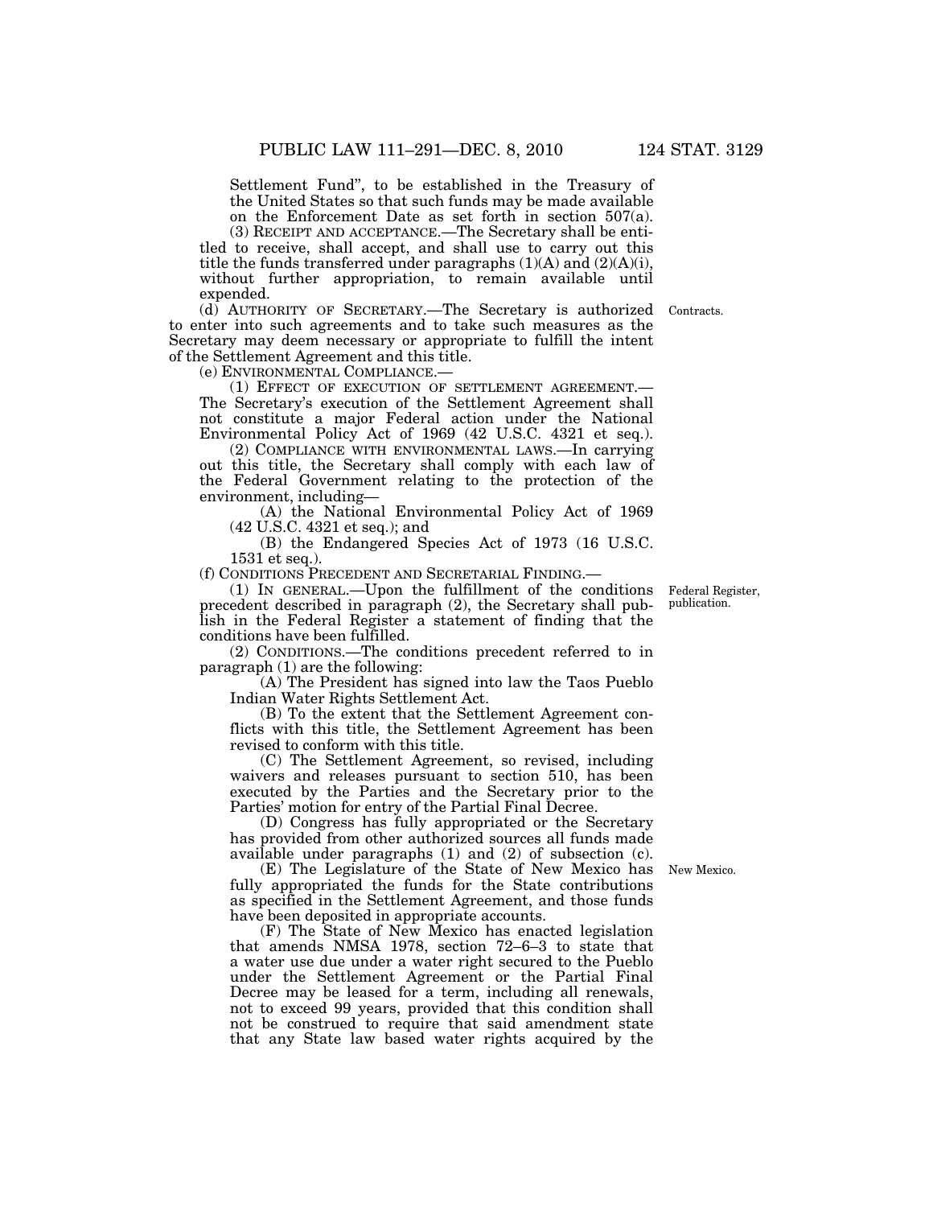Settlement Fund", to be established in the Treasury of the United States so that such funds may be made available on the Enforcement Date as set forth in section 507(a).

(3) RECEIPT AND ACCEPTANCE.—The Secretary shall be entitled to receive, shall accept, and shall use to carry out this title the funds transferred under paragraphs (1)(A) and (2)(A)(i), without further appropriation, to remain available until expended.

(d) AUTHORITY OF SECRETARY.—The Secretary is authorized to enter into such agreements and to take such measures as the Secretary may deem necessary or appropriate to fulfill the intent of the Settlement Agreement and this title.

Contracts.

(e) ENVIRONMENTAL COMPLIANCE.—

(1) EFFECT OF EXECUTION OF SETTLEMENT AGREEMENT.—The Secretary's execution of the Settlement Agreement shall not constitute a major Federal action under the National Environmental Policy Act of 1969 (42 U.S.C. 4321 et seq.).

(2) COMPLIANCE WITH ENVIRONMENTAL LAWS.—In carrying out this title, the Secretary shall comply with each law of the Federal Government relating to the protection of the environment, including—

(A) the National Environmental Policy Act of 1969 (42 U.S.C. 4321 et seq.); and

(B) the Endangered Species Act of 1973 (16 U.S.C. 1531 et seq.).

(f) CONDITIONS PRECEDENT AND SECRETARIAL FINDING.—

(1) IN GENERAL.—Upon the fulfillment of the conditions precedent described in paragraph (2), the Secretary shall publish in the Federal Register a statement of finding that the conditions have been fulfilled.

Federal Register, publication.

(2) CONDITIONS.—The conditions precedent referred to in paragraph (1) are the following:

(A) The President has signed into law the Taos Pueblo Indian Water Rights Settlement Act.

(B) To the extent that the Settlement Agreement conflicts with this title, the Settlement Agreement has been revised to conform with this title.

(C) The Settlement Agreement, so revised, including waivers and releases pursuant to section 510, has been executed by the Parties and the Secretary prior to the Parties' motion for entry of the Partial Final Decree.

(D) Congress has fully appropriated or the Secretary has provided from other authorized sources all funds made available under paragraphs (1) and (2) of subsection (c).

(E) The Legislature of the State of New Mexico has fully appropriated the funds for the State contributions as specified in the Settlement Agreement, and those funds have been deposited in appropriate accounts.

New Mexico.

(F) The State of New Mexico has enacted legislation that amends NMSA 1978, section 72–6–3 to state that a water use due under a water right secured to the Pueblo under the Settlement Agreement or the Partial Final Decree may be leased for a term, including all renewals, not to exceed 99 years, provided that this condition shall not be construed to require that said amendment state that any State law based water rights acquired by the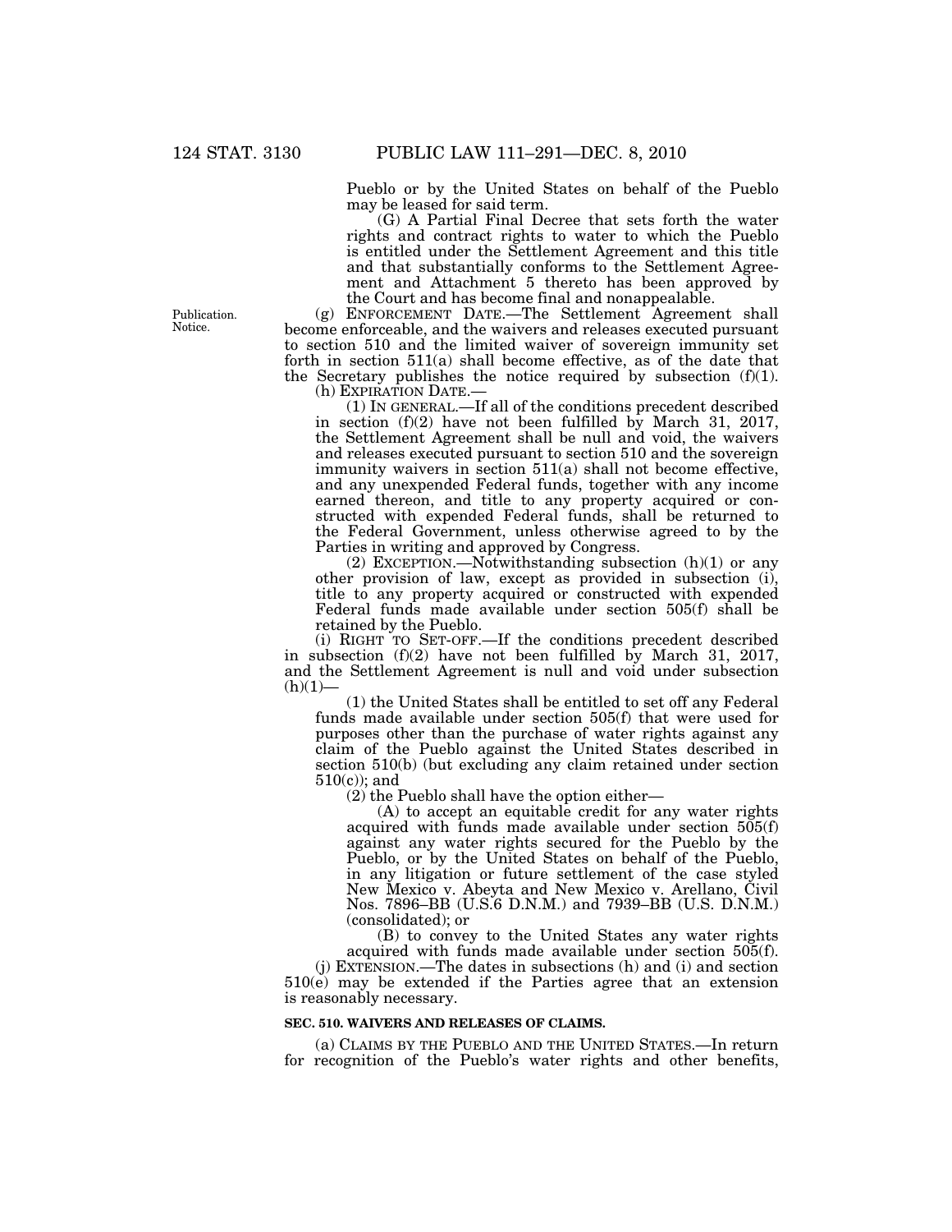Pueblo or by the United States on behalf of the Pueblo may be leased for said term.

(G) A Partial Final Decree that sets forth the water rights and contract rights to water to which the Pueblo is entitled under the Settlement Agreement and this title and that substantially conforms to the Settlement Agreement and Attachment 5 thereto has been approved by the Court and has become final and nonappealable.

Publication. Notice.

(g) ENFORCEMENT DATE.—The Settlement Agreement shall become enforceable, and the waivers and releases executed pursuant to section 510 and the limited waiver of sovereign immunity set forth in section 511(a) shall become effective, as of the date that the Secretary publishes the notice required by subsection (f)(1).

(h) EXPIRATION DATE.—

(1) IN GENERAL.—If all of the conditions precedent described in section (f)(2) have not been fulfilled by March 31, 2017, the Settlement Agreement shall be null and void, the waivers and releases executed pursuant to section 510 and the sovereign immunity waivers in section 511(a) shall not become effective, and any unexpended Federal funds, together with any income earned thereon, and title to any property acquired or constructed with expended Federal funds, shall be returned to the Federal Government, unless otherwise agreed to by the Parties in writing and approved by Congress.

(2) EXCEPTION.—Notwithstanding subsection (h)(1) or any other provision of law, except as provided in subsection (i), title to any property acquired or constructed with expended Federal funds made available under section 505(f) shall be retained by the Pueblo.

(i) RIGHT TO SET-OFF.—If the conditions precedent described in subsection (f)(2) have not been fulfilled by March 31, 2017, and the Settlement Agreement is null and void under subsection (h)(1)—

(1) the United States shall be entitled to set off any Federal funds made available under section 505(f) that were used for purposes other than the purchase of water rights against any claim of the Pueblo against the United States described in section 510(b) (but excluding any claim retained under section 510(c)); and

(2) the Pueblo shall have the option either—

(A) to accept an equitable credit for any water rights acquired with funds made available under section 505(f) against any water rights secured for the Pueblo by the Pueblo, or by the United States on behalf of the Pueblo, in any litigation or future settlement of the case styled New Mexico v. Abeyta and New Mexico v. Arellano, Civil Nos. 7896–BB (U.S.6 D.N.M.) and 7939–BB (U.S. D.N.M.) (consolidated); or

(B) to convey to the United States any water rights acquired with funds made available under section 505(f).

(j) EXTENSION.—The dates in subsections (h) and (i) and section 510(e) may be extended if the Parties agree that an extension is reasonably necessary.

**SEC. 510. WAIVERS AND RELEASES OF CLAIMS.**

(a) CLAIMS BY THE PUEBLO AND THE UNITED STATES.—In return for recognition of the Pueblo's water rights and other benefits,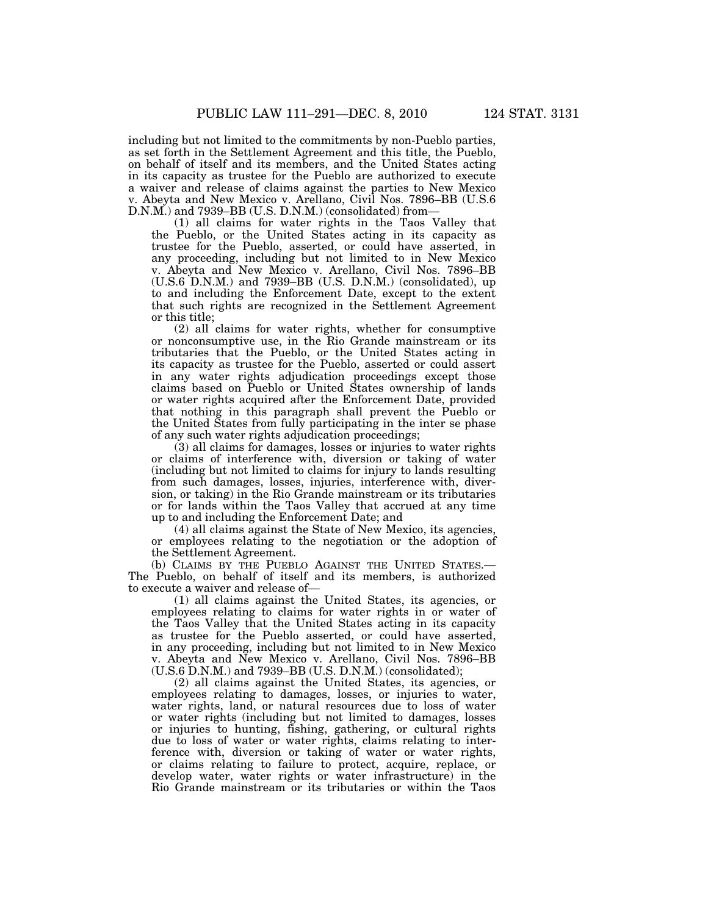including but not limited to the commitments by non-Pueblo parties, as set forth in the Settlement Agreement and this title, the Pueblo, on behalf of itself and its members, and the United States acting in its capacity as trustee for the Pueblo are authorized to execute a waiver and release of claims against the parties to New Mexico v. Abeyta and New Mexico v. Arellano, Civil Nos. 7896–BB (U.S.6 D.N.M.) and 7939–BB (U.S. D.N.M.) (consolidated) from—

(1) all claims for water rights in the Taos Valley that the Pueblo, or the United States acting in its capacity as trustee for the Pueblo, asserted, or could have asserted, in any proceeding, including but not limited to in New Mexico v. Abeyta and New Mexico v. Arellano, Civil Nos. 7896–BB (U.S.6 D.N.M.) and 7939–BB (U.S. D.N.M.) (consolidated), up to and including the Enforcement Date, except to the extent that such rights are recognized in the Settlement Agreement or this title;

(2) all claims for water rights, whether for consumptive or nonconsumptive use, in the Rio Grande mainstream or its tributaries that the Pueblo, or the United States acting in its capacity as trustee for the Pueblo, asserted or could assert in any water rights adjudication proceedings except those claims based on Pueblo or United States ownership of lands or water rights acquired after the Enforcement Date, provided that nothing in this paragraph shall prevent the Pueblo or the United States from fully participating in the inter se phase of any such water rights adjudication proceedings;

(3) all claims for damages, losses or injuries to water rights or claims of interference with, diversion or taking of water (including but not limited to claims for injury to lands resulting from such damages, losses, injuries, interference with, diversion, or taking) in the Rio Grande mainstream or its tributaries or for lands within the Taos Valley that accrued at any time up to and including the Enforcement Date; and

(4) all claims against the State of New Mexico, its agencies, or employees relating to the negotiation or the adoption of the Settlement Agreement.

(b) CLAIMS BY THE PUEBLO AGAINST THE UNITED STATES.—The Pueblo, on behalf of itself and its members, is authorized to execute a waiver and release of—

(1) all claims against the United States, its agencies, or employees relating to claims for water rights in or water of the Taos Valley that the United States acting in its capacity as trustee for the Pueblo asserted, or could have asserted, in any proceeding, including but not limited to in New Mexico v. Abeyta and New Mexico v. Arellano, Civil Nos. 7896–BB (U.S.6 D.N.M.) and 7939–BB (U.S. D.N.M.) (consolidated);

(2) all claims against the United States, its agencies, or employees relating to damages, losses, or injuries to water, water rights, land, or natural resources due to loss of water or water rights (including but not limited to damages, losses or injuries to hunting, fishing, gathering, or cultural rights due to loss of water or water rights, claims relating to interference with, diversion or taking of water or water rights, or claims relating to failure to protect, acquire, replace, or develop water, water rights or water infrastructure) in the Rio Grande mainstream or its tributaries or within the Taos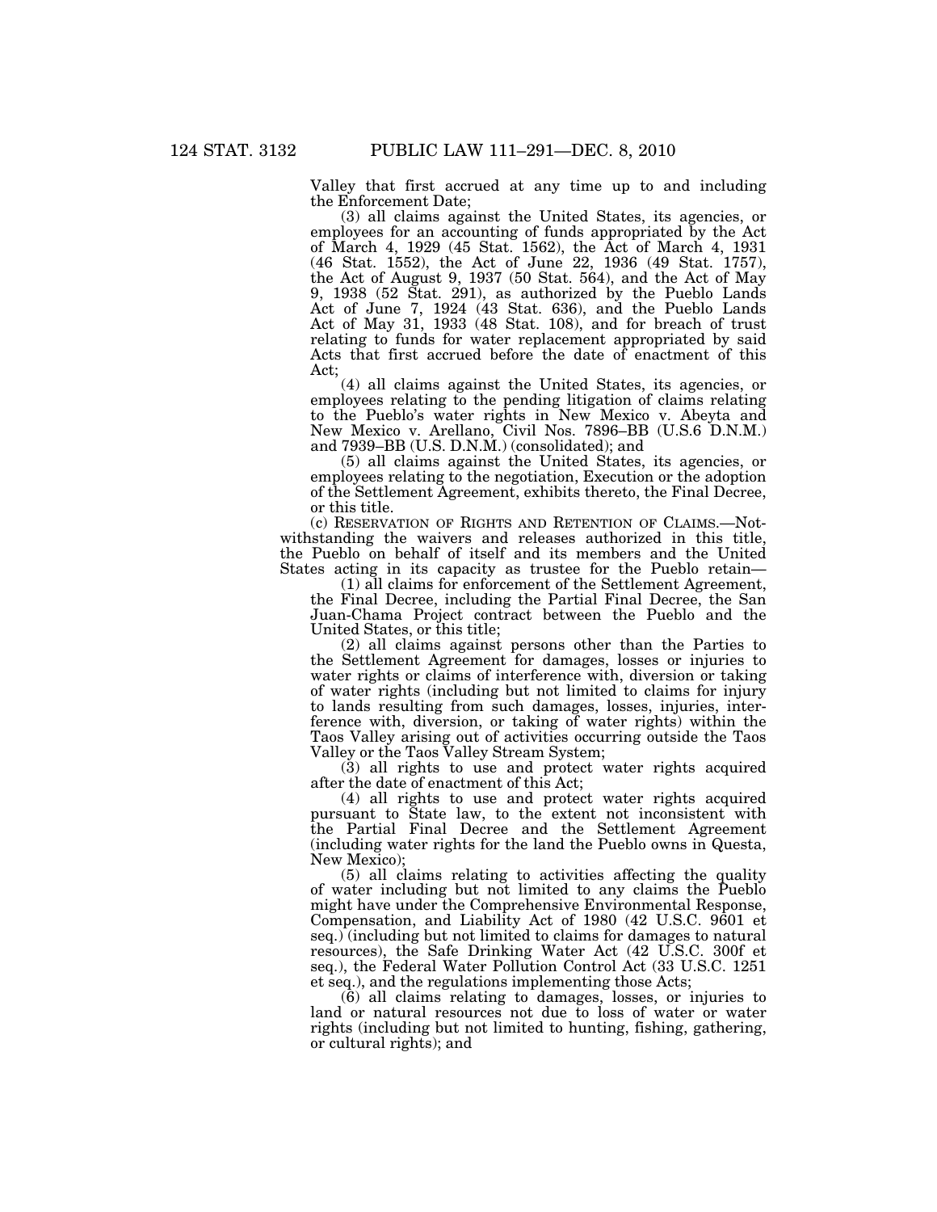Valley that first accrued at any time up to and including the Enforcement Date;

(3) all claims against the United States, its agencies, or employees for an accounting of funds appropriated by the Act of March 4, 1929 (45 Stat. 1562), the Act of March 4, 1931 (46 Stat. 1552), the Act of June 22, 1936 (49 Stat. 1757), the Act of August 9, 1937 (50 Stat. 564), and the Act of May 9, 1938 (52 Stat. 291), as authorized by the Pueblo Lands Act of June 7, 1924 (43 Stat. 636), and the Pueblo Lands Act of May 31, 1933 (48 Stat. 108), and for breach of trust relating to funds for water replacement appropriated by said Acts that first accrued before the date of enactment of this Act;

(4) all claims against the United States, its agencies, or employees relating to the pending litigation of claims relating to the Pueblo's water rights in New Mexico v. Abeyta and New Mexico v. Arellano, Civil Nos. 7896–BB (U.S.6 D.N.M.) and 7939–BB (U.S. D.N.M.) (consolidated); and

(5) all claims against the United States, its agencies, or employees relating to the negotiation, Execution or the adoption of the Settlement Agreement, exhibits thereto, the Final Decree, or this title.

(c) RESERVATION OF RIGHTS AND RETENTION OF CLAIMS.—Notwithstanding the waivers and releases authorized in this title, the Pueblo on behalf of itself and its members and the United States acting in its capacity as trustee for the Pueblo retain—

(1) all claims for enforcement of the Settlement Agreement, the Final Decree, including the Partial Final Decree, the San Juan-Chama Project contract between the Pueblo and the United States, or this title;

(2) all claims against persons other than the Parties to the Settlement Agreement for damages, losses or injuries to water rights or claims of interference with, diversion or taking of water rights (including but not limited to claims for injury to lands resulting from such damages, losses, injuries, interference with, diversion, or taking of water rights) within the Taos Valley arising out of activities occurring outside the Taos Valley or the Taos Valley Stream System;

(3) all rights to use and protect water rights acquired after the date of enactment of this Act;

(4) all rights to use and protect water rights acquired pursuant to State law, to the extent not inconsistent with the Partial Final Decree and the Settlement Agreement (including water rights for the land the Pueblo owns in Questa, New Mexico);

(5) all claims relating to activities affecting the quality of water including but not limited to any claims the Pueblo might have under the Comprehensive Environmental Response, Compensation, and Liability Act of 1980 (42 U.S.C. 9601 et seq.) (including but not limited to claims for damages to natural resources), the Safe Drinking Water Act (42 U.S.C. 300f et seq.), the Federal Water Pollution Control Act (33 U.S.C. 1251 et seq.), and the regulations implementing those Acts;

(6) all claims relating to damages, losses, or injuries to land or natural resources not due to loss of water or water rights (including but not limited to hunting, fishing, gathering, or cultural rights); and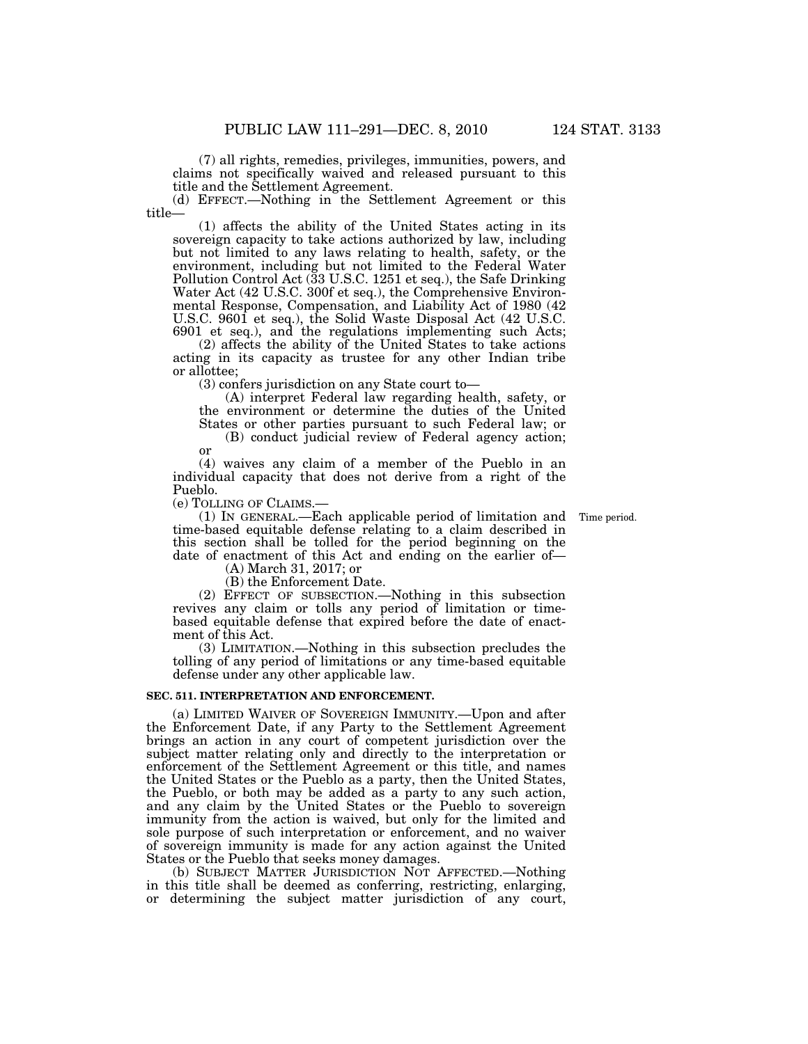(7) all rights, remedies, privileges, immunities, powers, and claims not specifically waived and released pursuant to this title and the Settlement Agreement.

(d) EFFECT.—Nothing in the Settlement Agreement or this title—

(1) affects the ability of the United States acting in its sovereign capacity to take actions authorized by law, including but not limited to any laws relating to health, safety, or the environment, including but not limited to the Federal Water Pollution Control Act (33 U.S.C. 1251 et seq.), the Safe Drinking Water Act (42 U.S.C. 300f et seq.), the Comprehensive Environmental Response, Compensation, and Liability Act of 1980 (42 U.S.C. 9601 et seq.), the Solid Waste Disposal Act (42 U.S.C. 6901 et seq.), and the regulations implementing such Acts;

(2) affects the ability of the United States to take actions acting in its capacity as trustee for any other Indian tribe or allottee;

(3) confers jurisdiction on any State court to—

(A) interpret Federal law regarding health, safety, or the environment or determine the duties of the United States or other parties pursuant to such Federal law; or

(B) conduct judicial review of Federal agency action; or

(4) waives any claim of a member of the Pueblo in an individual capacity that does not derive from a right of the Pueblo.

(e) TOLLING OF CLAIMS.—

(1) IN GENERAL.—Each applicable period of limitation and time-based equitable defense relating to a claim described in this section shall be tolled for the period beginning on the date of enactment of this Act and ending on the earlier of—

Time period.

(A) March 31, 2017; or

(B) the Enforcement Date.

(2) EFFECT OF SUBSECTION.—Nothing in this subsection revives any claim or tolls any period of limitation or time-based equitable defense that expired before the date of enactment of this Act.

(3) LIMITATION.—Nothing in this subsection precludes the tolling of any period of limitations or any time-based equitable defense under any other applicable law.

### SEC. 511. INTERPRETATION AND ENFORCEMENT.

(a) LIMITED WAIVER OF SOVEREIGN IMMUNITY.—Upon and after the Enforcement Date, if any Party to the Settlement Agreement brings an action in any court of competent jurisdiction over the subject matter relating only and directly to the interpretation or enforcement of the Settlement Agreement or this title, and names the United States or the Pueblo as a party, then the United States, the Pueblo, or both may be added as a party to any such action, and any claim by the United States or the Pueblo to sovereign immunity from the action is waived, but only for the limited and sole purpose of such interpretation or enforcement, and no waiver of sovereign immunity is made for any action against the United States or the Pueblo that seeks money damages.

(b) SUBJECT MATTER JURISDICTION NOT AFFECTED.—Nothing in this title shall be deemed as conferring, restricting, enlarging, or determining the subject matter jurisdiction of any court,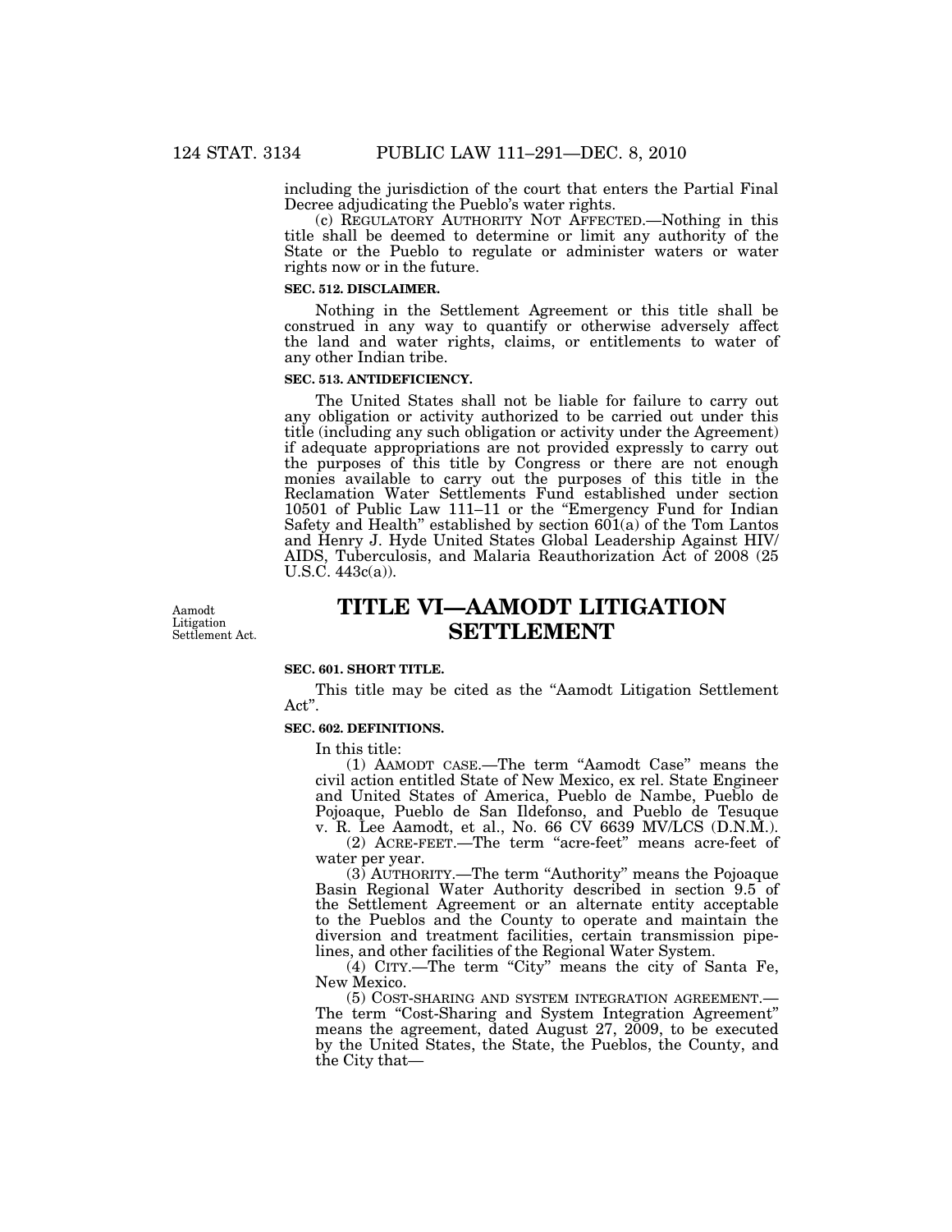including the jurisdiction of the court that enters the Partial Final Decree adjudicating the Pueblo's water rights.

(c) REGULATORY AUTHORITY NOT AFFECTED.—Nothing in this title shall be deemed to determine or limit any authority of the State or the Pueblo to regulate or administer waters or water rights now or in the future.

**SEC. 512. DISCLAIMER.**

Nothing in the Settlement Agreement or this title shall be construed in any way to quantify or otherwise adversely affect the land and water rights, claims, or entitlements to water of any other Indian tribe.

**SEC. 513. ANTIDEFICIENCY.**

The United States shall not be liable for failure to carry out any obligation or activity authorized to be carried out under this title (including any such obligation or activity under the Agreement) if adequate appropriations are not provided expressly to carry out the purposes of this title by Congress or there are not enough monies available to carry out the purposes of this title in the Reclamation Water Settlements Fund established under section 10501 of Public Law 111–11 or the "Emergency Fund for Indian Safety and Health" established by section 601(a) of the Tom Lantos and Henry J. Hyde United States Global Leadership Against HIV/AIDS, Tuberculosis, and Malaria Reauthorization Act of 2008 (25 U.S.C. 443c(a)).

Aamodt Litigation Settlement Act.

# TITLE VI—AAMODT LITIGATION SETTLEMENT

**SEC. 601. SHORT TITLE.**

This title may be cited as the "Aamodt Litigation Settlement Act".

**SEC. 602. DEFINITIONS.**

In this title:

(1) AAMODT CASE.—The term "Aamodt Case" means the civil action entitled State of New Mexico, ex rel. State Engineer and United States of America, Pueblo de Nambe, Pueblo de Pojoaque, Pueblo de San Ildefonso, and Pueblo de Tesuque v. R. Lee Aamodt, et al., No. 66 CV 6639 MV/LCS (D.N.M.).

(2) ACRE-FEET.—The term "acre-feet" means acre-feet of water per year.

(3) AUTHORITY.—The term "Authority" means the Pojoaque Basin Regional Water Authority described in section 9.5 of the Settlement Agreement or an alternate entity acceptable to the Pueblos and the County to operate and maintain the diversion and treatment facilities, certain transmission pipelines, and other facilities of the Regional Water System.

(4) CITY.—The term "City" means the city of Santa Fe, New Mexico.

(5) COST-SHARING AND SYSTEM INTEGRATION AGREEMENT.—The term "Cost-Sharing and System Integration Agreement" means the agreement, dated August 27, 2009, to be executed by the United States, the State, the Pueblos, the County, and the City that—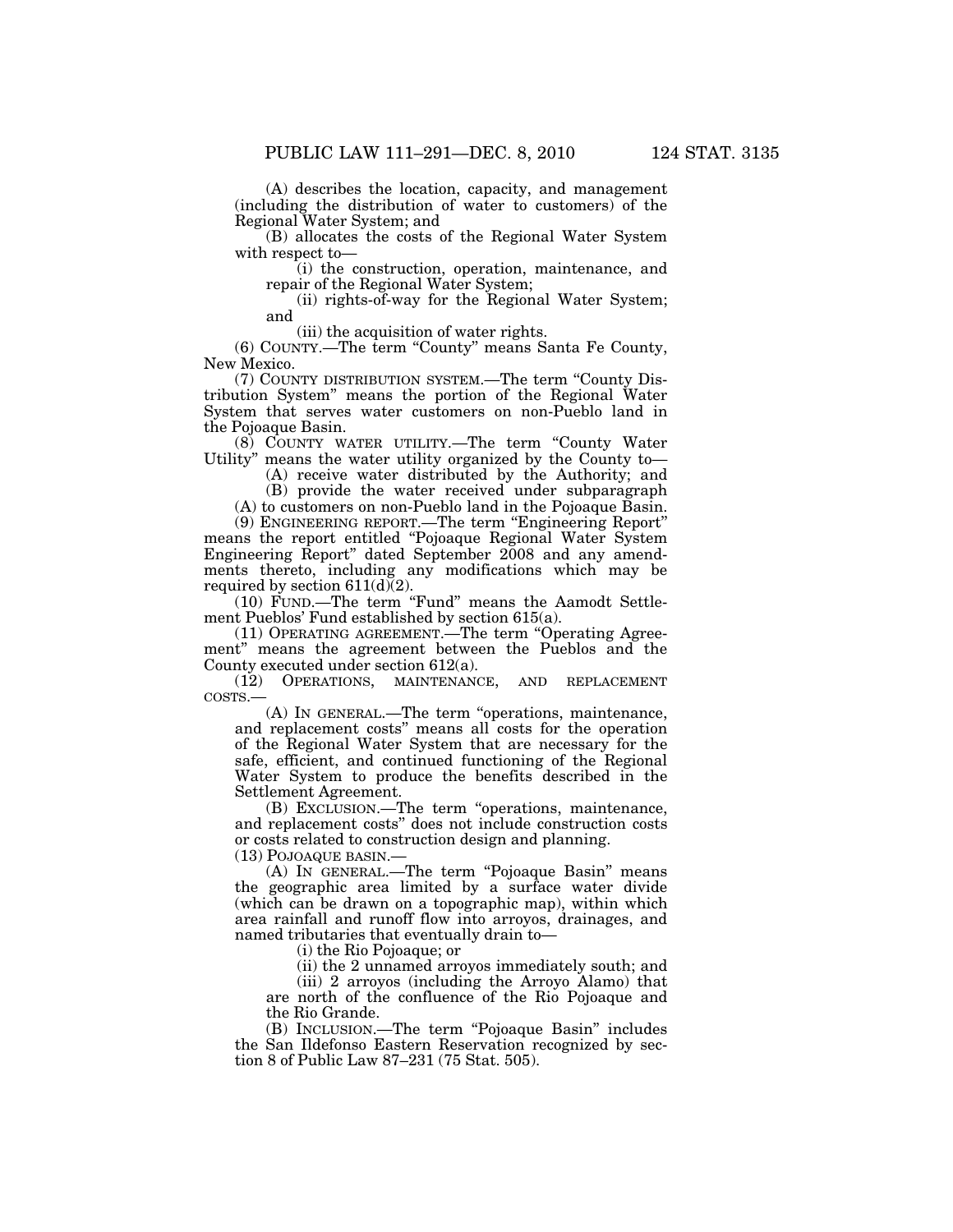(A) describes the location, capacity, and management (including the distribution of water to customers) of the Regional Water System; and

(B) allocates the costs of the Regional Water System with respect to—

(i) the construction, operation, maintenance, and repair of the Regional Water System;

(ii) rights-of-way for the Regional Water System; and

(iii) the acquisition of water rights.

(6) COUNTY.—The term "County" means Santa Fe County, New Mexico.

(7) COUNTY DISTRIBUTION SYSTEM.—The term "County Distribution System" means the portion of the Regional Water System that serves water customers on non-Pueblo land in the Pojoaque Basin.

(8) COUNTY WATER UTILITY.—The term "County Water Utility" means the water utility organized by the County to—

(A) receive water distributed by the Authority; and

(B) provide the water received under subparagraph (A) to customers on non-Pueblo land in the Pojoaque Basin.

(9) ENGINEERING REPORT.—The term "Engineering Report" means the report entitled "Pojoaque Regional Water System Engineering Report" dated September 2008 and any amendments thereto, including any modifications which may be required by section 611(d)(2).

(10) FUND.—The term "Fund" means the Aamodt Settlement Pueblos' Fund established by section 615(a).

(11) OPERATING AGREEMENT.—The term "Operating Agreement" means the agreement between the Pueblos and the County executed under section 612(a).

(12) OPERATIONS, MAINTENANCE, AND REPLACEMENT COSTS.—

(A) IN GENERAL.—The term "operations, maintenance, and replacement costs" means all costs for the operation of the Regional Water System that are necessary for the safe, efficient, and continued functioning of the Regional Water System to produce the benefits described in the Settlement Agreement.

(B) EXCLUSION.—The term "operations, maintenance, and replacement costs" does not include construction costs or costs related to construction design and planning.

(13) POJOAQUE BASIN.—

(A) IN GENERAL.—The term "Pojoaque Basin" means the geographic area limited by a surface water divide (which can be drawn on a topographic map), within which area rainfall and runoff flow into arroyos, drainages, and named tributaries that eventually drain to—

(i) the Rio Pojoaque; or

(ii) the 2 unnamed arroyos immediately south; and

(iii) 2 arroyos (including the Arroyo Alamo) that are north of the confluence of the Rio Pojoaque and the Rio Grande.

(B) INCLUSION.—The term "Pojoaque Basin" includes the San Ildefonso Eastern Reservation recognized by section 8 of Public Law 87–231 (75 Stat. 505).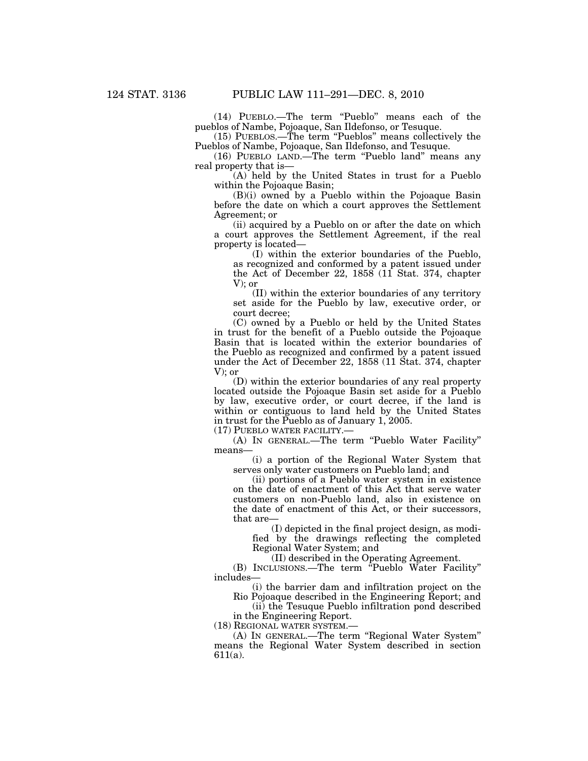(14) PUEBLO.—The term "Pueblo" means each of the pueblos of Nambe, Pojoaque, San Ildefonso, or Tesuque.

(15) PUEBLOS.—The term "Pueblos" means collectively the Pueblos of Nambe, Pojoaque, San Ildefonso, and Tesuque.

(16) PUEBLO LAND.—The term "Pueblo land" means any real property that is—

(A) held by the United States in trust for a Pueblo within the Pojoaque Basin;

(B)(i) owned by a Pueblo within the Pojoaque Basin before the date on which a court approves the Settlement Agreement; or

(ii) acquired by a Pueblo on or after the date on which a court approves the Settlement Agreement, if the real property is located—

(I) within the exterior boundaries of the Pueblo, as recognized and conformed by a patent issued under the Act of December 22, 1858 (11 Stat. 374, chapter V); or

(II) within the exterior boundaries of any territory set aside for the Pueblo by law, executive order, or court decree;

(C) owned by a Pueblo or held by the United States in trust for the benefit of a Pueblo outside the Pojoaque Basin that is located within the exterior boundaries of the Pueblo as recognized and confirmed by a patent issued under the Act of December 22, 1858 (11 Stat. 374, chapter V); or

(D) within the exterior boundaries of any real property located outside the Pojoaque Basin set aside for a Pueblo by law, executive order, or court decree, if the land is within or contiguous to land held by the United States in trust for the Pueblo as of January 1, 2005.

(17) PUEBLO WATER FACILITY.—

(A) IN GENERAL.—The term "Pueblo Water Facility" means—

(i) a portion of the Regional Water System that serves only water customers on Pueblo land; and

(ii) portions of a Pueblo water system in existence on the date of enactment of this Act that serve water customers on non-Pueblo land, also in existence on the date of enactment of this Act, or their successors, that are—

(I) depicted in the final project design, as modified by the drawings reflecting the completed Regional Water System; and

(II) described in the Operating Agreement.

(B) INCLUSIONS.—The term "Pueblo Water Facility" includes—

(i) the barrier dam and infiltration project on the Rio Pojoaque described in the Engineering Report; and

(ii) the Tesuque Pueblo infiltration pond described in the Engineering Report.

(18) REGIONAL WATER SYSTEM.—

(A) IN GENERAL.—The term "Regional Water System" means the Regional Water System described in section 611(a).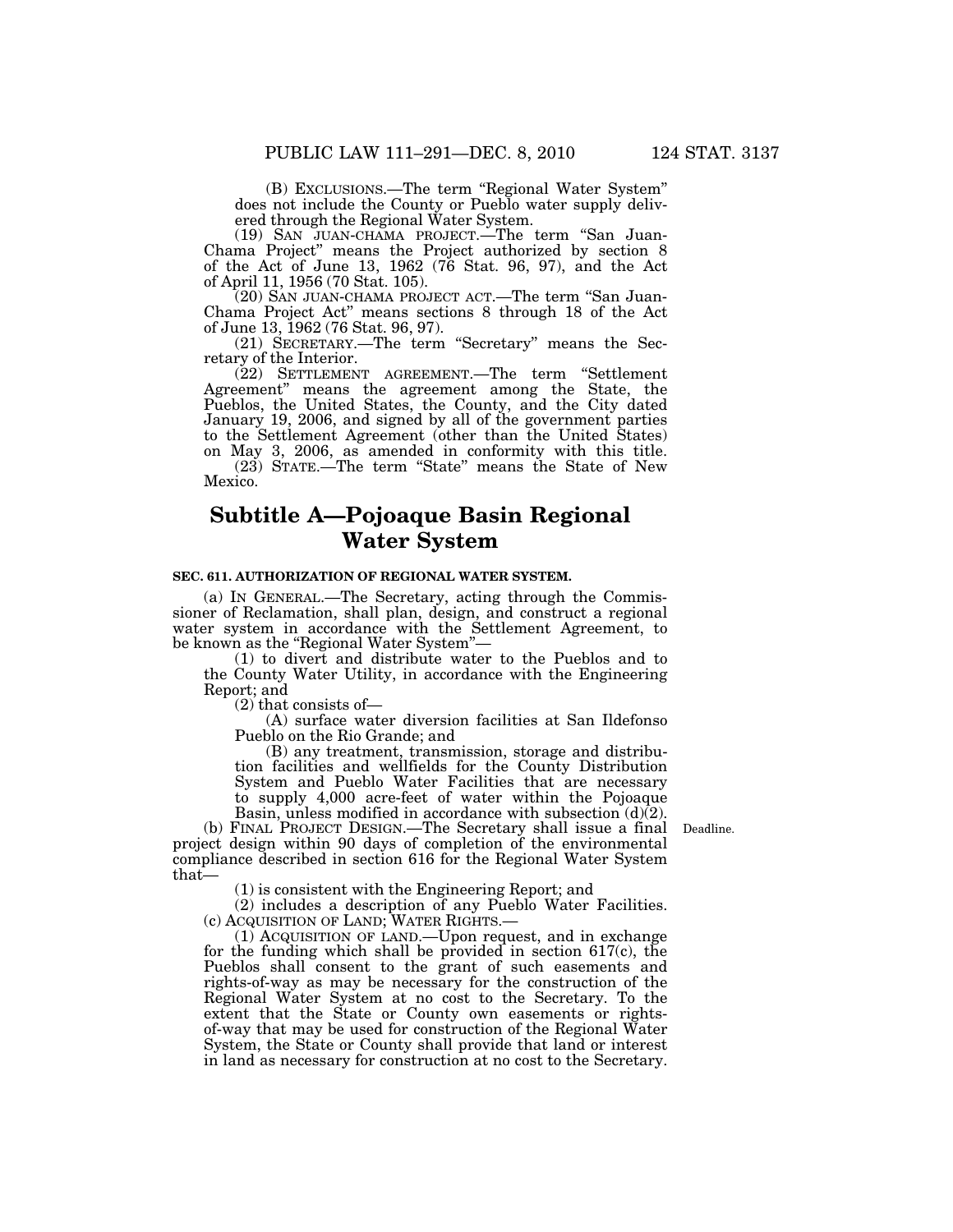(B) EXCLUSIONS.—The term "Regional Water System" does not include the County or Pueblo water supply delivered through the Regional Water System.

(19) SAN JUAN-CHAMA PROJECT.—The term "San Juan-Chama Project" means the Project authorized by section 8 of the Act of June 13, 1962 (76 Stat. 96, 97), and the Act of April 11, 1956 (70 Stat. 105).

(20) SAN JUAN-CHAMA PROJECT ACT.—The term "San Juan-Chama Project Act" means sections 8 through 18 of the Act of June 13, 1962 (76 Stat. 96, 97).

(21) SECRETARY.—The term "Secretary" means the Secretary of the Interior.

(22) SETTLEMENT AGREEMENT.—The term "Settlement Agreement" means the agreement among the State, the Pueblos, the United States, the County, and the City dated January 19, 2006, and signed by all of the government parties to the Settlement Agreement (other than the United States) on May 3, 2006, as amended in conformity with this title.

(23) STATE.—The term "State" means the State of New Mexico.

## Subtitle A—Pojoaque Basin Regional Water System

**SEC. 611. AUTHORIZATION OF REGIONAL WATER SYSTEM.**

(a) IN GENERAL.—The Secretary, acting through the Commissioner of Reclamation, shall plan, design, and construct a regional water system in accordance with the Settlement Agreement, to be known as the "Regional Water System"—

(1) to divert and distribute water to the Pueblos and to the County Water Utility, in accordance with the Engineering Report; and

(2) that consists of—

(A) surface water diversion facilities at San Ildefonso Pueblo on the Rio Grande; and

(B) any treatment, transmission, storage and distribution facilities and wellfields for the County Distribution System and Pueblo Water Facilities that are necessary to supply 4,000 acre-feet of water within the Pojoaque Basin, unless modified in accordance with subsection (d)(2).

(b) FINAL PROJECT DESIGN.—The Secretary shall issue a final project design within 90 days of completion of the environmental compliance described in section 616 for the Regional Water System that—

Deadline.

(1) is consistent with the Engineering Report; and

(2) includes a description of any Pueblo Water Facilities.

(c) ACQUISITION OF LAND; WATER RIGHTS.—

(1) ACQUISITION OF LAND.—Upon request, and in exchange for the funding which shall be provided in section 617(c), the Pueblos shall consent to the grant of such easements and rights-of-way as may be necessary for the construction of the Regional Water System at no cost to the Secretary. To the extent that the State or County own easements or rights-of-way that may be used for construction of the Regional Water System, the State or County shall provide that land or interest in land as necessary for construction at no cost to the Secretary.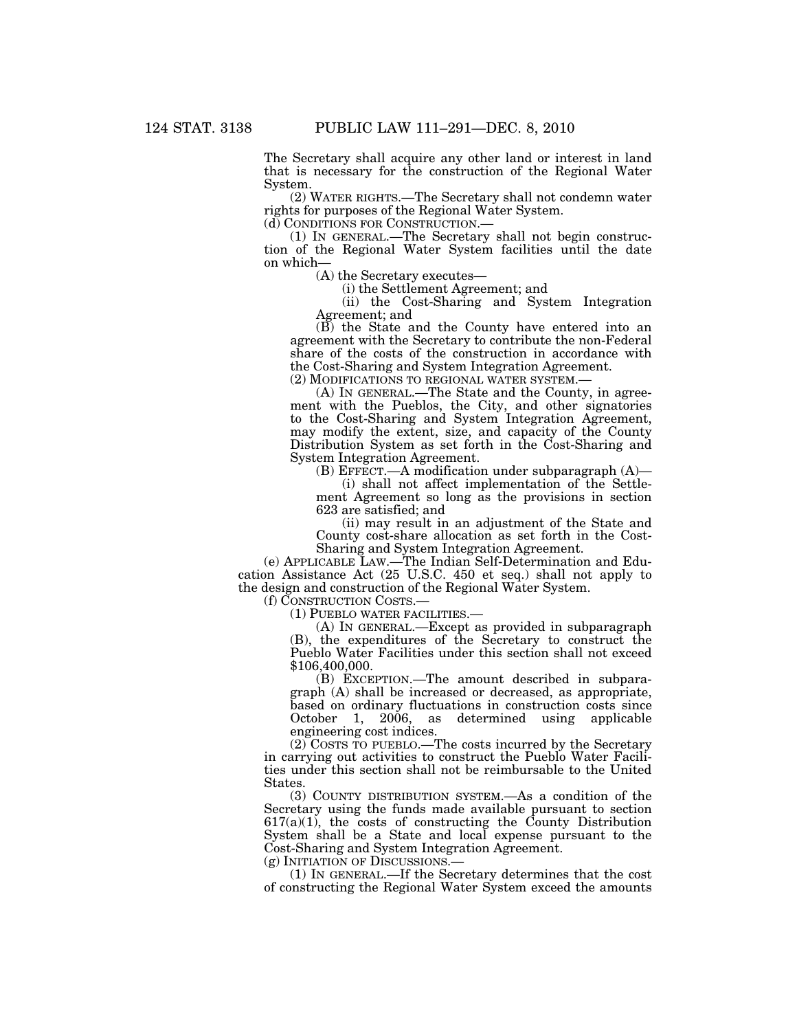The Secretary shall acquire any other land or interest in land that is necessary for the construction of the Regional Water System.

(2) WATER RIGHTS.—The Secretary shall not condemn water rights for purposes of the Regional Water System.

(d) CONDITIONS FOR CONSTRUCTION.—

(1) IN GENERAL.—The Secretary shall not begin construction of the Regional Water System facilities until the date on which—

(A) the Secretary executes—

(i) the Settlement Agreement; and

(ii) the Cost-Sharing and System Integration Agreement; and

(B) the State and the County have entered into an agreement with the Secretary to contribute the non-Federal share of the costs of the construction in accordance with the Cost-Sharing and System Integration Agreement.

(2) MODIFICATIONS TO REGIONAL WATER SYSTEM.—

(A) IN GENERAL.—The State and the County, in agreement with the Pueblos, the City, and other signatories to the Cost-Sharing and System Integration Agreement, may modify the extent, size, and capacity of the County Distribution System as set forth in the Cost-Sharing and System Integration Agreement.

(B) EFFECT.—A modification under subparagraph (A)—

(i) shall not affect implementation of the Settlement Agreement so long as the provisions in section 623 are satisfied; and

(ii) may result in an adjustment of the State and County cost-share allocation as set forth in the Cost-Sharing and System Integration Agreement.

(e) APPLICABLE LAW.—The Indian Self-Determination and Education Assistance Act (25 U.S.C. 450 et seq.) shall not apply to the design and construction of the Regional Water System.

(f) CONSTRUCTION COSTS.—

(1) PUEBLO WATER FACILITIES.—

(A) IN GENERAL.—Except as provided in subparagraph (B), the expenditures of the Secretary to construct the Pueblo Water Facilities under this section shall not exceed $106,400,000.

(B) EXCEPTION.—The amount described in subparagraph (A) shall be increased or decreased, as appropriate, based on ordinary fluctuations in construction costs since October 1, 2006, as determined using applicable engineering cost indices.

(2) COSTS TO PUEBLO.—The costs incurred by the Secretary in carrying out activities to construct the Pueblo Water Facilities under this section shall not be reimbursable to the United States.

(3) COUNTY DISTRIBUTION SYSTEM.—As a condition of the Secretary using the funds made available pursuant to section 617(a)(1), the costs of constructing the County Distribution System shall be a State and local expense pursuant to the Cost-Sharing and System Integration Agreement.

(g) INITIATION OF DISCUSSIONS.—

(1) IN GENERAL.—If the Secretary determines that the cost of constructing the Regional Water System exceed the amounts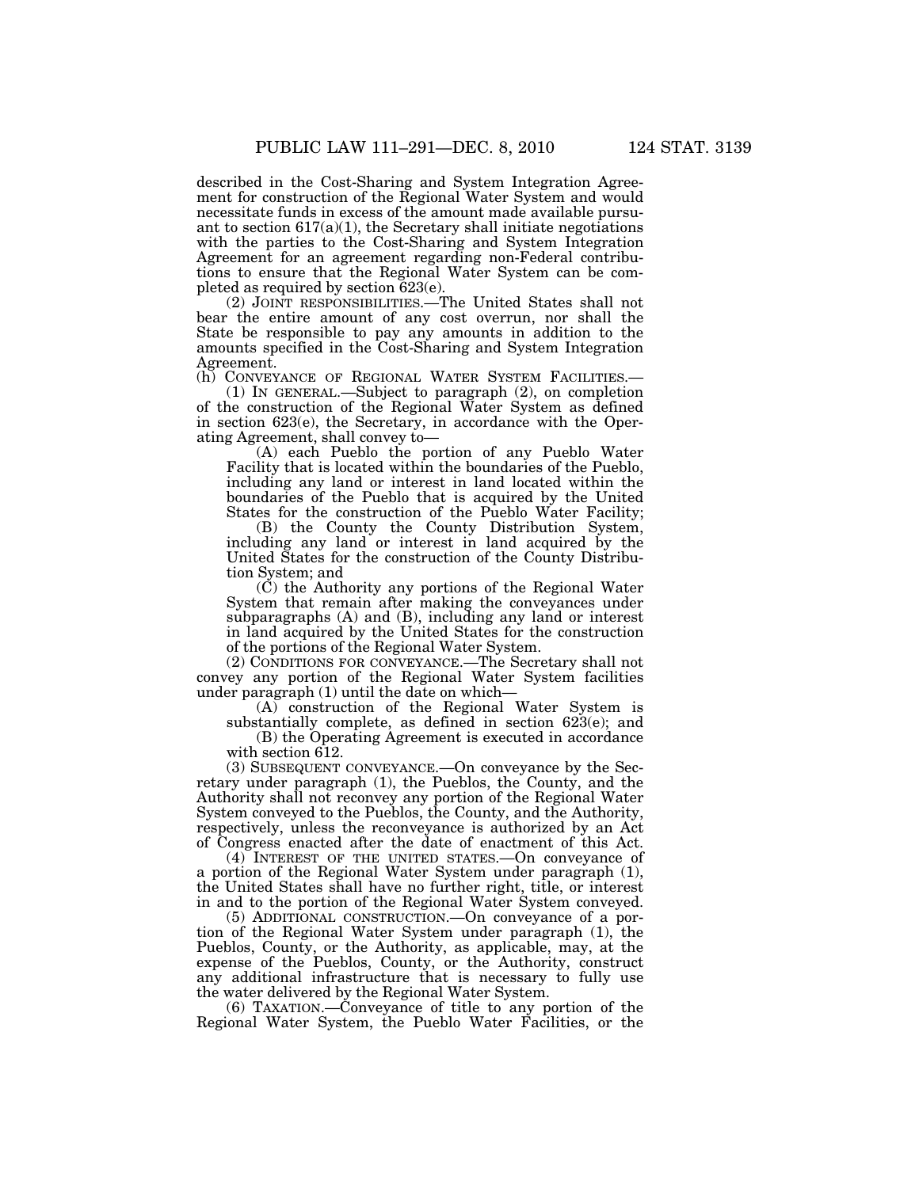described in the Cost-Sharing and System Integration Agreement for construction of the Regional Water System and would necessitate funds in excess of the amount made available pursuant to section 617(a)(1), the Secretary shall initiate negotiations with the parties to the Cost-Sharing and System Integration Agreement for an agreement regarding non-Federal contributions to ensure that the Regional Water System can be completed as required by section 623(e).

(2) JOINT RESPONSIBILITIES.—The United States shall not bear the entire amount of any cost overrun, nor shall the State be responsible to pay any amounts in addition to the amounts specified in the Cost-Sharing and System Integration Agreement.

(h) CONVEYANCE OF REGIONAL WATER SYSTEM FACILITIES.—

(1) IN GENERAL.—Subject to paragraph (2), on completion of the construction of the Regional Water System as defined in section 623(e), the Secretary, in accordance with the Operating Agreement, shall convey to—

(A) each Pueblo the portion of any Pueblo Water Facility that is located within the boundaries of the Pueblo, including any land or interest in land located within the boundaries of the Pueblo that is acquired by the United States for the construction of the Pueblo Water Facility;

(B) the County the County Distribution System, including any land or interest in land acquired by the United States for the construction of the County Distribution System; and

(C) the Authority any portions of the Regional Water System that remain after making the conveyances under subparagraphs (A) and (B), including any land or interest in land acquired by the United States for the construction of the portions of the Regional Water System.

(2) CONDITIONS FOR CONVEYANCE.—The Secretary shall not convey any portion of the Regional Water System facilities under paragraph (1) until the date on which—

(A) construction of the Regional Water System is substantially complete, as defined in section 623(e); and

(B) the Operating Agreement is executed in accordance with section 612.

(3) SUBSEQUENT CONVEYANCE.—On conveyance by the Secretary under paragraph (1), the Pueblos, the County, and the Authority shall not reconvey any portion of the Regional Water System conveyed to the Pueblos, the County, and the Authority, respectively, unless the reconveyance is authorized by an Act of Congress enacted after the date of enactment of this Act.

(4) INTEREST OF THE UNITED STATES.—On conveyance of a portion of the Regional Water System under paragraph (1), the United States shall have no further right, title, or interest in and to the portion of the Regional Water System conveyed.

(5) ADDITIONAL CONSTRUCTION.—On conveyance of a portion of the Regional Water System under paragraph (1), the Pueblos, County, or the Authority, as applicable, may, at the expense of the Pueblos, County, or the Authority, construct any additional infrastructure that is necessary to fully use the water delivered by the Regional Water System.

(6) TAXATION.—Conveyance of title to any portion of the Regional Water System, the Pueblo Water Facilities, or the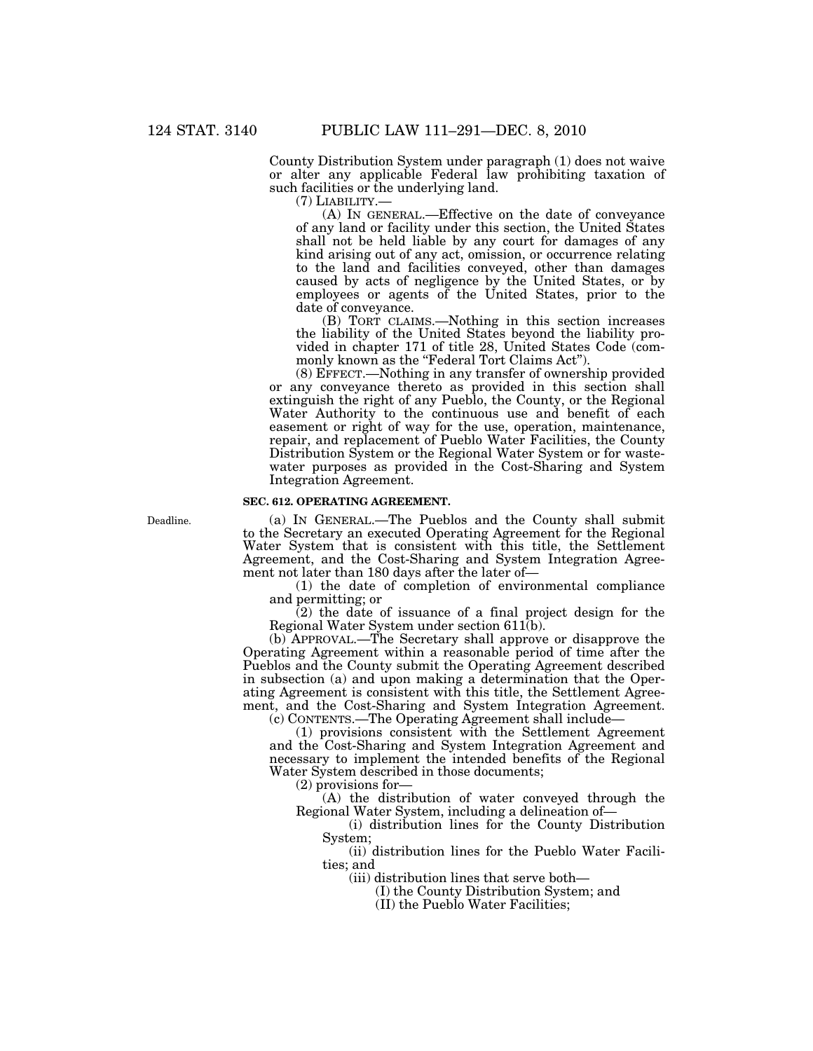County Distribution System under paragraph (1) does not waive or alter any applicable Federal law prohibiting taxation of such facilities or the underlying land.

(7) LIABILITY.—

(A) IN GENERAL.—Effective on the date of conveyance of any land or facility under this section, the United States shall not be held liable by any court for damages of any kind arising out of any act, omission, or occurrence relating to the land and facilities conveyed, other than damages caused by acts of negligence by the United States, or by employees or agents of the United States, prior to the date of conveyance.

(B) TORT CLAIMS.—Nothing in this section increases the liability of the United States beyond the liability provided in chapter 171 of title 28, United States Code (commonly known as the "Federal Tort Claims Act").

(8) EFFECT.—Nothing in any transfer of ownership provided or any conveyance thereto as provided in this section shall extinguish the right of any Pueblo, the County, or the Regional Water Authority to the continuous use and benefit of each easement or right of way for the use, operation, maintenance, repair, and replacement of Pueblo Water Facilities, the County Distribution System or the Regional Water System or for wastewater purposes as provided in the Cost-Sharing and System Integration Agreement.

**SEC. 612. OPERATING AGREEMENT.**

Deadline.

(a) IN GENERAL.—The Pueblos and the County shall submit to the Secretary an executed Operating Agreement for the Regional Water System that is consistent with this title, the Settlement Agreement, and the Cost-Sharing and System Integration Agreement not later than 180 days after the later of—

(1) the date of completion of environmental compliance and permitting; or

(2) the date of issuance of a final project design for the Regional Water System under section 611(b).

(b) APPROVAL.—The Secretary shall approve or disapprove the Operating Agreement within a reasonable period of time after the Pueblos and the County submit the Operating Agreement described in subsection (a) and upon making a determination that the Operating Agreement is consistent with this title, the Settlement Agreement, and the Cost-Sharing and System Integration Agreement.

(c) CONTENTS.—The Operating Agreement shall include—

(1) provisions consistent with the Settlement Agreement and the Cost-Sharing and System Integration Agreement and necessary to implement the intended benefits of the Regional Water System described in those documents;

(2) provisions for—

(A) the distribution of water conveyed through the Regional Water System, including a delineation of—

(i) distribution lines for the County Distribution System;

(ii) distribution lines for the Pueblo Water Facilities; and

(iii) distribution lines that serve both—

(I) the County Distribution System; and

(II) the Pueblo Water Facilities;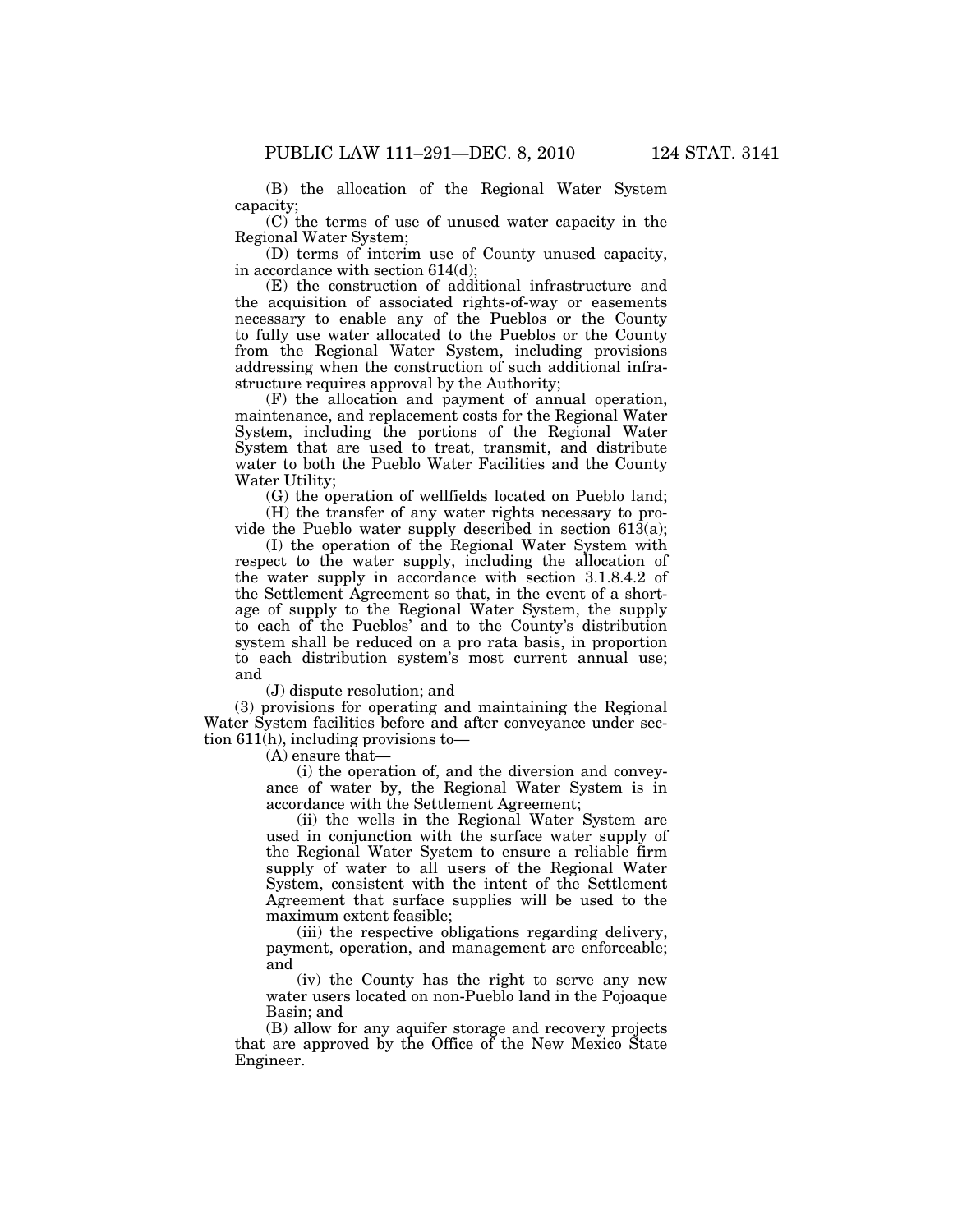(B) the allocation of the Regional Water System capacity;

(C) the terms of use of unused water capacity in the Regional Water System;

(D) terms of interim use of County unused capacity, in accordance with section 614(d);

(E) the construction of additional infrastructure and the acquisition of associated rights-of-way or easements necessary to enable any of the Pueblos or the County to fully use water allocated to the Pueblos or the County from the Regional Water System, including provisions addressing when the construction of such additional infrastructure requires approval by the Authority;

(F) the allocation and payment of annual operation, maintenance, and replacement costs for the Regional Water System, including the portions of the Regional Water System that are used to treat, transmit, and distribute water to both the Pueblo Water Facilities and the County Water Utility;

(G) the operation of wellfields located on Pueblo land;

(H) the transfer of any water rights necessary to provide the Pueblo water supply described in section 613(a);

(I) the operation of the Regional Water System with respect to the water supply, including the allocation of the water supply in accordance with section 3.1.8.4.2 of the Settlement Agreement so that, in the event of a shortage of supply to the Regional Water System, the supply to each of the Pueblos' and to the County's distribution system shall be reduced on a pro rata basis, in proportion to each distribution system's most current annual use; and

(J) dispute resolution; and

(3) provisions for operating and maintaining the Regional Water System facilities before and after conveyance under section 611(h), including provisions to—

(A) ensure that—

(i) the operation of, and the diversion and conveyance of water by, the Regional Water System is in accordance with the Settlement Agreement;

(ii) the wells in the Regional Water System are used in conjunction with the surface water supply of the Regional Water System to ensure a reliable firm supply of water to all users of the Regional Water System, consistent with the intent of the Settlement Agreement that surface supplies will be used to the maximum extent feasible;

(iii) the respective obligations regarding delivery, payment, operation, and management are enforceable; and

(iv) the County has the right to serve any new water users located on non-Pueblo land in the Pojoaque Basin; and

(B) allow for any aquifer storage and recovery projects that are approved by the Office of the New Mexico State Engineer.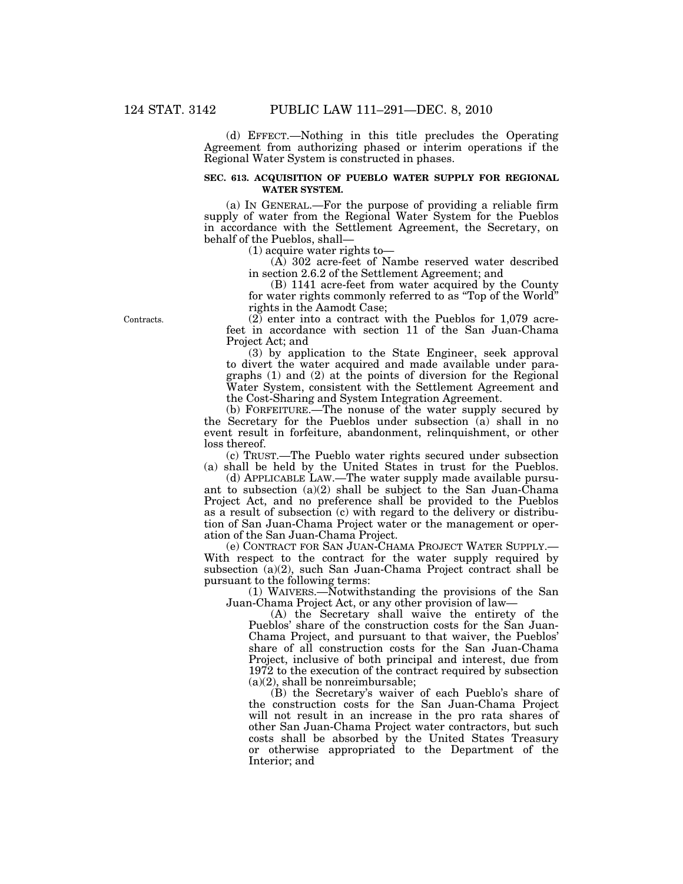(d) EFFECT.—Nothing in this title precludes the Operating Agreement from authorizing phased or interim operations if the Regional Water System is constructed in phases.

**SEC. 613. ACQUISITION OF PUEBLO WATER SUPPLY FOR REGIONAL WATER SYSTEM.**

(a) IN GENERAL.—For the purpose of providing a reliable firm supply of water from the Regional Water System for the Pueblos in accordance with the Settlement Agreement, the Secretary, on behalf of the Pueblos, shall—

(1) acquire water rights to—

(A) 302 acre-feet of Nambe reserved water described in section 2.6.2 of the Settlement Agreement; and

(B) 1141 acre-feet from water acquired by the County for water rights commonly referred to as "Top of the World" rights in the Aamodt Case;

Contracts.

(2) enter into a contract with the Pueblos for 1,079 acre-feet in accordance with section 11 of the San Juan-Chama Project Act; and

(3) by application to the State Engineer, seek approval to divert the water acquired and made available under paragraphs (1) and (2) at the points of diversion for the Regional Water System, consistent with the Settlement Agreement and the Cost-Sharing and System Integration Agreement.

(b) FORFEITURE.—The nonuse of the water supply secured by the Secretary for the Pueblos under subsection (a) shall in no event result in forfeiture, abandonment, relinquishment, or other loss thereof.

(c) TRUST.—The Pueblo water rights secured under subsection (a) shall be held by the United States in trust for the Pueblos.

(d) APPLICABLE LAW.—The water supply made available pursuant to subsection (a)(2) shall be subject to the San Juan-Chama Project Act, and no preference shall be provided to the Pueblos as a result of subsection (c) with regard to the delivery or distribution of San Juan-Chama Project water or the management or operation of the San Juan-Chama Project.

(e) CONTRACT FOR SAN JUAN-CHAMA PROJECT WATER SUPPLY.—With respect to the contract for the water supply required by subsection (a)(2), such San Juan-Chama Project contract shall be pursuant to the following terms:

(1) WAIVERS.—Notwithstanding the provisions of the San Juan-Chama Project Act, or any other provision of law—

(A) the Secretary shall waive the entirety of the Pueblos' share of the construction costs for the San Juan-Chama Project, and pursuant to that waiver, the Pueblos' share of all construction costs for the San Juan-Chama Project, inclusive of both principal and interest, due from 1972 to the execution of the contract required by subsection (a)(2), shall be nonreimbursable;

(B) the Secretary's waiver of each Pueblo's share of the construction costs for the San Juan-Chama Project will not result in an increase in the pro rata shares of other San Juan-Chama Project water contractors, but such costs shall be absorbed by the United States Treasury or otherwise appropriated to the Department of the Interior; and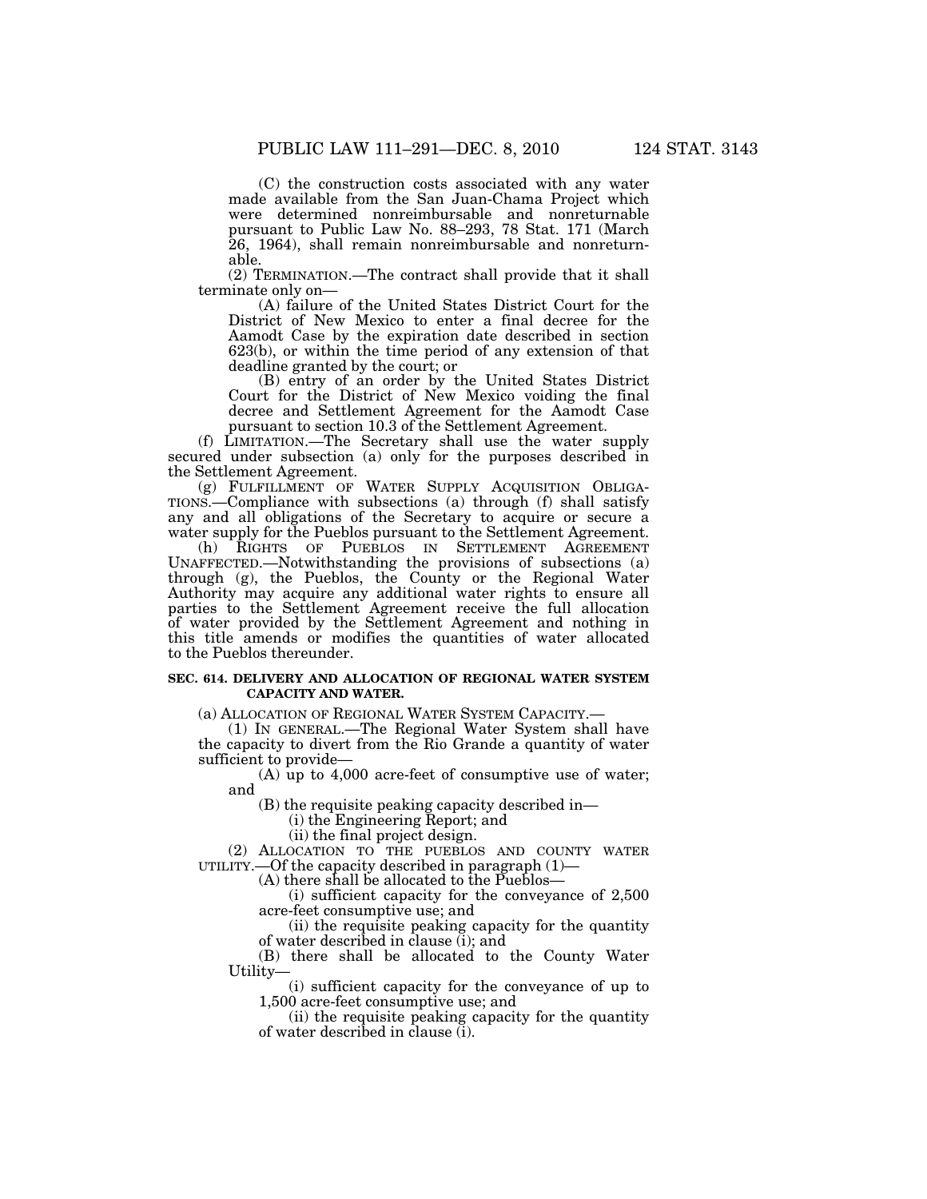(C) the construction costs associated with any water made available from the San Juan-Chama Project which were determined nonreimbursable and nonreturnable pursuant to Public Law No. 88–293, 78 Stat. 171 (March 26, 1964), shall remain nonreimbursable and nonreturnable.

(2) TERMINATION.—The contract shall provide that it shall terminate only on—

(A) failure of the United States District Court for the District of New Mexico to enter a final decree for the Aamodt Case by the expiration date described in section 623(b), or within the time period of any extension of that deadline granted by the court; or

(B) entry of an order by the United States District Court for the District of New Mexico voiding the final decree and Settlement Agreement for the Aamodt Case pursuant to section 10.3 of the Settlement Agreement.

(f) LIMITATION.—The Secretary shall use the water supply secured under subsection (a) only for the purposes described in the Settlement Agreement.

(g) FULFILLMENT OF WATER SUPPLY ACQUISITION OBLIGATIONS.—Compliance with subsections (a) through (f) shall satisfy any and all obligations of the Secretary to acquire or secure a water supply for the Pueblos pursuant to the Settlement Agreement.

(h) RIGHTS OF PUEBLOS IN SETTLEMENT AGREEMENT UNAFFECTED.—Notwithstanding the provisions of subsections (a) through (g), the Pueblos, the County or the Regional Water Authority may acquire any additional water rights to ensure all parties to the Settlement Agreement receive the full allocation of water provided by the Settlement Agreement and nothing in this title amends or modifies the quantities of water allocated to the Pueblos thereunder.

**SEC. 614. DELIVERY AND ALLOCATION OF REGIONAL WATER SYSTEM CAPACITY AND WATER.**

(a) ALLOCATION OF REGIONAL WATER SYSTEM CAPACITY.—

(1) IN GENERAL.—The Regional Water System shall have the capacity to divert from the Rio Grande a quantity of water sufficient to provide—

(A) up to 4,000 acre-feet of consumptive use of water; and

(B) the requisite peaking capacity described in—

(i) the Engineering Report; and

(ii) the final project design.

(2) ALLOCATION TO THE PUEBLOS AND COUNTY WATER UTILITY.—Of the capacity described in paragraph (1)—

(A) there shall be allocated to the Pueblos—

(i) sufficient capacity for the conveyance of 2,500 acre-feet consumptive use; and

(ii) the requisite peaking capacity for the quantity of water described in clause (i); and

(B) there shall be allocated to the County Water Utility—

(i) sufficient capacity for the conveyance of up to 1,500 acre-feet consumptive use; and

(ii) the requisite peaking capacity for the quantity of water described in clause (i).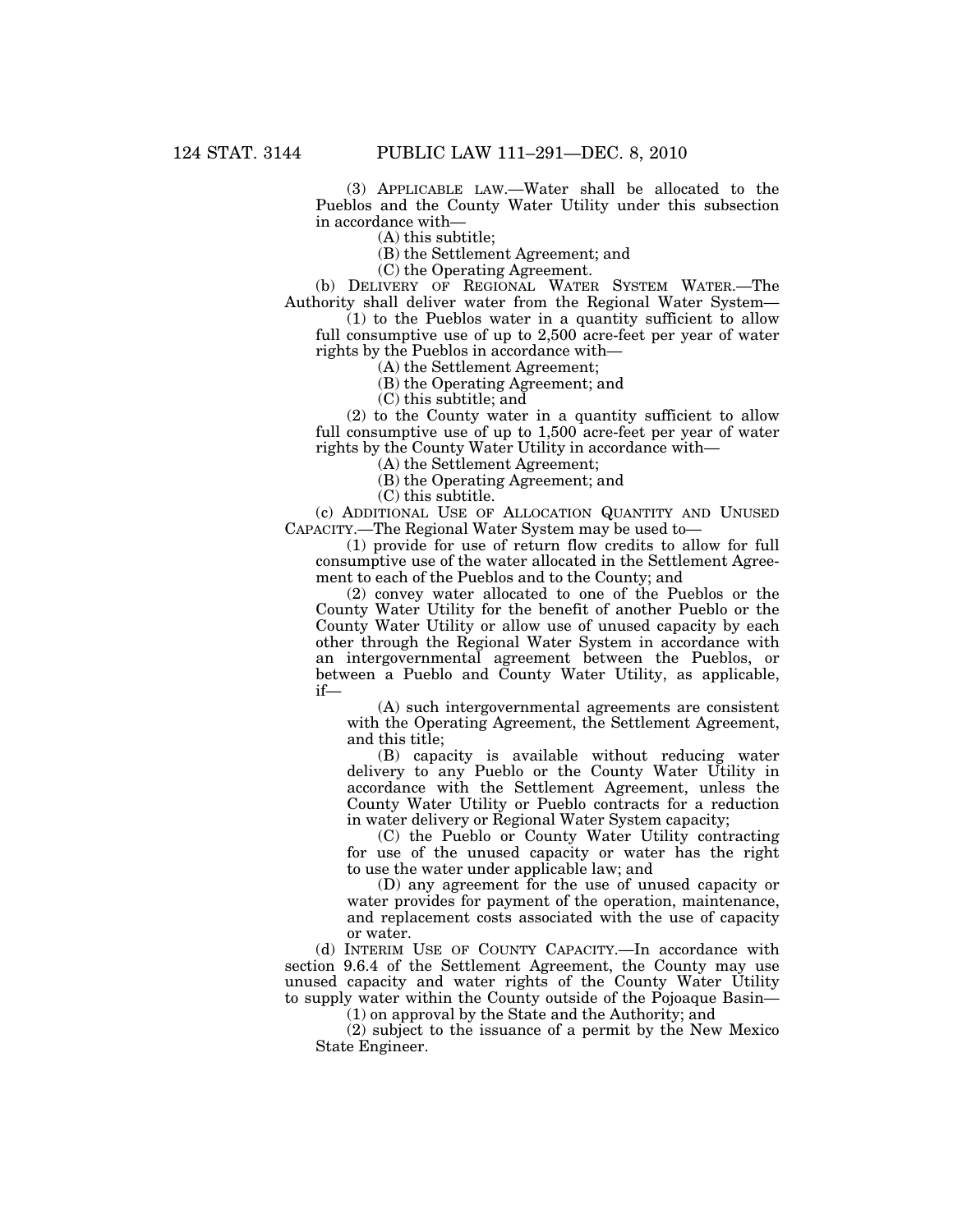(3) APPLICABLE LAW.—Water shall be allocated to the Pueblos and the County Water Utility under this subsection in accordance with—

(A) this subtitle;

(B) the Settlement Agreement; and

(C) the Operating Agreement.

(b) DELIVERY OF REGIONAL WATER SYSTEM WATER.—The Authority shall deliver water from the Regional Water System—

(1) to the Pueblos water in a quantity sufficient to allow full consumptive use of up to 2,500 acre-feet per year of water rights by the Pueblos in accordance with—

(A) the Settlement Agreement;

(B) the Operating Agreement; and

(C) this subtitle; and

(2) to the County water in a quantity sufficient to allow full consumptive use of up to 1,500 acre-feet per year of water rights by the County Water Utility in accordance with—

(A) the Settlement Agreement;

(B) the Operating Agreement; and

(C) this subtitle.

(c) ADDITIONAL USE OF ALLOCATION QUANTITY AND UNUSED CAPACITY.—The Regional Water System may be used to—

(1) provide for use of return flow credits to allow for full consumptive use of the water allocated in the Settlement Agreement to each of the Pueblos and to the County; and

(2) convey water allocated to one of the Pueblos or the County Water Utility for the benefit of another Pueblo or the County Water Utility or allow use of unused capacity by each other through the Regional Water System in accordance with an intergovernmental agreement between the Pueblos, or between a Pueblo and County Water Utility, as applicable, if—

(A) such intergovernmental agreements are consistent with the Operating Agreement, the Settlement Agreement, and this title;

(B) capacity is available without reducing water delivery to any Pueblo or the County Water Utility in accordance with the Settlement Agreement, unless the County Water Utility or Pueblo contracts for a reduction in water delivery or Regional Water System capacity;

(C) the Pueblo or County Water Utility contracting for use of the unused capacity or water has the right to use the water under applicable law; and

(D) any agreement for the use of unused capacity or water provides for payment of the operation, maintenance, and replacement costs associated with the use of capacity or water.

(d) INTERIM USE OF COUNTY CAPACITY.—In accordance with section 9.6.4 of the Settlement Agreement, the County may use unused capacity and water rights of the County Water Utility to supply water within the County outside of the Pojoaque Basin—

(1) on approval by the State and the Authority; and

(2) subject to the issuance of a permit by the New Mexico State Engineer.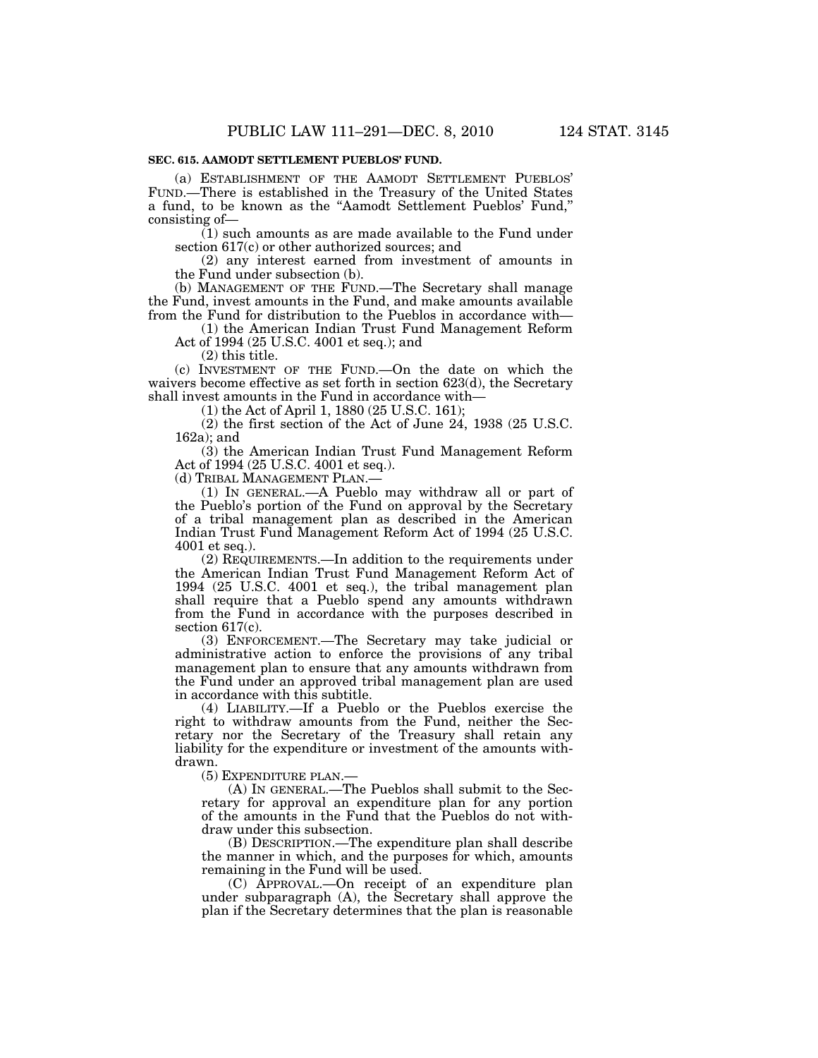**SEC. 615. AAMODT SETTLEMENT PUEBLOS' FUND.**

(a) ESTABLISHMENT OF THE AAMODT SETTLEMENT PUEBLOS' FUND.—There is established in the Treasury of the United States a fund, to be known as the "Aamodt Settlement Pueblos' Fund," consisting of—

(1) such amounts as are made available to the Fund under section 617(c) or other authorized sources; and

(2) any interest earned from investment of amounts in the Fund under subsection (b).

(b) MANAGEMENT OF THE FUND.—The Secretary shall manage the Fund, invest amounts in the Fund, and make amounts available from the Fund for distribution to the Pueblos in accordance with—

(1) the American Indian Trust Fund Management Reform Act of 1994 (25 U.S.C. 4001 et seq.); and

(2) this title.

(c) INVESTMENT OF THE FUND.—On the date on which the waivers become effective as set forth in section 623(d), the Secretary shall invest amounts in the Fund in accordance with—

(1) the Act of April 1, 1880 (25 U.S.C. 161);

(2) the first section of the Act of June 24, 1938 (25 U.S.C. 162a); and

(3) the American Indian Trust Fund Management Reform Act of 1994 (25 U.S.C. 4001 et seq.).

(d) TRIBAL MANAGEMENT PLAN.—

(1) IN GENERAL.—A Pueblo may withdraw all or part of the Pueblo's portion of the Fund on approval by the Secretary of a tribal management plan as described in the American Indian Trust Fund Management Reform Act of 1994 (25 U.S.C. 4001 et seq.).

(2) REQUIREMENTS.—In addition to the requirements under the American Indian Trust Fund Management Reform Act of 1994 (25 U.S.C. 4001 et seq.), the tribal management plan shall require that a Pueblo spend any amounts withdrawn from the Fund in accordance with the purposes described in section 617(c).

(3) ENFORCEMENT.—The Secretary may take judicial or administrative action to enforce the provisions of any tribal management plan to ensure that any amounts withdrawn from the Fund under an approved tribal management plan are used in accordance with this subtitle.

(4) LIABILITY.—If a Pueblo or the Pueblos exercise the right to withdraw amounts from the Fund, neither the Secretary nor the Secretary of the Treasury shall retain any liability for the expenditure or investment of the amounts withdrawn.

(5) EXPENDITURE PLAN.—

(A) IN GENERAL.—The Pueblos shall submit to the Secretary for approval an expenditure plan for any portion of the amounts in the Fund that the Pueblos do not withdraw under this subsection.

(B) DESCRIPTION.—The expenditure plan shall describe the manner in which, and the purposes for which, amounts remaining in the Fund will be used.

(C) APPROVAL.—On receipt of an expenditure plan under subparagraph (A), the Secretary shall approve the plan if the Secretary determines that the plan is reasonable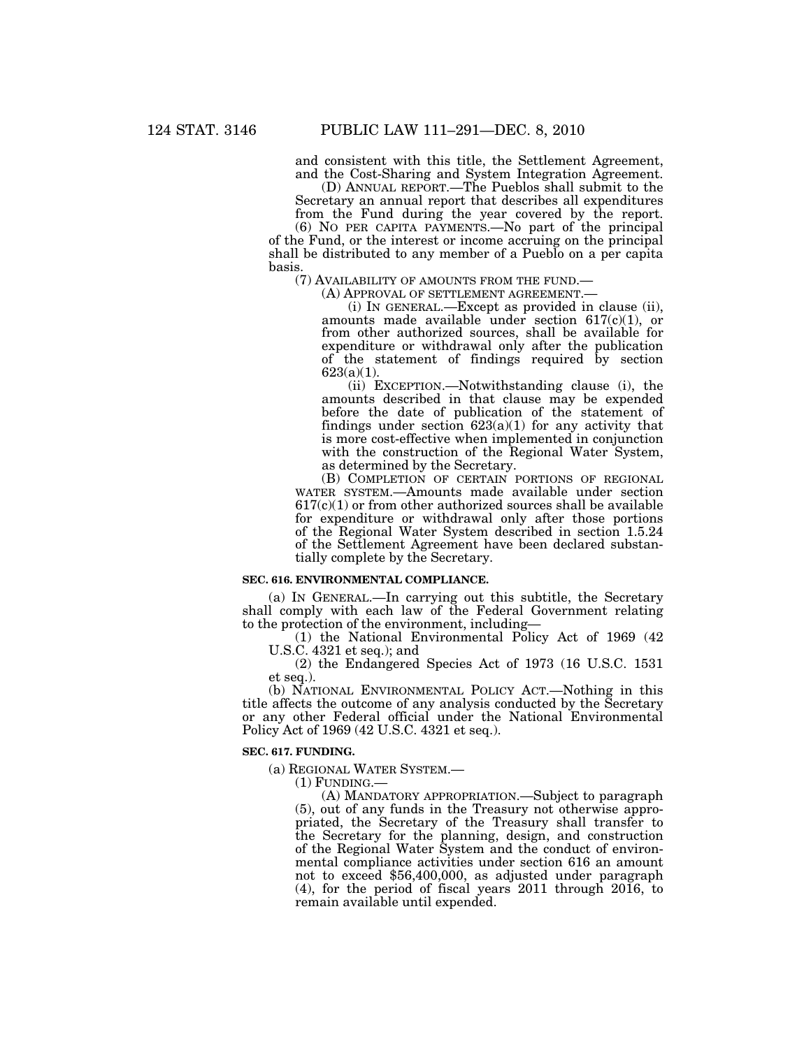and consistent with this title, the Settlement Agreement, and the Cost-Sharing and System Integration Agreement.

(D) ANNUAL REPORT.—The Pueblos shall submit to the Secretary an annual report that describes all expenditures from the Fund during the year covered by the report.

(6) NO PER CAPITA PAYMENTS.—No part of the principal of the Fund, or the interest or income accruing on the principal shall be distributed to any member of a Pueblo on a per capita basis.

(7) AVAILABILITY OF AMOUNTS FROM THE FUND.—

(A) APPROVAL OF SETTLEMENT AGREEMENT.—

(i) IN GENERAL.—Except as provided in clause (ii), amounts made available under section 617(c)(1), or from other authorized sources, shall be available for expenditure or withdrawal only after the publication of the statement of findings required by section 623(a)(1).

(ii) EXCEPTION.—Notwithstanding clause (i), the amounts described in that clause may be expended before the date of publication of the statement of findings under section 623(a)(1) for any activity that is more cost-effective when implemented in conjunction with the construction of the Regional Water System, as determined by the Secretary.

(B) COMPLETION OF CERTAIN PORTIONS OF REGIONAL WATER SYSTEM.—Amounts made available under section 617(c)(1) or from other authorized sources shall be available for expenditure or withdrawal only after those portions of the Regional Water System described in section 1.5.24 of the Settlement Agreement have been declared substantially complete by the Secretary.

**SEC. 616. ENVIRONMENTAL COMPLIANCE.**

(a) IN GENERAL.—In carrying out this subtitle, the Secretary shall comply with each law of the Federal Government relating to the protection of the environment, including—

(1) the National Environmental Policy Act of 1969 (42 U.S.C. 4321 et seq.); and

(2) the Endangered Species Act of 1973 (16 U.S.C. 1531 et seq.).

(b) NATIONAL ENVIRONMENTAL POLICY ACT.—Nothing in this title affects the outcome of any analysis conducted by the Secretary or any other Federal official under the National Environmental Policy Act of 1969 (42 U.S.C. 4321 et seq.).

**SEC. 617. FUNDING.**

(a) REGIONAL WATER SYSTEM.—

(1) FUNDING.—

(A) MANDATORY APPROPRIATION.—Subject to paragraph (5), out of any funds in the Treasury not otherwise appropriated, the Secretary of the Treasury shall transfer to the Secretary for the planning, design, and construction of the Regional Water System and the conduct of environmental compliance activities under section 616 an amount not to exceed $56,400,000, as adjusted under paragraph (4), for the period of fiscal years 2011 through 2016, to remain available until expended.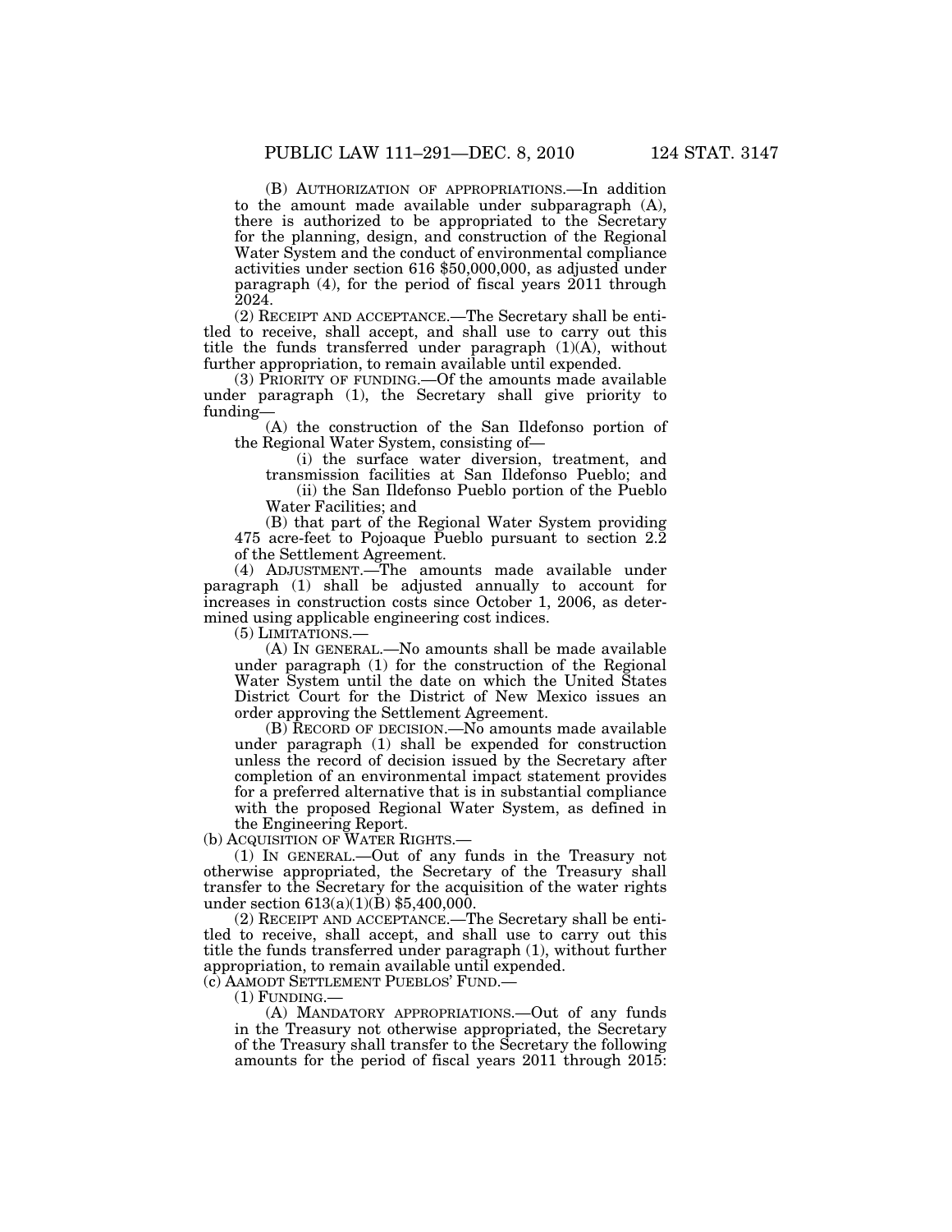(B) AUTHORIZATION OF APPROPRIATIONS.—In addition to the amount made available under subparagraph (A), there is authorized to be appropriated to the Secretary for the planning, design, and construction of the Regional Water System and the conduct of environmental compliance activities under section 616 $50,000,000, as adjusted under paragraph (4), for the period of fiscal years 2011 through 2024.

(2) RECEIPT AND ACCEPTANCE.—The Secretary shall be entitled to receive, shall accept, and shall use to carry out this title the funds transferred under paragraph (1)(A), without further appropriation, to remain available until expended.

(3) PRIORITY OF FUNDING.—Of the amounts made available under paragraph (1), the Secretary shall give priority to funding—

(A) the construction of the San Ildefonso portion of the Regional Water System, consisting of—

(i) the surface water diversion, treatment, and transmission facilities at San Ildefonso Pueblo; and

(ii) the San Ildefonso Pueblo portion of the Pueblo Water Facilities; and

(B) that part of the Regional Water System providing 475 acre-feet to Pojoaque Pueblo pursuant to section 2.2 of the Settlement Agreement.

(4) ADJUSTMENT.—The amounts made available under paragraph (1) shall be adjusted annually to account for increases in construction costs since October 1, 2006, as determined using applicable engineering cost indices.

(5) LIMITATIONS.—

(A) IN GENERAL.—No amounts shall be made available under paragraph (1) for the construction of the Regional Water System until the date on which the United States District Court for the District of New Mexico issues an order approving the Settlement Agreement.

(B) RECORD OF DECISION.—No amounts made available under paragraph (1) shall be expended for construction unless the record of decision issued by the Secretary after completion of an environmental impact statement provides for a preferred alternative that is in substantial compliance with the proposed Regional Water System, as defined in the Engineering Report.

(b) ACQUISITION OF WATER RIGHTS.—

(1) IN GENERAL.—Out of any funds in the Treasury not otherwise appropriated, the Secretary of the Treasury shall transfer to the Secretary for the acquisition of the water rights under section 613(a)(1)(B) $5,400,000.

(2) RECEIPT AND ACCEPTANCE.—The Secretary shall be entitled to receive, shall accept, and shall use to carry out this title the funds transferred under paragraph (1), without further appropriation, to remain available until expended.

(c) AAMODT SETTLEMENT PUEBLOS' FUND.—

(1) FUNDING.—

(A) MANDATORY APPROPRIATIONS.—Out of any funds in the Treasury not otherwise appropriated, the Secretary of the Treasury shall transfer to the Secretary the following amounts for the period of fiscal years 2011 through 2015: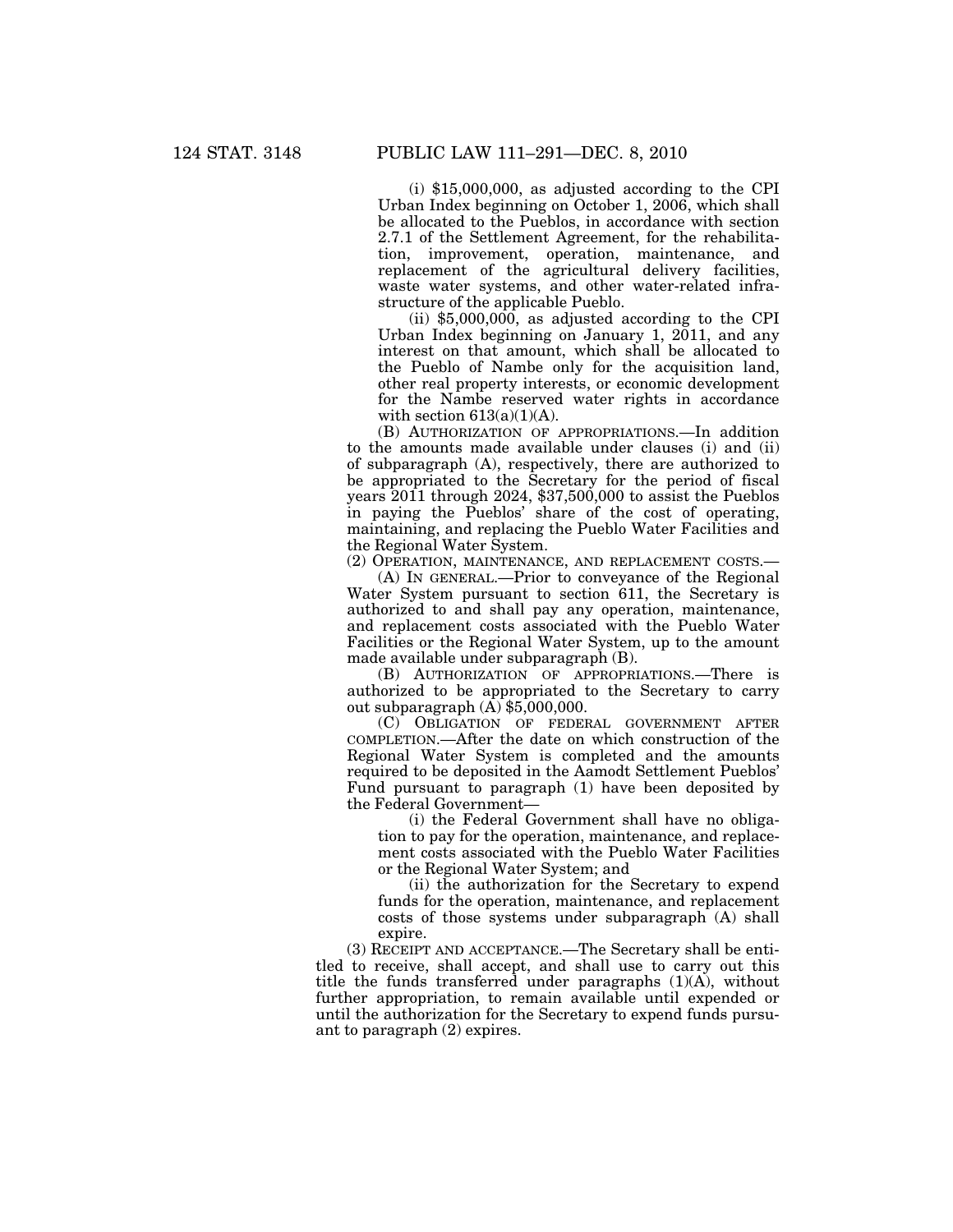(i) $15,000,000, as adjusted according to the CPI Urban Index beginning on October 1, 2006, which shall be allocated to the Pueblos, in accordance with section 2.7.1 of the Settlement Agreement, for the rehabilitation, improvement, operation, maintenance, and replacement of the agricultural delivery facilities, waste water systems, and other water-related infrastructure of the applicable Pueblo.

(ii) $5,000,000, as adjusted according to the CPI Urban Index beginning on January 1, 2011, and any interest on that amount, which shall be allocated to the Pueblo of Nambe only for the acquisition land, other real property interests, or economic development for the Nambe reserved water rights in accordance with section 613(a)(1)(A).

(B) AUTHORIZATION OF APPROPRIATIONS.—In addition to the amounts made available under clauses (i) and (ii) of subparagraph (A), respectively, there are authorized to be appropriated to the Secretary for the period of fiscal years 2011 through 2024, $37,500,000 to assist the Pueblos in paying the Pueblos' share of the cost of operating, maintaining, and replacing the Pueblo Water Facilities and the Regional Water System.

(2) OPERATION, MAINTENANCE, AND REPLACEMENT COSTS.—

(A) IN GENERAL.—Prior to conveyance of the Regional Water System pursuant to section 611, the Secretary is authorized to and shall pay any operation, maintenance, and replacement costs associated with the Pueblo Water Facilities or the Regional Water System, up to the amount made available under subparagraph (B).

(B) AUTHORIZATION OF APPROPRIATIONS.—There is authorized to be appropriated to the Secretary to carry out subparagraph (A) $5,000,000.

(C) OBLIGATION OF FEDERAL GOVERNMENT AFTER COMPLETION.—After the date on which construction of the Regional Water System is completed and the amounts required to be deposited in the Aamodt Settlement Pueblos' Fund pursuant to paragraph (1) have been deposited by the Federal Government—

(i) the Federal Government shall have no obligation to pay for the operation, maintenance, and replacement costs associated with the Pueblo Water Facilities or the Regional Water System; and

(ii) the authorization for the Secretary to expend funds for the operation, maintenance, and replacement costs of those systems under subparagraph (A) shall expire.

(3) RECEIPT AND ACCEPTANCE.—The Secretary shall be entitled to receive, shall accept, and shall use to carry out this title the funds transferred under paragraphs (1)(A), without further appropriation, to remain available until expended or until the authorization for the Secretary to expend funds pursuant to paragraph (2) expires.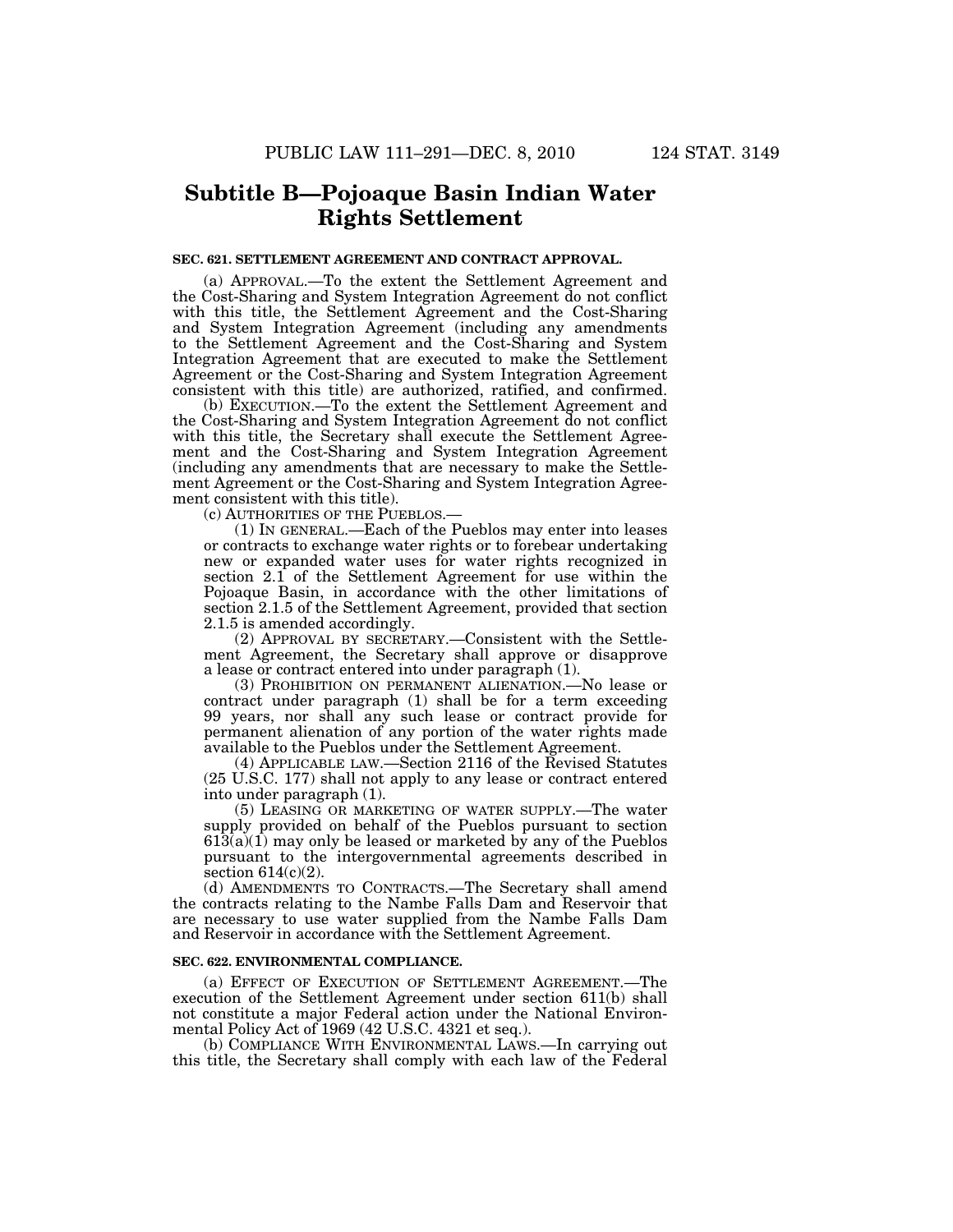# Subtitle B—Pojoaque Basin Indian Water Rights Settlement

**SEC. 621. SETTLEMENT AGREEMENT AND CONTRACT APPROVAL.**

(a) APPROVAL.—To the extent the Settlement Agreement and the Cost-Sharing and System Integration Agreement do not conflict with this title, the Settlement Agreement and the Cost-Sharing and System Integration Agreement (including any amendments to the Settlement Agreement and the Cost-Sharing and System Integration Agreement that are executed to make the Settlement Agreement or the Cost-Sharing and System Integration Agreement consistent with this title) are authorized, ratified, and confirmed.

(b) EXECUTION.—To the extent the Settlement Agreement and the Cost-Sharing and System Integration Agreement do not conflict with this title, the Secretary shall execute the Settlement Agreement and the Cost-Sharing and System Integration Agreement (including any amendments that are necessary to make the Settlement Agreement or the Cost-Sharing and System Integration Agreement consistent with this title).

(c) AUTHORITIES OF THE PUEBLOS.—

(1) IN GENERAL.—Each of the Pueblos may enter into leases or contracts to exchange water rights or to forebear undertaking new or expanded water uses for water rights recognized in section 2.1 of the Settlement Agreement for use within the Pojoaque Basin, in accordance with the other limitations of section 2.1.5 of the Settlement Agreement, provided that section 2.1.5 is amended accordingly.

(2) APPROVAL BY SECRETARY.—Consistent with the Settlement Agreement, the Secretary shall approve or disapprove a lease or contract entered into under paragraph (1).

(3) PROHIBITION ON PERMANENT ALIENATION.—No lease or contract under paragraph (1) shall be for a term exceeding 99 years, nor shall any such lease or contract provide for permanent alienation of any portion of the water rights made available to the Pueblos under the Settlement Agreement.

(4) APPLICABLE LAW.—Section 2116 of the Revised Statutes (25 U.S.C. 177) shall not apply to any lease or contract entered into under paragraph (1).

(5) LEASING OR MARKETING OF WATER SUPPLY.—The water supply provided on behalf of the Pueblos pursuant to section 613(a)(1) may only be leased or marketed by any of the Pueblos pursuant to the intergovernmental agreements described in section 614(c)(2).

(d) AMENDMENTS TO CONTRACTS.—The Secretary shall amend the contracts relating to the Nambe Falls Dam and Reservoir that are necessary to use water supplied from the Nambe Falls Dam and Reservoir in accordance with the Settlement Agreement.

**SEC. 622. ENVIRONMENTAL COMPLIANCE.**

(a) EFFECT OF EXECUTION OF SETTLEMENT AGREEMENT.—The execution of the Settlement Agreement under section 611(b) shall not constitute a major Federal action under the National Environmental Policy Act of 1969 (42 U.S.C. 4321 et seq.).

(b) COMPLIANCE WITH ENVIRONMENTAL LAWS.—In carrying out this title, the Secretary shall comply with each law of the Federal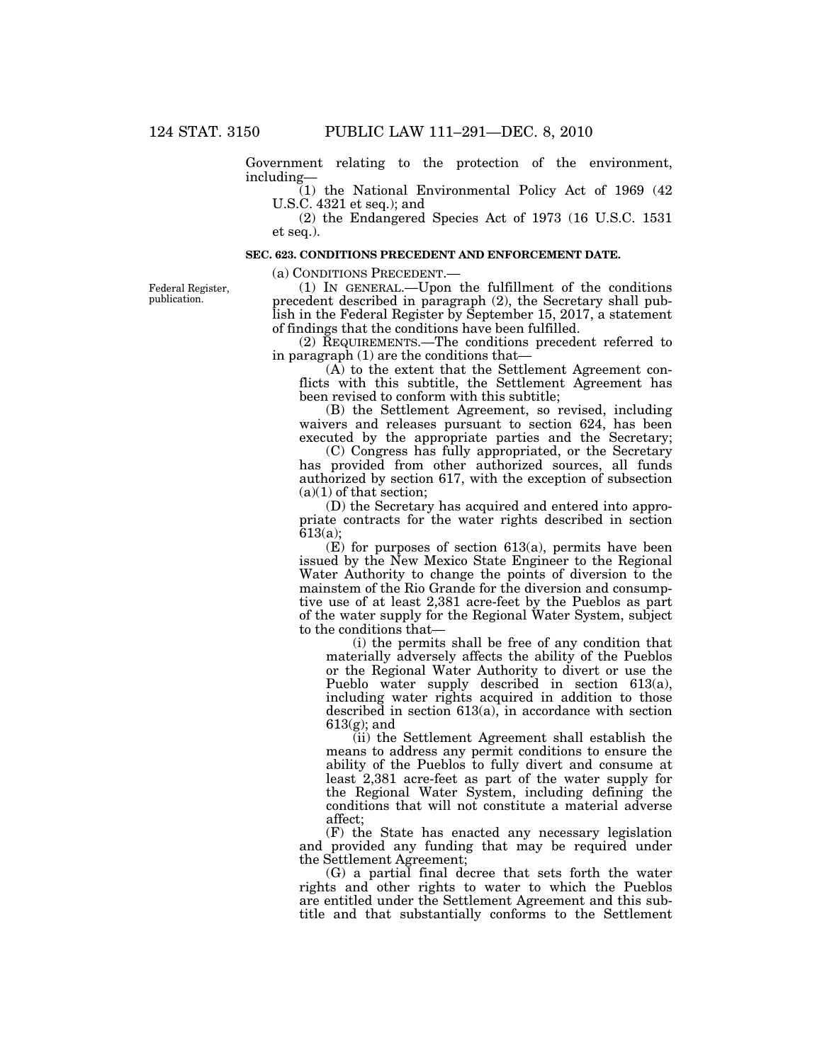Government relating to the protection of the environment, including—

(1) the National Environmental Policy Act of 1969 (42 U.S.C. 4321 et seq.); and

(2) the Endangered Species Act of 1973 (16 U.S.C. 1531 et seq.).

### SEC. 623. CONDITIONS PRECEDENT AND ENFORCEMENT DATE.

(a) CONDITIONS PRECEDENT.—

Federal Register, publication.

(1) IN GENERAL.—Upon the fulfillment of the conditions precedent described in paragraph (2), the Secretary shall publish in the Federal Register by September 15, 2017, a statement of findings that the conditions have been fulfilled.

(2) REQUIREMENTS.—The conditions precedent referred to in paragraph (1) are the conditions that—

(A) to the extent that the Settlement Agreement conflicts with this subtitle, the Settlement Agreement has been revised to conform with this subtitle;

(B) the Settlement Agreement, so revised, including waivers and releases pursuant to section 624, has been executed by the appropriate parties and the Secretary;

(C) Congress has fully appropriated, or the Secretary has provided from other authorized sources, all funds authorized by section 617, with the exception of subsection (a)(1) of that section;

(D) the Secretary has acquired and entered into appropriate contracts for the water rights described in section 613(a);

(E) for purposes of section 613(a), permits have been issued by the New Mexico State Engineer to the Regional Water Authority to change the points of diversion to the mainstem of the Rio Grande for the diversion and consumptive use of at least 2,381 acre-feet by the Pueblos as part of the water supply for the Regional Water System, subject to the conditions that—

(i) the permits shall be free of any condition that materially adversely affects the ability of the Pueblos or the Regional Water Authority to divert or use the Pueblo water supply described in section 613(a), including water rights acquired in addition to those described in section 613(a), in accordance with section 613(g); and

(ii) the Settlement Agreement shall establish the means to address any permit conditions to ensure the ability of the Pueblos to fully divert and consume at least 2,381 acre-feet as part of the water supply for the Regional Water System, including defining the conditions that will not constitute a material adverse affect;

(F) the State has enacted any necessary legislation and provided any funding that may be required under the Settlement Agreement;

(G) a partial final decree that sets forth the water rights and other rights to water to which the Pueblos are entitled under the Settlement Agreement and this subtitle and that substantially conforms to the Settlement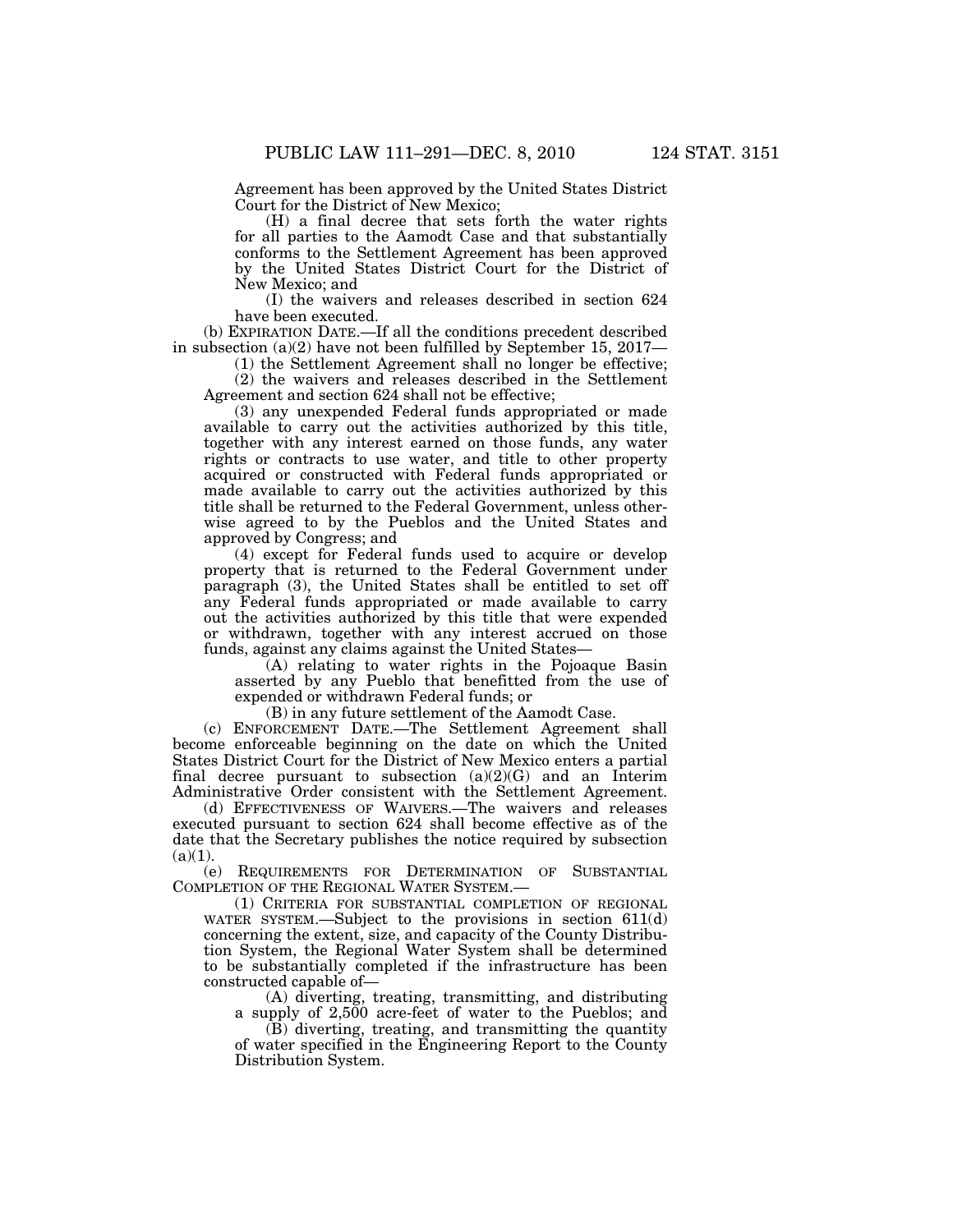Agreement has been approved by the United States District Court for the District of New Mexico;

(H) a final decree that sets forth the water rights for all parties to the Aamodt Case and that substantially conforms to the Settlement Agreement has been approved by the United States District Court for the District of New Mexico; and

(I) the waivers and releases described in section 624 have been executed.

(b) EXPIRATION DATE.—If all the conditions precedent described in subsection (a)(2) have not been fulfilled by September 15, 2017—

(1) the Settlement Agreement shall no longer be effective;

(2) the waivers and releases described in the Settlement Agreement and section 624 shall not be effective;

(3) any unexpended Federal funds appropriated or made available to carry out the activities authorized by this title, together with any interest earned on those funds, any water rights or contracts to use water, and title to other property acquired or constructed with Federal funds appropriated or made available to carry out the activities authorized by this title shall be returned to the Federal Government, unless otherwise agreed to by the Pueblos and the United States and approved by Congress; and

(4) except for Federal funds used to acquire or develop property that is returned to the Federal Government under paragraph (3), the United States shall be entitled to set off any Federal funds appropriated or made available to carry out the activities authorized by this title that were expended or withdrawn, together with any interest accrued on those funds, against any claims against the United States—

(A) relating to water rights in the Pojoaque Basin asserted by any Pueblo that benefitted from the use of expended or withdrawn Federal funds; or

(B) in any future settlement of the Aamodt Case.

(c) ENFORCEMENT DATE.—The Settlement Agreement shall become enforceable beginning on the date on which the United States District Court for the District of New Mexico enters a partial final decree pursuant to subsection (a)(2)(G) and an Interim Administrative Order consistent with the Settlement Agreement.

(d) EFFECTIVENESS OF WAIVERS.—The waivers and releases executed pursuant to section 624 shall become effective as of the date that the Secretary publishes the notice required by subsection (a)(1).

(e) REQUIREMENTS FOR DETERMINATION OF SUBSTANTIAL COMPLETION OF THE REGIONAL WATER SYSTEM.—

(1) CRITERIA FOR SUBSTANTIAL COMPLETION OF REGIONAL WATER SYSTEM.—Subject to the provisions in section 611(d) concerning the extent, size, and capacity of the County Distribution System, the Regional Water System shall be determined to be substantially completed if the infrastructure has been constructed capable of—

(A) diverting, treating, transmitting, and distributing a supply of 2,500 acre-feet of water to the Pueblos; and

(B) diverting, treating, and transmitting the quantity of water specified in the Engineering Report to the County Distribution System.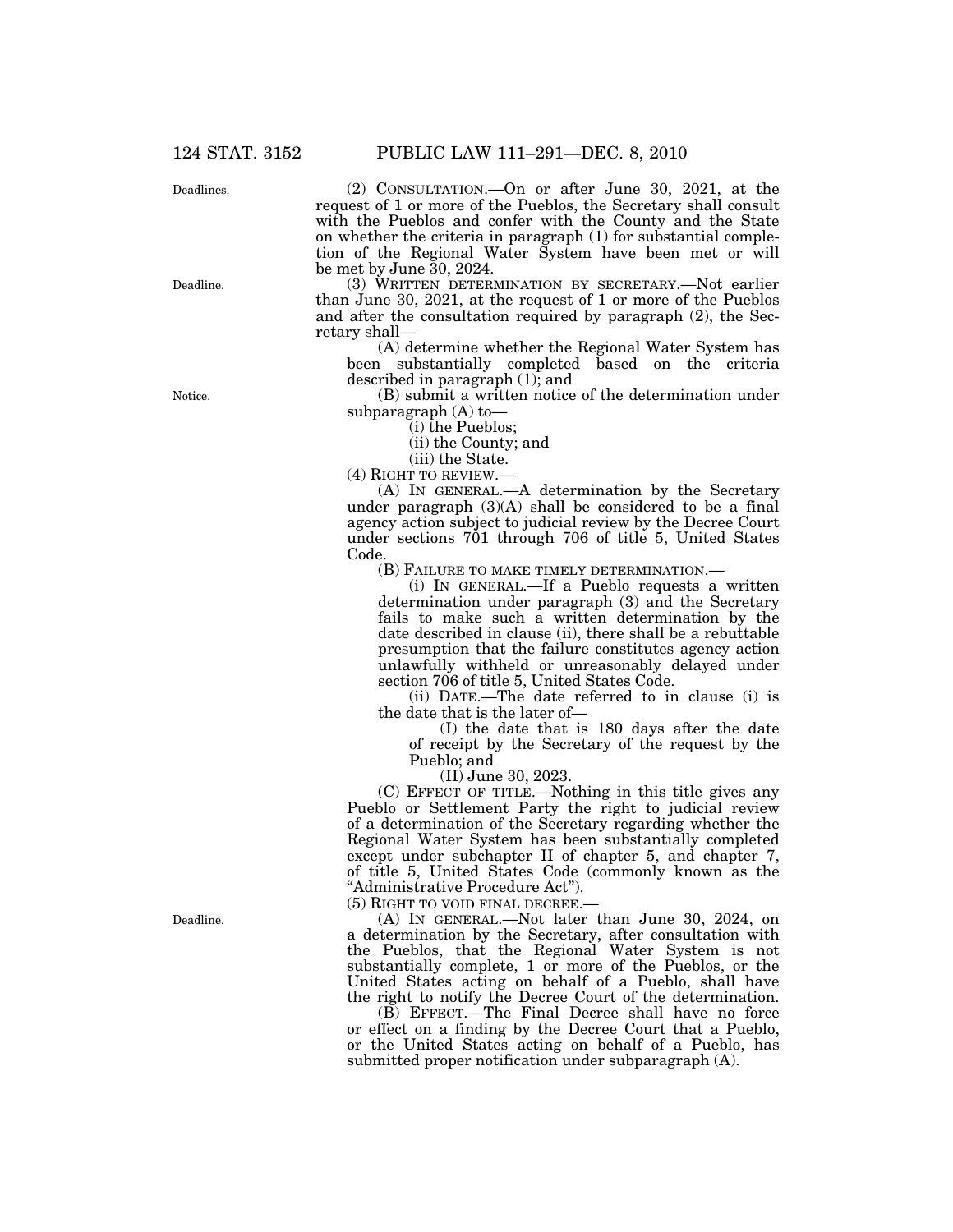(2) CONSULTATION.—On or after June 30, 2021, at the request of 1 or more of the Pueblos, the Secretary shall consult with the Pueblos and confer with the County and the State on whether the criteria in paragraph (1) for substantial completion of the Regional Water System have been met or will be met by June 30, 2024.

(3) WRITTEN DETERMINATION BY SECRETARY.—Not earlier than June 30, 2021, at the request of 1 or more of the Pueblos and after the consultation required by paragraph (2), the Secretary shall—

(A) determine whether the Regional Water System has been substantially completed based on the criteria described in paragraph (1); and

(B) submit a written notice of the determination under subparagraph (A) to—

(i) the Pueblos;

(ii) the County; and

(iii) the State.

(4) RIGHT TO REVIEW.—

(A) IN GENERAL.—A determination by the Secretary under paragraph (3)(A) shall be considered to be a final agency action subject to judicial review by the Decree Court under sections 701 through 706 of title 5, United States Code.

(B) FAILURE TO MAKE TIMELY DETERMINATION.—

(i) IN GENERAL.—If a Pueblo requests a written determination under paragraph (3) and the Secretary fails to make such a written determination by the date described in clause (ii), there shall be a rebuttable presumption that the failure constitutes agency action unlawfully withheld or unreasonably delayed under section 706 of title 5, United States Code.

(ii) DATE.—The date referred to in clause (i) is the date that is the later of—

(I) the date that is 180 days after the date of receipt by the Secretary of the request by the Pueblo; and

(II) June 30, 2023.

(C) EFFECT OF TITLE.—Nothing in this title gives any Pueblo or Settlement Party the right to judicial review of a determination of the Secretary regarding whether the Regional Water System has been substantially completed except under subchapter II of chapter 5, and chapter 7, of title 5, United States Code (commonly known as the "Administrative Procedure Act").

(5) RIGHT TO VOID FINAL DECREE.—

(A) IN GENERAL.—Not later than June 30, 2024, on a determination by the Secretary, after consultation with the Pueblos, that the Regional Water System is not substantially complete, 1 or more of the Pueblos, or the United States acting on behalf of a Pueblo, shall have the right to notify the Decree Court of the determination.

(B) EFFECT.—The Final Decree shall have no force or effect on a finding by the Decree Court that a Pueblo, or the United States acting on behalf of a Pueblo, has submitted proper notification under subparagraph (A).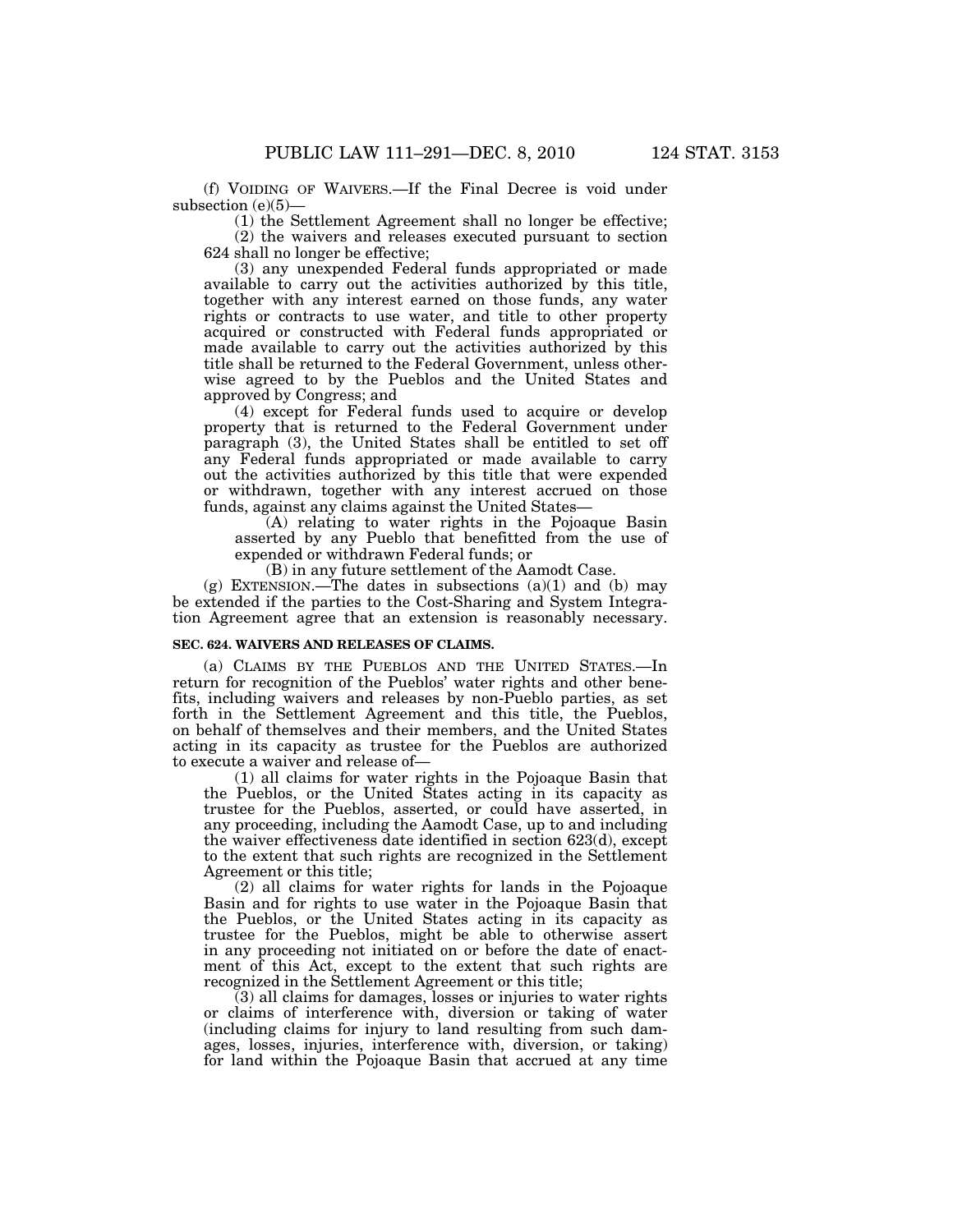(f) VOIDING OF WAIVERS.—If the Final Decree is void under subsection (e)(5)—

(1) the Settlement Agreement shall no longer be effective;

(2) the waivers and releases executed pursuant to section 624 shall no longer be effective;

(3) any unexpended Federal funds appropriated or made available to carry out the activities authorized by this title, together with any interest earned on those funds, any water rights or contracts to use water, and title to other property acquired or constructed with Federal funds appropriated or made available to carry out the activities authorized by this title shall be returned to the Federal Government, unless otherwise agreed to by the Pueblos and the United States and approved by Congress; and

(4) except for Federal funds used to acquire or develop property that is returned to the Federal Government under paragraph (3), the United States shall be entitled to set off any Federal funds appropriated or made available to carry out the activities authorized by this title that were expended or withdrawn, together with any interest accrued on those funds, against any claims against the United States—

(A) relating to water rights in the Pojoaque Basin asserted by any Pueblo that benefitted from the use of expended or withdrawn Federal funds; or

(B) in any future settlement of the Aamodt Case.

(g) EXTENSION.—The dates in subsections (a)(1) and (b) may be extended if the parties to the Cost-Sharing and System Integration Agreement agree that an extension is reasonably necessary.

**SEC. 624. WAIVERS AND RELEASES OF CLAIMS.**

(a) CLAIMS BY THE PUEBLOS AND THE UNITED STATES.—In return for recognition of the Pueblos' water rights and other benefits, including waivers and releases by non-Pueblo parties, as set forth in the Settlement Agreement and this title, the Pueblos, on behalf of themselves and their members, and the United States acting in its capacity as trustee for the Pueblos are authorized to execute a waiver and release of—

(1) all claims for water rights in the Pojoaque Basin that the Pueblos, or the United States acting in its capacity as trustee for the Pueblos, asserted, or could have asserted, in any proceeding, including the Aamodt Case, up to and including the waiver effectiveness date identified in section 623(d), except to the extent that such rights are recognized in the Settlement Agreement or this title;

(2) all claims for water rights for lands in the Pojoaque Basin and for rights to use water in the Pojoaque Basin that the Pueblos, or the United States acting in its capacity as trustee for the Pueblos, might be able to otherwise assert in any proceeding not initiated on or before the date of enactment of this Act, except to the extent that such rights are recognized in the Settlement Agreement or this title;

(3) all claims for damages, losses or injuries to water rights or claims of interference with, diversion or taking of water (including claims for injury to land resulting from such damages, losses, injuries, interference with, diversion, or taking) for land within the Pojoaque Basin that accrued at any time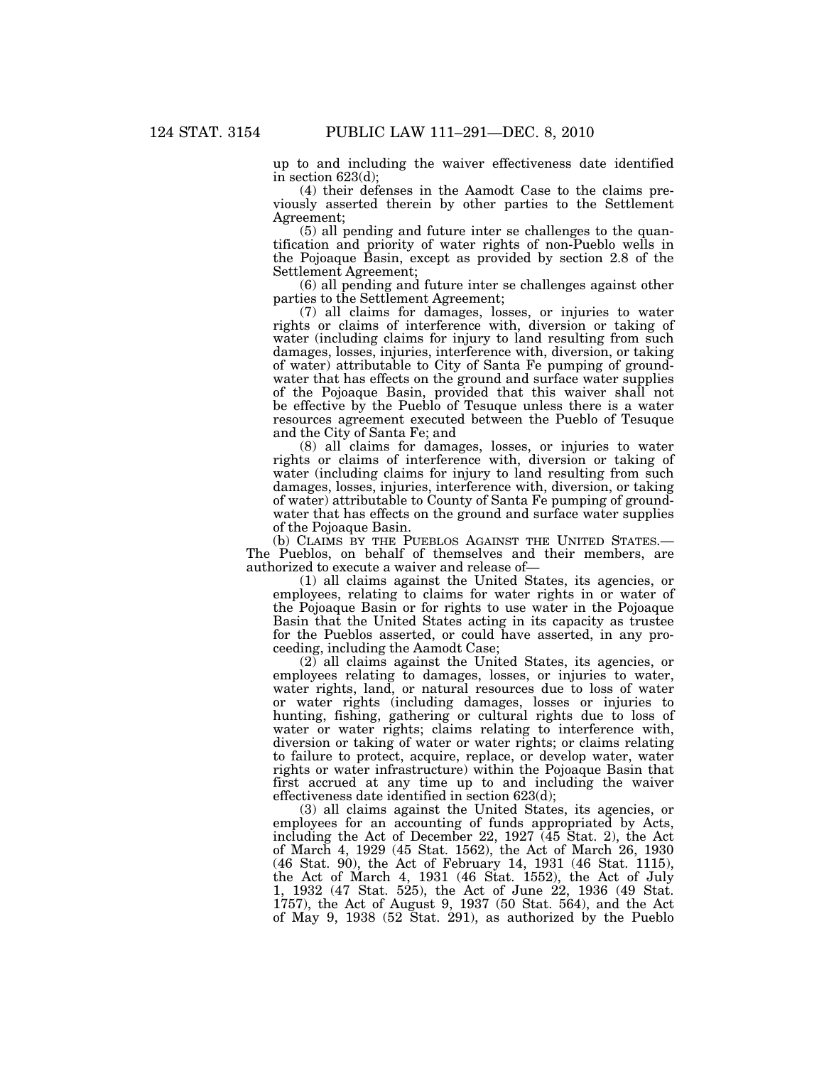up to and including the waiver effectiveness date identified in section 623(d);

(4) their defenses in the Aamodt Case to the claims previously asserted therein by other parties to the Settlement Agreement;

(5) all pending and future inter se challenges to the quantification and priority of water rights of non-Pueblo wells in the Pojoaque Basin, except as provided by section 2.8 of the Settlement Agreement;

(6) all pending and future inter se challenges against other parties to the Settlement Agreement;

(7) all claims for damages, losses, or injuries to water rights or claims of interference with, diversion or taking of water (including claims for injury to land resulting from such damages, losses, injuries, interference with, diversion, or taking of water) attributable to City of Santa Fe pumping of groundwater that has effects on the ground and surface water supplies of the Pojoaque Basin, provided that this waiver shall not be effective by the Pueblo of Tesuque unless there is a water resources agreement executed between the Pueblo of Tesuque and the City of Santa Fe; and

(8) all claims for damages, losses, or injuries to water rights or claims of interference with, diversion or taking of water (including claims for injury to land resulting from such damages, losses, injuries, interference with, diversion, or taking of water) attributable to County of Santa Fe pumping of groundwater that has effects on the ground and surface water supplies of the Pojoaque Basin.

(b) CLAIMS BY THE PUEBLOS AGAINST THE UNITED STATES.—The Pueblos, on behalf of themselves and their members, are authorized to execute a waiver and release of—

(1) all claims against the United States, its agencies, or employees, relating to claims for water rights in or water of the Pojoaque Basin or for rights to use water in the Pojoaque Basin that the United States acting in its capacity as trustee for the Pueblos asserted, or could have asserted, in any proceeding, including the Aamodt Case;

(2) all claims against the United States, its agencies, or employees relating to damages, losses, or injuries to water, water rights, land, or natural resources due to loss of water or water rights (including damages, losses or injuries to hunting, fishing, gathering or cultural rights due to loss of water or water rights; claims relating to interference with, diversion or taking of water or water rights; or claims relating to failure to protect, acquire, replace, or develop water, water rights or water infrastructure) within the Pojoaque Basin that first accrued at any time up to and including the waiver effectiveness date identified in section 623(d);

(3) all claims against the United States, its agencies, or employees for an accounting of funds appropriated by Acts, including the Act of December 22, 1927 (45 Stat. 2), the Act of March 4, 1929 (45 Stat. 1562), the Act of March 26, 1930 (46 Stat. 90), the Act of February 14, 1931 (46 Stat. 1115), the Act of March 4, 1931 (46 Stat. 1552), the Act of July 1, 1932 (47 Stat. 525), the Act of June 22, 1936 (49 Stat. 1757), the Act of August 9, 1937 (50 Stat. 564), and the Act of May 9, 1938 (52 Stat. 291), as authorized by the Pueblo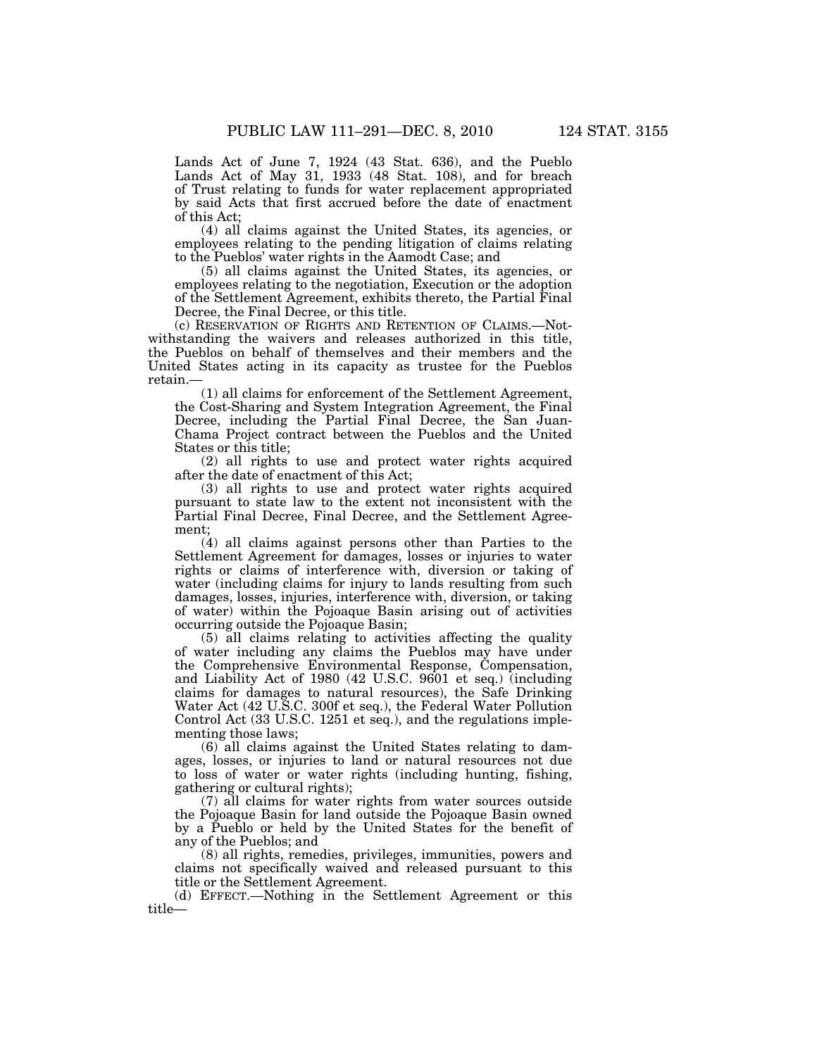Lands Act of June 7, 1924 (43 Stat. 636), and the Pueblo Lands Act of May 31, 1933 (48 Stat. 108), and for breach of Trust relating to funds for water replacement appropriated by said Acts that first accrued before the date of enactment of this Act;

(4) all claims against the United States, its agencies, or employees relating to the pending litigation of claims relating to the Pueblos' water rights in the Aamodt Case; and

(5) all claims against the United States, its agencies, or employees relating to the negotiation, Execution or the adoption of the Settlement Agreement, exhibits thereto, the Partial Final Decree, the Final Decree, or this title.

(c) RESERVATION OF RIGHTS AND RETENTION OF CLAIMS.—Notwithstanding the waivers and releases authorized in this title, the Pueblos on behalf of themselves and their members and the United States acting in its capacity as trustee for the Pueblos retain.—

(1) all claims for enforcement of the Settlement Agreement, the Cost-Sharing and System Integration Agreement, the Final Decree, including the Partial Final Decree, the San Juan-Chama Project contract between the Pueblos and the United States or this title;

(2) all rights to use and protect water rights acquired after the date of enactment of this Act;

(3) all rights to use and protect water rights acquired pursuant to state law to the extent not inconsistent with the Partial Final Decree, Final Decree, and the Settlement Agreement;

(4) all claims against persons other than Parties to the Settlement Agreement for damages, losses or injuries to water rights or claims of interference with, diversion or taking of water (including claims for injury to lands resulting from such damages, losses, injuries, interference with, diversion, or taking of water) within the Pojoaque Basin arising out of activities occurring outside the Pojoaque Basin;

(5) all claims relating to activities affecting the quality of water including any claims the Pueblos may have under the Comprehensive Environmental Response, Compensation, and Liability Act of 1980 (42 U.S.C. 9601 et seq.) (including claims for damages to natural resources), the Safe Drinking Water Act (42 U.S.C. 300f et seq.), the Federal Water Pollution Control Act (33 U.S.C. 1251 et seq.), and the regulations implementing those laws;

(6) all claims against the United States relating to damages, losses, or injuries to land or natural resources not due to loss of water or water rights (including hunting, fishing, gathering or cultural rights);

(7) all claims for water rights from water sources outside the Pojoaque Basin for land outside the Pojoaque Basin owned by a Pueblo or held by the United States for the benefit of any of the Pueblos; and

(8) all rights, remedies, privileges, immunities, powers and claims not specifically waived and released pursuant to this title or the Settlement Agreement.

(d) EFFECT.—Nothing in the Settlement Agreement or this title—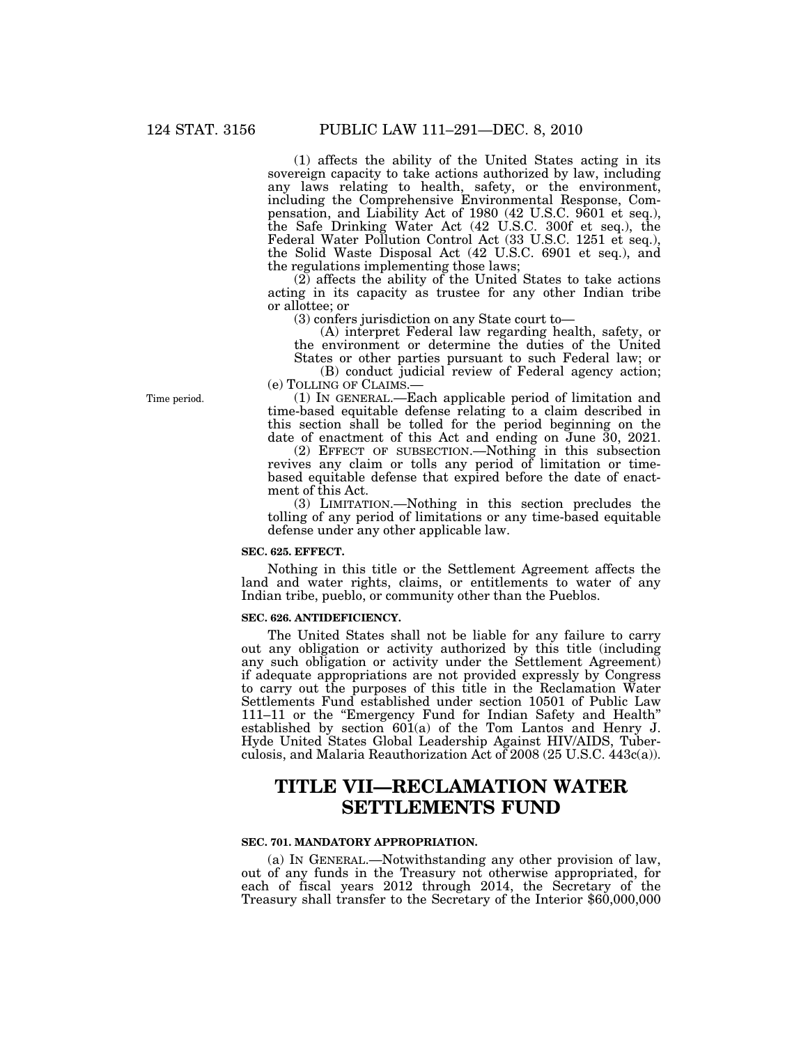(1) affects the ability of the United States acting in its sovereign capacity to take actions authorized by law, including any laws relating to health, safety, or the environment, including the Comprehensive Environmental Response, Compensation, and Liability Act of 1980 (42 U.S.C. 9601 et seq.), the Safe Drinking Water Act (42 U.S.C. 300f et seq.), the Federal Water Pollution Control Act (33 U.S.C. 1251 et seq.), the Solid Waste Disposal Act (42 U.S.C. 6901 et seq.), and the regulations implementing those laws;

(2) affects the ability of the United States to take actions acting in its capacity as trustee for any other Indian tribe or allottee; or

(3) confers jurisdiction on any State court to—

(A) interpret Federal law regarding health, safety, or the environment or determine the duties of the United States or other parties pursuant to such Federal law; or

(B) conduct judicial review of Federal agency action;

(e) TOLLING OF CLAIMS.—

Time period.

(1) IN GENERAL.—Each applicable period of limitation and time-based equitable defense relating to a claim described in this section shall be tolled for the period beginning on the date of enactment of this Act and ending on June 30, 2021.

(2) EFFECT OF SUBSECTION.—Nothing in this subsection revives any claim or tolls any period of limitation or time-based equitable defense that expired before the date of enactment of this Act.

(3) LIMITATION.—Nothing in this section precludes the tolling of any period of limitations or any time-based equitable defense under any other applicable law.

**SEC. 625. EFFECT.**

Nothing in this title or the Settlement Agreement affects the land and water rights, claims, or entitlements to water of any Indian tribe, pueblo, or community other than the Pueblos.

**SEC. 626. ANTIDEFICIENCY.**

The United States shall not be liable for any failure to carry out any obligation or activity authorized by this title (including any such obligation or activity under the Settlement Agreement) if adequate appropriations are not provided expressly by Congress to carry out the purposes of this title in the Reclamation Water Settlements Fund established under section 10501 of Public Law 111–11 or the "Emergency Fund for Indian Safety and Health" established by section 601(a) of the Tom Lantos and Henry J. Hyde United States Global Leadership Against HIV/AIDS, Tuberculosis, and Malaria Reauthorization Act of 2008 (25 U.S.C. 443c(a)).

# TITLE VII—RECLAMATION WATER SETTLEMENTS FUND

**SEC. 701. MANDATORY APPROPRIATION.**

(a) IN GENERAL.—Notwithstanding any other provision of law, out of any funds in the Treasury not otherwise appropriated, for each of fiscal years 2012 through 2014, the Secretary of the Treasury shall transfer to the Secretary of the Interior $60,000,000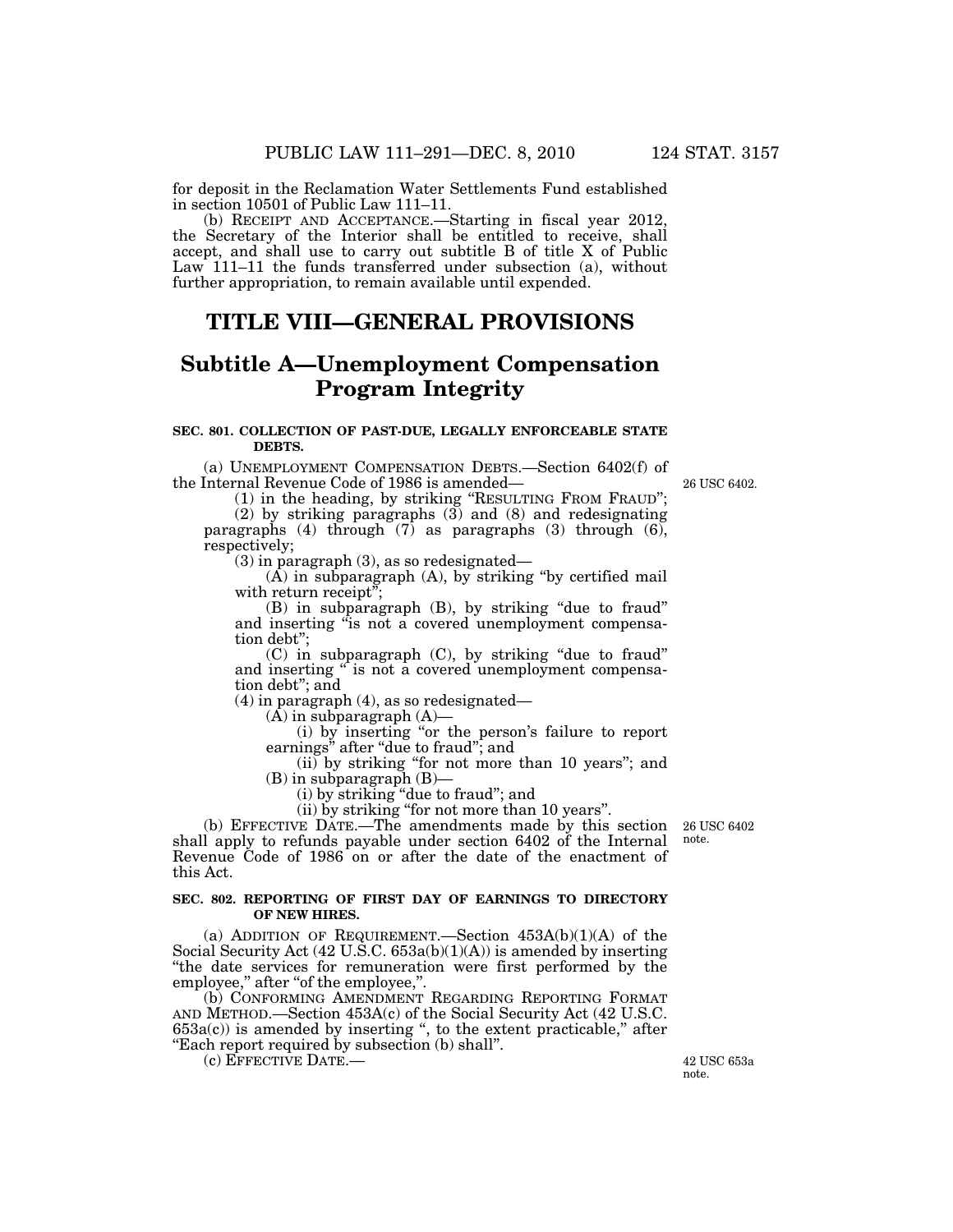for deposit in the Reclamation Water Settlements Fund established in section 10501 of Public Law 111–11.

(b) RECEIPT AND ACCEPTANCE.—Starting in fiscal year 2012, the Secretary of the Interior shall be entitled to receive, shall accept, and shall use to carry out subtitle B of title X of Public Law 111–11 the funds transferred under subsection (a), without further appropriation, to remain available until expended.

# TITLE VIII—GENERAL PROVISIONS

## Subtitle A—Unemployment Compensation Program Integrity

### SEC. 801. COLLECTION OF PAST-DUE, LEGALLY ENFORCEABLE STATE DEBTS.

(a) UNEMPLOYMENT COMPENSATION DEBTS.—Section 6402(f) of the Internal Revenue Code of 1986 is amended—

26 USC 6402.

(1) in the heading, by striking "RESULTING FROM FRAUD";

(2) by striking paragraphs (3) and (8) and redesignating paragraphs (4) through (7) as paragraphs (3) through (6), respectively;

(3) in paragraph (3), as so redesignated—

(A) in subparagraph (A), by striking "by certified mail with return receipt";

(B) in subparagraph (B), by striking "due to fraud" and inserting "is not a covered unemployment compensation debt";

(C) in subparagraph (C), by striking "due to fraud" and inserting " is not a covered unemployment compensation debt"; and

(4) in paragraph (4), as so redesignated—

(A) in subparagraph (A)—

(i) by inserting "or the person's failure to report earnings" after "due to fraud"; and

(ii) by striking "for not more than 10 years"; and

(B) in subparagraph (B)—

(i) by striking "due to fraud"; and

(ii) by striking "for not more than 10 years".

(b) EFFECTIVE DATE.—The amendments made by this section shall apply to refunds payable under section 6402 of the Internal Revenue Code of 1986 on or after the date of the enactment of this Act.

26 USC 6402 note.

### SEC. 802. REPORTING OF FIRST DAY OF EARNINGS TO DIRECTORY OF NEW HIRES.

(a) ADDITION OF REQUIREMENT.—Section 453A(b)(1)(A) of the Social Security Act (42 U.S.C. 653a(b)(1)(A)) is amended by inserting "the date services for remuneration were first performed by the employee," after "of the employee,".

(b) CONFORMING AMENDMENT REGARDING REPORTING FORMAT AND METHOD.—Section 453A(c) of the Social Security Act (42 U.S.C. 653a(c)) is amended by inserting ", to the extent practicable," after "Each report required by subsection (b) shall".

(c) EFFECTIVE DATE.—

42 USC 653a note.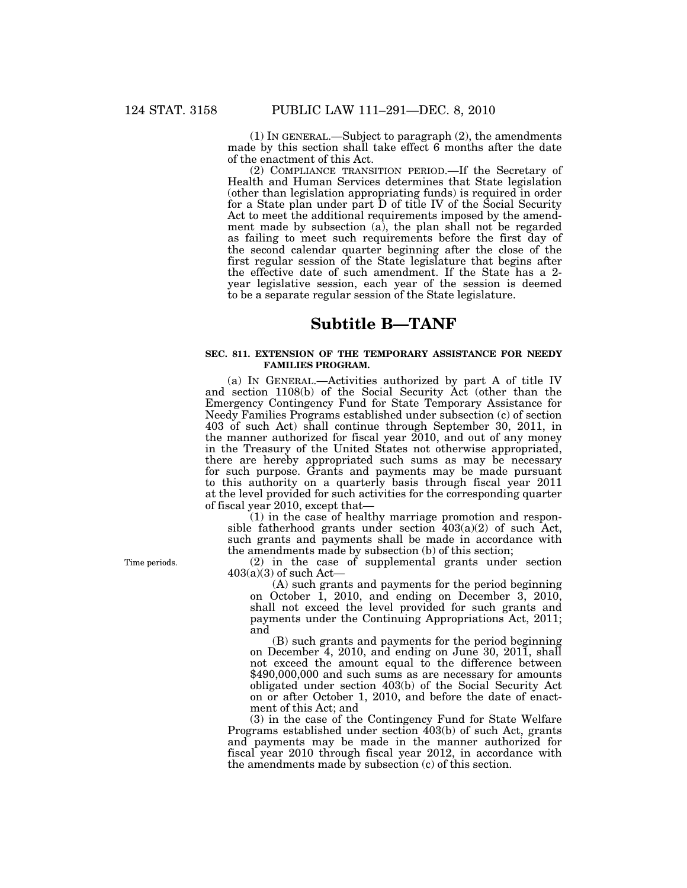(1) IN GENERAL.—Subject to paragraph (2), the amendments made by this section shall take effect 6 months after the date of the enactment of this Act.

(2) COMPLIANCE TRANSITION PERIOD.—If the Secretary of Health and Human Services determines that State legislation (other than legislation appropriating funds) is required in order for a State plan under part D of title IV of the Social Security Act to meet the additional requirements imposed by the amendment made by subsection (a), the plan shall not be regarded as failing to meet such requirements before the first day of the second calendar quarter beginning after the close of the first regular session of the State legislature that begins after the effective date of such amendment. If the State has a 2-year legislative session, each year of the session is deemed to be a separate regular session of the State legislature.

# Subtitle B—TANF

### SEC. 811. EXTENSION OF THE TEMPORARY ASSISTANCE FOR NEEDY FAMILIES PROGRAM.

(a) IN GENERAL.—Activities authorized by part A of title IV and section 1108(b) of the Social Security Act (other than the Emergency Contingency Fund for State Temporary Assistance for Needy Families Programs established under subsection (c) of section 403 of such Act) shall continue through September 30, 2011, in the manner authorized for fiscal year 2010, and out of any money in the Treasury of the United States not otherwise appropriated, there are hereby appropriated such sums as may be necessary for such purpose. Grants and payments may be made pursuant to this authority on a quarterly basis through fiscal year 2011 at the level provided for such activities for the corresponding quarter of fiscal year 2010, except that—

(1) in the case of healthy marriage promotion and responsible fatherhood grants under section 403(a)(2) of such Act, such grants and payments shall be made in accordance with the amendments made by subsection (b) of this section;

Time periods.

(2) in the case of supplemental grants under section 403(a)(3) of such Act—

(A) such grants and payments for the period beginning on October 1, 2010, and ending on December 3, 2010, shall not exceed the level provided for such grants and payments under the Continuing Appropriations Act, 2011; and

(B) such grants and payments for the period beginning on December 4, 2010, and ending on June 30, 2011, shall not exceed the amount equal to the difference between $490,000,000 and such sums as are necessary for amounts obligated under section 403(b) of the Social Security Act on or after October 1, 2010, and before the date of enactment of this Act; and

(3) in the case of the Contingency Fund for State Welfare Programs established under section 403(b) of such Act, grants and payments may be made in the manner authorized for fiscal year 2010 through fiscal year 2012, in accordance with the amendments made by subsection (c) of this section.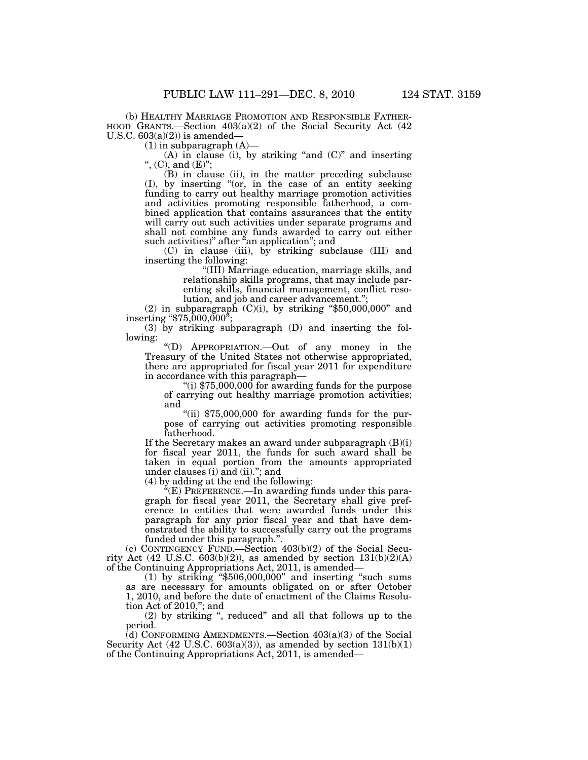(b) HEALTHY MARRIAGE PROMOTION AND RESPONSIBLE FATHERHOOD GRANTS.—Section 403(a)(2) of the Social Security Act (42 U.S.C. 603(a)(2)) is amended—

(1) in subparagraph (A)—

(A) in clause (i), by striking "and (C)" and inserting ", (C), and (E)";

(B) in clause (ii), in the matter preceding subclause (I), by inserting "(or, in the case of an entity seeking funding to carry out healthy marriage promotion activities and activities promoting responsible fatherhood, a combined application that contains assurances that the entity will carry out such activities under separate programs and shall not combine any funds awarded to carry out either such activities)" after "an application"; and

(C) in clause (iii), by striking subclause (III) and inserting the following:

"(III) Marriage education, marriage skills, and relationship skills programs, that may include parenting skills, financial management, conflict resolution, and job and career advancement.";

(2) in subparagraph (C)(i), by striking "$50,000,000" and inserting "$75,000,000";

(3) by striking subparagraph (D) and inserting the following:

"(D) APPROPRIATION.—Out of any money in the Treasury of the United States not otherwise appropriated, there are appropriated for fiscal year 2011 for expenditure in accordance with this paragraph—

"(i) $75,000,000 for awarding funds for the purpose of carrying out healthy marriage promotion activities; and

"(ii) $75,000,000 for awarding funds for the purpose of carrying out activities promoting responsible fatherhood.

If the Secretary makes an award under subparagraph (B)(i) for fiscal year 2011, the funds for such award shall be taken in equal portion from the amounts appropriated under clauses (i) and (ii)."; and

(4) by adding at the end the following:

"(E) PREFERENCE.—In awarding funds under this paragraph for fiscal year 2011, the Secretary shall give preference to entities that were awarded funds under this paragraph for any prior fiscal year and that have demonstrated the ability to successfully carry out the programs funded under this paragraph.".

(c) CONTINGENCY FUND.—Section 403(b)(2) of the Social Security Act (42 U.S.C. 603(b)(2)), as amended by section 131(b)(2)(A) of the Continuing Appropriations Act, 2011, is amended—

(1) by striking "$506,000,000" and inserting "such sums as are necessary for amounts obligated on or after October 1, 2010, and before the date of enactment of the Claims Resolution Act of 2010,"; and

(2) by striking ", reduced" and all that follows up to the period.

(d) CONFORMING AMENDMENTS.—Section 403(a)(3) of the Social Security Act (42 U.S.C. 603(a)(3)), as amended by section 131(b)(1) of the Continuing Appropriations Act, 2011, is amended—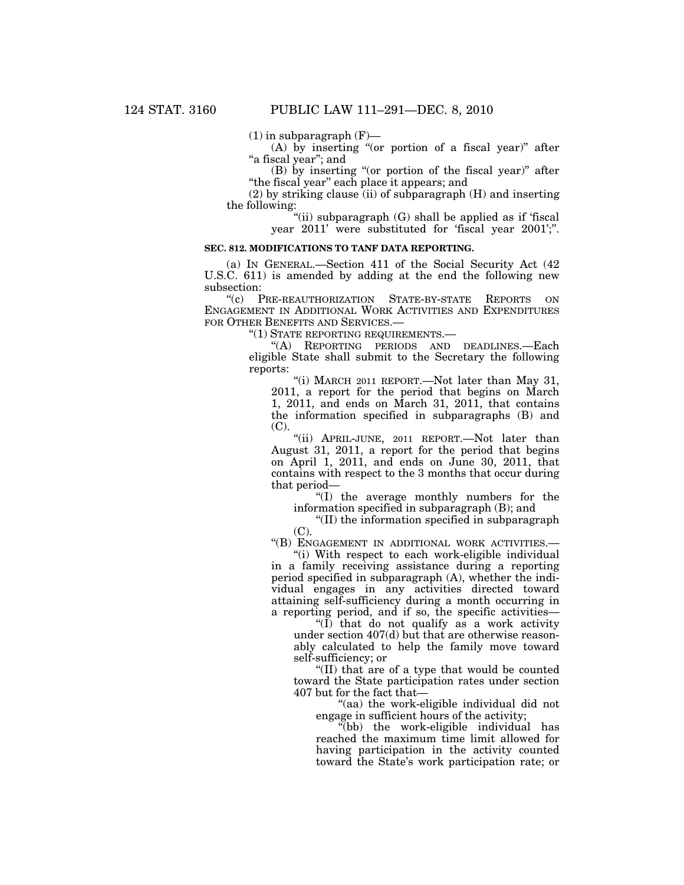(1) in subparagraph (F)—

(A) by inserting "(or portion of a fiscal year)" after "a fiscal year"; and

(B) by inserting "(or portion of the fiscal year)" after "the fiscal year" each place it appears; and

(2) by striking clause (ii) of subparagraph (H) and inserting the following:

"(ii) subparagraph (G) shall be applied as if 'fiscal year 2011' were substituted for 'fiscal year 2001';".

**SEC. 812. MODIFICATIONS TO TANF DATA REPORTING.**

(a) IN GENERAL.—Section 411 of the Social Security Act (42 U.S.C. 611) is amended by adding at the end the following new subsection:

"(c) PRE-REAUTHORIZATION STATE-BY-STATE REPORTS ON ENGAGEMENT IN ADDITIONAL WORK ACTIVITIES AND EXPENDITURES FOR OTHER BENEFITS AND SERVICES.—

"(1) STATE REPORTING REQUIREMENTS.—

"(A) REPORTING PERIODS AND DEADLINES.—Each eligible State shall submit to the Secretary the following reports:

"(i) MARCH 2011 REPORT.—Not later than May 31, 2011, a report for the period that begins on March 1, 2011, and ends on March 31, 2011, that contains the information specified in subparagraphs (B) and (C).

"(ii) APRIL-JUNE, 2011 REPORT.—Not later than August 31, 2011, a report for the period that begins on April 1, 2011, and ends on June 30, 2011, that contains with respect to the 3 months that occur during that period—

"(I) the average monthly numbers for the information specified in subparagraph (B); and

"(II) the information specified in subparagraph (C).

"(B) ENGAGEMENT IN ADDITIONAL WORK ACTIVITIES.—

"(i) With respect to each work-eligible individual in a family receiving assistance during a reporting period specified in subparagraph (A), whether the individual engages in any activities directed toward attaining self-sufficiency during a month occurring in a reporting period, and if so, the specific activities—

"(I) that do not qualify as a work activity under section 407(d) but that are otherwise reasonably calculated to help the family move toward self-sufficiency; or

"(II) that are of a type that would be counted toward the State participation rates under section 407 but for the fact that—

"(aa) the work-eligible individual did not engage in sufficient hours of the activity;

"(bb) the work-eligible individual has reached the maximum time limit allowed for having participation in the activity counted toward the State's work participation rate; or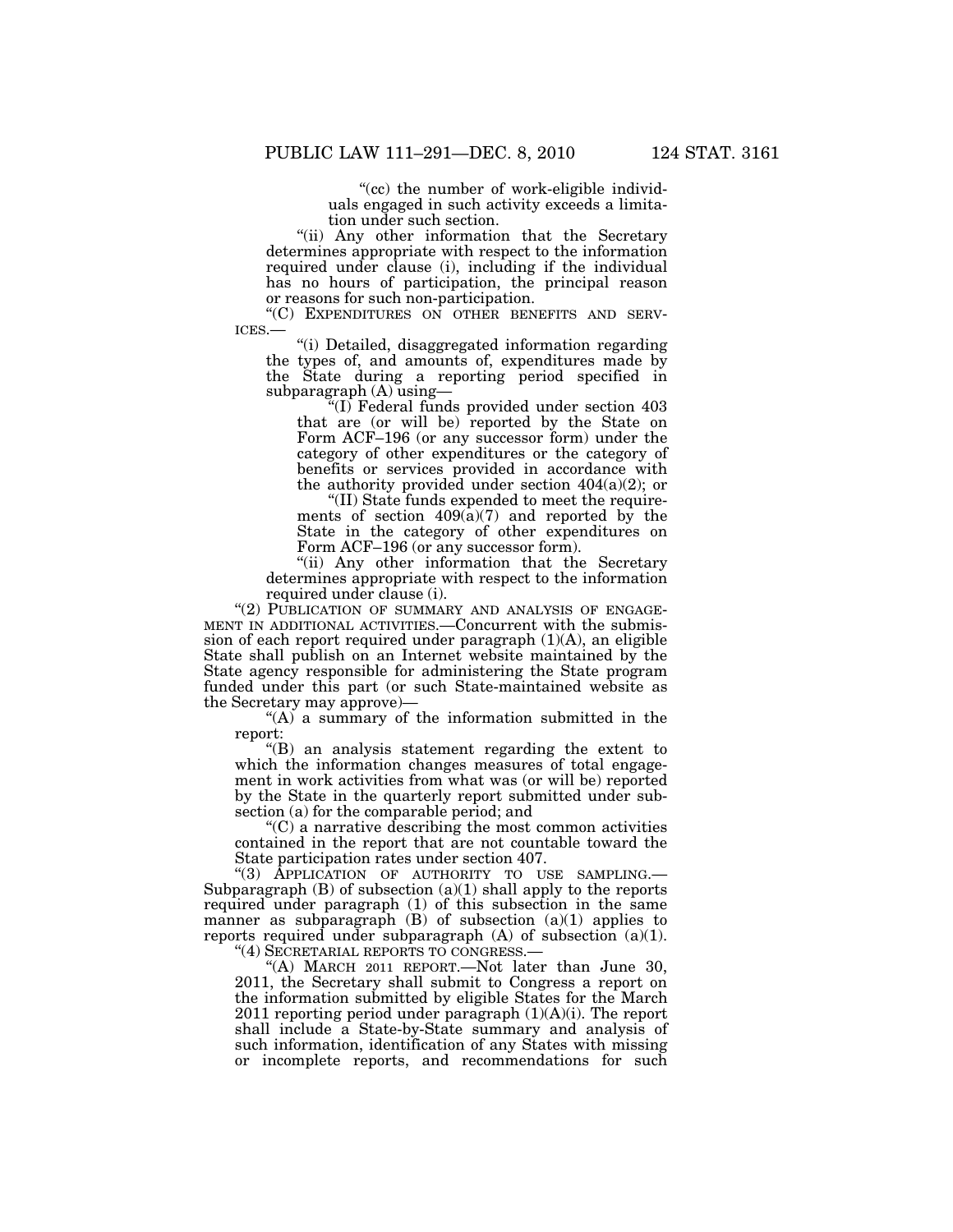"(cc) the number of work-eligible individuals engaged in such activity exceeds a limitation under such section.

"(ii) Any other information that the Secretary determines appropriate with respect to the information required under clause (i), including if the individual has no hours of participation, the principal reason or reasons for such non-participation.

"(C) EXPENDITURES ON OTHER BENEFITS AND SERVICES.—

"(i) Detailed, disaggregated information regarding the types of, and amounts of, expenditures made by the State during a reporting period specified in subparagraph (A) using—

"(I) Federal funds provided under section 403 that are (or will be) reported by the State on Form ACF–196 (or any successor form) under the category of other expenditures or the category of benefits or services provided in accordance with the authority provided under section 404(a)(2); or

"(II) State funds expended to meet the requirements of section 409(a)(7) and reported by the State in the category of other expenditures on Form ACF–196 (or any successor form).

"(ii) Any other information that the Secretary determines appropriate with respect to the information required under clause (i).

"(2) PUBLICATION OF SUMMARY AND ANALYSIS OF ENGAGEMENT IN ADDITIONAL ACTIVITIES.—Concurrent with the submission of each report required under paragraph (1)(A), an eligible State shall publish on an Internet website maintained by the State agency responsible for administering the State program funded under this part (or such State-maintained website as the Secretary may approve)—

"(A) a summary of the information submitted in the report:

"(B) an analysis statement regarding the extent to which the information changes measures of total engagement in work activities from what was (or will be) reported by the State in the quarterly report submitted under subsection (a) for the comparable period; and

"(C) a narrative describing the most common activities contained in the report that are not countable toward the State participation rates under section 407.

"(3) APPLICATION OF AUTHORITY TO USE SAMPLING.—Subparagraph (B) of subsection (a)(1) shall apply to the reports required under paragraph (1) of this subsection in the same manner as subparagraph (B) of subsection (a)(1) applies to reports required under subparagraph (A) of subsection (a)(1).

"(4) SECRETARIAL REPORTS TO CONGRESS.—

"(A) MARCH 2011 REPORT.—Not later than June 30, 2011, the Secretary shall submit to Congress a report on the information submitted by eligible States for the March 2011 reporting period under paragraph (1)(A)(i). The report shall include a State-by-State summary and analysis of such information, identification of any States with missing or incomplete reports, and recommendations for such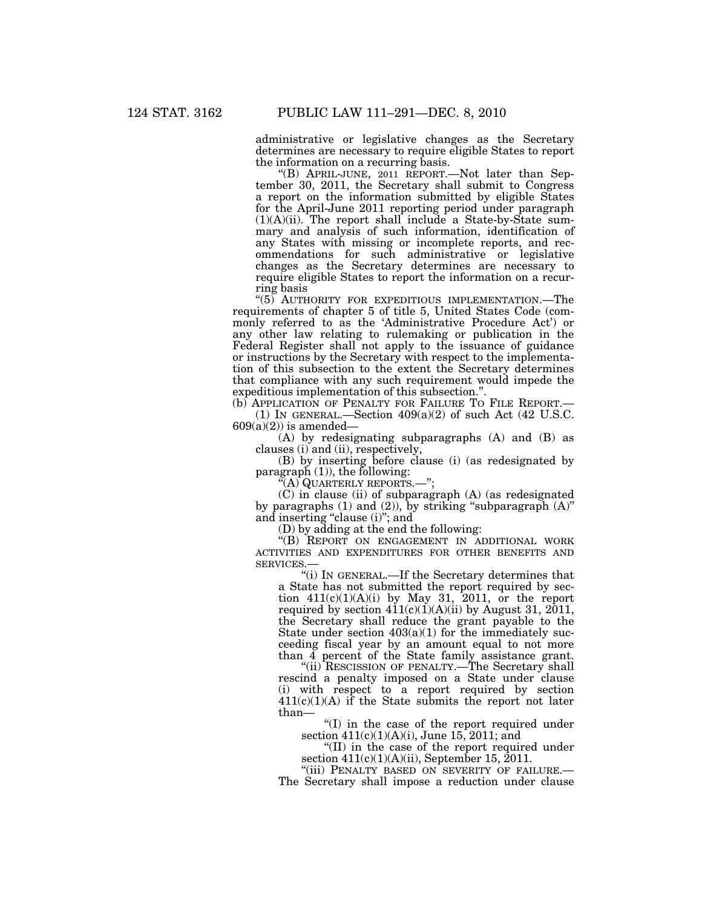administrative or legislative changes as the Secretary determines are necessary to require eligible States to report the information on a recurring basis.

"(B) APRIL-JUNE, 2011 REPORT.—Not later than September 30, 2011, the Secretary shall submit to Congress a report on the information submitted by eligible States for the April-June 2011 reporting period under paragraph (1)(A)(ii). The report shall include a State-by-State summary and analysis of such information, identification of any States with missing or incomplete reports, and recommendations for such administrative or legislative changes as the Secretary determines are necessary to require eligible States to report the information on a recurring basis

"(5) AUTHORITY FOR EXPEDITIOUS IMPLEMENTATION.—The requirements of chapter 5 of title 5, United States Code (commonly referred to as the 'Administrative Procedure Act') or any other law relating to rulemaking or publication in the Federal Register shall not apply to the issuance of guidance or instructions by the Secretary with respect to the implementation of this subsection to the extent the Secretary determines that compliance with any such requirement would impede the expeditious implementation of this subsection.".

(b) APPLICATION OF PENALTY FOR FAILURE TO FILE REPORT.—

(1) IN GENERAL.—Section 409(a)(2) of such Act (42 U.S.C. 609(a)(2)) is amended—

(A) by redesignating subparagraphs (A) and (B) as clauses (i) and (ii), respectively,

(B) by inserting before clause (i) (as redesignated by paragraph (1)), the following:

"(A) QUARTERLY REPORTS.—";

(C) in clause (ii) of subparagraph (A) (as redesignated by paragraphs (1) and (2)), by striking "subparagraph (A)" and inserting "clause (i)"; and

(D) by adding at the end the following:

"(B) REPORT ON ENGAGEMENT IN ADDITIONAL WORK ACTIVITIES AND EXPENDITURES FOR OTHER BENEFITS AND SERVICES.—

"(i) IN GENERAL.—If the Secretary determines that a State has not submitted the report required by section 411(c)(1)(A)(i) by May 31, 2011, or the report required by section 411(c)(1)(A)(ii) by August 31, 2011, the Secretary shall reduce the grant payable to the State under section 403(a)(1) for the immediately succeeding fiscal year by an amount equal to not more than 4 percent of the State family assistance grant.

"(ii) RESCISSION OF PENALTY.—The Secretary shall rescind a penalty imposed on a State under clause (i) with respect to a report required by section 411(c)(1)(A) if the State submits the report not later than—

"(I) in the case of the report required under section 411(c)(1)(A)(i), June 15, 2011; and

"(II) in the case of the report required under section 411(c)(1)(A)(ii), September 15, 2011.

"(iii) PENALTY BASED ON SEVERITY OF FAILURE.—The Secretary shall impose a reduction under clause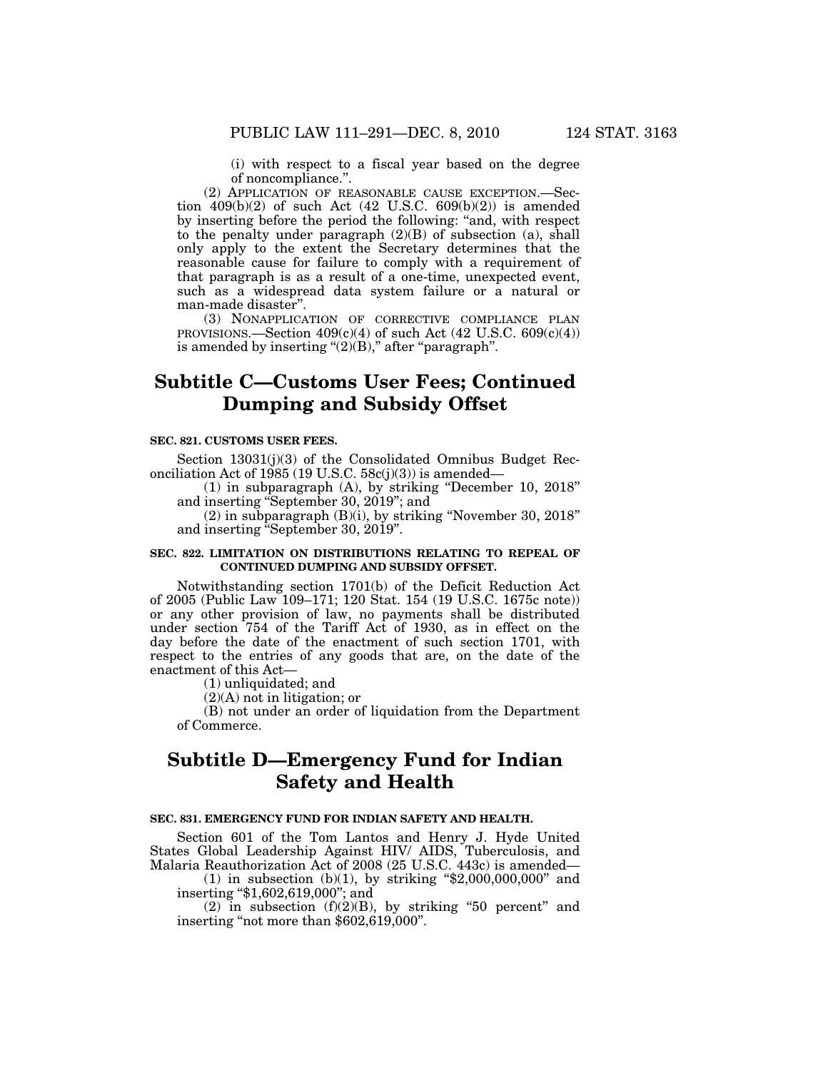(i) with respect to a fiscal year based on the degree of noncompliance.".

(2) APPLICATION OF REASONABLE CAUSE EXCEPTION.—Section 409(b)(2) of such Act (42 U.S.C. 609(b)(2)) is amended by inserting before the period the following: "and, with respect to the penalty under paragraph (2)(B) of subsection (a), shall only apply to the extent the Secretary determines that the reasonable cause for failure to comply with a requirement of that paragraph is as a result of a one-time, unexpected event, such as a widespread data system failure or a natural or man-made disaster".

(3) NONAPPLICATION OF CORRECTIVE COMPLIANCE PLAN PROVISIONS.—Section 409(c)(4) of such Act (42 U.S.C. 609(c)(4)) is amended by inserting "(2)(B)," after "paragraph".

## Subtitle C—Customs User Fees; Continued Dumping and Subsidy Offset

**SEC. 821. CUSTOMS USER FEES.**

Section 13031(j)(3) of the Consolidated Omnibus Budget Reconciliation Act of 1985 (19 U.S.C. 58c(j)(3)) is amended—

(1) in subparagraph (A), by striking "December 10, 2018" and inserting "September 30, 2019"; and

(2) in subparagraph (B)(i), by striking "November 30, 2018" and inserting "September 30, 2019".

**SEC. 822. LIMITATION ON DISTRIBUTIONS RELATING TO REPEAL OF CONTINUED DUMPING AND SUBSIDY OFFSET.**

Notwithstanding section 1701(b) of the Deficit Reduction Act of 2005 (Public Law 109–171; 120 Stat. 154 (19 U.S.C. 1675c note)) or any other provision of law, no payments shall be distributed under section 754 of the Tariff Act of 1930, as in effect on the day before the date of the enactment of such section 1701, with respect to the entries of any goods that are, on the date of the enactment of this Act—

(1) unliquidated; and

(2)(A) not in litigation; or

(B) not under an order of liquidation from the Department of Commerce.

## Subtitle D—Emergency Fund for Indian Safety and Health

**SEC. 831. EMERGENCY FUND FOR INDIAN SAFETY AND HEALTH.**

Section 601 of the Tom Lantos and Henry J. Hyde United States Global Leadership Against HIV/ AIDS, Tuberculosis, and Malaria Reauthorization Act of 2008 (25 U.S.C. 443c) is amended—

(1) in subsection (b)(1), by striking "$2,000,000,000" and inserting "$1,602,619,000"; and

(2) in subsection (f)(2)(B), by striking "50 percent" and inserting "not more than $602,619,000".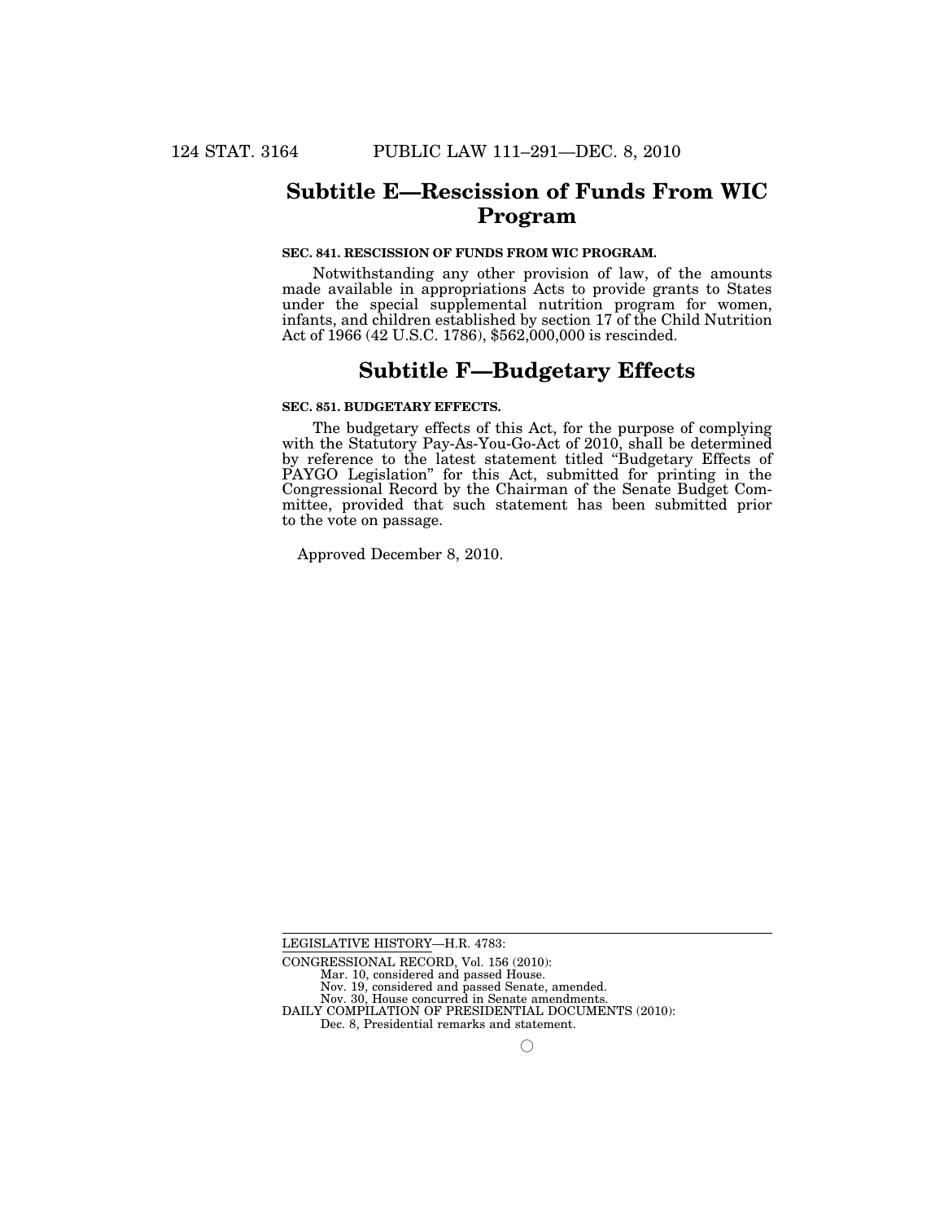## Subtitle E—Rescission of Funds From WIC Program

**SEC. 841. RESCISSION OF FUNDS FROM WIC PROGRAM.**

Notwithstanding any other provision of law, of the amounts made available in appropriations Acts to provide grants to States under the special supplemental nutrition program for women, infants, and children established by section 17 of the Child Nutrition Act of 1966 (42 U.S.C. 1786), $562,000,000 is rescinded.

## Subtitle F—Budgetary Effects

**SEC. 851. BUDGETARY EFFECTS.**

The budgetary effects of this Act, for the purpose of complying with the Statutory Pay-As-You-Go-Act of 2010, shall be determined by reference to the latest statement titled "Budgetary Effects of PAYGO Legislation" for this Act, submitted for printing in the Congressional Record by the Chairman of the Senate Budget Committee, provided that such statement has been submitted prior to the vote on passage.

Approved December 8, 2010.

---

LEGISLATIVE HISTORY—H.R. 4783:

CONGRESSIONAL RECORD, Vol. 156 (2010):
- Mar. 10, considered and passed House.
- Nov. 19, considered and passed Senate, amended.
- Nov. 30, House concurred in Senate amendments.

DAILY COMPILATION OF PRESIDENTIAL DOCUMENTS (2010):
- Dec. 8, Presidential remarks and statement.